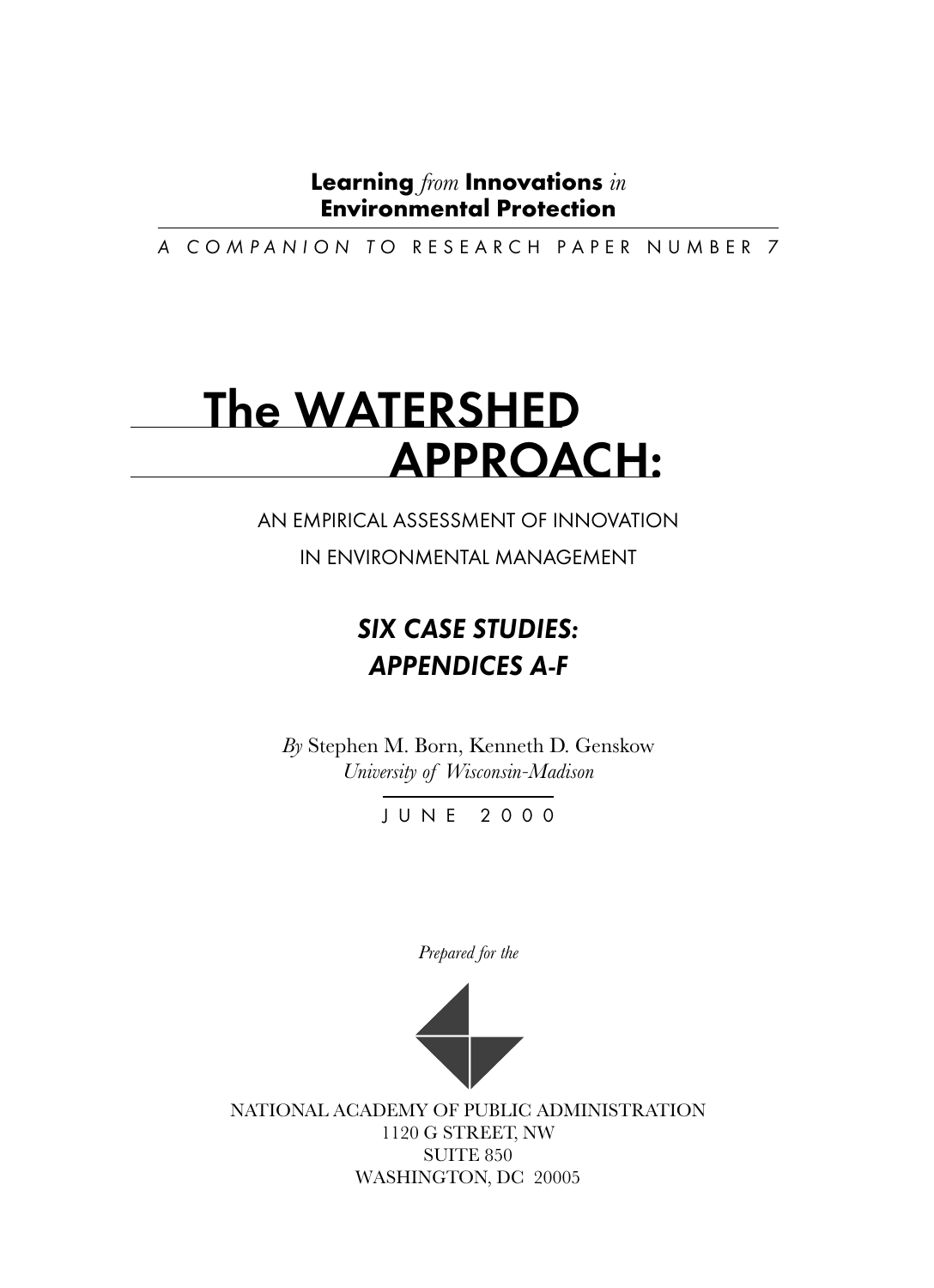**Learning** *from* **Innovations** *in* **Environmental Protection**

*A COMPANION TO* RESEARCH PAPER NUMBER 7

# The WATERSHED APPROACH:

AN EMPIRICAL ASSESSMENT OF INNOVATION IN ENVIRONMENTAL MANAGEMENT

## *SIX CASE STUDIES: APPENDICES A-F*

*By* Stephen M. Born, Kenneth D. Genskow
*University of Wisconsin-Madison*

JUNE 2000

*Prepared for the*

NATIONAL ACADEMY OF PUBLIC ADMINISTRATION
1120 G STREET, NW
SUITE 850
WASHINGTON, DC 20005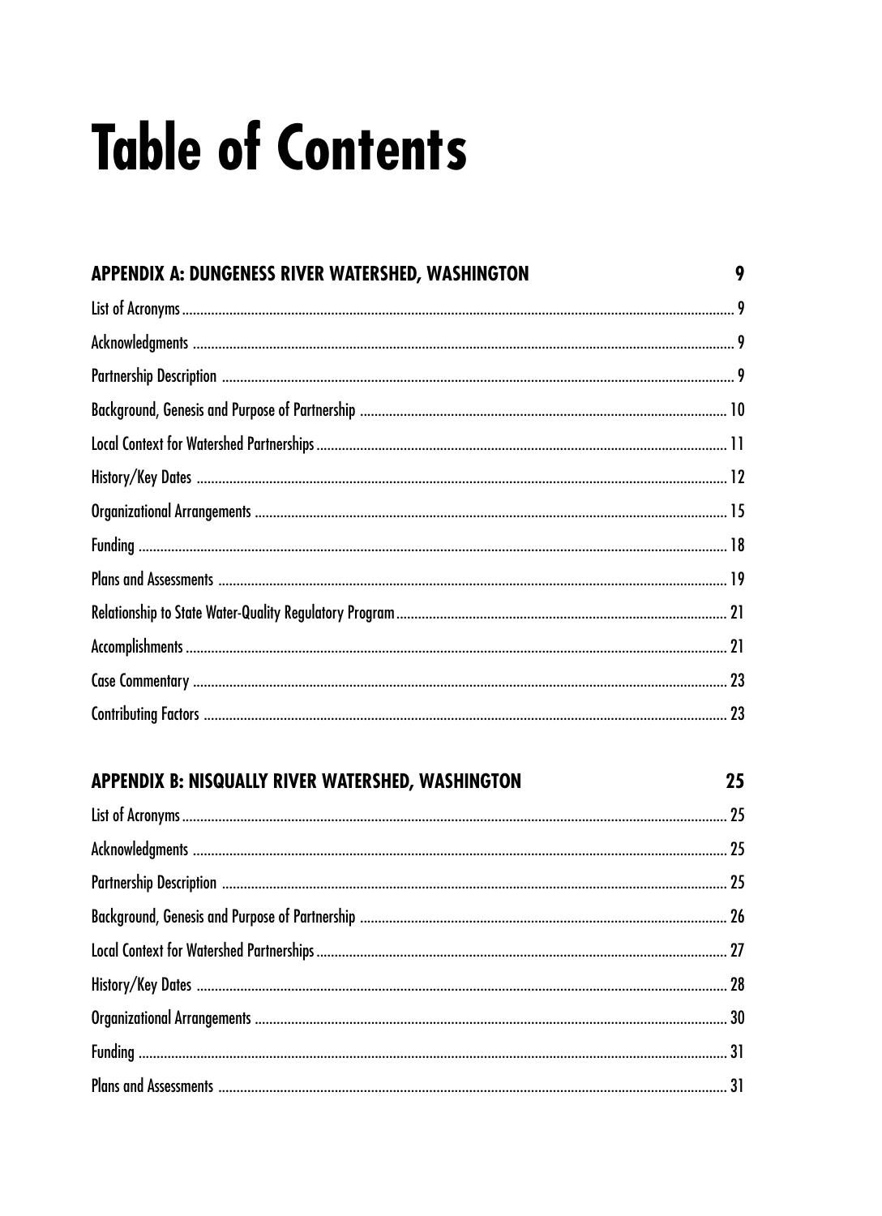# Table of Contents

**APPENDIX A: DUNGENESS RIVER WATERSHED, WASHINGTON** 9

List of Acronyms 9

Acknowledgments 9

Partnership Description 9

Background, Genesis and Purpose of Partnership 10

Local Context for Watershed Partnerships 11

History/Key Dates 12

Organizational Arrangements 15

Funding 18

Plans and Assessments 19

Relationship to State Water-Quality Regulatory Program 21

Accomplishments 21

Case Commentary 23

Contributing Factors 23

**APPENDIX B: NISQUALLY RIVER WATERSHED, WASHINGTON** 25

List of Acronyms 25

Acknowledgments 25

Partnership Description 25

Background, Genesis and Purpose of Partnership 26

Local Context for Watershed Partnerships 27

History/Key Dates 28

Organizational Arrangements 30

Funding 31

Plans and Assessments 31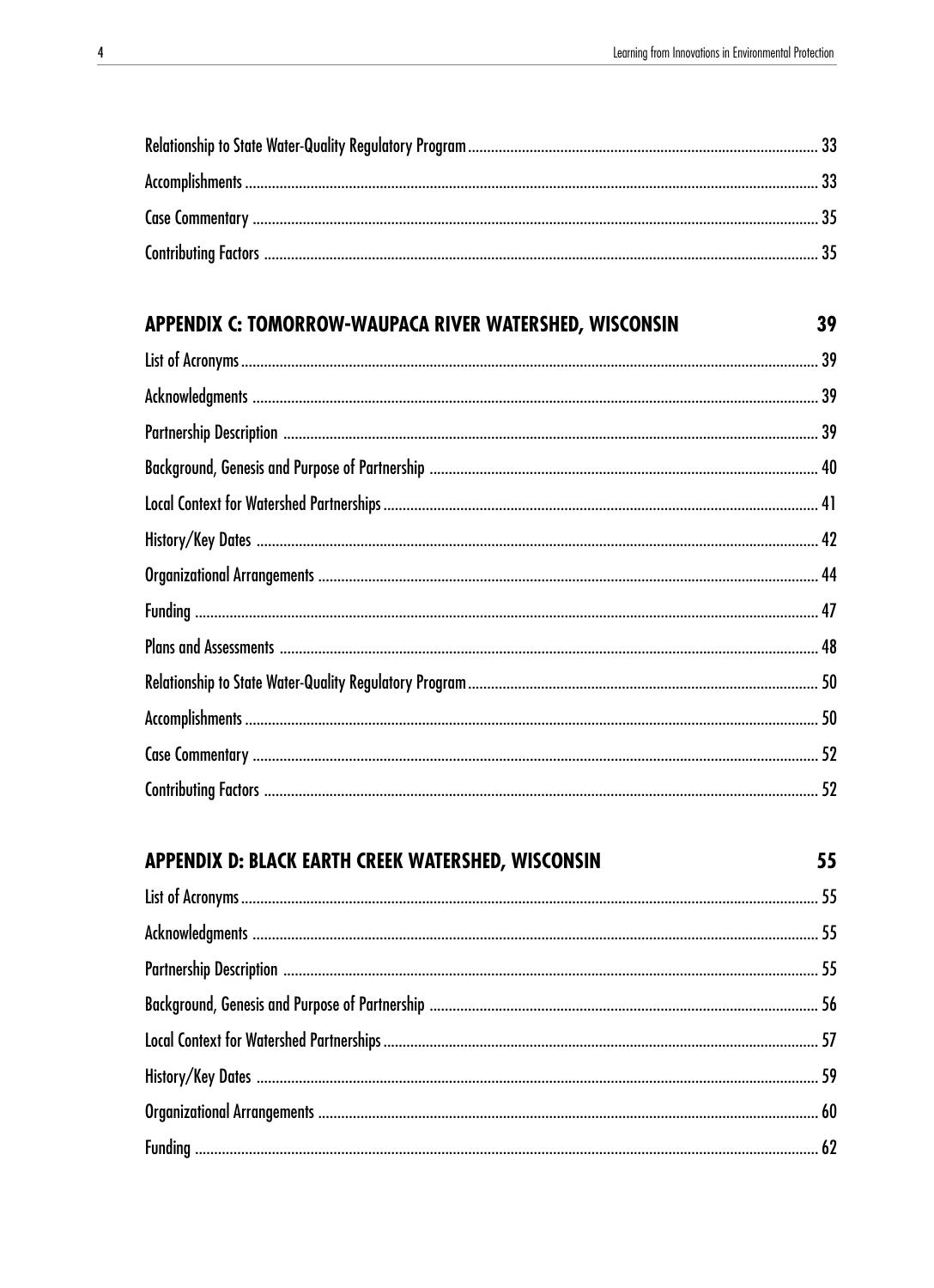Relationship to State Water-Quality Regulatory Program .......... 33
Accomplishments .......... 33
Case Commentary .......... 35
Contributing Factors .......... 35

## APPENDIX C: TOMORROW-WAUPACA RIVER WATERSHED, WISCONSIN 39

List of Acronyms .......... 39
Acknowledgments .......... 39
Partnership Description .......... 39
Background, Genesis and Purpose of Partnership .......... 40
Local Context for Watershed Partnerships .......... 41
History/Key Dates .......... 42
Organizational Arrangements .......... 44
Funding .......... 47
Plans and Assessments .......... 48
Relationship to State Water-Quality Regulatory Program .......... 50
Accomplishments .......... 50
Case Commentary .......... 52
Contributing Factors .......... 52

## APPENDIX D: BLACK EARTH CREEK WATERSHED, WISCONSIN 55

List of Acronyms .......... 55
Acknowledgments .......... 55
Partnership Description .......... 55
Background, Genesis and Purpose of Partnership .......... 56
Local Context for Watershed Partnerships .......... 57
History/Key Dates .......... 59
Organizational Arrangements .......... 60
Funding .......... 62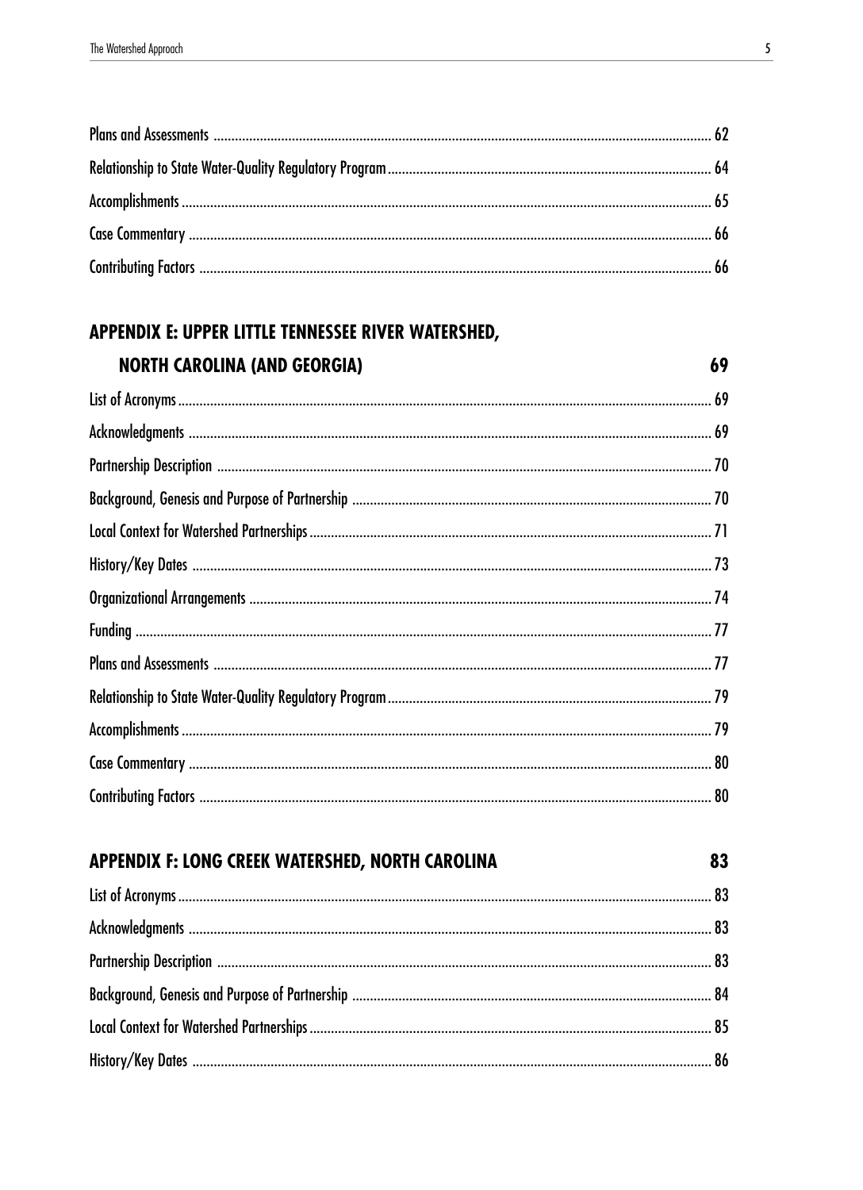Plans and Assessments ............ 62

Relationship to State Water-Quality Regulatory Program ............ 64

Accomplishments ............ 65

Case Commentary ............ 66

Contributing Factors ............ 66

## APPENDIX E: UPPER LITTLE TENNESSEE RIVER WATERSHED, NORTH CAROLINA (AND GEORGIA) 69

List of Acronyms ............ 69

Acknowledgments ............ 69

Partnership Description ............ 70

Background, Genesis and Purpose of Partnership ............ 70

Local Context for Watershed Partnerships ............ 71

History/Key Dates ............ 73

Organizational Arrangements ............ 74

Funding ............ 77

Plans and Assessments ............ 77

Relationship to State Water-Quality Regulatory Program ............ 79

Accomplishments ............ 79

Case Commentary ............ 80

Contributing Factors ............ 80

## APPENDIX F: LONG CREEK WATERSHED, NORTH CAROLINA 83

List of Acronyms ............ 83

Acknowledgments ............ 83

Partnership Description ............ 83

Background, Genesis and Purpose of Partnership ............ 84

Local Context for Watershed Partnerships ............ 85

History/Key Dates ............ 86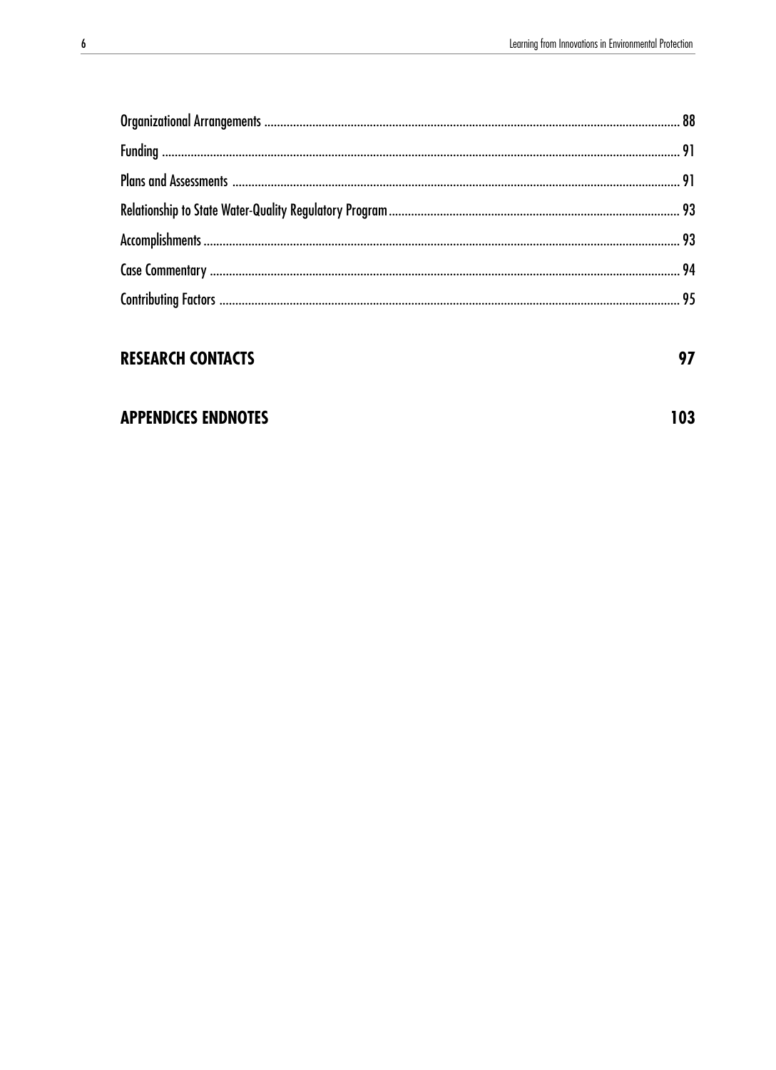Organizational Arrangements ........ 88

Funding ........ 91

Plans and Assessments ........ 91

Relationship to State Water-Quality Regulatory Program ........ 93

Accomplishments ........ 93

Case Commentary ........ 94

Contributing Factors ........ 95

**RESEARCH CONTACTS** **97**

**APPENDICES ENDNOTES** **103**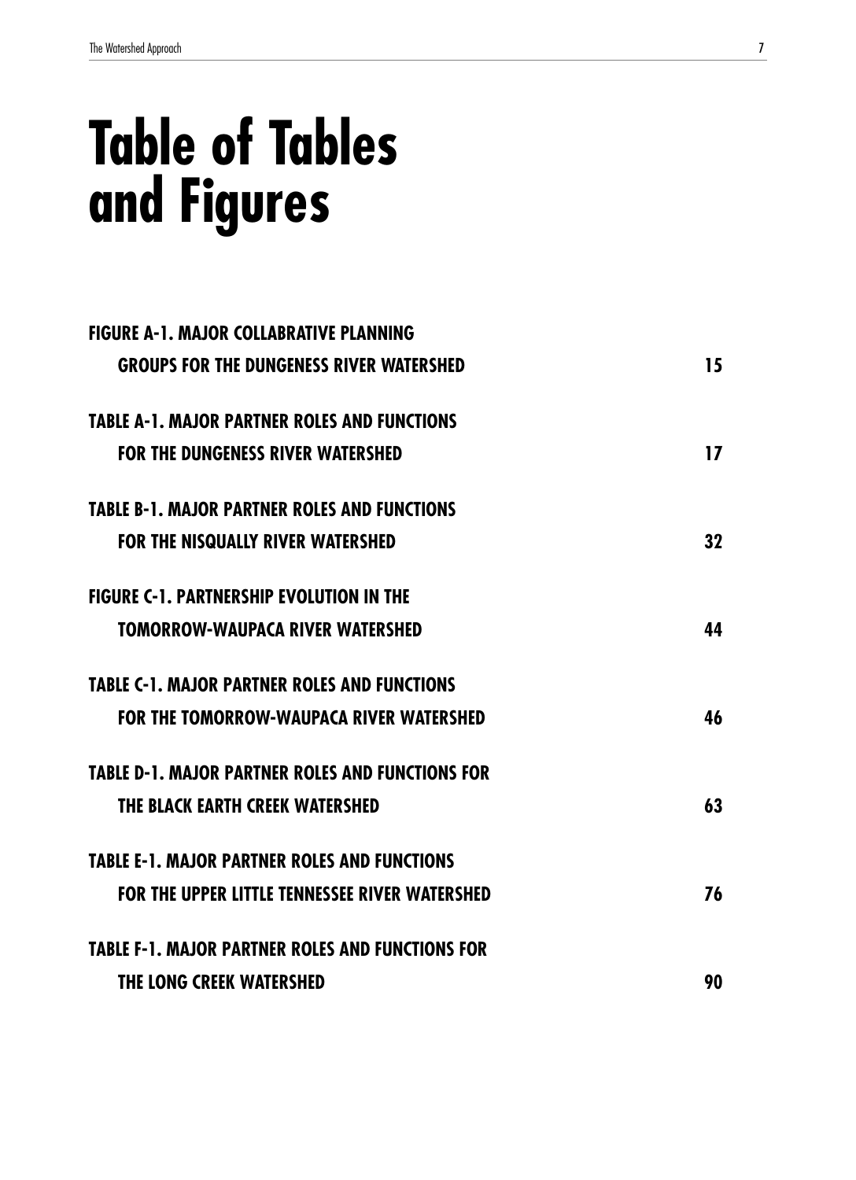# Table of Tables and Figures

FIGURE A-1. MAJOR COLLABRATIVE PLANNING GROUPS FOR THE DUNGENESS RIVER WATERSHED 15

TABLE A-1. MAJOR PARTNER ROLES AND FUNCTIONS FOR THE DUNGENESS RIVER WATERSHED 17

TABLE B-1. MAJOR PARTNER ROLES AND FUNCTIONS FOR THE NISQUALLY RIVER WATERSHED 32

FIGURE C-1. PARTNERSHIP EVOLUTION IN THE TOMORROW-WAUPACA RIVER WATERSHED 44

TABLE C-1. MAJOR PARTNER ROLES AND FUNCTIONS FOR THE TOMORROW-WAUPACA RIVER WATERSHED 46

TABLE D-1. MAJOR PARTNER ROLES AND FUNCTIONS FOR THE BLACK EARTH CREEK WATERSHED 63

TABLE E-1. MAJOR PARTNER ROLES AND FUNCTIONS FOR THE UPPER LITTLE TENNESSEE RIVER WATERSHED 76

TABLE F-1. MAJOR PARTNER ROLES AND FUNCTIONS FOR THE LONG CREEK WATERSHED 90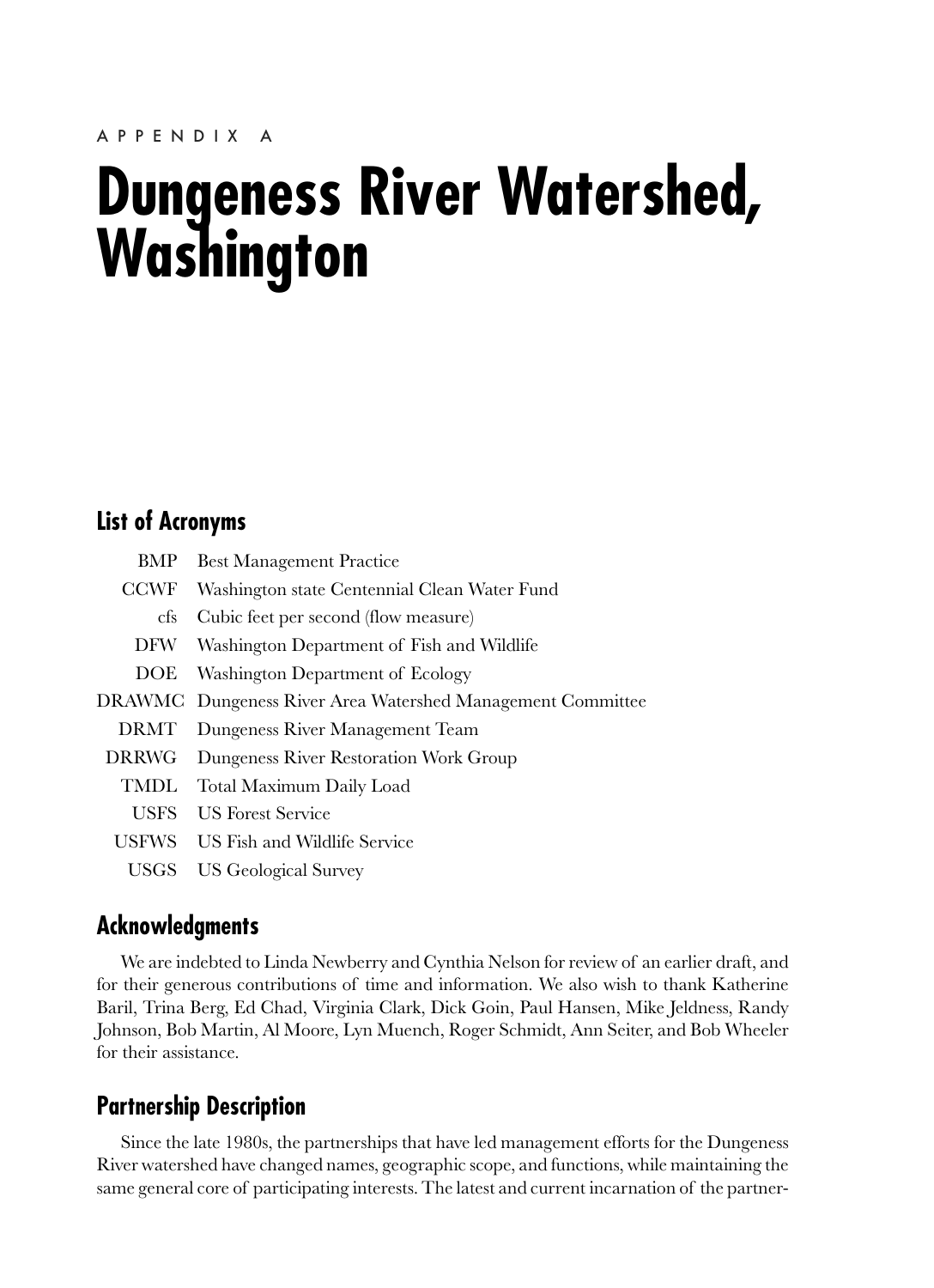APPENDIX A

# Dungeness River Watershed, Washington

## List of Acronyms

| | |
|---|---|
| BMP | Best Management Practice |
| CCWF | Washington state Centennial Clean Water Fund |
| cfs | Cubic feet per second (flow measure) |
| DFW | Washington Department of Fish and Wildlife |
| DOE | Washington Department of Ecology |
| DRAWMC | Dungeness River Area Watershed Management Committee |
| DRMT | Dungeness River Management Team |
| DRRWG | Dungeness River Restoration Work Group |
| TMDL | Total Maximum Daily Load |
| USFS | US Forest Service |
| USFWS | US Fish and Wildlife Service |
| USGS | US Geological Survey |

## Acknowledgments

We are indebted to Linda Newberry and Cynthia Nelson for review of an earlier draft, and for their generous contributions of time and information. We also wish to thank Katherine Baril, Trina Berg, Ed Chad, Virginia Clark, Dick Goin, Paul Hansen, Mike Jeldness, Randy Johnson, Bob Martin, Al Moore, Lyn Muench, Roger Schmidt, Ann Seiter, and Bob Wheeler for their assistance.

## Partnership Description

Since the late 1980s, the partnerships that have led management efforts for the Dungeness River watershed have changed names, geographic scope, and functions, while maintaining the same general core of participating interests. The latest and current incarnation of the partner-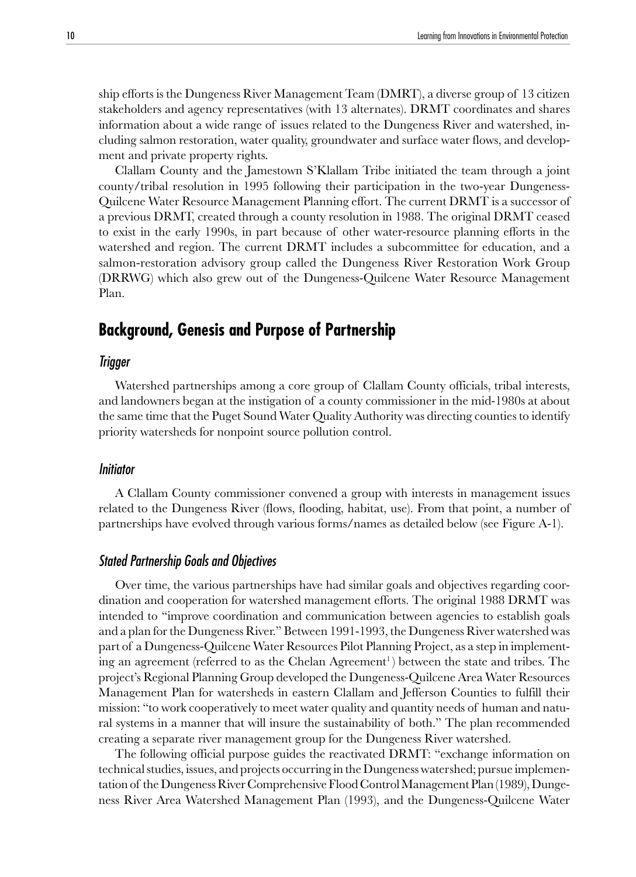ship efforts is the Dungeness River Management Team (DMRT), a diverse group of 13 citizen stakeholders and agency representatives (with 13 alternates). DRMT coordinates and shares information about a wide range of issues related to the Dungeness River and watershed, including salmon restoration, water quality, groundwater and surface water flows, and development and private property rights.

Clallam County and the Jamestown S'Klallam Tribe initiated the team through a joint county/tribal resolution in 1995 following their participation in the two-year Dungeness-Quilcene Water Resource Management Planning effort. The current DRMT is a successor of a previous DRMT, created through a county resolution in 1988. The original DRMT ceased to exist in the early 1990s, in part because of other water-resource planning efforts in the watershed and region. The current DRMT includes a subcommittee for education, and a salmon-restoration advisory group called the Dungeness River Restoration Work Group (DRRWG) which also grew out of the Dungeness-Quilcene Water Resource Management Plan.

## Background, Genesis and Purpose of Partnership

### *Trigger*

Watershed partnerships among a core group of Clallam County officials, tribal interests, and landowners began at the instigation of a county commissioner in the mid-1980s at about the same time that the Puget Sound Water Quality Authority was directing counties to identify priority watersheds for nonpoint source pollution control.

### *Initiator*

A Clallam County commissioner convened a group with interests in management issues related to the Dungeness River (flows, flooding, habitat, use). From that point, a number of partnerships have evolved through various forms/names as detailed below (see Figure A-1).

### *Stated Partnership Goals and Objectives*

Over time, the various partnerships have had similar goals and objectives regarding coordination and cooperation for watershed management efforts. The original 1988 DRMT was intended to "improve coordination and communication between agencies to establish goals and a plan for the Dungeness River." Between 1991-1993, the Dungeness River watershed was part of a Dungeness-Quilcene Water Resources Pilot Planning Project, as a step in implementing an agreement (referred to as the Chelan Agreement[1]) between the state and tribes. The project's Regional Planning Group developed the Dungeness-Quilcene Area Water Resources Management Plan for watersheds in eastern Clallam and Jefferson Counties to fulfill their mission: "to work cooperatively to meet water quality and quantity needs of human and natural systems in a manner that will insure the sustainability of both." The plan recommended creating a separate river management group for the Dungeness River watershed.

The following official purpose guides the reactivated DRMT: "exchange information on technical studies, issues, and projects occurring in the Dungeness watershed; pursue implementation of the Dungeness River Comprehensive Flood Control Management Plan (1989), Dungeness River Area Watershed Management Plan (1993), and the Dungeness-Quilcene Water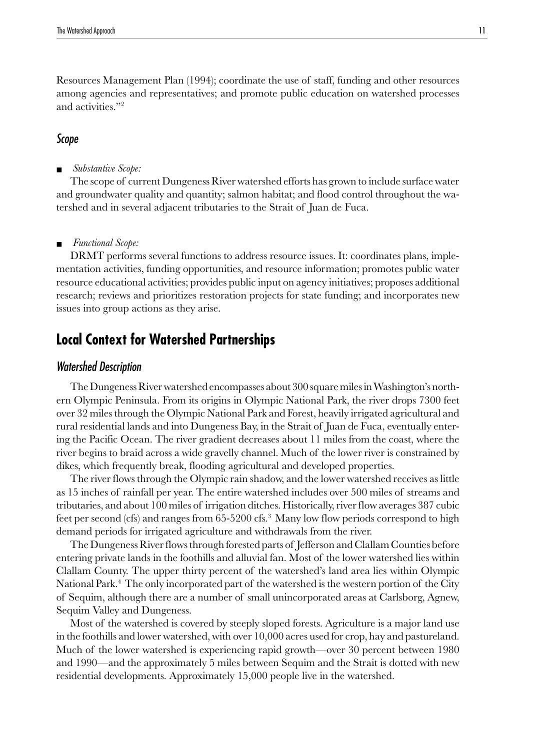Resources Management Plan (1994); coordinate the use of staff, funding and other resources among agencies and representatives; and promote public education on watershed processes and activities."[2]

### *Scope*

- *Substantive Scope:*

The scope of current Dungeness River watershed efforts has grown to include surface water and groundwater quality and quantity; salmon habitat; and flood control throughout the watershed and in several adjacent tributaries to the Strait of Juan de Fuca.

- *Functional Scope:*

DRMT performs several functions to address resource issues. It: coordinates plans, implementation activities, funding opportunities, and resource information; promotes public water resource educational activities; provides public input on agency initiatives; proposes additional research; reviews and prioritizes restoration projects for state funding; and incorporates new issues into group actions as they arise.

## Local Context for Watershed Partnerships

### *Watershed Description*

The Dungeness River watershed encompasses about 300 square miles in Washington's northern Olympic Peninsula. From its origins in Olympic National Park, the river drops 7300 feet over 32 miles through the Olympic National Park and Forest, heavily irrigated agricultural and rural residential lands and into Dungeness Bay, in the Strait of Juan de Fuca, eventually entering the Pacific Ocean. The river gradient decreases about 11 miles from the coast, where the river begins to braid across a wide gravelly channel. Much of the lower river is constrained by dikes, which frequently break, flooding agricultural and developed properties.

The river flows through the Olympic rain shadow, and the lower watershed receives as little as 15 inches of rainfall per year. The entire watershed includes over 500 miles of streams and tributaries, and about 100 miles of irrigation ditches. Historically, river flow averages 387 cubic feet per second (cfs) and ranges from 65-5200 cfs.[3] Many low flow periods correspond to high demand periods for irrigated agriculture and withdrawals from the river.

The Dungeness River flows through forested parts of Jefferson and Clallam Counties before entering private lands in the foothills and alluvial fan. Most of the lower watershed lies within Clallam County. The upper thirty percent of the watershed's land area lies within Olympic National Park.[4] The only incorporated part of the watershed is the western portion of the City of Sequim, although there are a number of small unincorporated areas at Carlsborg, Agnew, Sequim Valley and Dungeness.

Most of the watershed is covered by steeply sloped forests. Agriculture is a major land use in the foothills and lower watershed, with over 10,000 acres used for crop, hay and pastureland. Much of the lower watershed is experiencing rapid growth—over 30 percent between 1980 and 1990—and the approximately 5 miles between Sequim and the Strait is dotted with new residential developments. Approximately 15,000 people live in the watershed.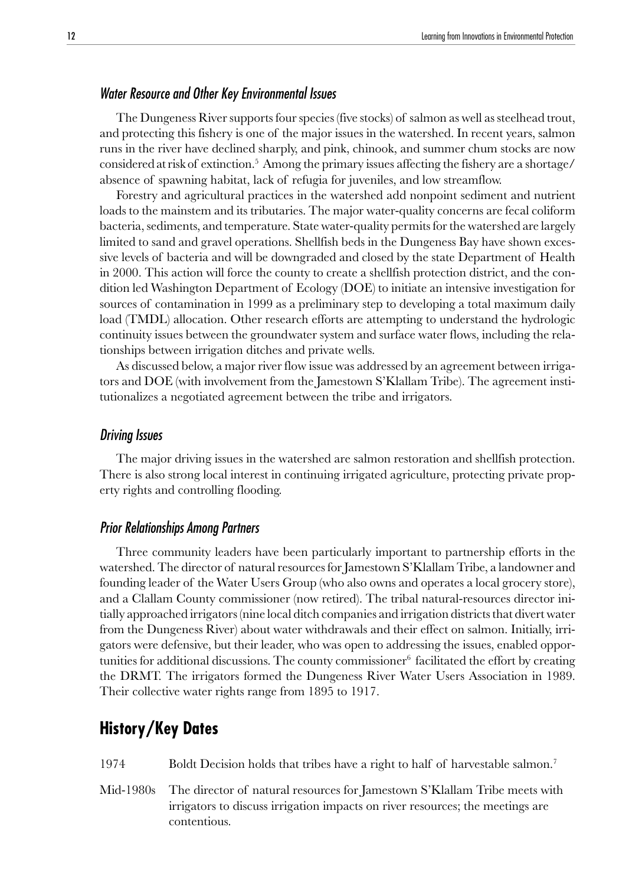### *Water Resource and Other Key Environmental Issues*

The Dungeness River supports four species (five stocks) of salmon as well as steelhead trout, and protecting this fishery is one of the major issues in the watershed. In recent years, salmon runs in the river have declined sharply, and pink, chinook, and summer chum stocks are now considered at risk of extinction.[5] Among the primary issues affecting the fishery are a shortage/absence of spawning habitat, lack of refugia for juveniles, and low streamflow.

Forestry and agricultural practices in the watershed add nonpoint sediment and nutrient loads to the mainstem and its tributaries. The major water-quality concerns are fecal coliform bacteria, sediments, and temperature. State water-quality permits for the watershed are largely limited to sand and gravel operations. Shellfish beds in the Dungeness Bay have shown excessive levels of bacteria and will be downgraded and closed by the state Department of Health in 2000. This action will force the county to create a shellfish protection district, and the condition led Washington Department of Ecology (DOE) to initiate an intensive investigation for sources of contamination in 1999 as a preliminary step to developing a total maximum daily load (TMDL) allocation. Other research efforts are attempting to understand the hydrologic continuity issues between the groundwater system and surface water flows, including the relationships between irrigation ditches and private wells.

As discussed below, a major river flow issue was addressed by an agreement between irrigators and DOE (with involvement from the Jamestown S'Klallam Tribe). The agreement institutionalizes a negotiated agreement between the tribe and irrigators.

### *Driving Issues*

The major driving issues in the watershed are salmon restoration and shellfish protection. There is also strong local interest in continuing irrigated agriculture, protecting private property rights and controlling flooding.

### *Prior Relationships Among Partners*

Three community leaders have been particularly important to partnership efforts in the watershed. The director of natural resources for Jamestown S'Klallam Tribe, a landowner and founding leader of the Water Users Group (who also owns and operates a local grocery store), and a Clallam County commissioner (now retired). The tribal natural-resources director initially approached irrigators (nine local ditch companies and irrigation districts that divert water from the Dungeness River) about water withdrawals and their effect on salmon. Initially, irrigators were defensive, but their leader, who was open to addressing the issues, enabled opportunities for additional discussions. The county commissioner[6] facilitated the effort by creating the DRMT. The irrigators formed the Dungeness River Water Users Association in 1989. Their collective water rights range from 1895 to 1917.

## History/Key Dates

1974 Boldt Decision holds that tribes have a right to half of harvestable salmon.[7]

Mid-1980s The director of natural resources for Jamestown S'Klallam Tribe meets with irrigators to discuss irrigation impacts on river resources; the meetings are contentious.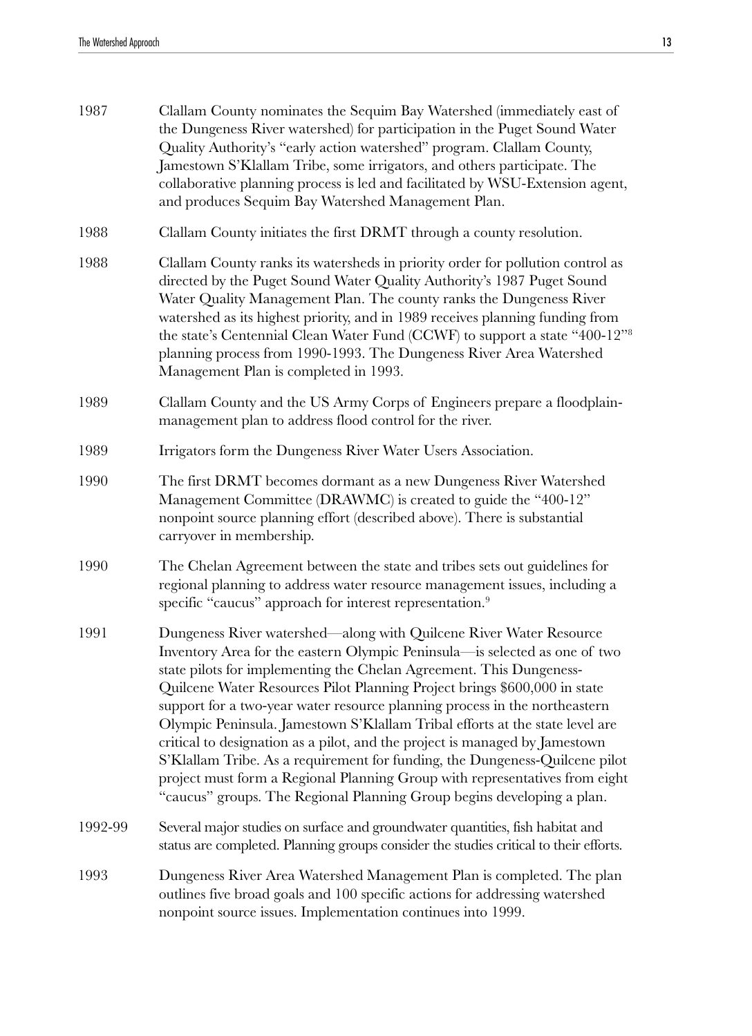1987 Clallam County nominates the Sequim Bay Watershed (immediately east of the Dungeness River watershed) for participation in the Puget Sound Water Quality Authority's "early action watershed" program. Clallam County, Jamestown S'Klallam Tribe, some irrigators, and others participate. The collaborative planning process is led and facilitated by WSU-Extension agent, and produces Sequim Bay Watershed Management Plan.

1988 Clallam County initiates the first DRMT through a county resolution.

1988 Clallam County ranks its watersheds in priority order for pollution control as directed by the Puget Sound Water Quality Authority's 1987 Puget Sound Water Quality Management Plan. The county ranks the Dungeness River watershed as its highest priority, and in 1989 receives planning funding from the state's Centennial Clean Water Fund (CCWF) to support a state "400-12"[8] planning process from 1990-1993. The Dungeness River Area Watershed Management Plan is completed in 1993.

1989 Clallam County and the US Army Corps of Engineers prepare a floodplain-management plan to address flood control for the river.

1989 Irrigators form the Dungeness River Water Users Association.

1990 The first DRMT becomes dormant as a new Dungeness River Watershed Management Committee (DRAWMC) is created to guide the "400-12" nonpoint source planning effort (described above). There is substantial carryover in membership.

1990 The Chelan Agreement between the state and tribes sets out guidelines for regional planning to address water resource management issues, including a specific "caucus" approach for interest representation.[9]

1991 Dungeness River watershed—along with Quilcene River Water Resource Inventory Area for the eastern Olympic Peninsula—is selected as one of two state pilots for implementing the Chelan Agreement. This Dungeness-Quilcene Water Resources Pilot Planning Project brings $600,000 in state support for a two-year water resource planning process in the northeastern Olympic Peninsula. Jamestown S'Klallam Tribal efforts at the state level are critical to designation as a pilot, and the project is managed by Jamestown S'Klallam Tribe. As a requirement for funding, the Dungeness-Quilcene pilot project must form a Regional Planning Group with representatives from eight "caucus" groups. The Regional Planning Group begins developing a plan.

1992-99 Several major studies on surface and groundwater quantities, fish habitat and status are completed. Planning groups consider the studies critical to their efforts.

1993 Dungeness River Area Watershed Management Plan is completed. The plan outlines five broad goals and 100 specific actions for addressing watershed nonpoint source issues. Implementation continues into 1999.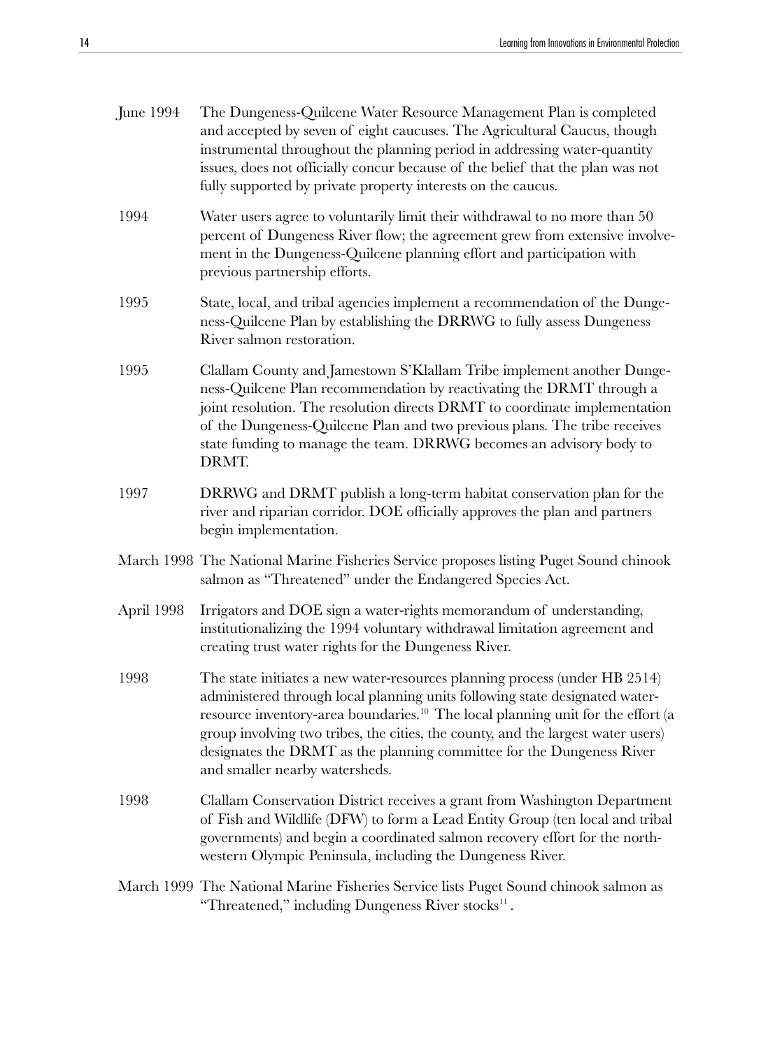| | |
|---|---|
| June 1994 | The Dungeness-Quilcene Water Resource Management Plan is completed and accepted by seven of eight caucuses. The Agricultural Caucus, though instrumental throughout the planning period in addressing water-quantity issues, does not officially concur because of the belief that the plan was not fully supported by private property interests on the caucus. |
| 1994 | Water users agree to voluntarily limit their withdrawal to no more than 50 percent of Dungeness River flow; the agreement grew from extensive involvement in the Dungeness-Quilcene planning effort and participation with previous partnership efforts. |
| 1995 | State, local, and tribal agencies implement a recommendation of the Dungeness-Quilcene Plan by establishing the DRRWG to fully assess Dungeness River salmon restoration. |
| 1995 | Clallam County and Jamestown S'Klallam Tribe implement another Dungeness-Quilcene Plan recommendation by reactivating the DRMT through a joint resolution. The resolution directs DRMT to coordinate implementation of the Dungeness-Quilcene Plan and two previous plans. The tribe receives state funding to manage the team. DRRWG becomes an advisory body to DRMT. |
| 1997 | DRRWG and DRMT publish a long-term habitat conservation plan for the river and riparian corridor. DOE officially approves the plan and partners begin implementation. |
| March 1998 | The National Marine Fisheries Service proposes listing Puget Sound chinook salmon as "Threatened" under the Endangered Species Act. |
| April 1998 | Irrigators and DOE sign a water-rights memorandum of understanding, institutionalizing the 1994 voluntary withdrawal limitation agreement and creating trust water rights for the Dungeness River. |
| 1998 | The state initiates a new water-resources planning process (under HB 2514) administered through local planning units following state designated water-resource inventory-area boundaries.[10] The local planning unit for the effort (a group involving two tribes, the cities, the county, and the largest water users) designates the DRMT as the planning committee for the Dungeness River and smaller nearby watersheds. |
| 1998 | Clallam Conservation District receives a grant from Washington Department of Fish and Wildlife (DFW) to form a Lead Entity Group (ten local and tribal governments) and begin a coordinated salmon recovery effort for the northwestern Olympic Peninsula, including the Dungeness River. |
| March 1999 | The National Marine Fisheries Service lists Puget Sound chinook salmon as "Threatened," including Dungeness River stocks[11]. |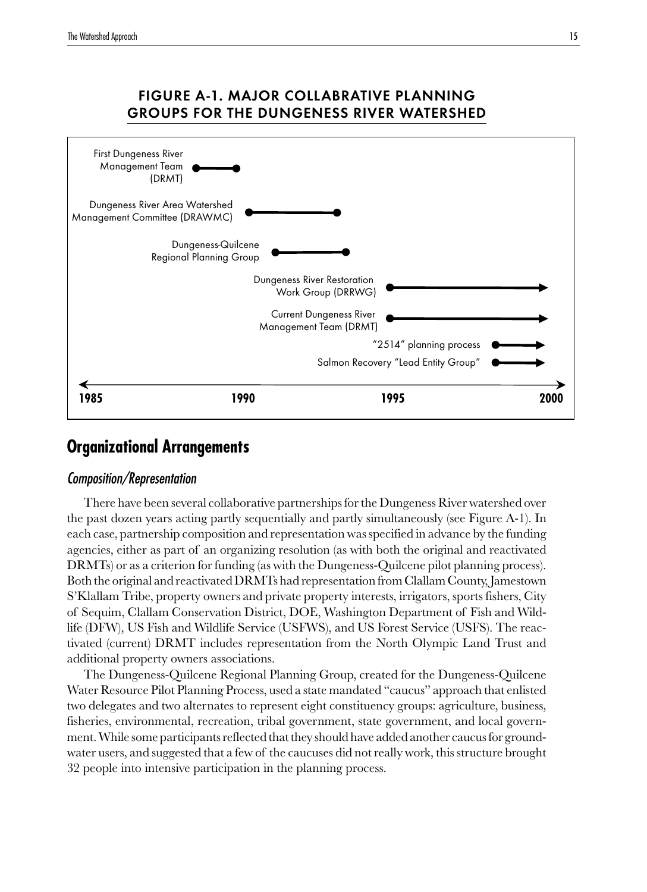## FIGURE A-1. MAJOR COLLABRATIVE PLANNING GROUPS FOR THE DUNGENESS RIVER WATERSHED

First Dungeness River Management Team (DRMT)

Dungeness River Area Watershed Management Committee (DRAWMC)

Dungeness-Quilcene Regional Planning Group

Dungeness River Restoration Work Group (DRRWG)

Current Dungeness River Management Team (DRMT)

"2514" planning process

Salmon Recovery "Lead Entity Group"

1985 1990 1995 2000

# Organizational Arrangements

## *Composition/Representation*

There have been several collaborative partnerships for the Dungeness River watershed over the past dozen years acting partly sequentially and partly simultaneously (see Figure A-1). In each case, partnership composition and representation was specified in advance by the funding agencies, either as part of an organizing resolution (as with both the original and reactivated DRMTs) or as a criterion for funding (as with the Dungeness-Quilcene pilot planning process). Both the original and reactivated DRMTs had representation from Clallam County, Jamestown S'Klallam Tribe, property owners and private property interests, irrigators, sports fishers, City of Sequim, Clallam Conservation District, DOE, Washington Department of Fish and Wildlife (DFW), US Fish and Wildlife Service (USFWS), and US Forest Service (USFS). The reactivated (current) DRMT includes representation from the North Olympic Land Trust and additional property owners associations.

The Dungeness-Quilcene Regional Planning Group, created for the Dungeness-Quilcene Water Resource Pilot Planning Process, used a state mandated "caucus" approach that enlisted two delegates and two alternates to represent eight constituency groups: agriculture, business, fisheries, environmental, recreation, tribal government, state government, and local government. While some participants reflected that they should have added another caucus for groundwater users, and suggested that a few of the caucuses did not really work, this structure brought 32 people into intensive participation in the planning process.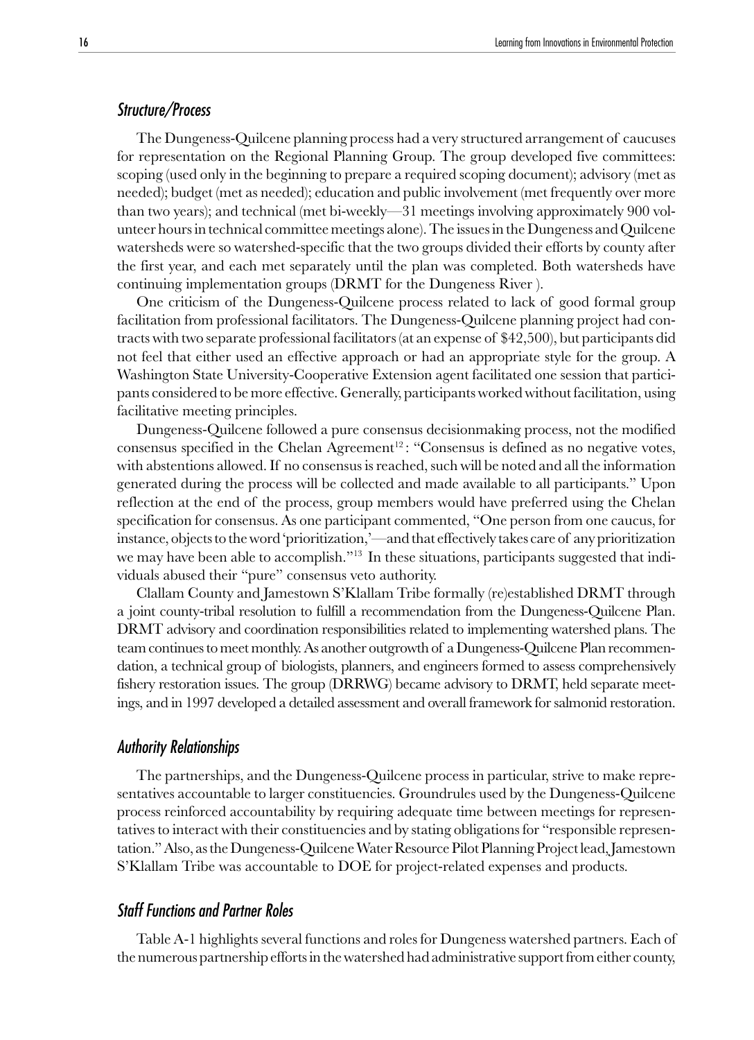### *Structure/Process*

The Dungeness-Quilcene planning process had a very structured arrangement of caucuses for representation on the Regional Planning Group. The group developed five committees: scoping (used only in the beginning to prepare a required scoping document); advisory (met as needed); budget (met as needed); education and public involvement (met frequently over more than two years); and technical (met bi-weekly—31 meetings involving approximately 900 volunteer hours in technical committee meetings alone). The issues in the Dungeness and Quilcene watersheds were so watershed-specific that the two groups divided their efforts by county after the first year, and each met separately until the plan was completed. Both watersheds have continuing implementation groups (DRMT for the Dungeness River ).

One criticism of the Dungeness-Quilcene process related to lack of good formal group facilitation from professional facilitators. The Dungeness-Quilcene planning project had contracts with two separate professional facilitators (at an expense of $42,500), but participants did not feel that either used an effective approach or had an appropriate style for the group. A Washington State University-Cooperative Extension agent facilitated one session that participants considered to be more effective. Generally, participants worked without facilitation, using facilitative meeting principles.

Dungeness-Quilcene followed a pure consensus decisionmaking process, not the modified consensus specified in the Chelan Agreement[12]: "Consensus is defined as no negative votes, with abstentions allowed. If no consensus is reached, such will be noted and all the information generated during the process will be collected and made available to all participants." Upon reflection at the end of the process, group members would have preferred using the Chelan specification for consensus. As one participant commented, "One person from one caucus, for instance, objects to the word 'prioritization,'—and that effectively takes care of any prioritization we may have been able to accomplish."[13] In these situations, participants suggested that individuals abused their "pure" consensus veto authority.

Clallam County and Jamestown S'Klallam Tribe formally (re)established DRMT through a joint county-tribal resolution to fulfill a recommendation from the Dungeness-Quilcene Plan. DRMT advisory and coordination responsibilities related to implementing watershed plans. The team continues to meet monthly. As another outgrowth of a Dungeness-Quilcene Plan recommendation, a technical group of biologists, planners, and engineers formed to assess comprehensively fishery restoration issues. The group (DRRWG) became advisory to DRMT, held separate meetings, and in 1997 developed a detailed assessment and overall framework for salmonid restoration.

### *Authority Relationships*

The partnerships, and the Dungeness-Quilcene process in particular, strive to make representatives accountable to larger constituencies. Groundrules used by the Dungeness-Quilcene process reinforced accountability by requiring adequate time between meetings for representatives to interact with their constituencies and by stating obligations for "responsible representation." Also, as the Dungeness-Quilcene Water Resource Pilot Planning Project lead, Jamestown S'Klallam Tribe was accountable to DOE for project-related expenses and products.

### *Staff Functions and Partner Roles*

Table A-1 highlights several functions and roles for Dungeness watershed partners. Each of the numerous partnership efforts in the watershed had administrative support from either county,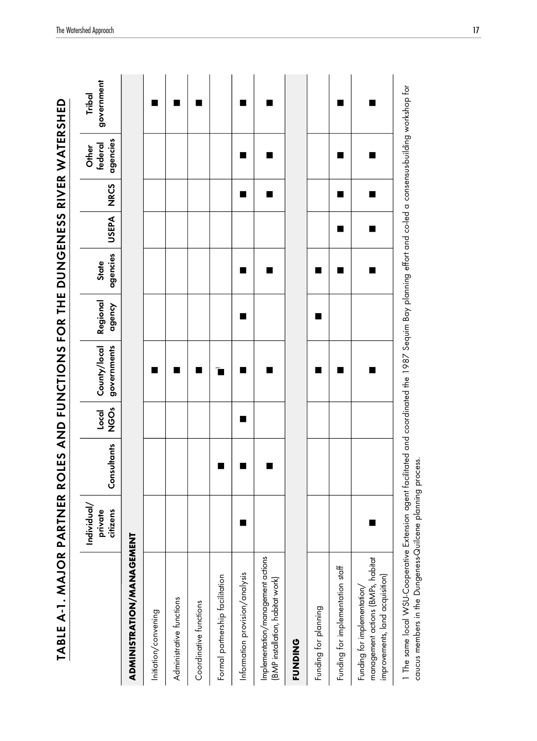# TABLE A-1. MAJOR PARTNER ROLES AND FUNCTIONS FOR THE DUNGENESS RIVER WATERSHED

| | Individual/ private citizens | Consultants | Local NGOs | County/local governments | Regional agency | State agencies | USEPA | NRCS | Other federal agencies | Tribal government |
|---|---|---|---|---|---|---|---|---|---|---|
| **ADMINISTRATION/MANAGEMENT** | | | | | | | | | | |
| Initiation/convening | | | | ■ | | | | | | ■ |
| Administrative functions | | | | ■ | | | | | | ■ |
| Coordinative functions | | | | ■ | | | | | | ■ |
| Formal partnership facilitation | | ■ | | ■[1] | | | | | | |
| Information provision/analysis | ■ | ■ | ■ | ■ | ■ | ■ | | ■ | ■ | ■ |
| Implementation/management actions (BMP installation, habitat work) | | ■ | | ■ | | ■ | | ■ | ■ | ■ |
| **FUNDING** | | | | | | | | | | |
| Funding for planning | | | | ■ | ■ | ■ | | | | |
| Funding for implementation staff | | | | ■ | | ■ | ■ | ■ | ■ | ■ |
| Funding for implementation/ management actions (BMPs, habitat improvements, land acquisition) | ■ | | | ■ | | ■ | ■ | ■ | ■ | ■ |

1 The same local WSU-Cooperative Extension agent facilitated and coordinated the 1987 Sequim Bay planning effort and co-led a consensus-building workshop for caucus members in the Dungeness-Quilcene planning process.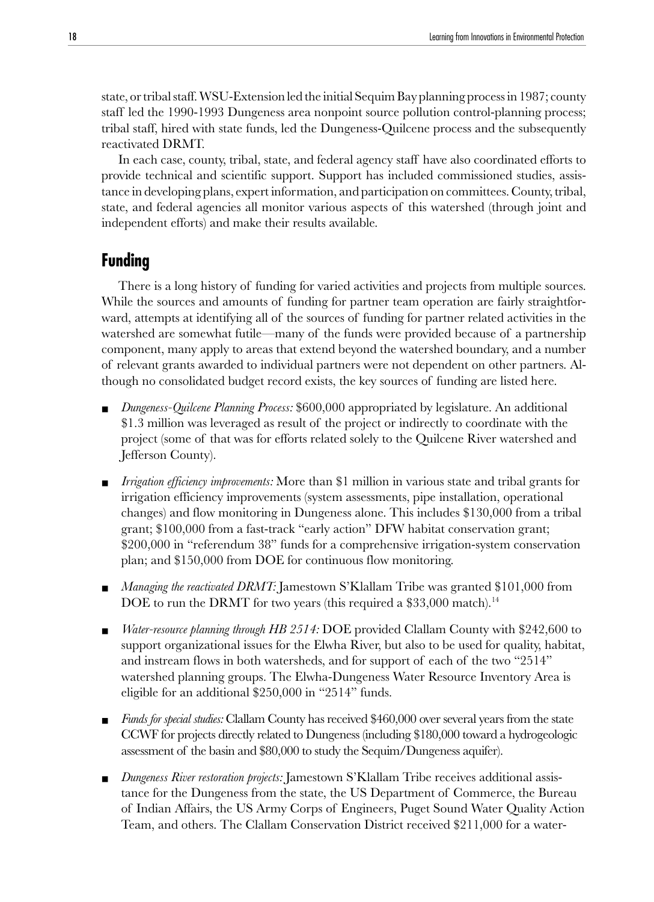state, or tribal staff. WSU-Extension led the initial Sequim Bay planning process in 1987; county staff led the 1990-1993 Dungeness area nonpoint source pollution control-planning process; tribal staff, hired with state funds, led the Dungeness-Quilcene process and the subsequently reactivated DRMT.

In each case, county, tribal, state, and federal agency staff have also coordinated efforts to provide technical and scientific support. Support has included commissioned studies, assistance in developing plans, expert information, and participation on committees. County, tribal, state, and federal agencies all monitor various aspects of this watershed (through joint and independent efforts) and make their results available.

## Funding

There is a long history of funding for varied activities and projects from multiple sources. While the sources and amounts of funding for partner team operation are fairly straightforward, attempts at identifying all of the sources of funding for partner related activities in the watershed are somewhat futile—many of the funds were provided because of a partnership component, many apply to areas that extend beyond the watershed boundary, and a number of relevant grants awarded to individual partners were not dependent on other partners. Although no consolidated budget record exists, the key sources of funding are listed here.

- *Dungeness-Quilcene Planning Process:* \$600,000 appropriated by legislature. An additional \$1.3 million was leveraged as result of the project or indirectly to coordinate with the project (some of that was for efforts related solely to the Quilcene River watershed and Jefferson County).

- *Irrigation efficiency improvements:* More than \$1 million in various state and tribal grants for irrigation efficiency improvements (system assessments, pipe installation, operational changes) and flow monitoring in Dungeness alone. This includes \$130,000 from a tribal grant; \$100,000 from a fast-track "early action" DFW habitat conservation grant; \$200,000 in "referendum 38" funds for a comprehensive irrigation-system conservation plan; and \$150,000 from DOE for continuous flow monitoring.

- *Managing the reactivated DRMT:* Jamestown S'Klallam Tribe was granted \$101,000 from DOE to run the DRMT for two years (this required a \$33,000 match).[14]

- *Water-resource planning through HB 2514:* DOE provided Clallam County with \$242,600 to support organizational issues for the Elwha River, but also to be used for quality, habitat, and instream flows in both watersheds, and for support of each of the two "2514" watershed planning groups. The Elwha-Dungeness Water Resource Inventory Area is eligible for an additional \$250,000 in "2514" funds.

- *Funds for special studies:* Clallam County has received \$460,000 over several years from the state CCWF for projects directly related to Dungeness (including \$180,000 toward a hydrogeologic assessment of the basin and \$80,000 to study the Sequim/Dungeness aquifer).

- *Dungeness River restoration projects:* Jamestown S'Klallam Tribe receives additional assistance for the Dungeness from the state, the US Department of Commerce, the Bureau of Indian Affairs, the US Army Corps of Engineers, Puget Sound Water Quality Action Team, and others. The Clallam Conservation District received \$211,000 for a water-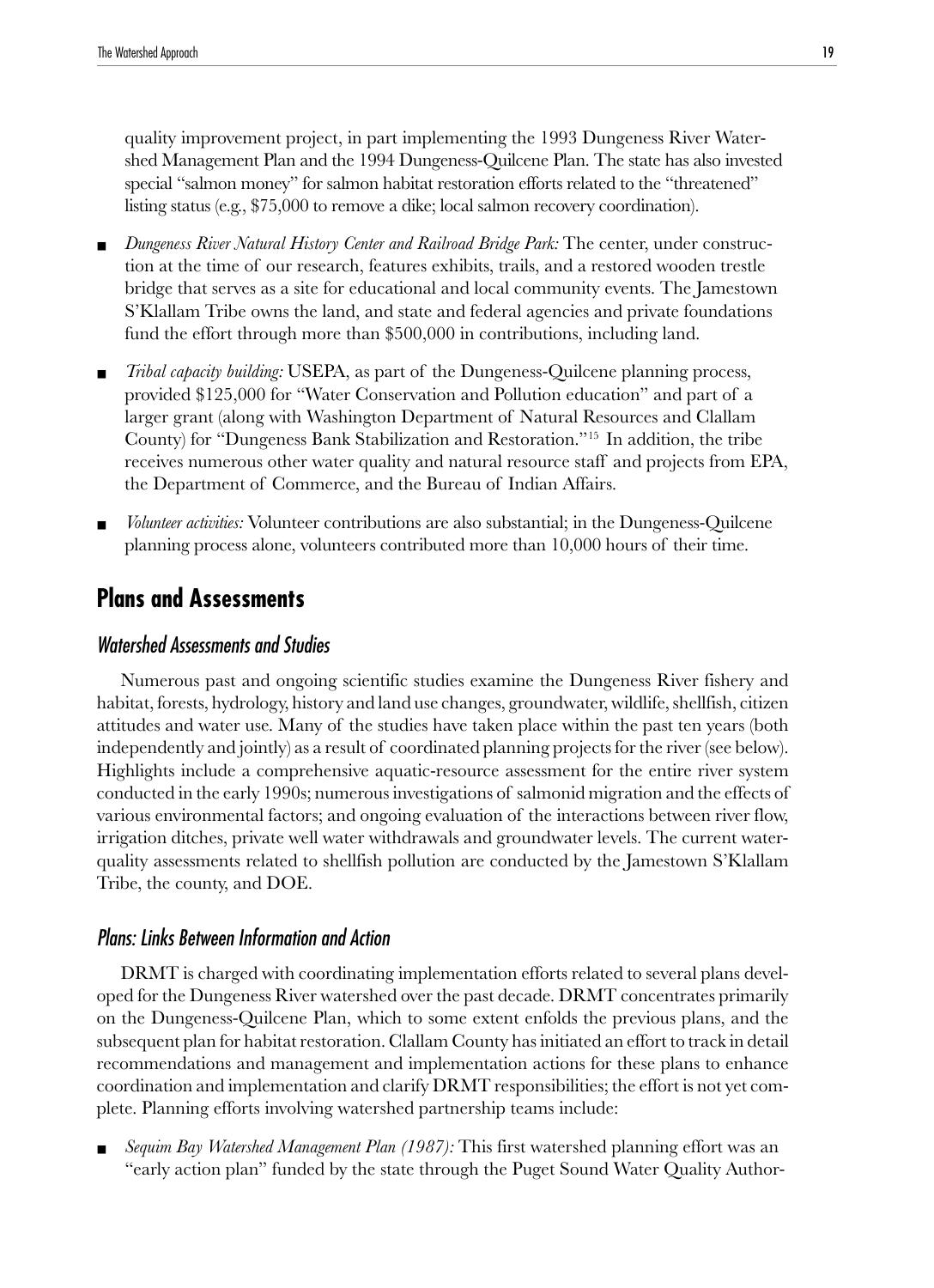quality improvement project, in part implementing the 1993 Dungeness River Watershed Management Plan and the 1994 Dungeness-Quilcene Plan. The state has also invested special "salmon money" for salmon habitat restoration efforts related to the "threatened" listing status (e.g., $75,000 to remove a dike; local salmon recovery coordination).

- *Dungeness River Natural History Center and Railroad Bridge Park:* The center, under construction at the time of our research, features exhibits, trails, and a restored wooden trestle bridge that serves as a site for educational and local community events. The Jamestown S'Klallam Tribe owns the land, and state and federal agencies and private foundations fund the effort through more than $500,000 in contributions, including land.
- *Tribal capacity building:* USEPA, as part of the Dungeness-Quilcene planning process, provided $125,000 for "Water Conservation and Pollution education" and part of a larger grant (along with Washington Department of Natural Resources and Clallam County) for "Dungeness Bank Stabilization and Restoration."[15] In addition, the tribe receives numerous other water quality and natural resource staff and projects from EPA, the Department of Commerce, and the Bureau of Indian Affairs.
- *Volunteer activities:* Volunteer contributions are also substantial; in the Dungeness-Quilcene planning process alone, volunteers contributed more than 10,000 hours of their time.

## Plans and Assessments

### Watershed Assessments and Studies

Numerous past and ongoing scientific studies examine the Dungeness River fishery and habitat, forests, hydrology, history and land use changes, groundwater, wildlife, shellfish, citizen attitudes and water use. Many of the studies have taken place within the past ten years (both independently and jointly) as a result of coordinated planning projects for the river (see below). Highlights include a comprehensive aquatic-resource assessment for the entire river system conducted in the early 1990s; numerous investigations of salmonid migration and the effects of various environmental factors; and ongoing evaluation of the interactions between river flow, irrigation ditches, private well water withdrawals and groundwater levels. The current water-quality assessments related to shellfish pollution are conducted by the Jamestown S'Klallam Tribe, the county, and DOE.

### Plans: Links Between Information and Action

DRMT is charged with coordinating implementation efforts related to several plans developed for the Dungeness River watershed over the past decade. DRMT concentrates primarily on the Dungeness-Quilcene Plan, which to some extent enfolds the previous plans, and the subsequent plan for habitat restoration. Clallam County has initiated an effort to track in detail recommendations and management and implementation actions for these plans to enhance coordination and implementation and clarify DRMT responsibilities; the effort is not yet complete. Planning efforts involving watershed partnership teams include:

- *Sequim Bay Watershed Management Plan (1987):* This first watershed planning effort was an "early action plan" funded by the state through the Puget Sound Water Quality Author-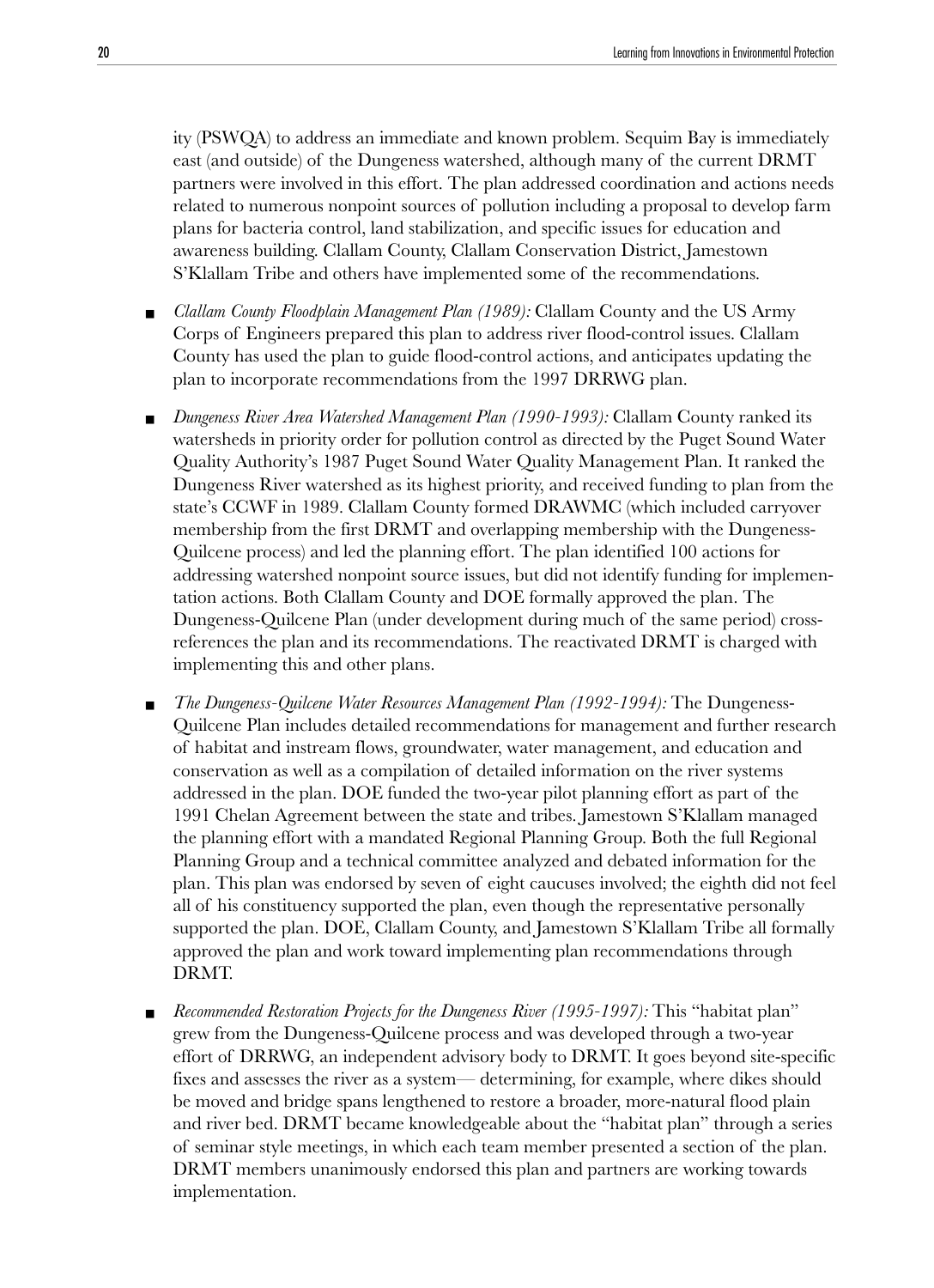ity (PSWQA) to address an immediate and known problem. Sequim Bay is immediately east (and outside) of the Dungeness watershed, although many of the current DRMT partners were involved in this effort. The plan addressed coordination and actions needs related to numerous nonpoint sources of pollution including a proposal to develop farm plans for bacteria control, land stabilization, and specific issues for education and awareness building. Clallam County, Clallam Conservation District, Jamestown S'Klallam Tribe and others have implemented some of the recommendations.

- *Clallam County Floodplain Management Plan (1989):* Clallam County and the US Army Corps of Engineers prepared this plan to address river flood-control issues. Clallam County has used the plan to guide flood-control actions, and anticipates updating the plan to incorporate recommendations from the 1997 DRRWG plan.

- *Dungeness River Area Watershed Management Plan (1990-1993):* Clallam County ranked its watersheds in priority order for pollution control as directed by the Puget Sound Water Quality Authority's 1987 Puget Sound Water Quality Management Plan. It ranked the Dungeness River watershed as its highest priority, and received funding to plan from the state's CCWF in 1989. Clallam County formed DRAWMC (which included carryover membership from the first DRMT and overlapping membership with the Dungeness-Quilcene process) and led the planning effort. The plan identified 100 actions for addressing watershed nonpoint source issues, but did not identify funding for implementation actions. Both Clallam County and DOE formally approved the plan. The Dungeness-Quilcene Plan (under development during much of the same period) cross-references the plan and its recommendations. The reactivated DRMT is charged with implementing this and other plans.

- *The Dungeness-Quilcene Water Resources Management Plan (1992-1994):* The Dungeness-Quilcene Plan includes detailed recommendations for management and further research of habitat and instream flows, groundwater, water management, and education and conservation as well as a compilation of detailed information on the river systems addressed in the plan. DOE funded the two-year pilot planning effort as part of the 1991 Chelan Agreement between the state and tribes. Jamestown S'Klallam managed the planning effort with a mandated Regional Planning Group. Both the full Regional Planning Group and a technical committee analyzed and debated information for the plan. This plan was endorsed by seven of eight caucuses involved; the eighth did not feel all of his constituency supported the plan, even though the representative personally supported the plan. DOE, Clallam County, and Jamestown S'Klallam Tribe all formally approved the plan and work toward implementing plan recommendations through DRMT.

- *Recommended Restoration Projects for the Dungeness River (1995-1997):* This "habitat plan" grew from the Dungeness-Quilcene process and was developed through a two-year effort of DRRWG, an independent advisory body to DRMT. It goes beyond site-specific fixes and assesses the river as a system— determining, for example, where dikes should be moved and bridge spans lengthened to restore a broader, more-natural flood plain and river bed. DRMT became knowledgeable about the "habitat plan" through a series of seminar style meetings, in which each team member presented a section of the plan. DRMT members unanimously endorsed this plan and partners are working towards implementation.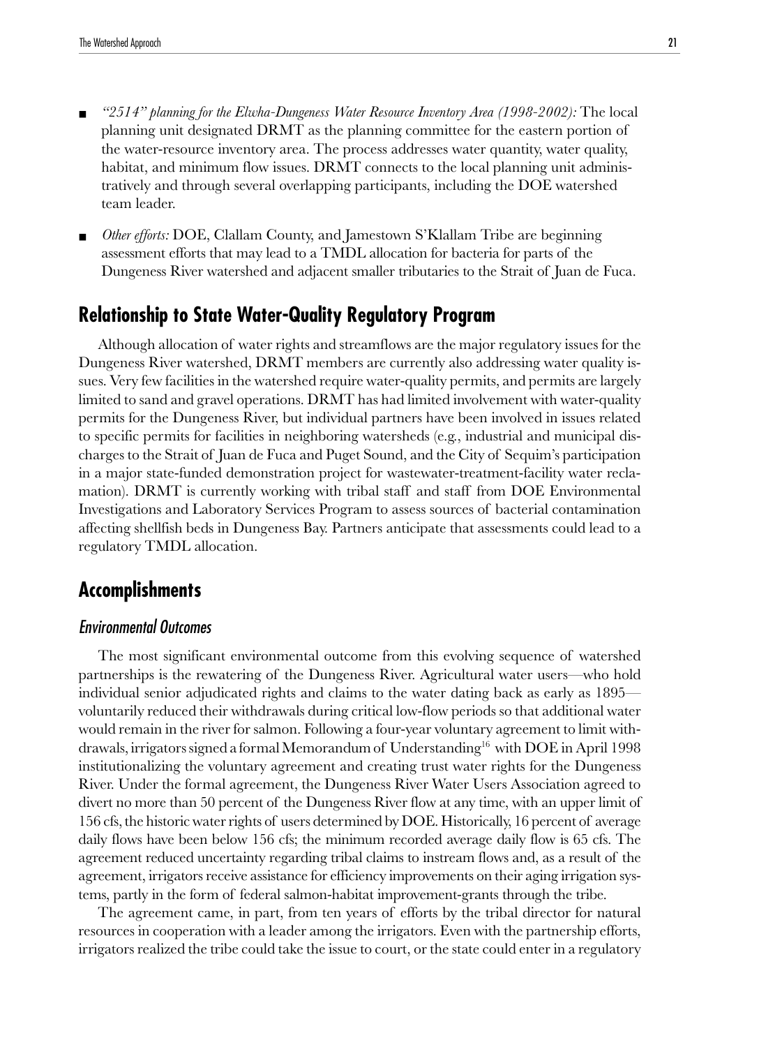- *"2514" planning for the Elwha-Dungeness Water Resource Inventory Area (1998-2002):* The local planning unit designated DRMT as the planning committee for the eastern portion of the water-resource inventory area. The process addresses water quantity, water quality, habitat, and minimum flow issues. DRMT connects to the local planning unit administratively and through several overlapping participants, including the DOE watershed team leader.
- *Other efforts:* DOE, Clallam County, and Jamestown S'Klallam Tribe are beginning assessment efforts that may lead to a TMDL allocation for bacteria for parts of the Dungeness River watershed and adjacent smaller tributaries to the Strait of Juan de Fuca.

## Relationship to State Water-Quality Regulatory Program

Although allocation of water rights and streamflows are the major regulatory issues for the Dungeness River watershed, DRMT members are currently also addressing water quality issues. Very few facilities in the watershed require water-quality permits, and permits are largely limited to sand and gravel operations. DRMT has had limited involvement with water-quality permits for the Dungeness River, but individual partners have been involved in issues related to specific permits for facilities in neighboring watersheds (e.g., industrial and municipal discharges to the Strait of Juan de Fuca and Puget Sound, and the City of Sequim's participation in a major state-funded demonstration project for wastewater-treatment-facility water reclamation). DRMT is currently working with tribal staff and staff from DOE Environmental Investigations and Laboratory Services Program to assess sources of bacterial contamination affecting shellfish beds in Dungeness Bay. Partners anticipate that assessments could lead to a regulatory TMDL allocation.

## Accomplishments

### Environmental Outcomes

The most significant environmental outcome from this evolving sequence of watershed partnerships is the rewatering of the Dungeness River. Agricultural water users—who hold individual senior adjudicated rights and claims to the water dating back as early as 1895—voluntarily reduced their withdrawals during critical low-flow periods so that additional water would remain in the river for salmon. Following a four-year voluntary agreement to limit withdrawals, irrigators signed a formal Memorandum of Understanding[16] with DOE in April 1998 institutionalizing the voluntary agreement and creating trust water rights for the Dungeness River. Under the formal agreement, the Dungeness River Water Users Association agreed to divert no more than 50 percent of the Dungeness River flow at any time, with an upper limit of 156 cfs, the historic water rights of users determined by DOE. Historically, 16 percent of average daily flows have been below 156 cfs; the minimum recorded average daily flow is 65 cfs. The agreement reduced uncertainty regarding tribal claims to instream flows and, as a result of the agreement, irrigators receive assistance for efficiency improvements on their aging irrigation systems, partly in the form of federal salmon-habitat improvement-grants through the tribe.

The agreement came, in part, from ten years of efforts by the tribal director for natural resources in cooperation with a leader among the irrigators. Even with the partnership efforts, irrigators realized the tribe could take the issue to court, or the state could enter in a regulatory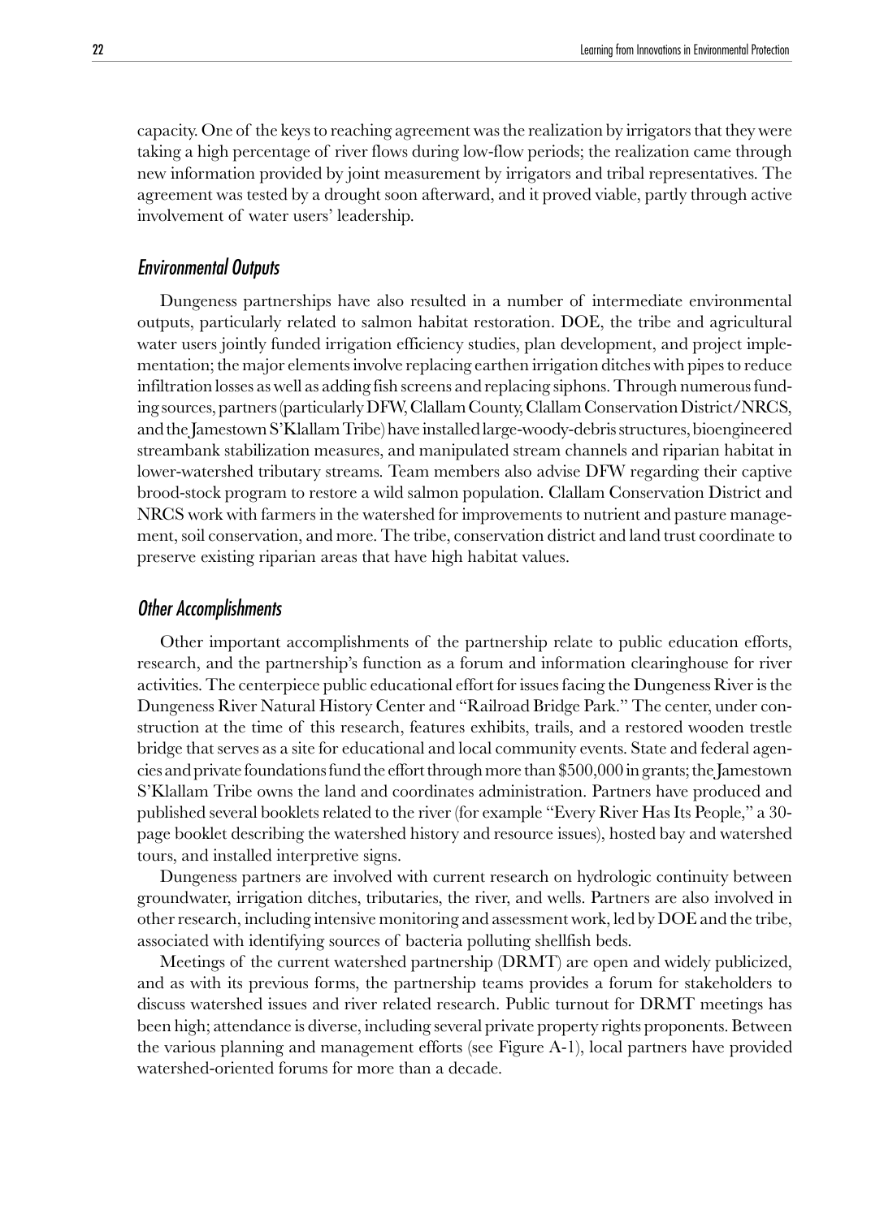capacity. One of the keys to reaching agreement was the realization by irrigators that they were taking a high percentage of river flows during low-flow periods; the realization came through new information provided by joint measurement by irrigators and tribal representatives. The agreement was tested by a drought soon afterward, and it proved viable, partly through active involvement of water users' leadership.

### *Environmental Outputs*

Dungeness partnerships have also resulted in a number of intermediate environmental outputs, particularly related to salmon habitat restoration. DOE, the tribe and agricultural water users jointly funded irrigation efficiency studies, plan development, and project implementation; the major elements involve replacing earthen irrigation ditches with pipes to reduce infiltration losses as well as adding fish screens and replacing siphons. Through numerous funding sources, partners (particularly DFW, Clallam County, Clallam Conservation District/NRCS, and the Jamestown S'Klallam Tribe) have installed large-woody-debris structures, bioengineered streambank stabilization measures, and manipulated stream channels and riparian habitat in lower-watershed tributary streams. Team members also advise DFW regarding their captive brood-stock program to restore a wild salmon population. Clallam Conservation District and NRCS work with farmers in the watershed for improvements to nutrient and pasture management, soil conservation, and more. The tribe, conservation district and land trust coordinate to preserve existing riparian areas that have high habitat values.

### *Other Accomplishments*

Other important accomplishments of the partnership relate to public education efforts, research, and the partnership's function as a forum and information clearinghouse for river activities. The centerpiece public educational effort for issues facing the Dungeness River is the Dungeness River Natural History Center and "Railroad Bridge Park." The center, under construction at the time of this research, features exhibits, trails, and a restored wooden trestle bridge that serves as a site for educational and local community events. State and federal agencies and private foundations fund the effort through more than $500,000 in grants; the Jamestown S'Klallam Tribe owns the land and coordinates administration. Partners have produced and published several booklets related to the river (for example "Every River Has Its People," a 30-page booklet describing the watershed history and resource issues), hosted bay and watershed tours, and installed interpretive signs.

Dungeness partners are involved with current research on hydrologic continuity between groundwater, irrigation ditches, tributaries, the river, and wells. Partners are also involved in other research, including intensive monitoring and assessment work, led by DOE and the tribe, associated with identifying sources of bacteria polluting shellfish beds.

Meetings of the current watershed partnership (DRMT) are open and widely publicized, and as with its previous forms, the partnership teams provides a forum for stakeholders to discuss watershed issues and river related research. Public turnout for DRMT meetings has been high; attendance is diverse, including several private property rights proponents. Between the various planning and management efforts (see Figure A-1), local partners have provided watershed-oriented forums for more than a decade.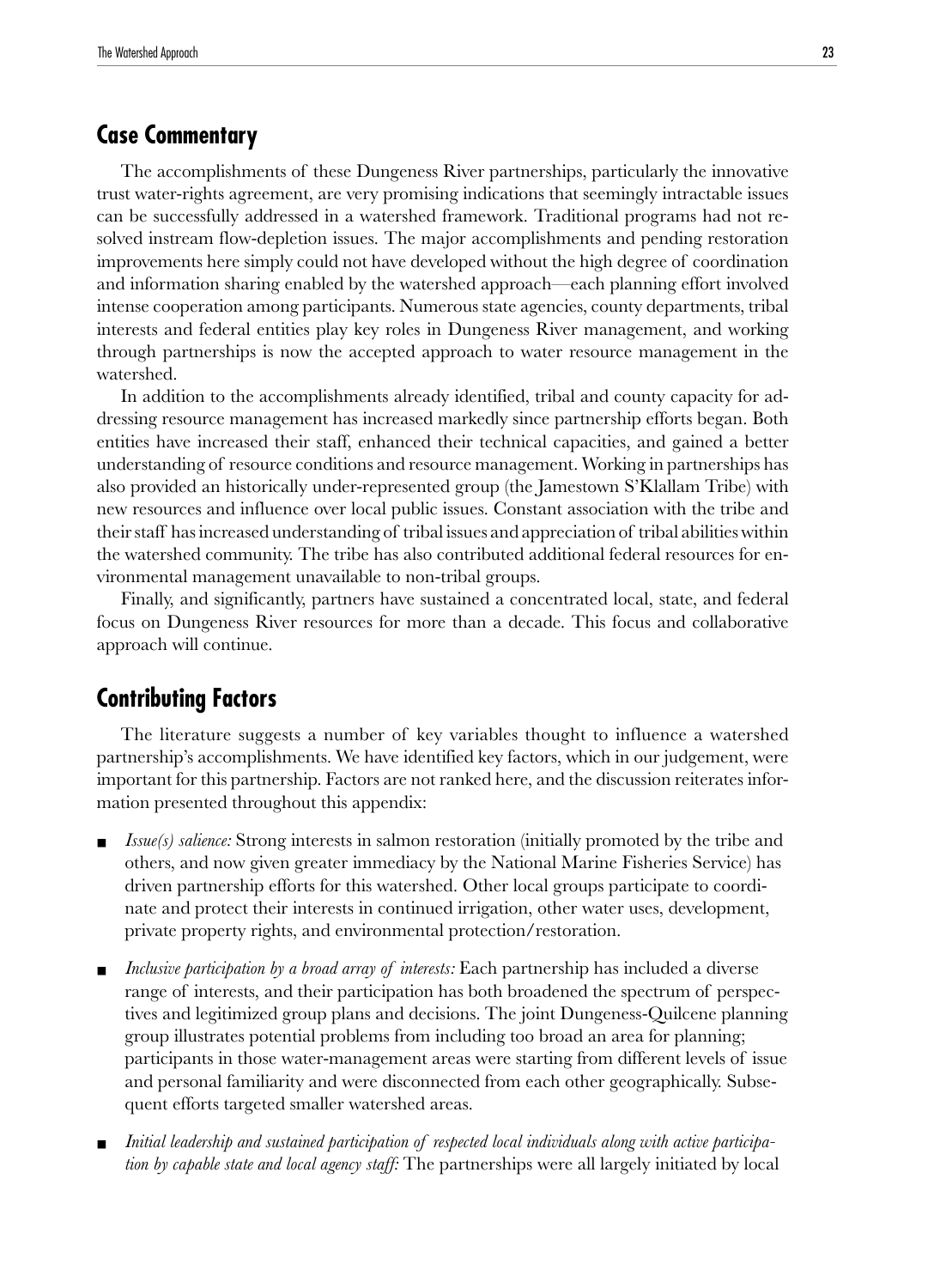## Case Commentary

The accomplishments of these Dungeness River partnerships, particularly the innovative trust water-rights agreement, are very promising indications that seemingly intractable issues can be successfully addressed in a watershed framework. Traditional programs had not resolved instream flow-depletion issues. The major accomplishments and pending restoration improvements here simply could not have developed without the high degree of coordination and information sharing enabled by the watershed approach—each planning effort involved intense cooperation among participants. Numerous state agencies, county departments, tribal interests and federal entities play key roles in Dungeness River management, and working through partnerships is now the accepted approach to water resource management in the watershed.

In addition to the accomplishments already identified, tribal and county capacity for addressing resource management has increased markedly since partnership efforts began. Both entities have increased their staff, enhanced their technical capacities, and gained a better understanding of resource conditions and resource management. Working in partnerships has also provided an historically under-represented group (the Jamestown S'Klallam Tribe) with new resources and influence over local public issues. Constant association with the tribe and their staff has increased understanding of tribal issues and appreciation of tribal abilities within the watershed community. The tribe has also contributed additional federal resources for environmental management unavailable to non-tribal groups.

Finally, and significantly, partners have sustained a concentrated local, state, and federal focus on Dungeness River resources for more than a decade. This focus and collaborative approach will continue.

## Contributing Factors

The literature suggests a number of key variables thought to influence a watershed partnership's accomplishments. We have identified key factors, which in our judgement, were important for this partnership. Factors are not ranked here, and the discussion reiterates information presented throughout this appendix:

- *Issue(s) salience:* Strong interests in salmon restoration (initially promoted by the tribe and others, and now given greater immediacy by the National Marine Fisheries Service) has driven partnership efforts for this watershed. Other local groups participate to coordinate and protect their interests in continued irrigation, other water uses, development, private property rights, and environmental protection/restoration.
- *Inclusive participation by a broad array of interests:* Each partnership has included a diverse range of interests, and their participation has both broadened the spectrum of perspectives and legitimized group plans and decisions. The joint Dungeness-Quilcene planning group illustrates potential problems from including too broad an area for planning; participants in those water-management areas were starting from different levels of issue and personal familiarity and were disconnected from each other geographically. Subsequent efforts targeted smaller watershed areas.
- *Initial leadership and sustained participation of respected local individuals along with active participation by capable state and local agency staff:* The partnerships were all largely initiated by local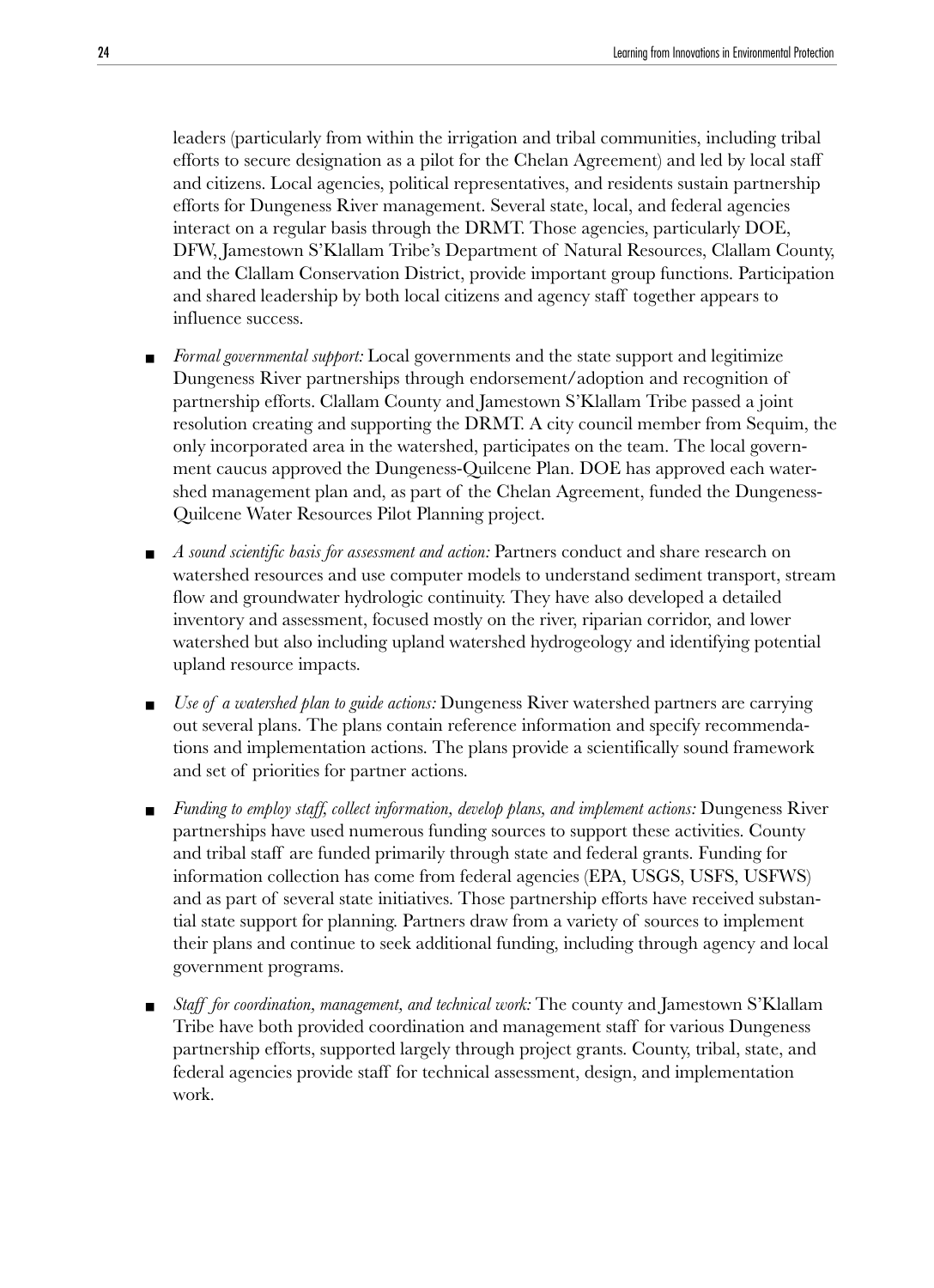leaders (particularly from within the irrigation and tribal communities, including tribal efforts to secure designation as a pilot for the Chelan Agreement) and led by local staff and citizens. Local agencies, political representatives, and residents sustain partnership efforts for Dungeness River management. Several state, local, and federal agencies interact on a regular basis through the DRMT. Those agencies, particularly DOE, DFW, Jamestown S'Klallam Tribe's Department of Natural Resources, Clallam County, and the Clallam Conservation District, provide important group functions. Participation and shared leadership by both local citizens and agency staff together appears to influence success.

- *Formal governmental support:* Local governments and the state support and legitimize Dungeness River partnerships through endorsement/adoption and recognition of partnership efforts. Clallam County and Jamestown S'Klallam Tribe passed a joint resolution creating and supporting the DRMT. A city council member from Sequim, the only incorporated area in the watershed, participates on the team. The local government caucus approved the Dungeness-Quilcene Plan. DOE has approved each watershed management plan and, as part of the Chelan Agreement, funded the Dungeness-Quilcene Water Resources Pilot Planning project.
- *A sound scientific basis for assessment and action:* Partners conduct and share research on watershed resources and use computer models to understand sediment transport, stream flow and groundwater hydrologic continuity. They have also developed a detailed inventory and assessment, focused mostly on the river, riparian corridor, and lower watershed but also including upland watershed hydrogeology and identifying potential upland resource impacts.
- *Use of a watershed plan to guide actions:* Dungeness River watershed partners are carrying out several plans. The plans contain reference information and specify recommendations and implementation actions. The plans provide a scientifically sound framework and set of priorities for partner actions.
- *Funding to employ staff, collect information, develop plans, and implement actions:* Dungeness River partnerships have used numerous funding sources to support these activities. County and tribal staff are funded primarily through state and federal grants. Funding for information collection has come from federal agencies (EPA, USGS, USFS, USFWS) and as part of several state initiatives. Those partnership efforts have received substantial state support for planning. Partners draw from a variety of sources to implement their plans and continue to seek additional funding, including through agency and local government programs.
- *Staff for coordination, management, and technical work:* The county and Jamestown S'Klallam Tribe have both provided coordination and management staff for various Dungeness partnership efforts, supported largely through project grants. County, tribal, state, and federal agencies provide staff for technical assessment, design, and implementation work.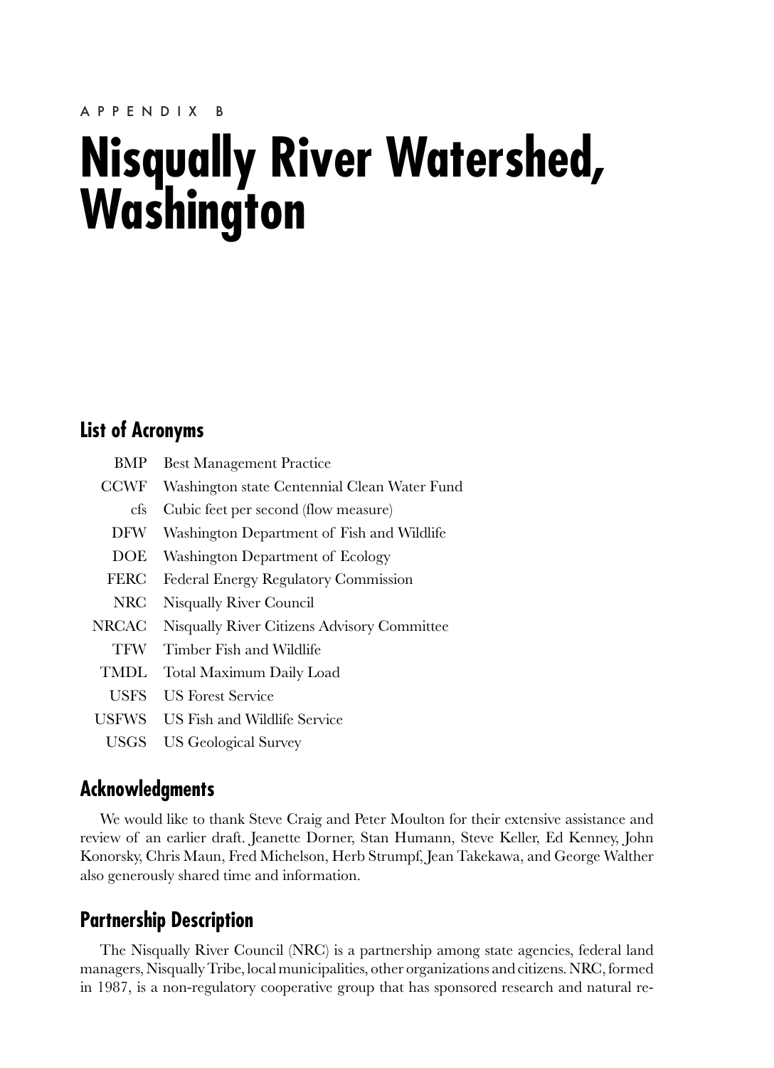APPENDIX B

# Nisqually River Watershed, Washington

## List of Acronyms

| | |
|---|---|
| BMP | Best Management Practice |
| CCWF | Washington state Centennial Clean Water Fund |
| cfs | Cubic feet per second (flow measure) |
| DFW | Washington Department of Fish and Wildlife |
| DOE | Washington Department of Ecology |
| FERC | Federal Energy Regulatory Commission |
| NRC | Nisqually River Council |
| NRCAC | Nisqually River Citizens Advisory Committee |
| TFW | Timber Fish and Wildlife |
| TMDL | Total Maximum Daily Load |
| USFS | US Forest Service |
| USFWS | US Fish and Wildlife Service |
| USGS | US Geological Survey |

## Acknowledgments

We would like to thank Steve Craig and Peter Moulton for their extensive assistance and review of an earlier draft. Jeanette Dorner, Stan Humann, Steve Keller, Ed Kenney, John Konorsky, Chris Maun, Fred Michelson, Herb Strumpf, Jean Takekawa, and George Walther also generously shared time and information.

## Partnership Description

The Nisqually River Council (NRC) is a partnership among state agencies, federal land managers, Nisqually Tribe, local municipalities, other organizations and citizens. NRC, formed in 1987, is a non-regulatory cooperative group that has sponsored research and natural re-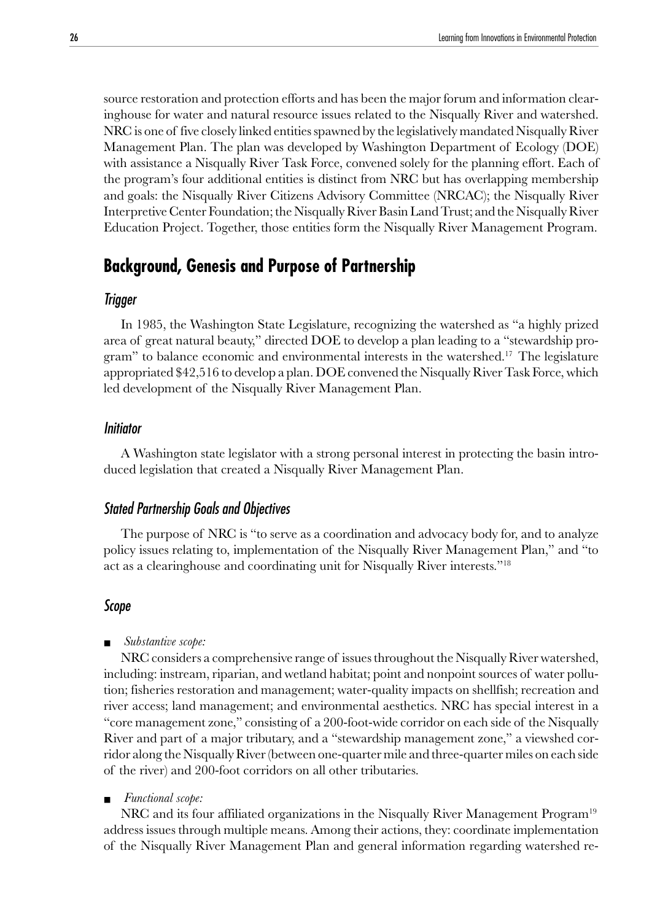source restoration and protection efforts and has been the major forum and information clearinghouse for water and natural resource issues related to the Nisqually River and watershed. NRC is one of five closely linked entities spawned by the legislatively mandated Nisqually River Management Plan. The plan was developed by Washington Department of Ecology (DOE) with assistance a Nisqually River Task Force, convened solely for the planning effort. Each of the program's four additional entities is distinct from NRC but has overlapping membership and goals: the Nisqually River Citizens Advisory Committee (NRCAC); the Nisqually River Interpretive Center Foundation; the Nisqually River Basin Land Trust; and the Nisqually River Education Project. Together, those entities form the Nisqually River Management Program.

## Background, Genesis and Purpose of Partnership

### Trigger

In 1985, the Washington State Legislature, recognizing the watershed as "a highly prized area of great natural beauty," directed DOE to develop a plan leading to a "stewardship program" to balance economic and environmental interests in the watershed.[17] The legislature appropriated $42,516 to develop a plan. DOE convened the Nisqually River Task Force, which led development of the Nisqually River Management Plan.

### Initiator

A Washington state legislator with a strong personal interest in protecting the basin introduced legislation that created a Nisqually River Management Plan.

### Stated Partnership Goals and Objectives

The purpose of NRC is "to serve as a coordination and advocacy body for, and to analyze policy issues relating to, implementation of the Nisqually River Management Plan," and "to act as a clearinghouse and coordinating unit for Nisqually River interests."[18]

### Scope

- *Substantive scope:*

  NRC considers a comprehensive range of issues throughout the Nisqually River watershed, including: instream, riparian, and wetland habitat; point and nonpoint sources of water pollution; fisheries restoration and management; water-quality impacts on shellfish; recreation and river access; land management; and environmental aesthetics. NRC has special interest in a "core management zone," consisting of a 200-foot-wide corridor on each side of the Nisqually River and part of a major tributary, and a "stewardship management zone," a viewshed corridor along the Nisqually River (between one-quarter mile and three-quarter miles on each side of the river) and 200-foot corridors on all other tributaries.

- *Functional scope:*

  NRC and its four affiliated organizations in the Nisqually River Management Program[19] address issues through multiple means. Among their actions, they: coordinate implementation of the Nisqually River Management Plan and general information regarding watershed re-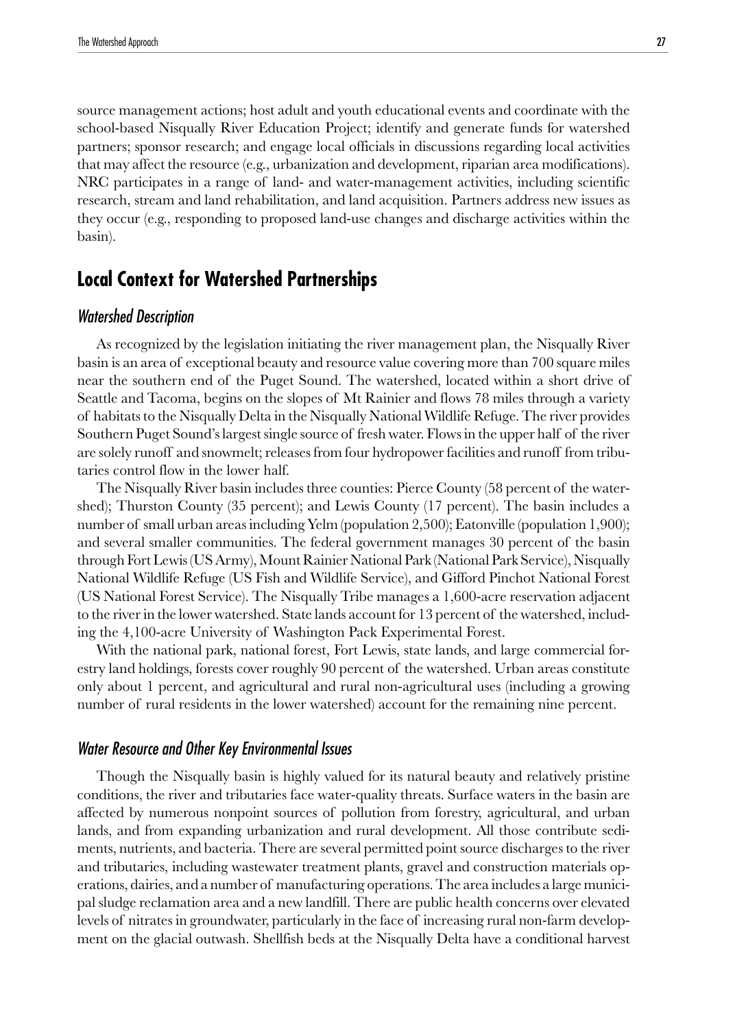source management actions; host adult and youth educational events and coordinate with the school-based Nisqually River Education Project; identify and generate funds for watershed partners; sponsor research; and engage local officials in discussions regarding local activities that may affect the resource (e.g., urbanization and development, riparian area modifications). NRC participates in a range of land- and water-management activities, including scientific research, stream and land rehabilitation, and land acquisition. Partners address new issues as they occur (e.g., responding to proposed land-use changes and discharge activities within the basin).

## Local Context for Watershed Partnerships

### *Watershed Description*

As recognized by the legislation initiating the river management plan, the Nisqually River basin is an area of exceptional beauty and resource value covering more than 700 square miles near the southern end of the Puget Sound. The watershed, located within a short drive of Seattle and Tacoma, begins on the slopes of Mt Rainier and flows 78 miles through a variety of habitats to the Nisqually Delta in the Nisqually National Wildlife Refuge. The river provides Southern Puget Sound's largest single source of fresh water. Flows in the upper half of the river are solely runoff and snowmelt; releases from four hydropower facilities and runoff from tributaries control flow in the lower half.

The Nisqually River basin includes three counties: Pierce County (58 percent of the watershed); Thurston County (35 percent); and Lewis County (17 percent). The basin includes a number of small urban areas including Yelm (population 2,500); Eatonville (population 1,900); and several smaller communities. The federal government manages 30 percent of the basin through Fort Lewis (US Army), Mount Rainier National Park (National Park Service), Nisqually National Wildlife Refuge (US Fish and Wildlife Service), and Gifford Pinchot National Forest (US National Forest Service). The Nisqually Tribe manages a 1,600-acre reservation adjacent to the river in the lower watershed. State lands account for 13 percent of the watershed, including the 4,100-acre University of Washington Pack Experimental Forest.

With the national park, national forest, Fort Lewis, state lands, and large commercial forestry land holdings, forests cover roughly 90 percent of the watershed. Urban areas constitute only about 1 percent, and agricultural and rural non-agricultural uses (including a growing number of rural residents in the lower watershed) account for the remaining nine percent.

### *Water Resource and Other Key Environmental Issues*

Though the Nisqually basin is highly valued for its natural beauty and relatively pristine conditions, the river and tributaries face water-quality threats. Surface waters in the basin are affected by numerous nonpoint sources of pollution from forestry, agricultural, and urban lands, and from expanding urbanization and rural development. All those contribute sediments, nutrients, and bacteria. There are several permitted point source discharges to the river and tributaries, including wastewater treatment plants, gravel and construction materials operations, dairies, and a number of manufacturing operations. The area includes a large municipal sludge reclamation area and a new landfill. There are public health concerns over elevated levels of nitrates in groundwater, particularly in the face of increasing rural non-farm development on the glacial outwash. Shellfish beds at the Nisqually Delta have a conditional harvest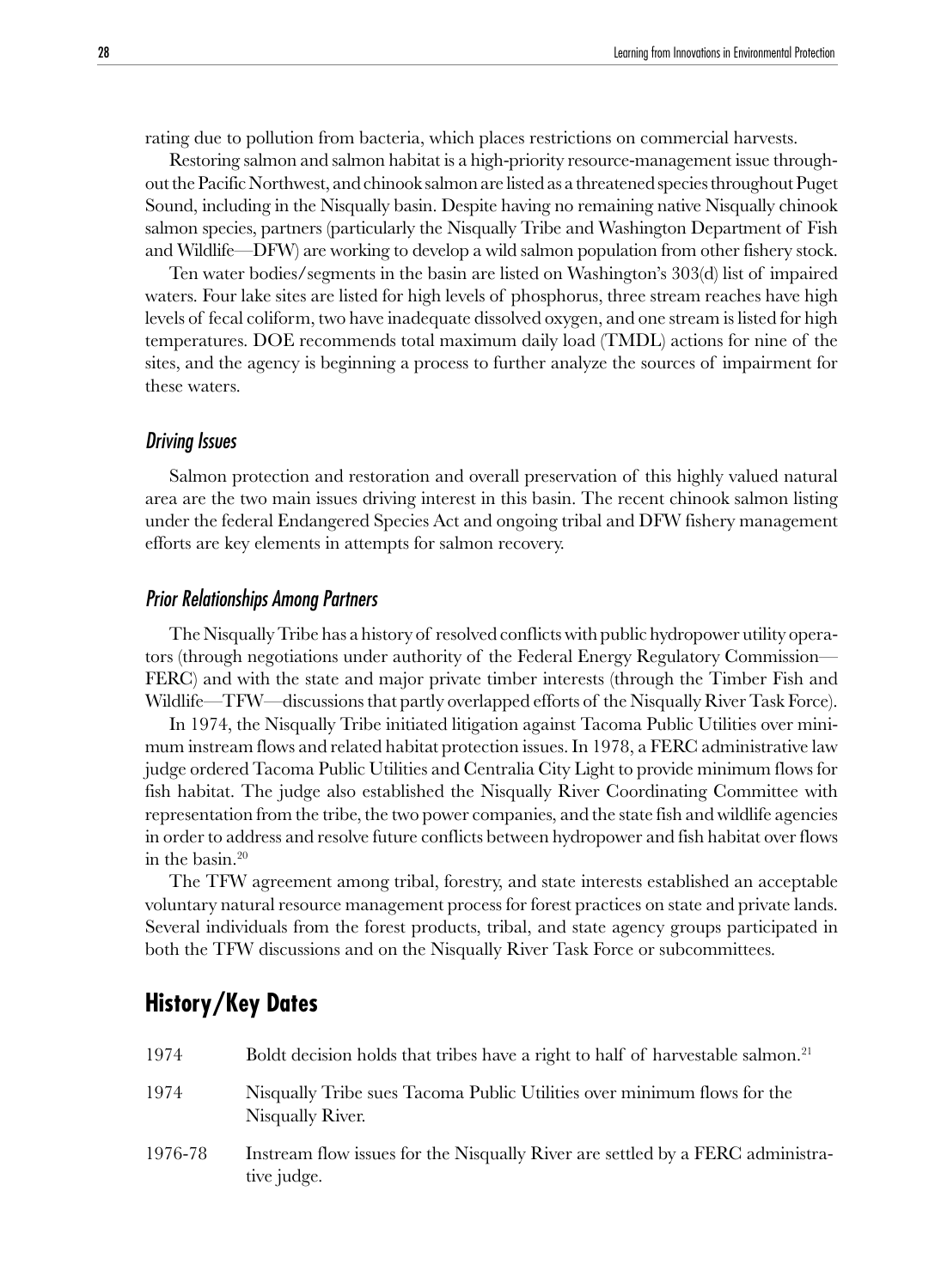rating due to pollution from bacteria, which places restrictions on commercial harvests.

Restoring salmon and salmon habitat is a high-priority resource-management issue throughout the Pacific Northwest, and chinook salmon are listed as a threatened species throughout Puget Sound, including in the Nisqually basin. Despite having no remaining native Nisqually chinook salmon species, partners (particularly the Nisqually Tribe and Washington Department of Fish and Wildlife—DFW) are working to develop a wild salmon population from other fishery stock.

Ten water bodies/segments in the basin are listed on Washington's 303(d) list of impaired waters. Four lake sites are listed for high levels of phosphorus, three stream reaches have high levels of fecal coliform, two have inadequate dissolved oxygen, and one stream is listed for high temperatures. DOE recommends total maximum daily load (TMDL) actions for nine of the sites, and the agency is beginning a process to further analyze the sources of impairment for these waters.

### *Driving Issues*

Salmon protection and restoration and overall preservation of this highly valued natural area are the two main issues driving interest in this basin. The recent chinook salmon listing under the federal Endangered Species Act and ongoing tribal and DFW fishery management efforts are key elements in attempts for salmon recovery.

### *Prior Relationships Among Partners*

The Nisqually Tribe has a history of resolved conflicts with public hydropower utility operators (through negotiations under authority of the Federal Energy Regulatory Commission—FERC) and with the state and major private timber interests (through the Timber Fish and Wildlife—TFW—discussions that partly overlapped efforts of the Nisqually River Task Force).

In 1974, the Nisqually Tribe initiated litigation against Tacoma Public Utilities over minimum instream flows and related habitat protection issues. In 1978, a FERC administrative law judge ordered Tacoma Public Utilities and Centralia City Light to provide minimum flows for fish habitat. The judge also established the Nisqually River Coordinating Committee with representation from the tribe, the two power companies, and the state fish and wildlife agencies in order to address and resolve future conflicts between hydropower and fish habitat over flows in the basin.[20]

The TFW agreement among tribal, forestry, and state interests established an acceptable voluntary natural resource management process for forest practices on state and private lands. Several individuals from the forest products, tribal, and state agency groups participated in both the TFW discussions and on the Nisqually River Task Force or subcommittees.

## History/Key Dates

| | |
|---|---|
| 1974 | Boldt decision holds that tribes have a right to half of harvestable salmon.[21] |
| 1974 | Nisqually Tribe sues Tacoma Public Utilities over minimum flows for the Nisqually River. |
| 1976-78 | Instream flow issues for the Nisqually River are settled by a FERC administrative judge. |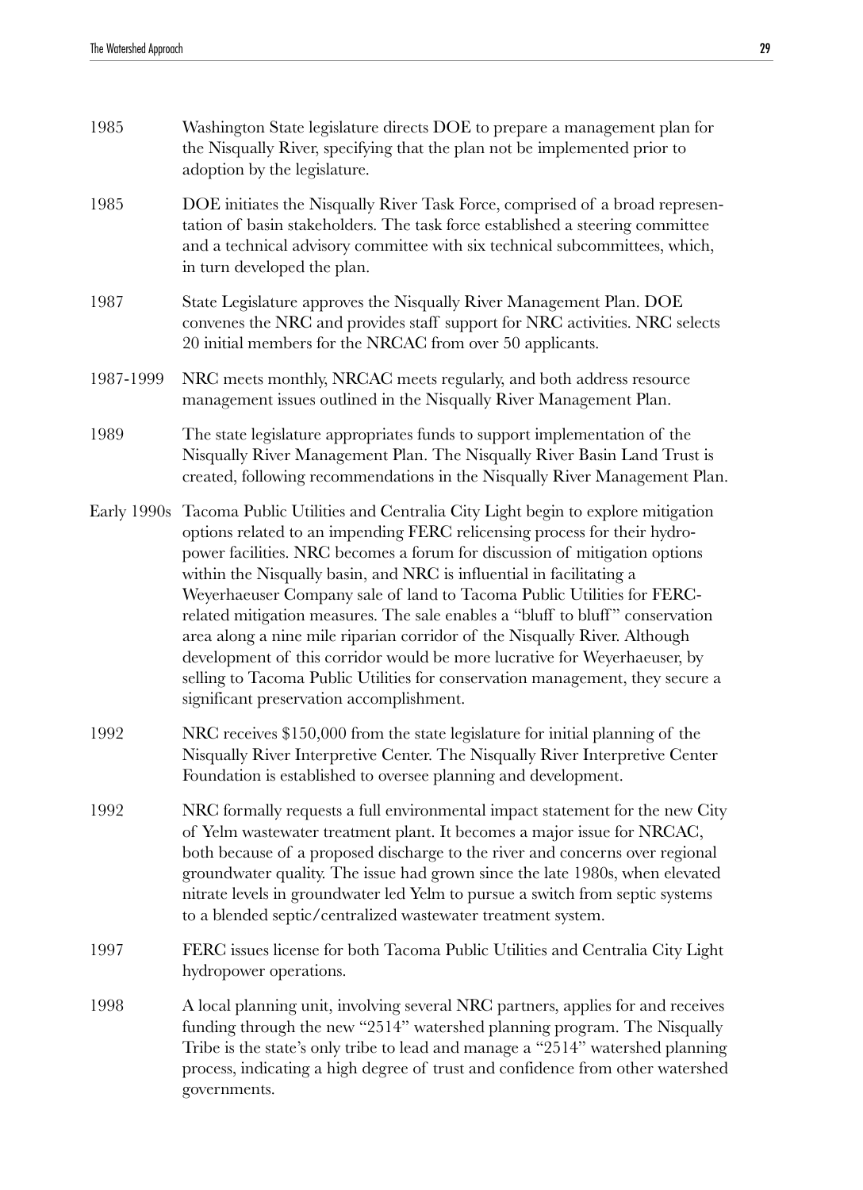| | |
|---|---|
| 1985 | Washington State legislature directs DOE to prepare a management plan for the Nisqually River, specifying that the plan not be implemented prior to adoption by the legislature. |
| 1985 | DOE initiates the Nisqually River Task Force, comprised of a broad representation of basin stakeholders. The task force established a steering committee and a technical advisory committee with six technical subcommittees, which, in turn developed the plan. |
| 1987 | State Legislature approves the Nisqually River Management Plan. DOE convenes the NRC and provides staff support for NRC activities. NRC selects 20 initial members for the NRCAC from over 50 applicants. |
| 1987-1999 | NRC meets monthly, NRCAC meets regularly, and both address resource management issues outlined in the Nisqually River Management Plan. |
| 1989 | The state legislature appropriates funds to support implementation of the Nisqually River Management Plan. The Nisqually River Basin Land Trust is created, following recommendations in the Nisqually River Management Plan. |
| Early 1990s | Tacoma Public Utilities and Centralia City Light begin to explore mitigation options related to an impending FERC relicensing process for their hydropower facilities. NRC becomes a forum for discussion of mitigation options within the Nisqually basin, and NRC is influential in facilitating a Weyerhaeuser Company sale of land to Tacoma Public Utilities for FERC-related mitigation measures. The sale enables a "bluff to bluff" conservation area along a nine mile riparian corridor of the Nisqually River. Although development of this corridor would be more lucrative for Weyerhaeuser, by selling to Tacoma Public Utilities for conservation management, they secure a significant preservation accomplishment. |
| 1992 | NRC receives $150,000 from the state legislature for initial planning of the Nisqually River Interpretive Center. The Nisqually River Interpretive Center Foundation is established to oversee planning and development. |
| 1992 | NRC formally requests a full environmental impact statement for the new City of Yelm wastewater treatment plant. It becomes a major issue for NRCAC, both because of a proposed discharge to the river and concerns over regional groundwater quality. The issue had grown since the late 1980s, when elevated nitrate levels in groundwater led Yelm to pursue a switch from septic systems to a blended septic/centralized wastewater treatment system. |
| 1997 | FERC issues license for both Tacoma Public Utilities and Centralia City Light hydropower operations. |
| 1998 | A local planning unit, involving several NRC partners, applies for and receives funding through the new "2514" watershed planning program. The Nisqually Tribe is the state's only tribe to lead and manage a "2514" watershed planning process, indicating a high degree of trust and confidence from other watershed governments. |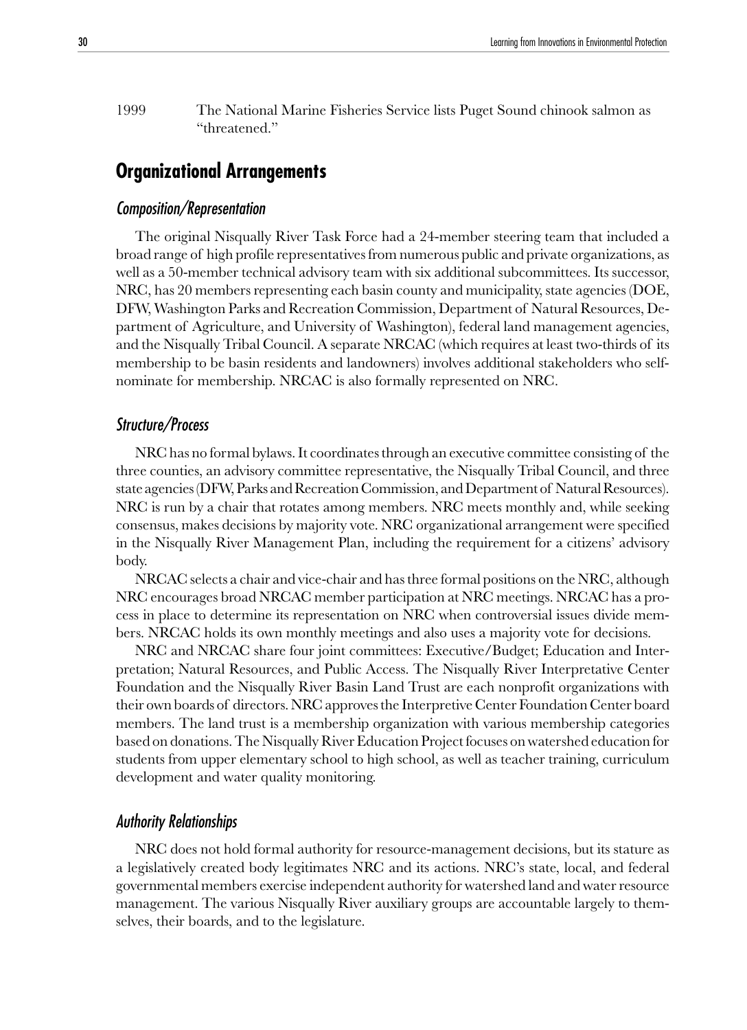1999 The National Marine Fisheries Service lists Puget Sound chinook salmon as "threatened."

## Organizational Arrangements

### *Composition/Representation*

The original Nisqually River Task Force had a 24-member steering team that included a broad range of high profile representatives from numerous public and private organizations, as well as a 50-member technical advisory team with six additional subcommittees. Its successor, NRC, has 20 members representing each basin county and municipality, state agencies (DOE, DFW, Washington Parks and Recreation Commission, Department of Natural Resources, Department of Agriculture, and University of Washington), federal land management agencies, and the Nisqually Tribal Council. A separate NRCAC (which requires at least two-thirds of its membership to be basin residents and landowners) involves additional stakeholders who self-nominate for membership. NRCAC is also formally represented on NRC.

### *Structure/Process*

NRC has no formal bylaws. It coordinates through an executive committee consisting of the three counties, an advisory committee representative, the Nisqually Tribal Council, and three state agencies (DFW, Parks and Recreation Commission, and Department of Natural Resources). NRC is run by a chair that rotates among members. NRC meets monthly and, while seeking consensus, makes decisions by majority vote. NRC organizational arrangement were specified in the Nisqually River Management Plan, including the requirement for a citizens' advisory body.

NRCAC selects a chair and vice-chair and has three formal positions on the NRC, although NRC encourages broad NRCAC member participation at NRC meetings. NRCAC has a process in place to determine its representation on NRC when controversial issues divide members. NRCAC holds its own monthly meetings and also uses a majority vote for decisions.

NRC and NRCAC share four joint committees: Executive/Budget; Education and Interpretation; Natural Resources, and Public Access. The Nisqually River Interpretative Center Foundation and the Nisqually River Basin Land Trust are each nonprofit organizations with their own boards of directors. NRC approves the Interpretive Center Foundation Center board members. The land trust is a membership organization with various membership categories based on donations. The Nisqually River Education Project focuses on watershed education for students from upper elementary school to high school, as well as teacher training, curriculum development and water quality monitoring.

### *Authority Relationships*

NRC does not hold formal authority for resource-management decisions, but its stature as a legislatively created body legitimates NRC and its actions. NRC's state, local, and federal governmental members exercise independent authority for watershed land and water resource management. The various Nisqually River auxiliary groups are accountable largely to themselves, their boards, and to the legislature.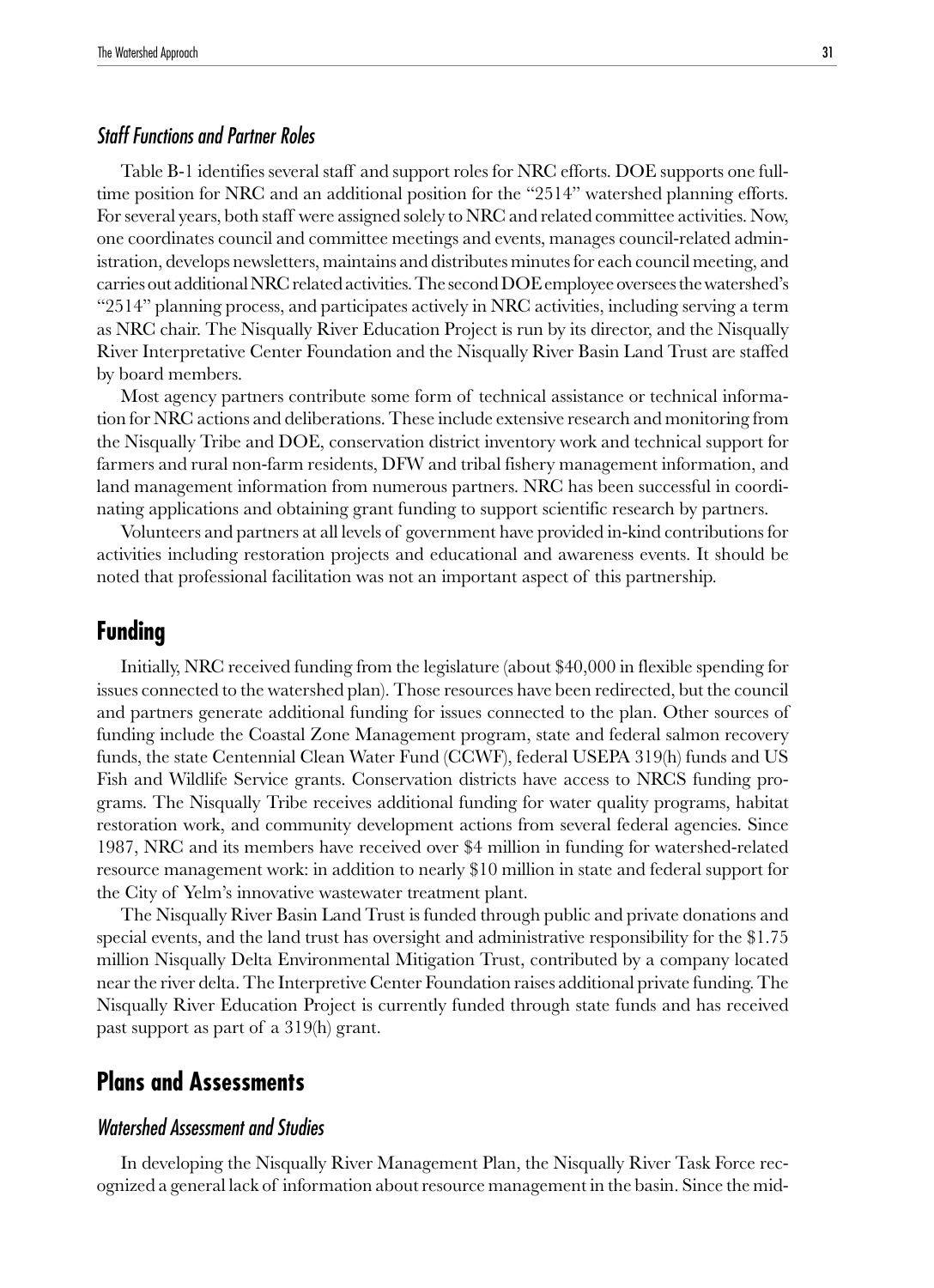### *Staff Functions and Partner Roles*

Table B-1 identifies several staff and support roles for NRC efforts. DOE supports one full-time position for NRC and an additional position for the "2514" watershed planning efforts. For several years, both staff were assigned solely to NRC and related committee activities. Now, one coordinates council and committee meetings and events, manages council-related administration, develops newsletters, maintains and distributes minutes for each council meeting, and carries out additional NRC related activities. The second DOE employee oversees the watershed's "2514" planning process, and participates actively in NRC activities, including serving a term as NRC chair. The Nisqually River Education Project is run by its director, and the Nisqually River Interpretative Center Foundation and the Nisqually River Basin Land Trust are staffed by board members.

Most agency partners contribute some form of technical assistance or technical information for NRC actions and deliberations. These include extensive research and monitoring from the Nisqually Tribe and DOE, conservation district inventory work and technical support for farmers and rural non-farm residents, DFW and tribal fishery management information, and land management information from numerous partners. NRC has been successful in coordinating applications and obtaining grant funding to support scientific research by partners.

Volunteers and partners at all levels of government have provided in-kind contributions for activities including restoration projects and educational and awareness events. It should be noted that professional facilitation was not an important aspect of this partnership.

## Funding

Initially, NRC received funding from the legislature (about $40,000 in flexible spending for issues connected to the watershed plan). Those resources have been redirected, but the council and partners generate additional funding for issues connected to the plan. Other sources of funding include the Coastal Zone Management program, state and federal salmon recovery funds, the state Centennial Clean Water Fund (CCWF), federal USEPA 319(h) funds and US Fish and Wildlife Service grants. Conservation districts have access to NRCS funding programs. The Nisqually Tribe receives additional funding for water quality programs, habitat restoration work, and community development actions from several federal agencies. Since 1987, NRC and its members have received over $4 million in funding for watershed-related resource management work: in addition to nearly $10 million in state and federal support for the City of Yelm's innovative wastewater treatment plant.

The Nisqually River Basin Land Trust is funded through public and private donations and special events, and the land trust has oversight and administrative responsibility for the $1.75 million Nisqually Delta Environmental Mitigation Trust, contributed by a company located near the river delta. The Interpretive Center Foundation raises additional private funding. The Nisqually River Education Project is currently funded through state funds and has received past support as part of a 319(h) grant.

## Plans and Assessments

### *Watershed Assessment and Studies*

In developing the Nisqually River Management Plan, the Nisqually River Task Force recognized a general lack of information about resource management in the basin. Since the mid-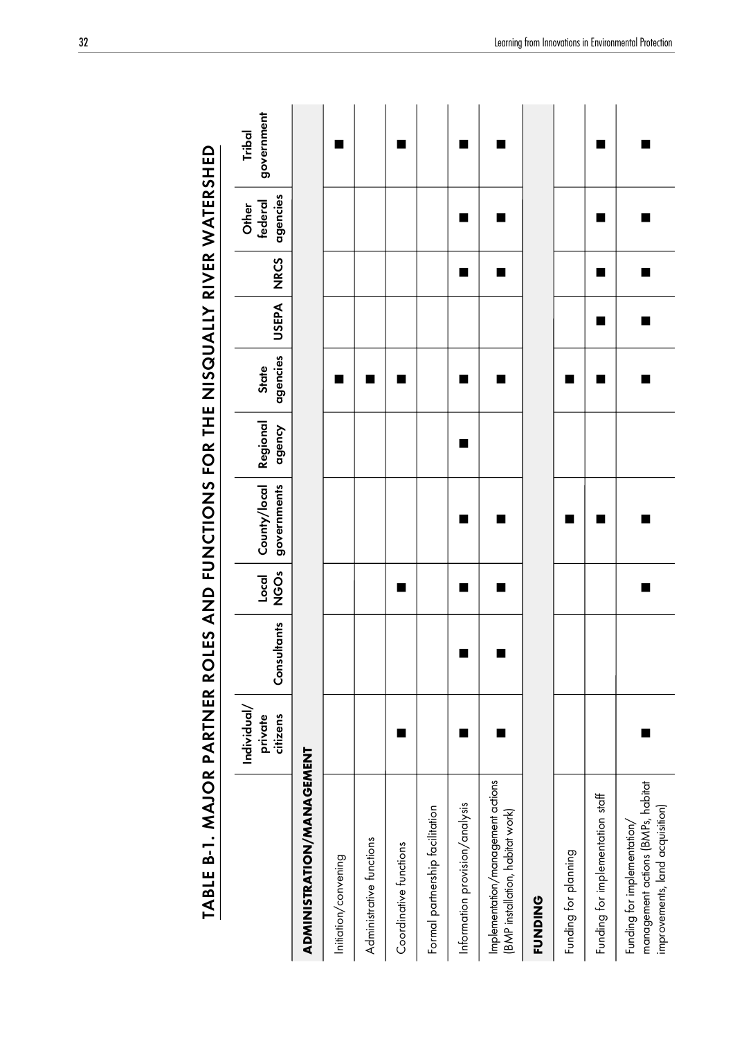# TABLE B-1. MAJOR PARTNER ROLES AND FUNCTIONS FOR THE NISQUALLY RIVER WATERSHED

| | Individual/ private citizens | Consultants | Local NGOs | County/local governments | Regional agency | State agencies | USEPA | NRCS | Other federal agencies | Tribal government |
|---|---|---|---|---|---|---|---|---|---|---|
| **ADMINISTRATION/MANAGEMENT** | | | | | | | | | | |
| Initiation/convening | | | | | | ■ | | | | ■ |
| Administrative functions | | | | | | ■ | | | | |
| Coordinative functions | ■ | | ■ | | | ■ | | | | ■ |
| Formal partnership facilitation | | | | | ■ | | | | | |
| Information provision/analysis | ■ | ■ | ■ | ■ | | ■ | | ■ | ■ | ■ |
| Implementation/management actions (BMP installation, habitat work) | ■ | ■ | ■ | ■ | | ■ | | ■ | ■ | ■ |
| **FUNDING** | | | | | | | | | | |
| Funding for planning | | | | ■ | | ■ | | | | |
| Funding for implementation staff | | | | ■ | | ■ | ■ | ■ | ■ | ■ |
| Funding for implementation/ management actions (BMPs, habitat improvements, land acquisition) | ■ | | ■ | ■ | | ■ | ■ | ■ | ■ | ■ |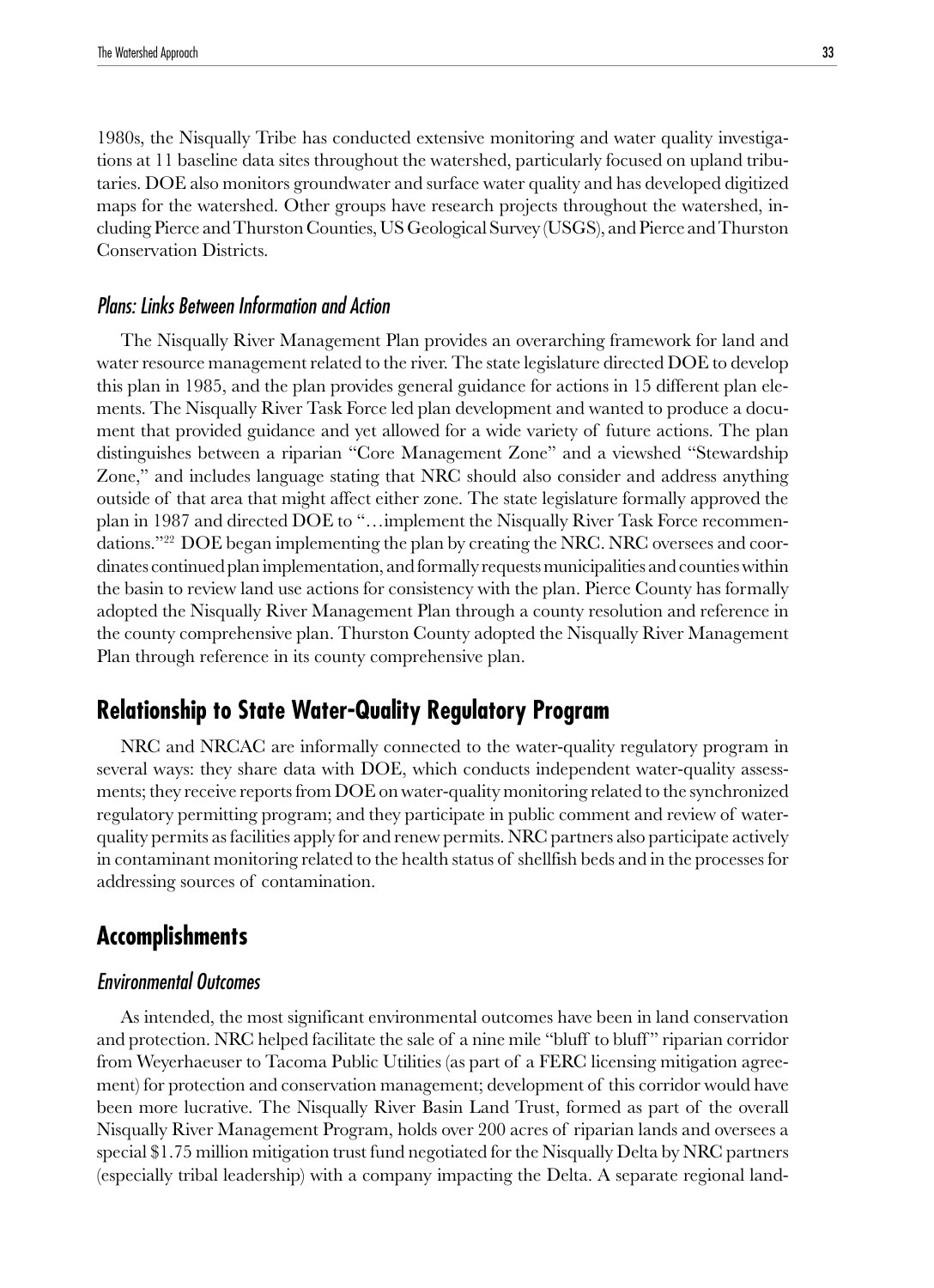1980s, the Nisqually Tribe has conducted extensive monitoring and water quality investigations at 11 baseline data sites throughout the watershed, particularly focused on upland tributaries. DOE also monitors groundwater and surface water quality and has developed digitized maps for the watershed. Other groups have research projects throughout the watershed, including Pierce and Thurston Counties, US Geological Survey (USGS), and Pierce and Thurston Conservation Districts.

### *Plans: Links Between Information and Action*

The Nisqually River Management Plan provides an overarching framework for land and water resource management related to the river. The state legislature directed DOE to develop this plan in 1985, and the plan provides general guidance for actions in 15 different plan elements. The Nisqually River Task Force led plan development and wanted to produce a document that provided guidance and yet allowed for a wide variety of future actions. The plan distinguishes between a riparian "Core Management Zone" and a viewshed "Stewardship Zone," and includes language stating that NRC should also consider and address anything outside of that area that might affect either zone. The state legislature formally approved the plan in 1987 and directed DOE to "…implement the Nisqually River Task Force recommendations."[22] DOE began implementing the plan by creating the NRC. NRC oversees and coordinates continued plan implementation, and formally requests municipalities and counties within the basin to review land use actions for consistency with the plan. Pierce County has formally adopted the Nisqually River Management Plan through a county resolution and reference in the county comprehensive plan. Thurston County adopted the Nisqually River Management Plan through reference in its county comprehensive plan.

## Relationship to State Water-Quality Regulatory Program

NRC and NRCAC are informally connected to the water-quality regulatory program in several ways: they share data with DOE, which conducts independent water-quality assessments; they receive reports from DOE on water-quality monitoring related to the synchronized regulatory permitting program; and they participate in public comment and review of water-quality permits as facilities apply for and renew permits. NRC partners also participate actively in contaminant monitoring related to the health status of shellfish beds and in the processes for addressing sources of contamination.

## Accomplishments

### *Environmental Outcomes*

As intended, the most significant environmental outcomes have been in land conservation and protection. NRC helped facilitate the sale of a nine mile "bluff to bluff" riparian corridor from Weyerhaeuser to Tacoma Public Utilities (as part of a FERC licensing mitigation agreement) for protection and conservation management; development of this corridor would have been more lucrative. The Nisqually River Basin Land Trust, formed as part of the overall Nisqually River Management Program, holds over 200 acres of riparian lands and oversees a special $1.75 million mitigation trust fund negotiated for the Nisqually Delta by NRC partners (especially tribal leadership) with a company impacting the Delta. A separate regional land-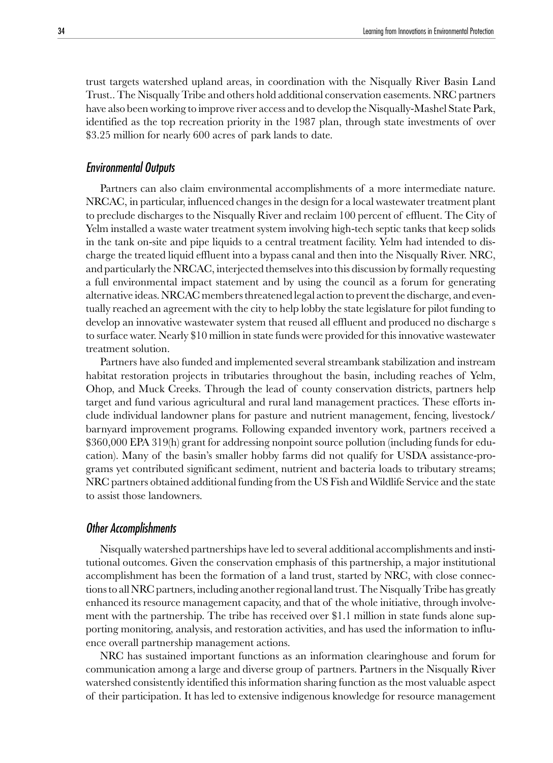trust targets watershed upland areas, in coordination with the Nisqually River Basin Land Trust.. The Nisqually Tribe and others hold additional conservation easements. NRC partners have also been working to improve river access and to develop the Nisqually-Mashel State Park, identified as the top recreation priority in the 1987 plan, through state investments of over \$3.25 million for nearly 600 acres of park lands to date.

### *Environmental Outputs*

Partners can also claim environmental accomplishments of a more intermediate nature. NRCAC, in particular, influenced changes in the design for a local wastewater treatment plant to preclude discharges to the Nisqually River and reclaim 100 percent of effluent. The City of Yelm installed a waste water treatment system involving high-tech septic tanks that keep solids in the tank on-site and pipe liquids to a central treatment facility. Yelm had intended to discharge the treated liquid effluent into a bypass canal and then into the Nisqually River. NRC, and particularly the NRCAC, interjected themselves into this discussion by formally requesting a full environmental impact statement and by using the council as a forum for generating alternative ideas. NRCAC members threatened legal action to prevent the discharge, and eventually reached an agreement with the city to help lobby the state legislature for pilot funding to develop an innovative wastewater system that reused all effluent and produced no discharge s to surface water. Nearly \$10 million in state funds were provided for this innovative wastewater treatment solution.

Partners have also funded and implemented several streambank stabilization and instream habitat restoration projects in tributaries throughout the basin, including reaches of Yelm, Ohop, and Muck Creeks. Through the lead of county conservation districts, partners help target and fund various agricultural and rural land management practices. These efforts include individual landowner plans for pasture and nutrient management, fencing, livestock/ barnyard improvement programs. Following expanded inventory work, partners received a \$360,000 EPA 319(h) grant for addressing nonpoint source pollution (including funds for education). Many of the basin's smaller hobby farms did not qualify for USDA assistance-programs yet contributed significant sediment, nutrient and bacteria loads to tributary streams; NRC partners obtained additional funding from the US Fish and Wildlife Service and the state to assist those landowners.

### *Other Accomplishments*

Nisqually watershed partnerships have led to several additional accomplishments and institutional outcomes. Given the conservation emphasis of this partnership, a major institutional accomplishment has been the formation of a land trust, started by NRC, with close connections to all NRC partners, including another regional land trust. The Nisqually Tribe has greatly enhanced its resource management capacity, and that of the whole initiative, through involvement with the partnership. The tribe has received over \$1.1 million in state funds alone supporting monitoring, analysis, and restoration activities, and has used the information to influence overall partnership management actions.

NRC has sustained important functions as an information clearinghouse and forum for communication among a large and diverse group of partners. Partners in the Nisqually River watershed consistently identified this information sharing function as the most valuable aspect of their participation. It has led to extensive indigenous knowledge for resource management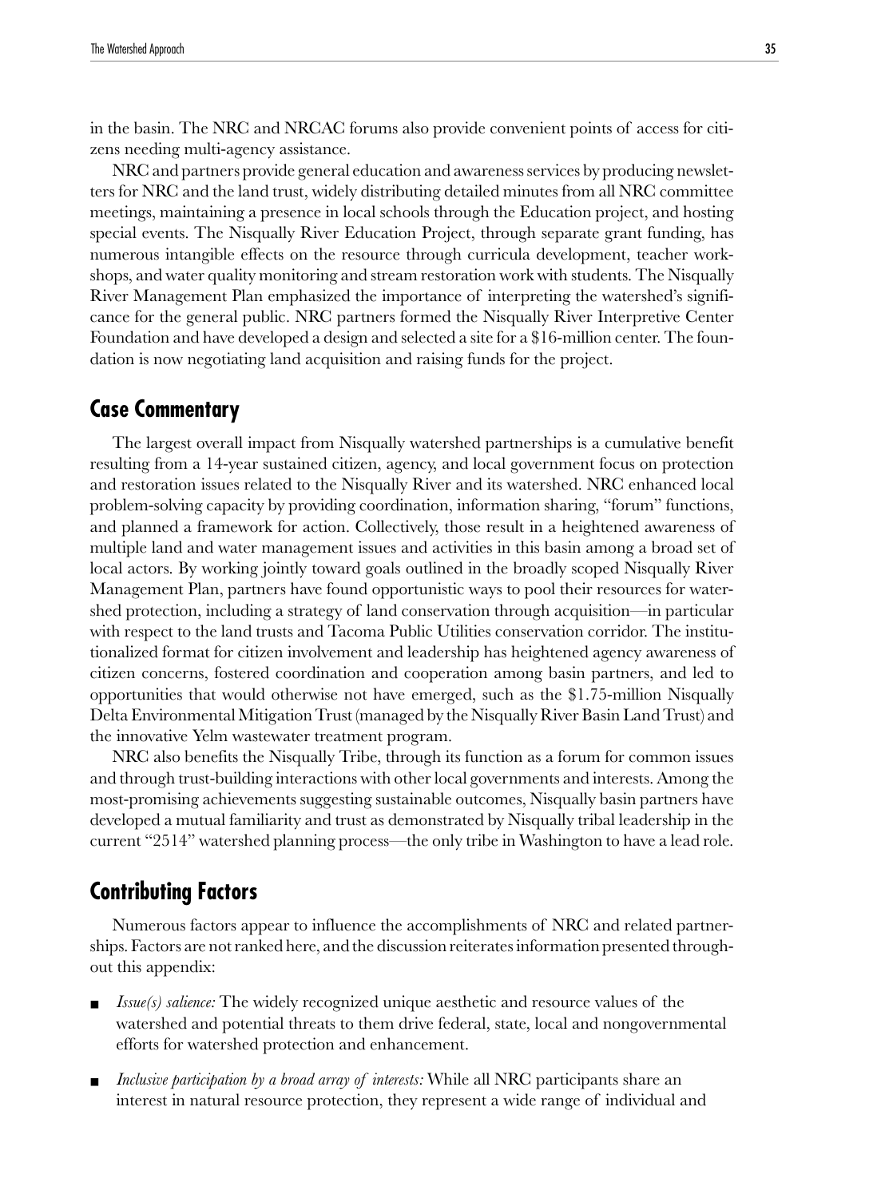in the basin. The NRC and NRCAC forums also provide convenient points of access for citizens needing multi-agency assistance.

NRC and partners provide general education and awareness services by producing newsletters for NRC and the land trust, widely distributing detailed minutes from all NRC committee meetings, maintaining a presence in local schools through the Education project, and hosting special events. The Nisqually River Education Project, through separate grant funding, has numerous intangible effects on the resource through curricula development, teacher workshops, and water quality monitoring and stream restoration work with students. The Nisqually River Management Plan emphasized the importance of interpreting the watershed's significance for the general public. NRC partners formed the Nisqually River Interpretive Center Foundation and have developed a design and selected a site for a $16-million center. The foundation is now negotiating land acquisition and raising funds for the project.

## Case Commentary

The largest overall impact from Nisqually watershed partnerships is a cumulative benefit resulting from a 14-year sustained citizen, agency, and local government focus on protection and restoration issues related to the Nisqually River and its watershed. NRC enhanced local problem-solving capacity by providing coordination, information sharing, "forum" functions, and planned a framework for action. Collectively, those result in a heightened awareness of multiple land and water management issues and activities in this basin among a broad set of local actors. By working jointly toward goals outlined in the broadly scoped Nisqually River Management Plan, partners have found opportunistic ways to pool their resources for watershed protection, including a strategy of land conservation through acquisition—in particular with respect to the land trusts and Tacoma Public Utilities conservation corridor. The institutionalized format for citizen involvement and leadership has heightened agency awareness of citizen concerns, fostered coordination and cooperation among basin partners, and led to opportunities that would otherwise not have emerged, such as the $1.75-million Nisqually Delta Environmental Mitigation Trust (managed by the Nisqually River Basin Land Trust) and the innovative Yelm wastewater treatment program.

NRC also benefits the Nisqually Tribe, through its function as a forum for common issues and through trust-building interactions with other local governments and interests. Among the most-promising achievements suggesting sustainable outcomes, Nisqually basin partners have developed a mutual familiarity and trust as demonstrated by Nisqually tribal leadership in the current "2514" watershed planning process—the only tribe in Washington to have a lead role.

## Contributing Factors

Numerous factors appear to influence the accomplishments of NRC and related partnerships. Factors are not ranked here, and the discussion reiterates information presented throughout this appendix:

- *Issue(s) salience:* The widely recognized unique aesthetic and resource values of the watershed and potential threats to them drive federal, state, local and nongovernmental efforts for watershed protection and enhancement.
- *Inclusive participation by a broad array of interests:* While all NRC participants share an interest in natural resource protection, they represent a wide range of individual and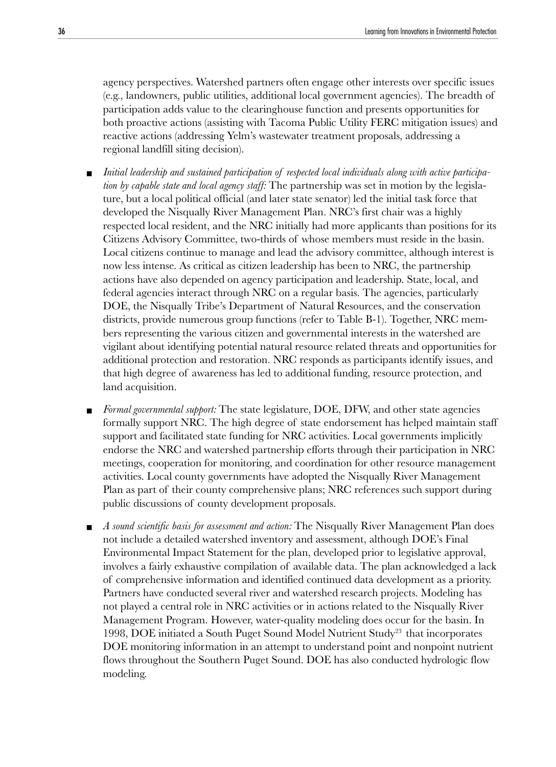agency perspectives. Watershed partners often engage other interests over specific issues (e.g., landowners, public utilities, additional local government agencies). The breadth of participation adds value to the clearinghouse function and presents opportunities for both proactive actions (assisting with Tacoma Public Utility FERC mitigation issues) and reactive actions (addressing Yelm's wastewater treatment proposals, addressing a regional landfill siting decision).

- *Initial leadership and sustained participation of respected local individuals along with active participation by capable state and local agency staff:* The partnership was set in motion by the legislature, but a local political official (and later state senator) led the initial task force that developed the Nisqually River Management Plan. NRC's first chair was a highly respected local resident, and the NRC initially had more applicants than positions for its Citizens Advisory Committee, two-thirds of whose members must reside in the basin. Local citizens continue to manage and lead the advisory committee, although interest is now less intense. As critical as citizen leadership has been to NRC, the partnership actions have also depended on agency participation and leadership. State, local, and federal agencies interact through NRC on a regular basis. The agencies, particularly DOE, the Nisqually Tribe's Department of Natural Resources, and the conservation districts, provide numerous group functions (refer to Table B-1). Together, NRC members representing the various citizen and governmental interests in the watershed are vigilant about identifying potential natural resource related threats and opportunities for additional protection and restoration. NRC responds as participants identify issues, and that high degree of awareness has led to additional funding, resource protection, and land acquisition.

- *Formal governmental support:* The state legislature, DOE, DFW, and other state agencies formally support NRC. The high degree of state endorsement has helped maintain staff support and facilitated state funding for NRC activities. Local governments implicitly endorse the NRC and watershed partnership efforts through their participation in NRC meetings, cooperation for monitoring, and coordination for other resource management activities. Local county governments have adopted the Nisqually River Management Plan as part of their county comprehensive plans; NRC references such support during public discussions of county development proposals.

- *A sound scientific basis for assessment and action:* The Nisqually River Management Plan does not include a detailed watershed inventory and assessment, although DOE's Final Environmental Impact Statement for the plan, developed prior to legislative approval, involves a fairly exhaustive compilation of available data. The plan acknowledged a lack of comprehensive information and identified continued data development as a priority. Partners have conducted several river and watershed research projects. Modeling has not played a central role in NRC activities or in actions related to the Nisqually River Management Program. However, water-quality modeling does occur for the basin. In 1998, DOE initiated a South Puget Sound Model Nutrient Study[23] that incorporates DOE monitoring information in an attempt to understand point and nonpoint nutrient flows throughout the Southern Puget Sound. DOE has also conducted hydrologic flow modeling.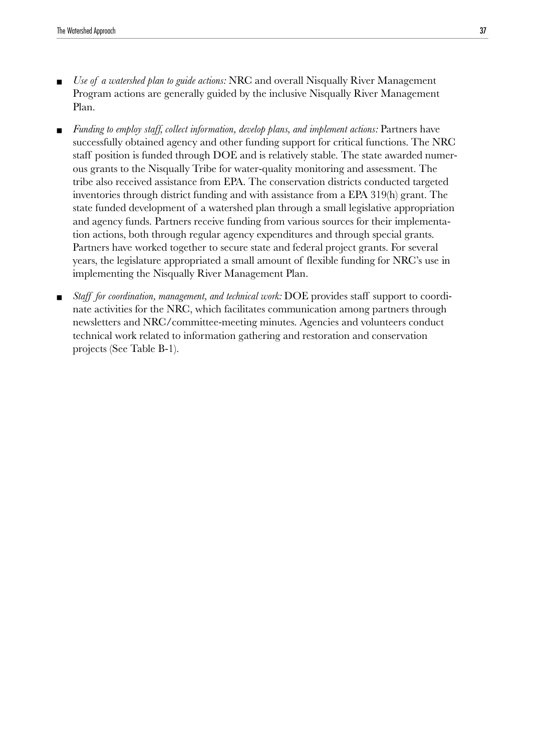- *Use of a watershed plan to guide actions:* NRC and overall Nisqually River Management Program actions are generally guided by the inclusive Nisqually River Management Plan.
- *Funding to employ staff, collect information, develop plans, and implement actions:* Partners have successfully obtained agency and other funding support for critical functions. The NRC staff position is funded through DOE and is relatively stable. The state awarded numerous grants to the Nisqually Tribe for water-quality monitoring and assessment. The tribe also received assistance from EPA. The conservation districts conducted targeted inventories through district funding and with assistance from a EPA 319(h) grant. The state funded development of a watershed plan through a small legislative appropriation and agency funds. Partners receive funding from various sources for their implementation actions, both through regular agency expenditures and through special grants. Partners have worked together to secure state and federal project grants. For several years, the legislature appropriated a small amount of flexible funding for NRC's use in implementing the Nisqually River Management Plan.
- *Staff for coordination, management, and technical work:* DOE provides staff support to coordinate activities for the NRC, which facilitates communication among partners through newsletters and NRC/committee-meeting minutes. Agencies and volunteers conduct technical work related to information gathering and restoration and conservation projects (See Table B-1).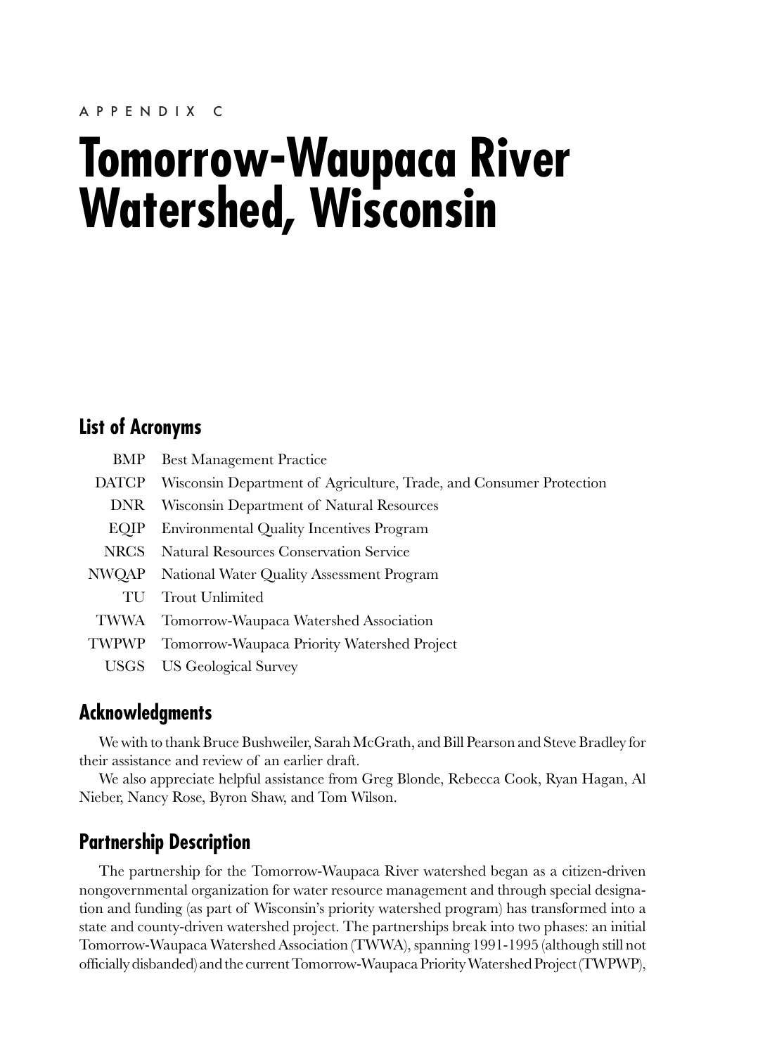APPENDIX C

# Tomorrow-Waupaca River Watershed, Wisconsin

## List of Acronyms

| | |
|---|---|
| BMP | Best Management Practice |
| DATCP | Wisconsin Department of Agriculture, Trade, and Consumer Protection |
| DNR | Wisconsin Department of Natural Resources |
| EQIP | Environmental Quality Incentives Program |
| NRCS | Natural Resources Conservation Service |
| NWQAP | National Water Quality Assessment Program |
| TU | Trout Unlimited |
| TWWA | Tomorrow-Waupaca Watershed Association |
| TWPWP | Tomorrow-Waupaca Priority Watershed Project |
| USGS | US Geological Survey |

## Acknowledgments

We with to thank Bruce Bushweiler, Sarah McGrath, and Bill Pearson and Steve Bradley for their assistance and review of an earlier draft.

We also appreciate helpful assistance from Greg Blonde, Rebecca Cook, Ryan Hagan, Al Nieber, Nancy Rose, Byron Shaw, and Tom Wilson.

## Partnership Description

The partnership for the Tomorrow-Waupaca River watershed began as a citizen-driven nongovernmental organization for water resource management and through special designation and funding (as part of Wisconsin's priority watershed program) has transformed into a state and county-driven watershed project. The partnerships break into two phases: an initial Tomorrow-Waupaca Watershed Association (TWWA), spanning 1991-1995 (although still not officially disbanded) and the current Tomorrow-Waupaca Priority Watershed Project (TWPWP),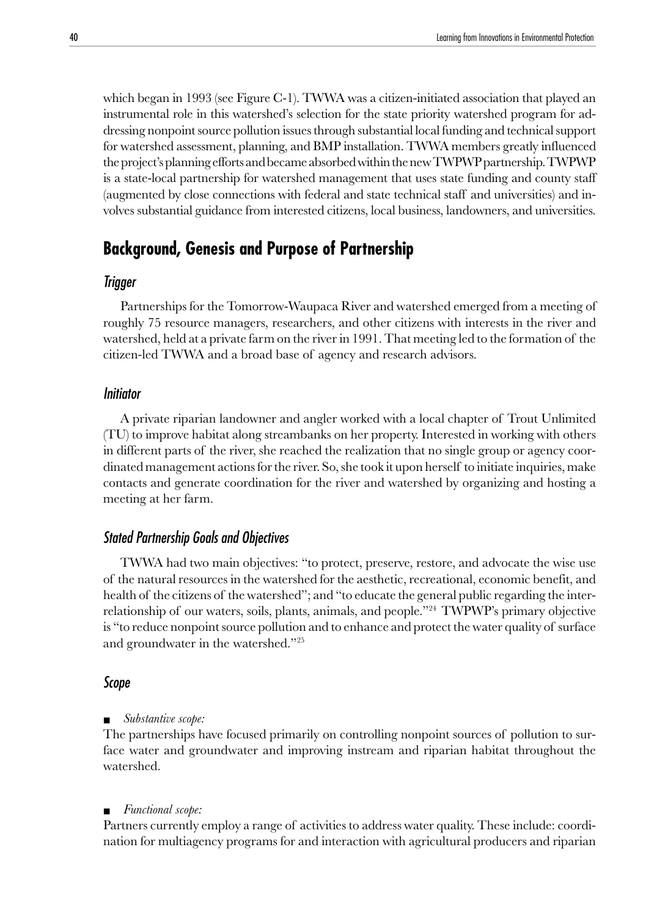which began in 1993 (see Figure C-1). TWWA was a citizen-initiated association that played an instrumental role in this watershed's selection for the state priority watershed program for addressing nonpoint source pollution issues through substantial local funding and technical support for watershed assessment, planning, and BMP installation. TWWA members greatly influenced the project's planning efforts and became absorbed within the new TWPWP partnership. TWPWP is a state-local partnership for watershed management that uses state funding and county staff (augmented by close connections with federal and state technical staff and universities) and involves substantial guidance from interested citizens, local business, landowners, and universities.

## Background, Genesis and Purpose of Partnership

### *Trigger*

Partnerships for the Tomorrow-Waupaca River and watershed emerged from a meeting of roughly 75 resource managers, researchers, and other citizens with interests in the river and watershed, held at a private farm on the river in 1991. That meeting led to the formation of the citizen-led TWWA and a broad base of agency and research advisors.

### *Initiator*

A private riparian landowner and angler worked with a local chapter of Trout Unlimited (TU) to improve habitat along streambanks on her property. Interested in working with others in different parts of the river, she reached the realization that no single group or agency coordinated management actions for the river. So, she took it upon herself to initiate inquiries, make contacts and generate coordination for the river and watershed by organizing and hosting a meeting at her farm.

### *Stated Partnership Goals and Objectives*

TWWA had two main objectives: "to protect, preserve, restore, and advocate the wise use of the natural resources in the watershed for the aesthetic, recreational, economic benefit, and health of the citizens of the watershed"; and "to educate the general public regarding the interrelationship of our waters, soils, plants, animals, and people."[24] TWPWP's primary objective is "to reduce nonpoint source pollution and to enhance and protect the water quality of surface and groundwater in the watershed."[25]

### *Scope*

- *Substantive scope:*

The partnerships have focused primarily on controlling nonpoint sources of pollution to surface water and groundwater and improving instream and riparian habitat throughout the watershed.

- *Functional scope:*

Partners currently employ a range of activities to address water quality. These include: coordination for multiagency programs for and interaction with agricultural producers and riparian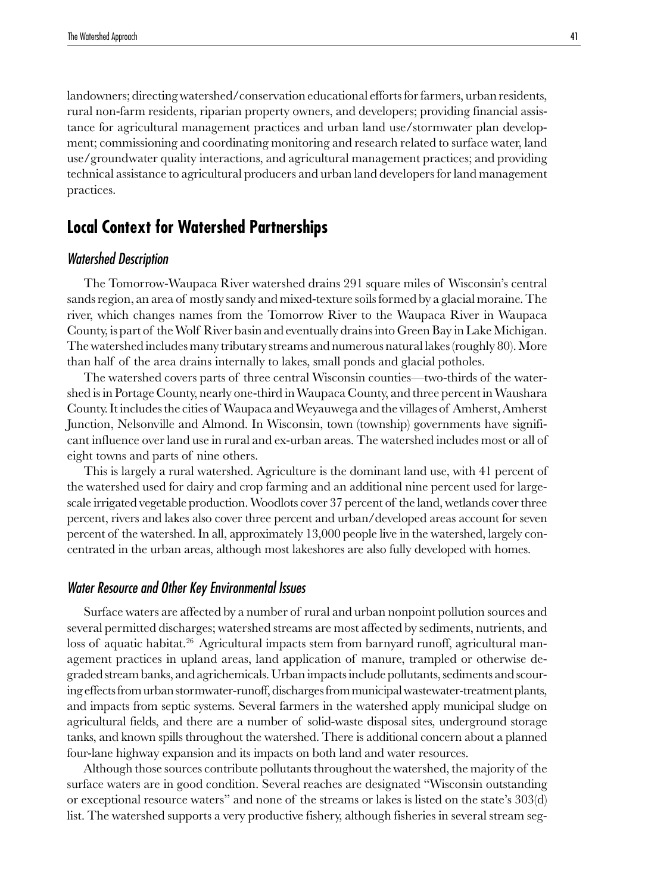landowners; directing watershed/conservation educational efforts for farmers, urban residents, rural non-farm residents, riparian property owners, and developers; providing financial assistance for agricultural management practices and urban land use/stormwater plan development; commissioning and coordinating monitoring and research related to surface water, land use/groundwater quality interactions, and agricultural management practices; and providing technical assistance to agricultural producers and urban land developers for land management practices.

## Local Context for Watershed Partnerships

### *Watershed Description*

The Tomorrow-Waupaca River watershed drains 291 square miles of Wisconsin's central sands region, an area of mostly sandy and mixed-texture soils formed by a glacial moraine. The river, which changes names from the Tomorrow River to the Waupaca River in Waupaca County, is part of the Wolf River basin and eventually drains into Green Bay in Lake Michigan. The watershed includes many tributary streams and numerous natural lakes (roughly 80). More than half of the area drains internally to lakes, small ponds and glacial potholes.

The watershed covers parts of three central Wisconsin counties—two-thirds of the watershed is in Portage County, nearly one-third in Waupaca County, and three percent in Waushara County. It includes the cities of Waupaca and Weyauwega and the villages of Amherst, Amherst Junction, Nelsonville and Almond. In Wisconsin, town (township) governments have significant influence over land use in rural and ex-urban areas. The watershed includes most or all of eight towns and parts of nine others.

This is largely a rural watershed. Agriculture is the dominant land use, with 41 percent of the watershed used for dairy and crop farming and an additional nine percent used for large-scale irrigated vegetable production. Woodlots cover 37 percent of the land, wetlands cover three percent, rivers and lakes also cover three percent and urban/developed areas account for seven percent of the watershed. In all, approximately 13,000 people live in the watershed, largely concentrated in the urban areas, although most lakeshores are also fully developed with homes.

### *Water Resource and Other Key Environmental Issues*

Surface waters are affected by a number of rural and urban nonpoint pollution sources and several permitted discharges; watershed streams are most affected by sediments, nutrients, and loss of aquatic habitat.[26] Agricultural impacts stem from barnyard runoff, agricultural management practices in upland areas, land application of manure, trampled or otherwise degraded stream banks, and agrichemicals. Urban impacts include pollutants, sediments and scouring effects from urban stormwater-runoff, discharges from municipal wastewater-treatment plants, and impacts from septic systems. Several farmers in the watershed apply municipal sludge on agricultural fields, and there are a number of solid-waste disposal sites, underground storage tanks, and known spills throughout the watershed. There is additional concern about a planned four-lane highway expansion and its impacts on both land and water resources.

Although those sources contribute pollutants throughout the watershed, the majority of the surface waters are in good condition. Several reaches are designated "Wisconsin outstanding or exceptional resource waters" and none of the streams or lakes is listed on the state's 303(d) list. The watershed supports a very productive fishery, although fisheries in several stream seg-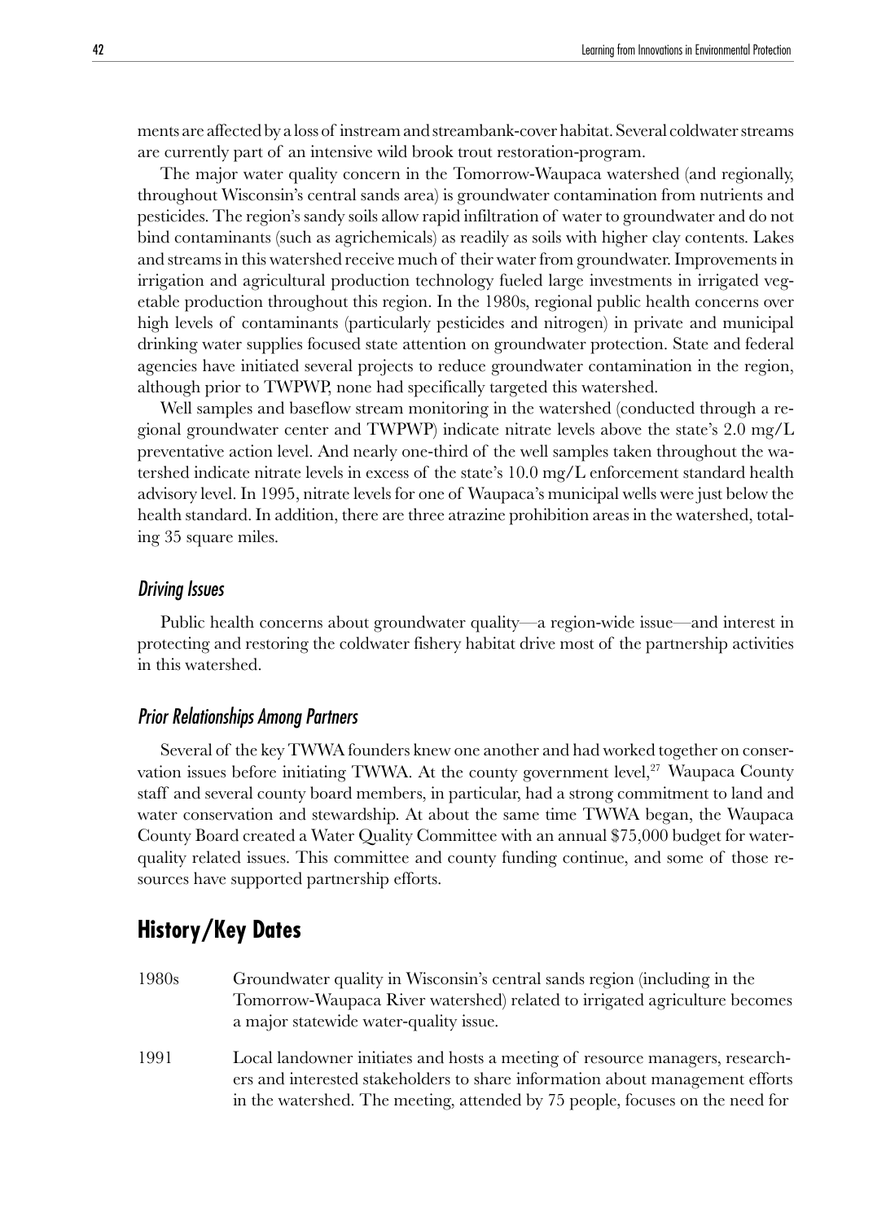ments are affected by a loss of instream and streambank-cover habitat. Several coldwater streams are currently part of an intensive wild brook trout restoration-program.

The major water quality concern in the Tomorrow-Waupaca watershed (and regionally, throughout Wisconsin's central sands area) is groundwater contamination from nutrients and pesticides. The region's sandy soils allow rapid infiltration of water to groundwater and do not bind contaminants (such as agrichemicals) as readily as soils with higher clay contents. Lakes and streams in this watershed receive much of their water from groundwater. Improvements in irrigation and agricultural production technology fueled large investments in irrigated vegetable production throughout this region. In the 1980s, regional public health concerns over high levels of contaminants (particularly pesticides and nitrogen) in private and municipal drinking water supplies focused state attention on groundwater protection. State and federal agencies have initiated several projects to reduce groundwater contamination in the region, although prior to TWPWP, none had specifically targeted this watershed.

Well samples and baseflow stream monitoring in the watershed (conducted through a regional groundwater center and TWPWP) indicate nitrate levels above the state's 2.0 mg/L preventative action level. And nearly one-third of the well samples taken throughout the watershed indicate nitrate levels in excess of the state's 10.0 mg/L enforcement standard health advisory level. In 1995, nitrate levels for one of Waupaca's municipal wells were just below the health standard. In addition, there are three atrazine prohibition areas in the watershed, totaling 35 square miles.

### *Driving Issues*

Public health concerns about groundwater quality—a region-wide issue—and interest in protecting and restoring the coldwater fishery habitat drive most of the partnership activities in this watershed.

### *Prior Relationships Among Partners*

Several of the key TWWA founders knew one another and had worked together on conservation issues before initiating TWWA. At the county government level,[27] Waupaca County staff and several county board members, in particular, had a strong commitment to land and water conservation and stewardship. At about the same time TWWA began, the Waupaca County Board created a Water Quality Committee with an annual $75,000 budget for water-quality related issues. This committee and county funding continue, and some of those resources have supported partnership efforts.

## History/Key Dates

1980s — Groundwater quality in Wisconsin's central sands region (including in the Tomorrow-Waupaca River watershed) related to irrigated agriculture becomes a major statewide water-quality issue.

1991 — Local landowner initiates and hosts a meeting of resource managers, researchers and interested stakeholders to share information about management efforts in the watershed. The meeting, attended by 75 people, focuses on the need for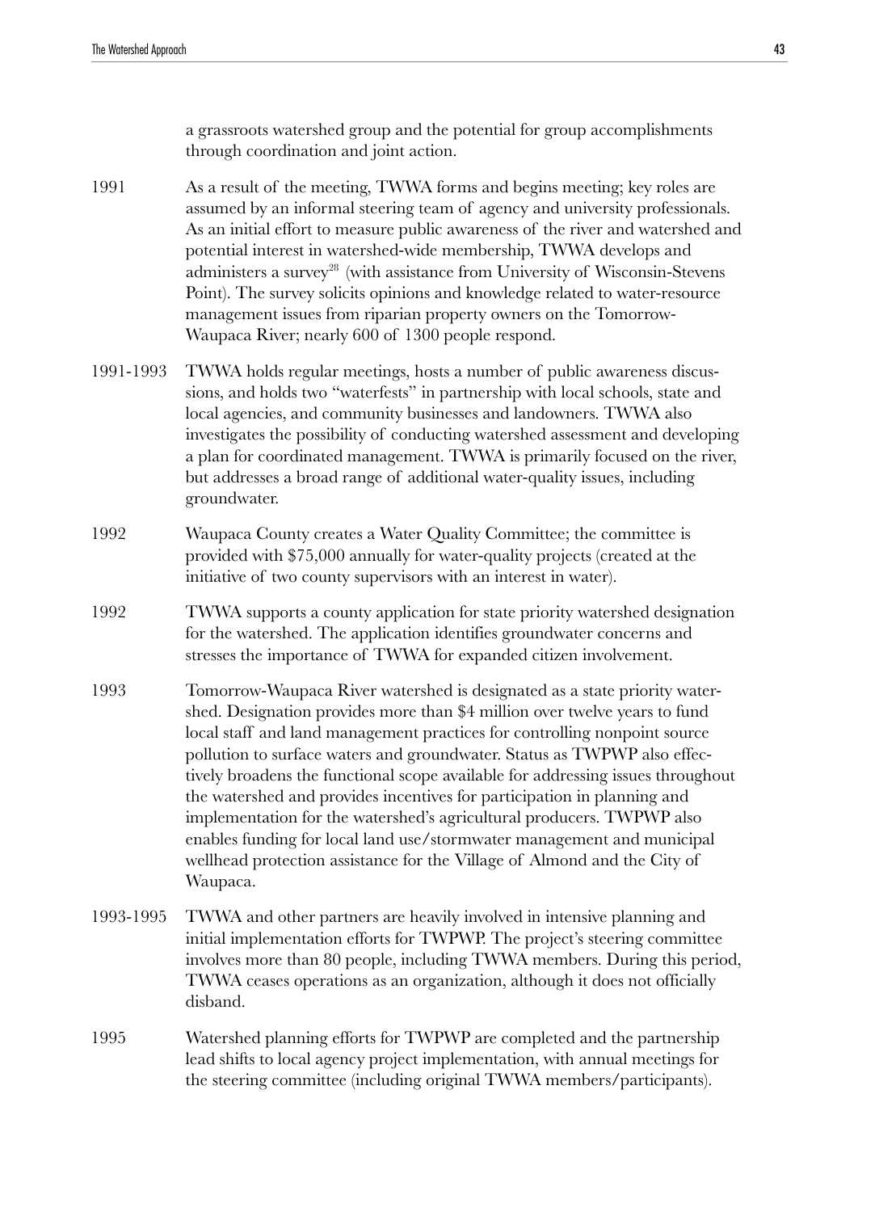a grassroots watershed group and the potential for group accomplishments through coordination and joint action.

| | |
|---|---|
| 1991 | As a result of the meeting, TWWA forms and begins meeting; key roles are assumed by an informal steering team of agency and university professionals. As an initial effort to measure public awareness of the river and watershed and potential interest in watershed-wide membership, TWWA develops and administers a survey[28] (with assistance from University of Wisconsin-Stevens Point). The survey solicits opinions and knowledge related to water-resource management issues from riparian property owners on the Tomorrow-Waupaca River; nearly 600 of 1300 people respond. |
| 1991-1993 | TWWA holds regular meetings, hosts a number of public awareness discussions, and holds two "waterfests" in partnership with local schools, state and local agencies, and community businesses and landowners. TWWA also investigates the possibility of conducting watershed assessment and developing a plan for coordinated management. TWWA is primarily focused on the river, but addresses a broad range of additional water-quality issues, including groundwater. |
| 1992 | Waupaca County creates a Water Quality Committee; the committee is provided with $75,000 annually for water-quality projects (created at the initiative of two county supervisors with an interest in water). |
| 1992 | TWWA supports a county application for state priority watershed designation for the watershed. The application identifies groundwater concerns and stresses the importance of TWWA for expanded citizen involvement. |
| 1993 | Tomorrow-Waupaca River watershed is designated as a state priority watershed. Designation provides more than $4 million over twelve years to fund local staff and land management practices for controlling nonpoint source pollution to surface waters and groundwater. Status as TWPWP also effectively broadens the functional scope available for addressing issues throughout the watershed and provides incentives for participation in planning and implementation for the watershed's agricultural producers. TWPWP also enables funding for local land use/stormwater management and municipal wellhead protection assistance for the Village of Almond and the City of Waupaca. |
| 1993-1995 | TWWA and other partners are heavily involved in intensive planning and initial implementation efforts for TWPWP. The project's steering committee involves more than 80 people, including TWWA members. During this period, TWWA ceases operations as an organization, although it does not officially disband. |
| 1995 | Watershed planning efforts for TWPWP are completed and the partnership lead shifts to local agency project implementation, with annual meetings for the steering committee (including original TWWA members/participants). |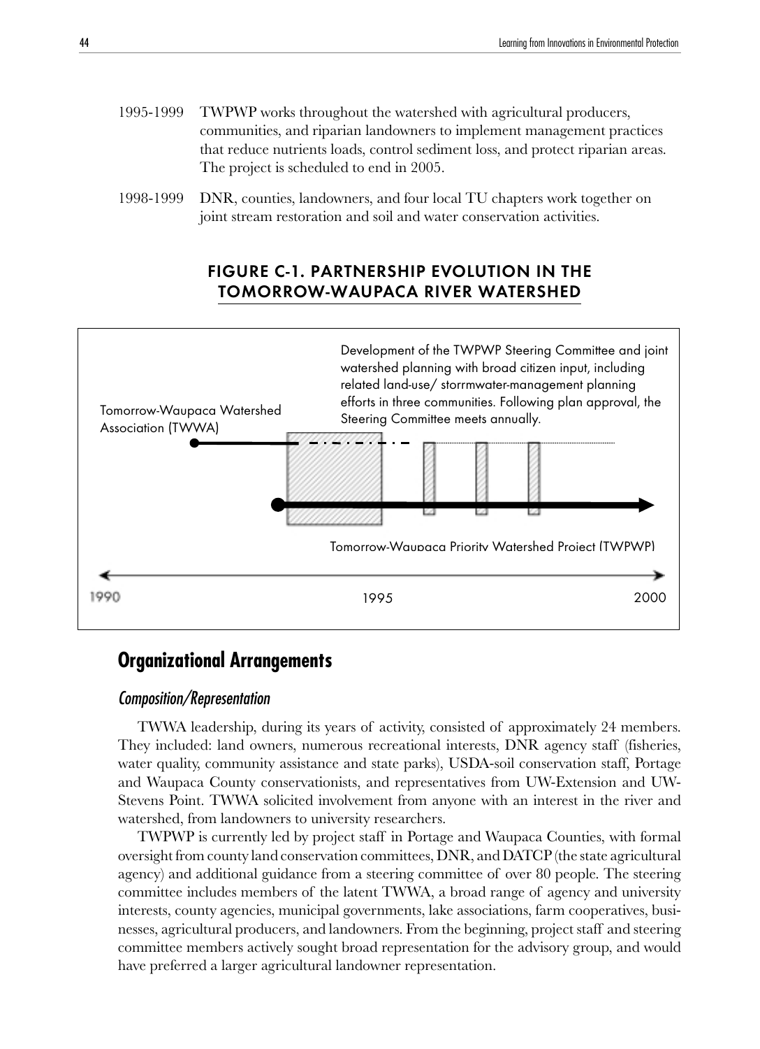1995-1999 TWPWP works throughout the watershed with agricultural producers, communities, and riparian landowners to implement management practices that reduce nutrients loads, control sediment loss, and protect riparian areas. The project is scheduled to end in 2005.

1998-1999 DNR, counties, landowners, and four local TU chapters work together on joint stream restoration and soil and water conservation activities.

### FIGURE C-1. PARTNERSHIP EVOLUTION IN THE TOMORROW-WAUPACA RIVER WATERSHED

Tomorrow-Waupaca Watershed Association (TWWA)

Development of the TWPWP Steering Committee and joint watershed planning with broad citizen input, including related land-use/ storrmwater-management planning efforts in three communities. Following plan approval, the Steering Committee meets annually.

Tomorrow-Waupaca Priority Watershed Project (TWPWP)

1990 1995 2000

## Organizational Arrangements

### *Composition/Representation*

TWWA leadership, during its years of activity, consisted of approximately 24 members. They included: land owners, numerous recreational interests, DNR agency staff (fisheries, water quality, community assistance and state parks), USDA-soil conservation staff, Portage and Waupaca County conservationists, and representatives from UW-Extension and UW-Stevens Point. TWWA solicited involvement from anyone with an interest in the river and watershed, from landowners to university researchers.

TWPWP is currently led by project staff in Portage and Waupaca Counties, with formal oversight from county land conservation committees, DNR, and DATCP (the state agricultural agency) and additional guidance from a steering committee of over 80 people. The steering committee includes members of the latent TWWA, a broad range of agency and university interests, county agencies, municipal governments, lake associations, farm cooperatives, businesses, agricultural producers, and landowners. From the beginning, project staff and steering committee members actively sought broad representation for the advisory group, and would have preferred a larger agricultural landowner representation.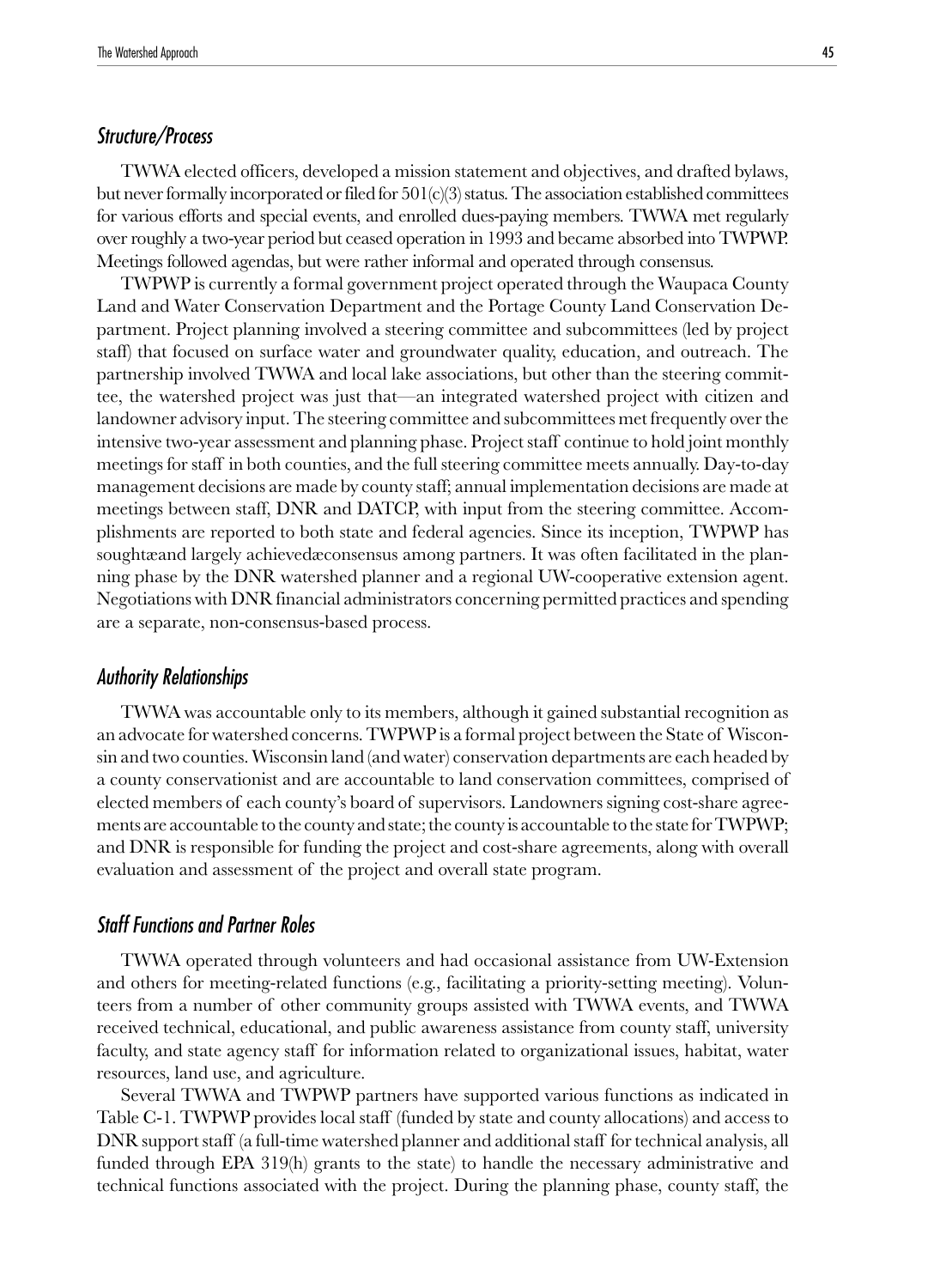### *Structure/Process*

TWWA elected officers, developed a mission statement and objectives, and drafted bylaws, but never formally incorporated or filed for 501(c)(3) status. The association established committees for various efforts and special events, and enrolled dues-paying members. TWWA met regularly over roughly a two-year period but ceased operation in 1993 and became absorbed into TWPWP. Meetings followed agendas, but were rather informal and operated through consensus.

TWPWP is currently a formal government project operated through the Waupaca County Land and Water Conservation Department and the Portage County Land Conservation Department. Project planning involved a steering committee and subcommittees (led by project staff) that focused on surface water and groundwater quality, education, and outreach. The partnership involved TWWA and local lake associations, but other than the steering committee, the watershed project was just that—an integrated watershed project with citizen and landowner advisory input. The steering committee and subcommittees met frequently over the intensive two-year assessment and planning phase. Project staff continue to hold joint monthly meetings for staff in both counties, and the full steering committee meets annually. Day-to-day management decisions are made by county staff; annual implementation decisions are made at meetings between staff, DNR and DATCP, with input from the steering committee. Accomplishments are reported to both state and federal agencies. Since its inception, TWPWP has soughtæand largely achievedæconsensus among partners. It was often facilitated in the planning phase by the DNR watershed planner and a regional UW-cooperative extension agent. Negotiations with DNR financial administrators concerning permitted practices and spending are a separate, non-consensus-based process.

### *Authority Relationships*

TWWA was accountable only to its members, although it gained substantial recognition as an advocate for watershed concerns. TWPWP is a formal project between the State of Wisconsin and two counties. Wisconsin land (and water) conservation departments are each headed by a county conservationist and are accountable to land conservation committees, comprised of elected members of each county's board of supervisors. Landowners signing cost-share agreements are accountable to the county and state; the county is accountable to the state for TWPWP; and DNR is responsible for funding the project and cost-share agreements, along with overall evaluation and assessment of the project and overall state program.

### *Staff Functions and Partner Roles*

TWWA operated through volunteers and had occasional assistance from UW-Extension and others for meeting-related functions (e.g., facilitating a priority-setting meeting). Volunteers from a number of other community groups assisted with TWWA events, and TWWA received technical, educational, and public awareness assistance from county staff, university faculty, and state agency staff for information related to organizational issues, habitat, water resources, land use, and agriculture.

Several TWWA and TWPWP partners have supported various functions as indicated in Table C-1. TWPWP provides local staff (funded by state and county allocations) and access to DNR support staff (a full-time watershed planner and additional staff for technical analysis, all funded through EPA 319(h) grants to the state) to handle the necessary administrative and technical functions associated with the project. During the planning phase, county staff, the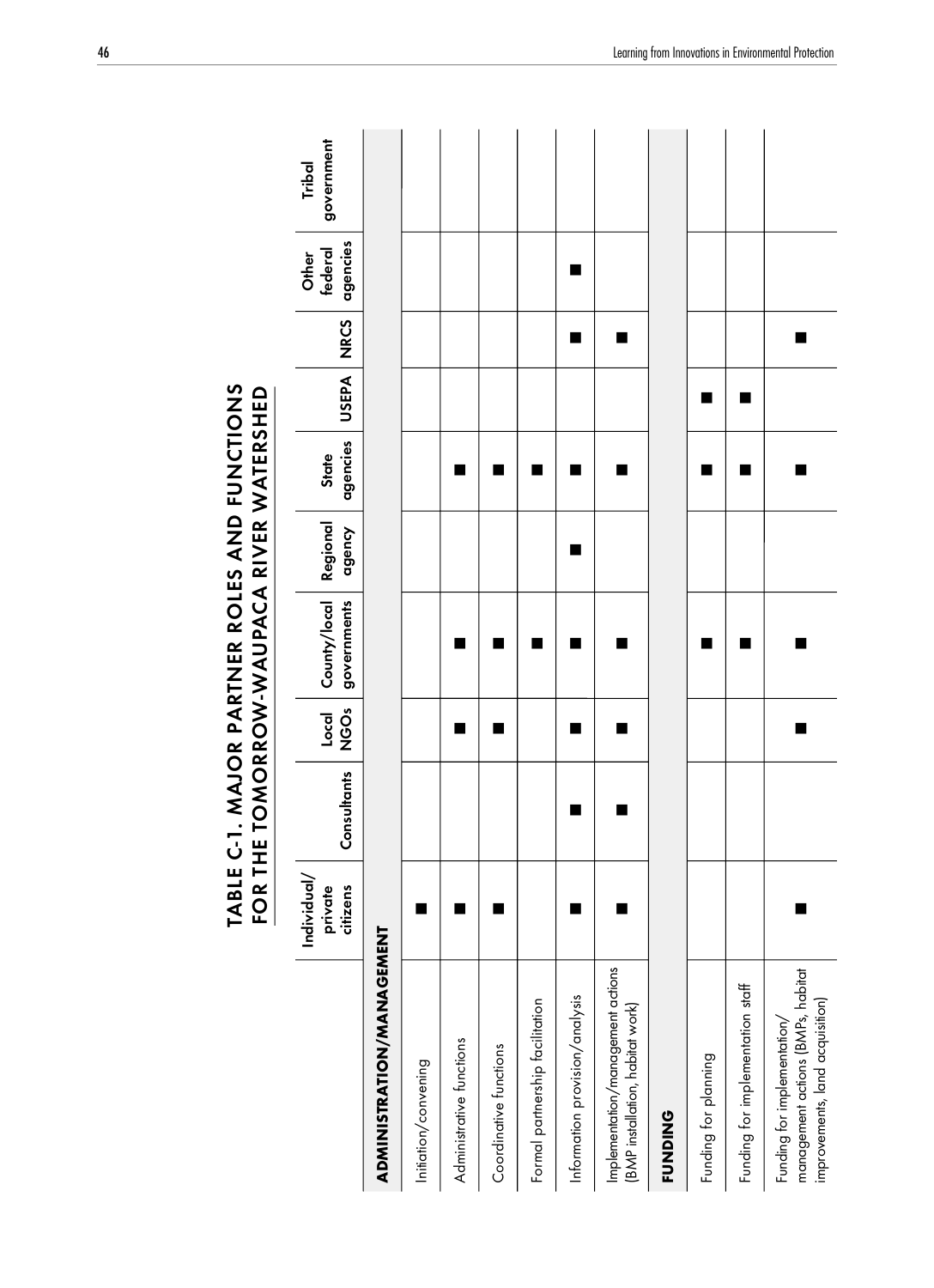## TABLE C-1. MAJOR PARTNER ROLES AND FUNCTIONS FOR THE TOMORROW-WAUPACA RIVER WATERSHED

| | Individual/ private citizens | Consultants | Local NGOs | County/local governments | Regional agency | State agencies | USEPA | NRCS | Other federal agencies | Tribal government |
|---|---|---|---|---|---|---|---|---|---|---|
| **ADMINISTRATION/MANAGEMENT** | | | | | | | | | | |
| Initiation/convening | ■ | | | | | | | | | |
| Administrative functions | ■ | | ■ | ■ | | ■ | | | | |
| Coordinative functions | ■ | | ■ | ■ | | ■ | | | | |
| Formal partnership facilitation | | | | ■ | | ■ | | | | |
| Information provision/analysis | ■ | ■ | ■ | ■ | ■ | ■ | | ■ | ■ | |
| Implementation/management actions (BMP installation, habitat work) | ■ | ■ | ■ | ■ | | ■ | | ■ | | |
| **FUNDING** | | | | | | | | | | |
| Funding for planning | | | | ■ | | ■ | ■ | | | |
| Funding for implementation staff | | | | ■ | | ■ | ■ | | | |
| Funding for implementation/ management actions (BMPs, habitat improvements, land acquisition) | ■ | | ■ | ■ | | ■ | | ■ | | |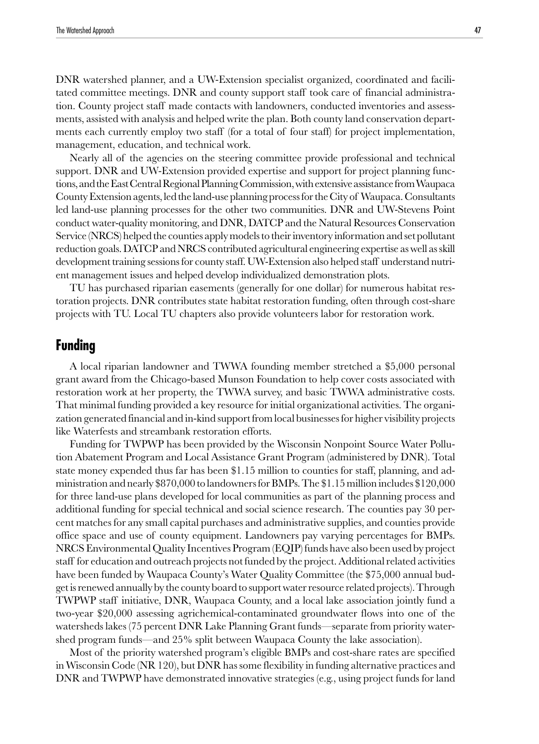DNR watershed planner, and a UW-Extension specialist organized, coordinated and facilitated committee meetings. DNR and county support staff took care of financial administration. County project staff made contacts with landowners, conducted inventories and assessments, assisted with analysis and helped write the plan. Both county land conservation departments each currently employ two staff (for a total of four staff) for project implementation, management, education, and technical work.

Nearly all of the agencies on the steering committee provide professional and technical support. DNR and UW-Extension provided expertise and support for project planning functions, and the East Central Regional Planning Commission, with extensive assistance from Waupaca County Extension agents, led the land-use planning process for the City of Waupaca. Consultants led land-use planning processes for the other two communities. DNR and UW-Stevens Point conduct water-quality monitoring, and DNR, DATCP and the Natural Resources Conservation Service (NRCS) helped the counties apply models to their inventory information and set pollutant reduction goals. DATCP and NRCS contributed agricultural engineering expertise as well as skill development training sessions for county staff. UW-Extension also helped staff understand nutrient management issues and helped develop individualized demonstration plots.

TU has purchased riparian easements (generally for one dollar) for numerous habitat restoration projects. DNR contributes state habitat restoration funding, often through cost-share projects with TU. Local TU chapters also provide volunteers labor for restoration work.

## Funding

A local riparian landowner and TWWA founding member stretched a $5,000 personal grant award from the Chicago-based Munson Foundation to help cover costs associated with restoration work at her property, the TWWA survey, and basic TWWA administrative costs. That minimal funding provided a key resource for initial organizational activities. The organization generated financial and in-kind support from local businesses for higher visibility projects like Waterfests and streambank restoration efforts.

Funding for TWPWP has been provided by the Wisconsin Nonpoint Source Water Pollution Abatement Program and Local Assistance Grant Program (administered by DNR). Total state money expended thus far has been $1.15 million to counties for staff, planning, and administration and nearly $870,000 to landowners for BMPs. The $1.15 million includes $120,000 for three land-use plans developed for local communities as part of the planning process and additional funding for special technical and social science research. The counties pay 30 percent matches for any small capital purchases and administrative supplies, and counties provide office space and use of county equipment. Landowners pay varying percentages for BMPs. NRCS Environmental Quality Incentives Program (EQIP) funds have also been used by project staff for education and outreach projects not funded by the project. Additional related activities have been funded by Waupaca County's Water Quality Committee (the $75,000 annual budget is renewed annually by the county board to support water resource related projects). Through TWPWP staff initiative, DNR, Waupaca County, and a local lake association jointly fund a two-year $20,000 assessing agrichemical-contaminated groundwater flows into one of the watersheds lakes (75 percent DNR Lake Planning Grant funds—separate from priority watershed program funds—and 25% split between Waupaca County the lake association).

Most of the priority watershed program's eligible BMPs and cost-share rates are specified in Wisconsin Code (NR 120), but DNR has some flexibility in funding alternative practices and DNR and TWPWP have demonstrated innovative strategies (e.g., using project funds for land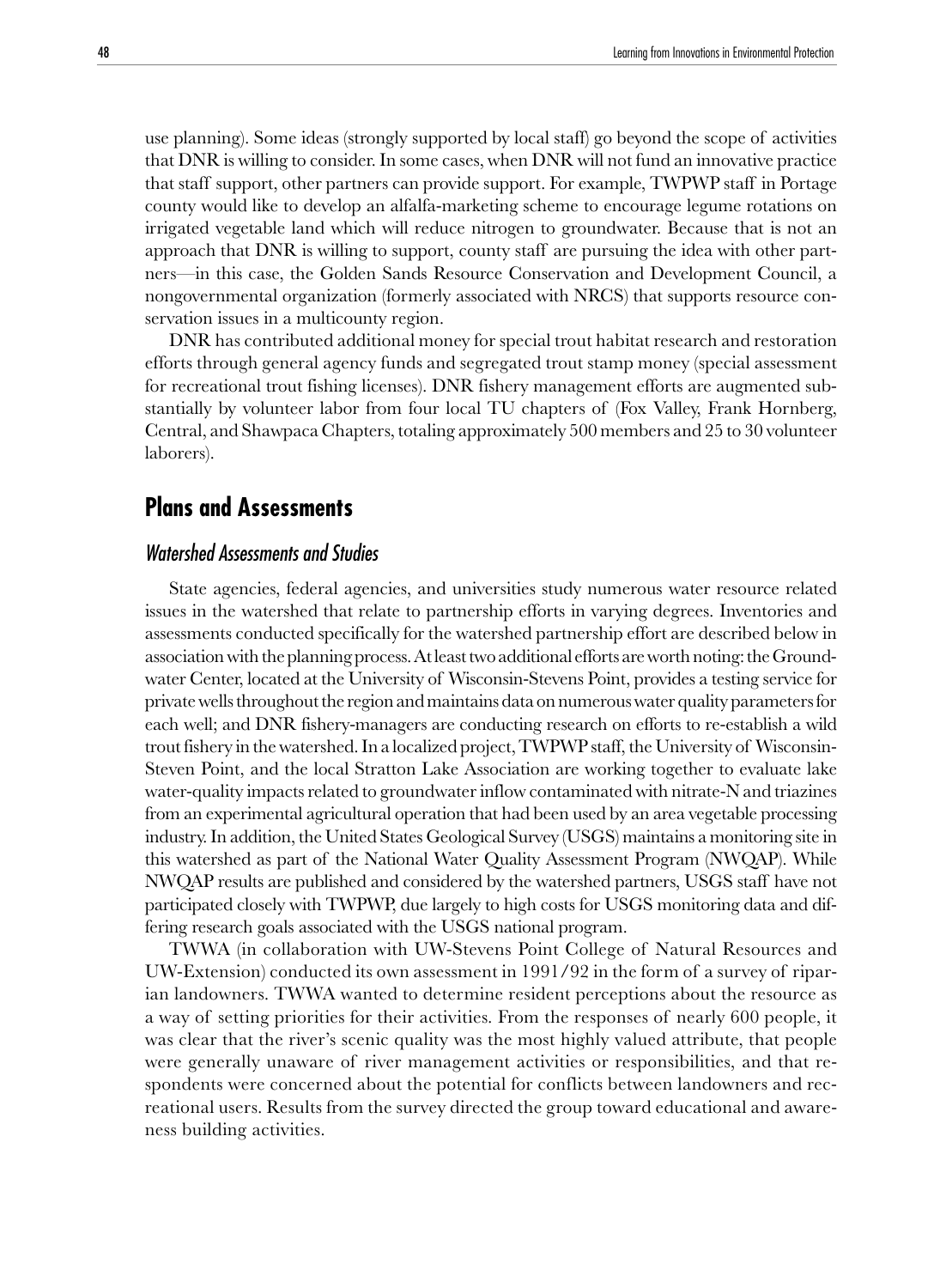use planning). Some ideas (strongly supported by local staff) go beyond the scope of activities that DNR is willing to consider. In some cases, when DNR will not fund an innovative practice that staff support, other partners can provide support. For example, TWPWP staff in Portage county would like to develop an alfalfa-marketing scheme to encourage legume rotations on irrigated vegetable land which will reduce nitrogen to groundwater. Because that is not an approach that DNR is willing to support, county staff are pursuing the idea with other partners—in this case, the Golden Sands Resource Conservation and Development Council, a nongovernmental organization (formerly associated with NRCS) that supports resource conservation issues in a multicounty region.

DNR has contributed additional money for special trout habitat research and restoration efforts through general agency funds and segregated trout stamp money (special assessment for recreational trout fishing licenses). DNR fishery management efforts are augmented substantially by volunteer labor from four local TU chapters of (Fox Valley, Frank Hornberg, Central, and Shawpaca Chapters, totaling approximately 500 members and 25 to 30 volunteer laborers).

## Plans and Assessments

### *Watershed Assessments and Studies*

State agencies, federal agencies, and universities study numerous water resource related issues in the watershed that relate to partnership efforts in varying degrees. Inventories and assessments conducted specifically for the watershed partnership effort are described below in association with the planning process. At least two additional efforts are worth noting: the Groundwater Center, located at the University of Wisconsin-Stevens Point, provides a testing service for private wells throughout the region and maintains data on numerous water quality parameters for each well; and DNR fishery-managers are conducting research on efforts to re-establish a wild trout fishery in the watershed. In a localized project, TWPWP staff, the University of Wisconsin-Steven Point, and the local Stratton Lake Association are working together to evaluate lake water-quality impacts related to groundwater inflow contaminated with nitrate-N and triazines from an experimental agricultural operation that had been used by an area vegetable processing industry. In addition, the United States Geological Survey (USGS) maintains a monitoring site in this watershed as part of the National Water Quality Assessment Program (NWQAP). While NWQAP results are published and considered by the watershed partners, USGS staff have not participated closely with TWPWP, due largely to high costs for USGS monitoring data and differing research goals associated with the USGS national program.

TWWA (in collaboration with UW-Stevens Point College of Natural Resources and UW-Extension) conducted its own assessment in 1991/92 in the form of a survey of riparian landowners. TWWA wanted to determine resident perceptions about the resource as a way of setting priorities for their activities. From the responses of nearly 600 people, it was clear that the river's scenic quality was the most highly valued attribute, that people were generally unaware of river management activities or responsibilities, and that respondents were concerned about the potential for conflicts between landowners and recreational users. Results from the survey directed the group toward educational and awareness building activities.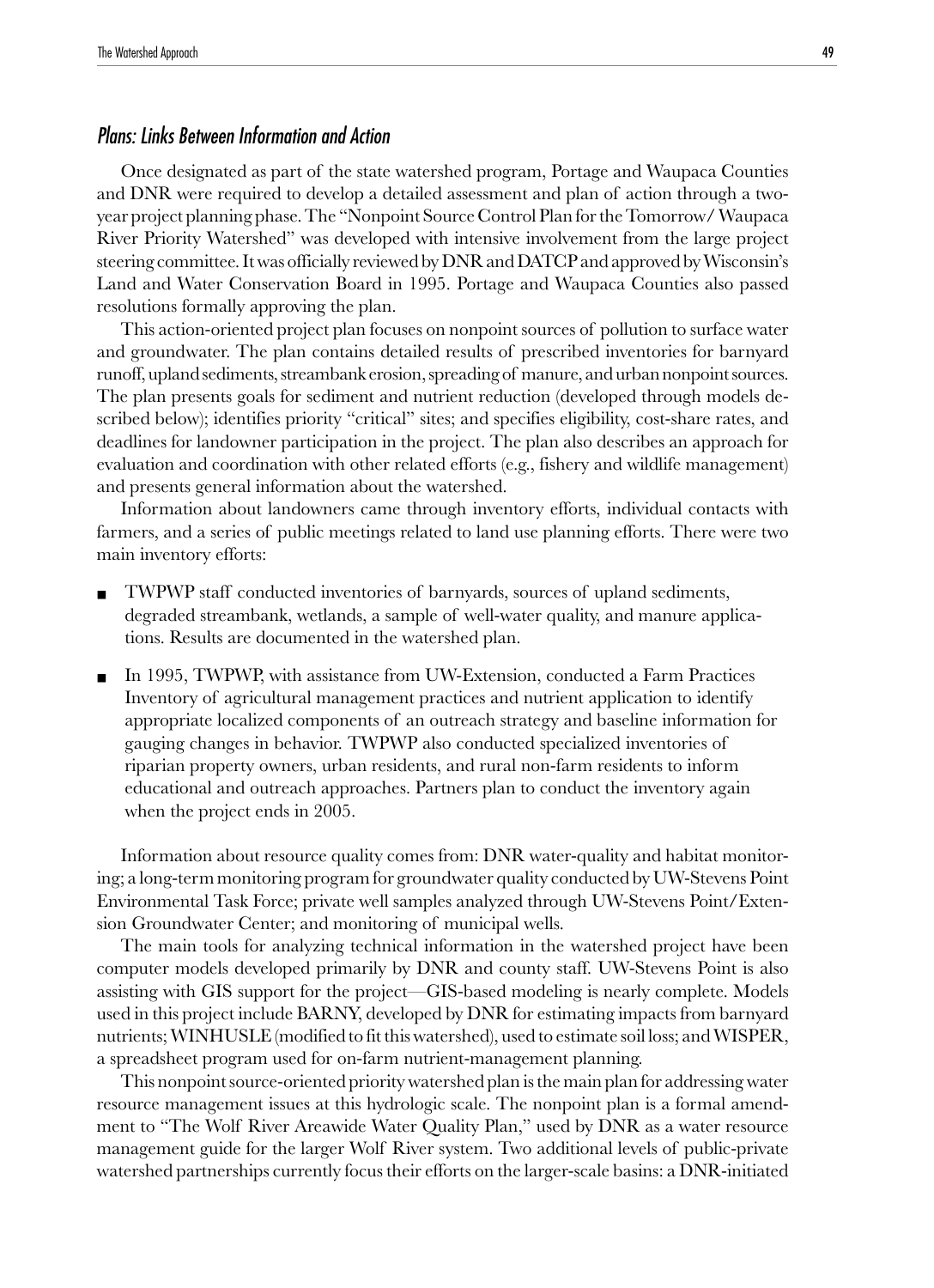## *Plans: Links Between Information and Action*

Once designated as part of the state watershed program, Portage and Waupaca Counties and DNR were required to develop a detailed assessment and plan of action through a two-year project planning phase. The "Nonpoint Source Control Plan for the Tomorrow/ Waupaca River Priority Watershed" was developed with intensive involvement from the large project steering committee. It was officially reviewed by DNR and DATCP and approved by Wisconsin's Land and Water Conservation Board in 1995. Portage and Waupaca Counties also passed resolutions formally approving the plan.

This action-oriented project plan focuses on nonpoint sources of pollution to surface water and groundwater. The plan contains detailed results of prescribed inventories for barnyard runoff, upland sediments, streambank erosion, spreading of manure, and urban nonpoint sources. The plan presents goals for sediment and nutrient reduction (developed through models described below); identifies priority "critical" sites; and specifies eligibility, cost-share rates, and deadlines for landowner participation in the project. The plan also describes an approach for evaluation and coordination with other related efforts (e.g., fishery and wildlife management) and presents general information about the watershed.

Information about landowners came through inventory efforts, individual contacts with farmers, and a series of public meetings related to land use planning efforts. There were two main inventory efforts:

- TWPWP staff conducted inventories of barnyards, sources of upland sediments, degraded streambank, wetlands, a sample of well-water quality, and manure applications. Results are documented in the watershed plan.
- In 1995, TWPWP, with assistance from UW-Extension, conducted a Farm Practices Inventory of agricultural management practices and nutrient application to identify appropriate localized components of an outreach strategy and baseline information for gauging changes in behavior. TWPWP also conducted specialized inventories of riparian property owners, urban residents, and rural non-farm residents to inform educational and outreach approaches. Partners plan to conduct the inventory again when the project ends in 2005.

Information about resource quality comes from: DNR water-quality and habitat monitoring; a long-term monitoring program for groundwater quality conducted by UW-Stevens Point Environmental Task Force; private well samples analyzed through UW-Stevens Point/Extension Groundwater Center; and monitoring of municipal wells.

The main tools for analyzing technical information in the watershed project have been computer models developed primarily by DNR and county staff. UW-Stevens Point is also assisting with GIS support for the project—GIS-based modeling is nearly complete. Models used in this project include BARNY, developed by DNR for estimating impacts from barnyard nutrients; WINHUSLE (modified to fit this watershed), used to estimate soil loss; and WISPER, a spreadsheet program used for on-farm nutrient-management planning.

This nonpoint source-oriented priority watershed plan is the main plan for addressing water resource management issues at this hydrologic scale. The nonpoint plan is a formal amendment to "The Wolf River Areawide Water Quality Plan," used by DNR as a water resource management guide for the larger Wolf River system. Two additional levels of public-private watershed partnerships currently focus their efforts on the larger-scale basins: a DNR-initiated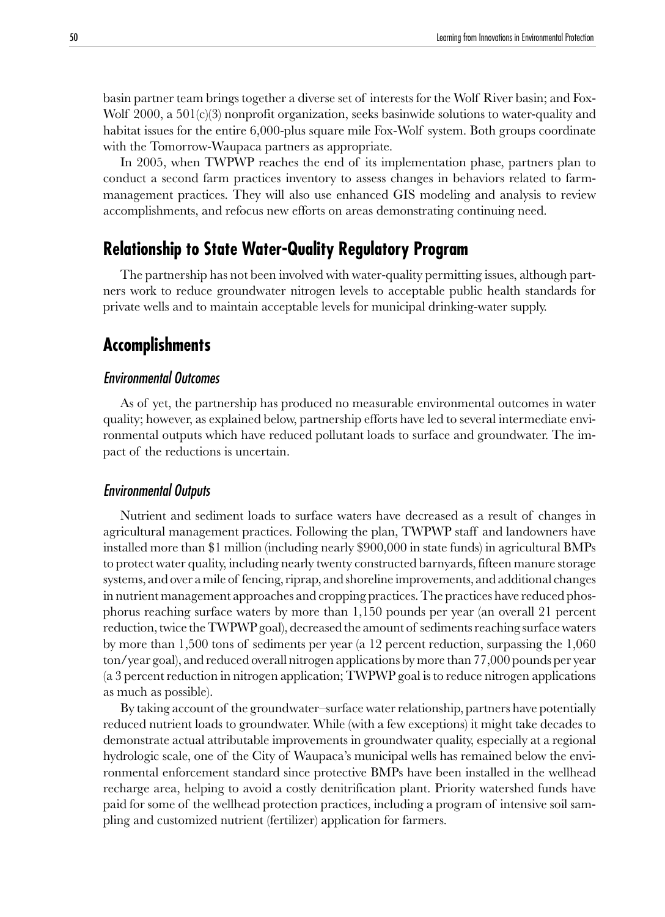basin partner team brings together a diverse set of interests for the Wolf River basin; and Fox-Wolf 2000, a 501(c)(3) nonprofit organization, seeks basinwide solutions to water-quality and habitat issues for the entire 6,000-plus square mile Fox-Wolf system. Both groups coordinate with the Tomorrow-Waupaca partners as appropriate.

In 2005, when TWPWP reaches the end of its implementation phase, partners plan to conduct a second farm practices inventory to assess changes in behaviors related to farm-management practices. They will also use enhanced GIS modeling and analysis to review accomplishments, and refocus new efforts on areas demonstrating continuing need.

## Relationship to State Water-Quality Regulatory Program

The partnership has not been involved with water-quality permitting issues, although partners work to reduce groundwater nitrogen levels to acceptable public health standards for private wells and to maintain acceptable levels for municipal drinking-water supply.

## Accomplishments

### *Environmental Outcomes*

As of yet, the partnership has produced no measurable environmental outcomes in water quality; however, as explained below, partnership efforts have led to several intermediate environmental outputs which have reduced pollutant loads to surface and groundwater. The impact of the reductions is uncertain.

### *Environmental Outputs*

Nutrient and sediment loads to surface waters have decreased as a result of changes in agricultural management practices. Following the plan, TWPWP staff and landowners have installed more than $1 million (including nearly $900,000 in state funds) in agricultural BMPs to protect water quality, including nearly twenty constructed barnyards, fifteen manure storage systems, and over a mile of fencing, riprap, and shoreline improvements, and additional changes in nutrient management approaches and cropping practices. The practices have reduced phosphorus reaching surface waters by more than 1,150 pounds per year (an overall 21 percent reduction, twice the TWPWP goal), decreased the amount of sediments reaching surface waters by more than 1,500 tons of sediments per year (a 12 percent reduction, surpassing the 1,060 ton/year goal), and reduced overall nitrogen applications by more than 77,000 pounds per year (a 3 percent reduction in nitrogen application; TWPWP goal is to reduce nitrogen applications as much as possible).

By taking account of the groundwater–surface water relationship, partners have potentially reduced nutrient loads to groundwater. While (with a few exceptions) it might take decades to demonstrate actual attributable improvements in groundwater quality, especially at a regional hydrologic scale, one of the City of Waupaca's municipal wells has remained below the environmental enforcement standard since protective BMPs have been installed in the wellhead recharge area, helping to avoid a costly denitrification plant. Priority watershed funds have paid for some of the wellhead protection practices, including a program of intensive soil sampling and customized nutrient (fertilizer) application for farmers.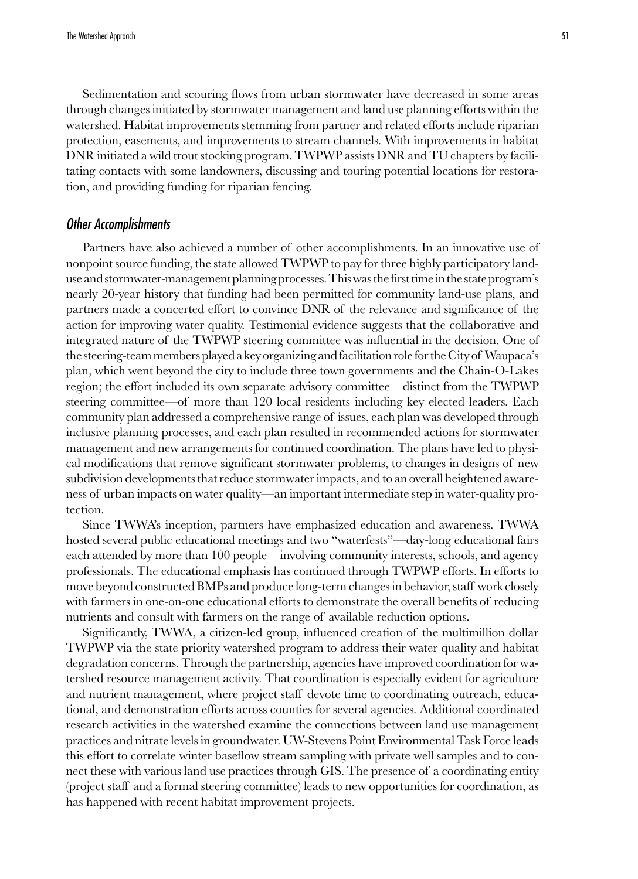Sedimentation and scouring flows from urban stormwater have decreased in some areas through changes initiated by stormwater management and land use planning efforts within the watershed. Habitat improvements stemming from partner and related efforts include riparian protection, easements, and improvements to stream channels. With improvements in habitat DNR initiated a wild trout stocking program. TWPWP assists DNR and TU chapters by facilitating contacts with some landowners, discussing and touring potential locations for restoration, and providing funding for riparian fencing.

### *Other Accomplishments*

Partners have also achieved a number of other accomplishments. In an innovative use of nonpoint source funding, the state allowed TWPWP to pay for three highly participatory land-use and stormwater-management planning processes. This was the first time in the state program's nearly 20-year history that funding had been permitted for community land-use plans, and partners made a concerted effort to convince DNR of the relevance and significance of the action for improving water quality. Testimonial evidence suggests that the collaborative and integrated nature of the TWPWP steering committee was influential in the decision. One of the steering-team members played a key organizing and facilitation role for the City of Waupaca's plan, which went beyond the city to include three town governments and the Chain-O-Lakes region; the effort included its own separate advisory committee—distinct from the TWPWP steering committee—of more than 120 local residents including key elected leaders. Each community plan addressed a comprehensive range of issues, each plan was developed through inclusive planning processes, and each plan resulted in recommended actions for stormwater management and new arrangements for continued coordination. The plans have led to physical modifications that remove significant stormwater problems, to changes in designs of new subdivision developments that reduce stormwater impacts, and to an overall heightened awareness of urban impacts on water quality—an important intermediate step in water-quality protection.

Since TWWA's inception, partners have emphasized education and awareness. TWWA hosted several public educational meetings and two "waterfests"—day-long educational fairs each attended by more than 100 people—involving community interests, schools, and agency professionals. The educational emphasis has continued through TWPWP efforts. In efforts to move beyond constructed BMPs and produce long-term changes in behavior, staff work closely with farmers in one-on-one educational efforts to demonstrate the overall benefits of reducing nutrients and consult with farmers on the range of available reduction options.

Significantly, TWWA, a citizen-led group, influenced creation of the multimillion dollar TWPWP via the state priority watershed program to address their water quality and habitat degradation concerns. Through the partnership, agencies have improved coordination for watershed resource management activity. That coordination is especially evident for agriculture and nutrient management, where project staff devote time to coordinating outreach, educational, and demonstration efforts across counties for several agencies. Additional coordinated research activities in the watershed examine the connections between land use management practices and nitrate levels in groundwater. UW-Stevens Point Environmental Task Force leads this effort to correlate winter baseflow stream sampling with private well samples and to connect these with various land use practices through GIS. The presence of a coordinating entity (project staff and a formal steering committee) leads to new opportunities for coordination, as has happened with recent habitat improvement projects.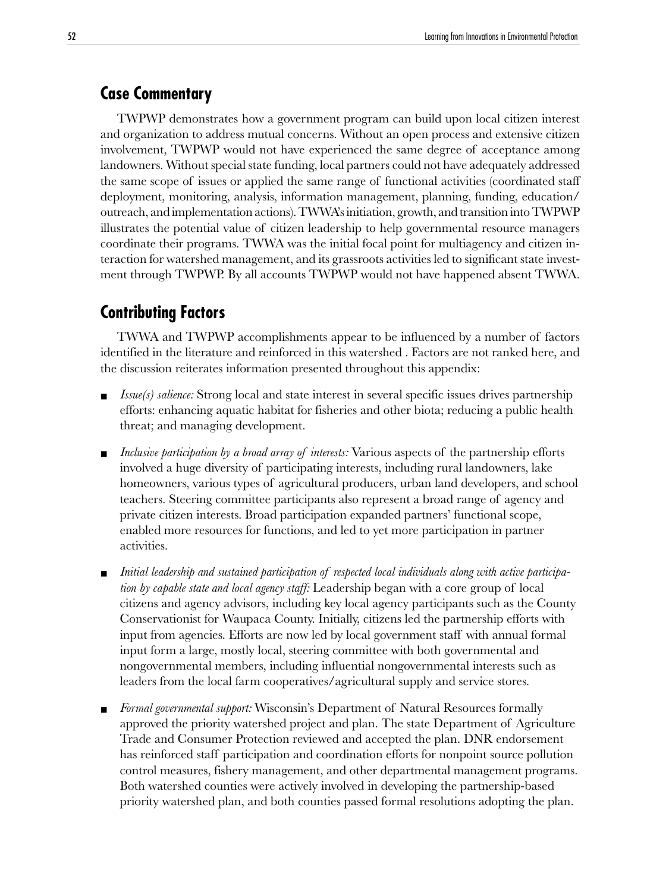## Case Commentary

TWPWP demonstrates how a government program can build upon local citizen interest and organization to address mutual concerns. Without an open process and extensive citizen involvement, TWPWP would not have experienced the same degree of acceptance among landowners. Without special state funding, local partners could not have adequately addressed the same scope of issues or applied the same range of functional activities (coordinated staff deployment, monitoring, analysis, information management, planning, funding, education/outreach, and implementation actions). TWWA's initiation, growth, and transition into TWPWP illustrates the potential value of citizen leadership to help governmental resource managers coordinate their programs. TWWA was the initial focal point for multiagency and citizen interaction for watershed management, and its grassroots activities led to significant state investment through TWPWP. By all accounts TWPWP would not have happened absent TWWA.

## Contributing Factors

TWWA and TWPWP accomplishments appear to be influenced by a number of factors identified in the literature and reinforced in this watershed . Factors are not ranked here, and the discussion reiterates information presented throughout this appendix:

- *Issue(s) salience:* Strong local and state interest in several specific issues drives partnership efforts: enhancing aquatic habitat for fisheries and other biota; reducing a public health threat; and managing development.
- *Inclusive participation by a broad array of interests:* Various aspects of the partnership efforts involved a huge diversity of participating interests, including rural landowners, lake homeowners, various types of agricultural producers, urban land developers, and school teachers. Steering committee participants also represent a broad range of agency and private citizen interests. Broad participation expanded partners' functional scope, enabled more resources for functions, and led to yet more participation in partner activities.
- *Initial leadership and sustained participation of respected local individuals along with active participation by capable state and local agency staff:* Leadership began with a core group of local citizens and agency advisors, including key local agency participants such as the County Conservationist for Waupaca County. Initially, citizens led the partnership efforts with input from agencies. Efforts are now led by local government staff with annual formal input form a large, mostly local, steering committee with both governmental and nongovernmental members, including influential nongovernmental interests such as leaders from the local farm cooperatives/agricultural supply and service stores.
- *Formal governmental support:* Wisconsin's Department of Natural Resources formally approved the priority watershed project and plan. The state Department of Agriculture Trade and Consumer Protection reviewed and accepted the plan. DNR endorsement has reinforced staff participation and coordination efforts for nonpoint source pollution control measures, fishery management, and other departmental management programs. Both watershed counties were actively involved in developing the partnership-based priority watershed plan, and both counties passed formal resolutions adopting the plan.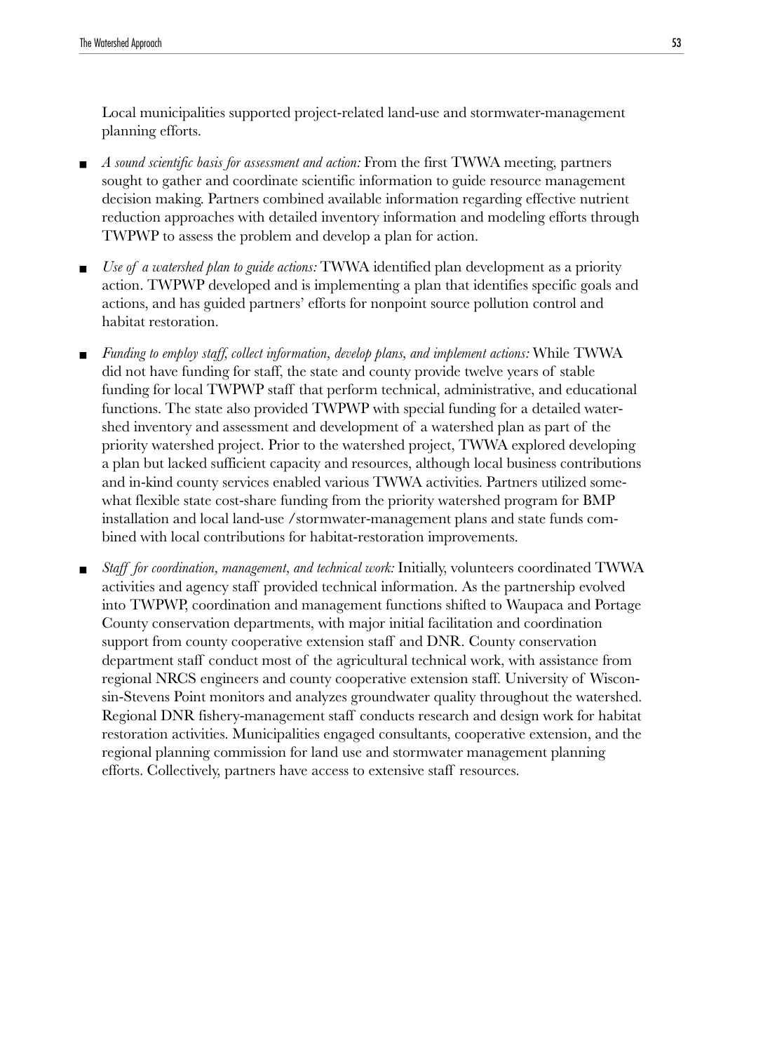Local municipalities supported project-related land-use and stormwater-management planning efforts.

- *A sound scientific basis for assessment and action:* From the first TWWA meeting, partners sought to gather and coordinate scientific information to guide resource management decision making. Partners combined available information regarding effective nutrient reduction approaches with detailed inventory information and modeling efforts through TWPWP to assess the problem and develop a plan for action.

- *Use of a watershed plan to guide actions:* TWWA identified plan development as a priority action. TWPWP developed and is implementing a plan that identifies specific goals and actions, and has guided partners' efforts for nonpoint source pollution control and habitat restoration.

- *Funding to employ staff, collect information, develop plans, and implement actions:* While TWWA did not have funding for staff, the state and county provide twelve years of stable funding for local TWPWP staff that perform technical, administrative, and educational functions. The state also provided TWPWP with special funding for a detailed watershed inventory and assessment and development of a watershed plan as part of the priority watershed project. Prior to the watershed project, TWWA explored developing a plan but lacked sufficient capacity and resources, although local business contributions and in-kind county services enabled various TWWA activities. Partners utilized somewhat flexible state cost-share funding from the priority watershed program for BMP installation and local land-use /stormwater-management plans and state funds combined with local contributions for habitat-restoration improvements.

- *Staff for coordination, management, and technical work:* Initially, volunteers coordinated TWWA activities and agency staff provided technical information. As the partnership evolved into TWPWP, coordination and management functions shifted to Waupaca and Portage County conservation departments, with major initial facilitation and coordination support from county cooperative extension staff and DNR. County conservation department staff conduct most of the agricultural technical work, with assistance from regional NRCS engineers and county cooperative extension staff. University of Wisconsin-Stevens Point monitors and analyzes groundwater quality throughout the watershed. Regional DNR fishery-management staff conducts research and design work for habitat restoration activities. Municipalities engaged consultants, cooperative extension, and the regional planning commission for land use and stormwater management planning efforts. Collectively, partners have access to extensive staff resources.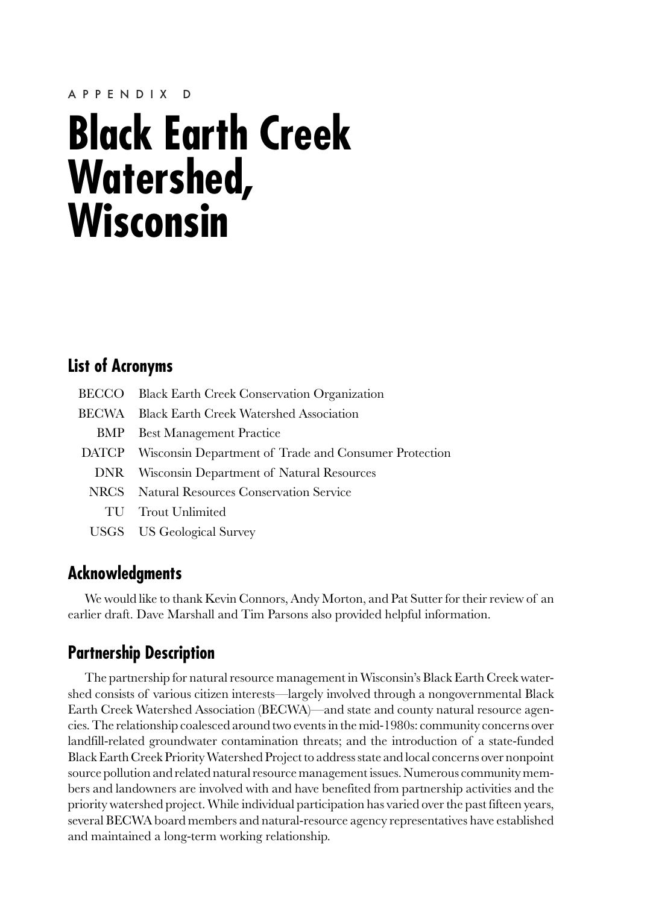APPENDIX D

# Black Earth Creek Watershed, Wisconsin

## List of Acronyms

| | |
|---|---|
| BECCO | Black Earth Creek Conservation Organization |
| BECWA | Black Earth Creek Watershed Association |
| BMP | Best Management Practice |
| DATCP | Wisconsin Department of Trade and Consumer Protection |
| DNR | Wisconsin Department of Natural Resources |
| NRCS | Natural Resources Conservation Service |
| TU | Trout Unlimited |
| USGS | US Geological Survey |

## Acknowledgments

We would like to thank Kevin Connors, Andy Morton, and Pat Sutter for their review of an earlier draft. Dave Marshall and Tim Parsons also provided helpful information.

## Partnership Description

The partnership for natural resource management in Wisconsin's Black Earth Creek watershed consists of various citizen interests—largely involved through a nongovernmental Black Earth Creek Watershed Association (BECWA)—and state and county natural resource agencies. The relationship coalesced around two events in the mid-1980s: community concerns over landfill-related groundwater contamination threats; and the introduction of a state-funded Black Earth Creek Priority Watershed Project to address state and local concerns over nonpoint source pollution and related natural resource management issues. Numerous community members and landowners are involved with and have benefited from partnership activities and the priority watershed project. While individual participation has varied over the past fifteen years, several BECWA board members and natural-resource agency representatives have established and maintained a long-term working relationship.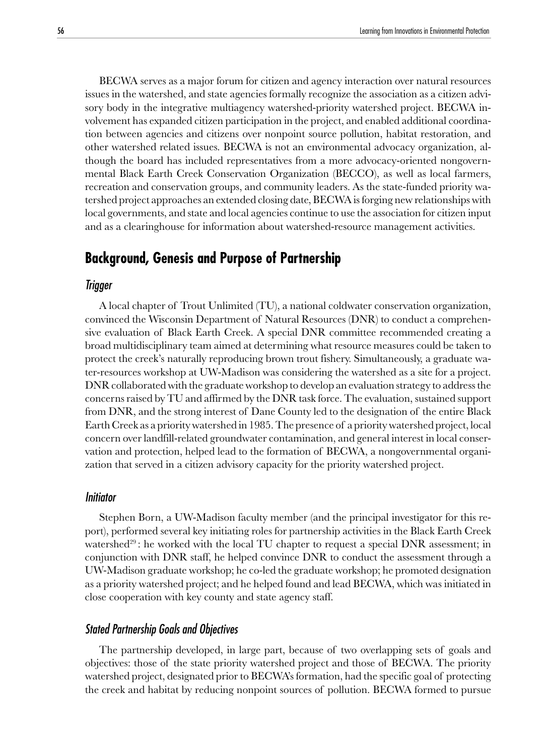BECWA serves as a major forum for citizen and agency interaction over natural resources issues in the watershed, and state agencies formally recognize the association as a citizen advisory body in the integrative multiagency watershed-priority watershed project. BECWA involvement has expanded citizen participation in the project, and enabled additional coordination between agencies and citizens over nonpoint source pollution, habitat restoration, and other watershed related issues. BECWA is not an environmental advocacy organization, although the board has included representatives from a more advocacy-oriented nongovernmental Black Earth Creek Conservation Organization (BECCO), as well as local farmers, recreation and conservation groups, and community leaders. As the state-funded priority watershed project approaches an extended closing date, BECWA is forging new relationships with local governments, and state and local agencies continue to use the association for citizen input and as a clearinghouse for information about watershed-resource management activities.

## Background, Genesis and Purpose of Partnership

### *Trigger*

A local chapter of Trout Unlimited (TU), a national coldwater conservation organization, convinced the Wisconsin Department of Natural Resources (DNR) to conduct a comprehensive evaluation of Black Earth Creek. A special DNR committee recommended creating a broad multidisciplinary team aimed at determining what resource measures could be taken to protect the creek's naturally reproducing brown trout fishery. Simultaneously, a graduate water-resources workshop at UW-Madison was considering the watershed as a site for a project. DNR collaborated with the graduate workshop to develop an evaluation strategy to address the concerns raised by TU and affirmed by the DNR task force. The evaluation, sustained support from DNR, and the strong interest of Dane County led to the designation of the entire Black Earth Creek as a priority watershed in 1985. The presence of a priority watershed project, local concern over landfill-related groundwater contamination, and general interest in local conservation and protection, helped lead to the formation of BECWA, a nongovernmental organization that served in a citizen advisory capacity for the priority watershed project.

### *Initiator*

Stephen Born, a UW-Madison faculty member (and the principal investigator for this report), performed several key initiating roles for partnership activities in the Black Earth Creek watershed[29]: he worked with the local TU chapter to request a special DNR assessment; in conjunction with DNR staff, he helped convince DNR to conduct the assessment through a UW-Madison graduate workshop; he co-led the graduate workshop; he promoted designation as a priority watershed project; and he helped found and lead BECWA, which was initiated in close cooperation with key county and state agency staff.

### *Stated Partnership Goals and Objectives*

The partnership developed, in large part, because of two overlapping sets of goals and objectives: those of the state priority watershed project and those of BECWA. The priority watershed project, designated prior to BECWA's formation, had the specific goal of protecting the creek and habitat by reducing nonpoint sources of pollution. BECWA formed to pursue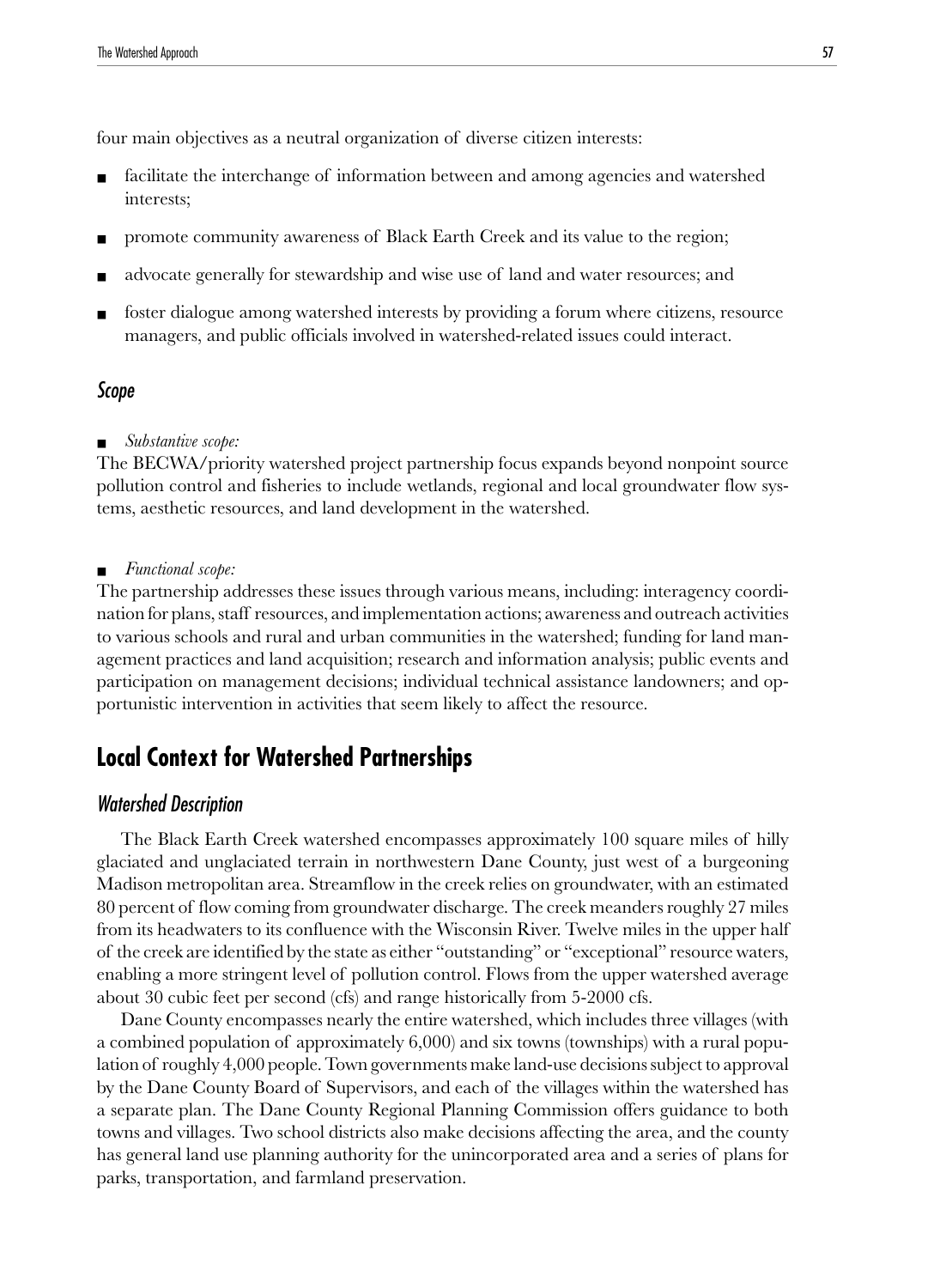four main objectives as a neutral organization of diverse citizen interests:

- facilitate the interchange of information between and among agencies and watershed interests;
- promote community awareness of Black Earth Creek and its value to the region;
- advocate generally for stewardship and wise use of land and water resources; and
- foster dialogue among watershed interests by providing a forum where citizens, resource managers, and public officials involved in watershed-related issues could interact.

### *Scope*

- *Substantive scope:*

The BECWA/priority watershed project partnership focus expands beyond nonpoint source pollution control and fisheries to include wetlands, regional and local groundwater flow systems, aesthetic resources, and land development in the watershed.

- *Functional scope:*

The partnership addresses these issues through various means, including: interagency coordination for plans, staff resources, and implementation actions; awareness and outreach activities to various schools and rural and urban communities in the watershed; funding for land management practices and land acquisition; research and information analysis; public events and participation on management decisions; individual technical assistance landowners; and opportunistic intervention in activities that seem likely to affect the resource.

## Local Context for Watershed Partnerships

### *Watershed Description*

The Black Earth Creek watershed encompasses approximately 100 square miles of hilly glaciated and unglaciated terrain in northwestern Dane County, just west of a burgeoning Madison metropolitan area. Streamflow in the creek relies on groundwater, with an estimated 80 percent of flow coming from groundwater discharge. The creek meanders roughly 27 miles from its headwaters to its confluence with the Wisconsin River. Twelve miles in the upper half of the creek are identified by the state as either "outstanding" or "exceptional" resource waters, enabling a more stringent level of pollution control. Flows from the upper watershed average about 30 cubic feet per second (cfs) and range historically from 5-2000 cfs.

Dane County encompasses nearly the entire watershed, which includes three villages (with a combined population of approximately 6,000) and six towns (townships) with a rural population of roughly 4,000 people. Town governments make land-use decisions subject to approval by the Dane County Board of Supervisors, and each of the villages within the watershed has a separate plan. The Dane County Regional Planning Commission offers guidance to both towns and villages. Two school districts also make decisions affecting the area, and the county has general land use planning authority for the unincorporated area and a series of plans for parks, transportation, and farmland preservation.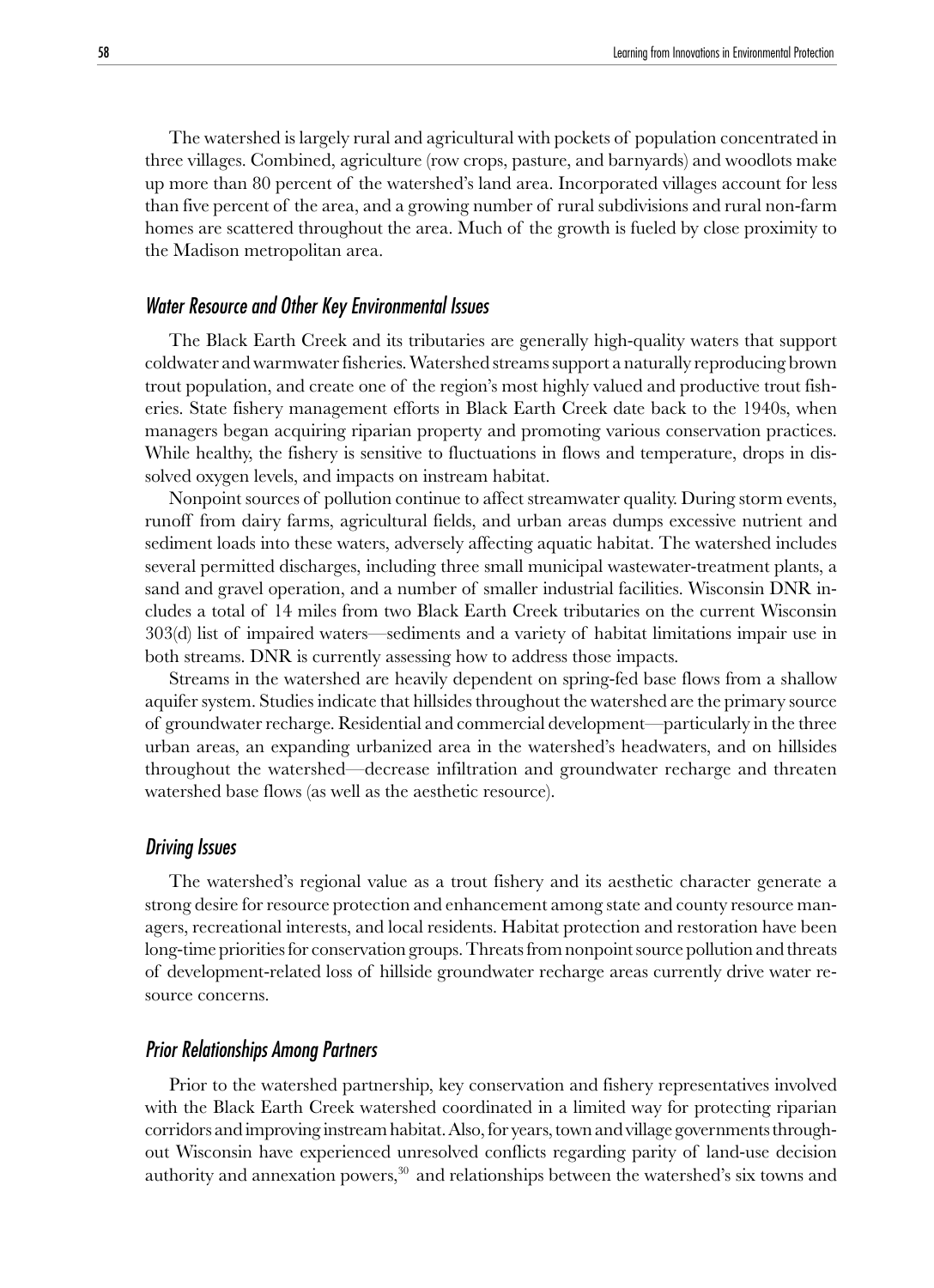The watershed is largely rural and agricultural with pockets of population concentrated in three villages. Combined, agriculture (row crops, pasture, and barnyards) and woodlots make up more than 80 percent of the watershed's land area. Incorporated villages account for less than five percent of the area, and a growing number of rural subdivisions and rural non-farm homes are scattered throughout the area. Much of the growth is fueled by close proximity to the Madison metropolitan area.

### *Water Resource and Other Key Environmental Issues*

The Black Earth Creek and its tributaries are generally high-quality waters that support coldwater and warmwater fisheries. Watershed streams support a naturally reproducing brown trout population, and create one of the region's most highly valued and productive trout fisheries. State fishery management efforts in Black Earth Creek date back to the 1940s, when managers began acquiring riparian property and promoting various conservation practices. While healthy, the fishery is sensitive to fluctuations in flows and temperature, drops in dissolved oxygen levels, and impacts on instream habitat.

Nonpoint sources of pollution continue to affect streamwater quality. During storm events, runoff from dairy farms, agricultural fields, and urban areas dumps excessive nutrient and sediment loads into these waters, adversely affecting aquatic habitat. The watershed includes several permitted discharges, including three small municipal wastewater-treatment plants, a sand and gravel operation, and a number of smaller industrial facilities. Wisconsin DNR includes a total of 14 miles from two Black Earth Creek tributaries on the current Wisconsin 303(d) list of impaired waters—sediments and a variety of habitat limitations impair use in both streams. DNR is currently assessing how to address those impacts.

Streams in the watershed are heavily dependent on spring-fed base flows from a shallow aquifer system. Studies indicate that hillsides throughout the watershed are the primary source of groundwater recharge. Residential and commercial development—particularly in the three urban areas, an expanding urbanized area in the watershed's headwaters, and on hillsides throughout the watershed—decrease infiltration and groundwater recharge and threaten watershed base flows (as well as the aesthetic resource).

### *Driving Issues*

The watershed's regional value as a trout fishery and its aesthetic character generate a strong desire for resource protection and enhancement among state and county resource managers, recreational interests, and local residents. Habitat protection and restoration have been long-time priorities for conservation groups. Threats from nonpoint source pollution and threats of development-related loss of hillside groundwater recharge areas currently drive water resource concerns.

### *Prior Relationships Among Partners*

Prior to the watershed partnership, key conservation and fishery representatives involved with the Black Earth Creek watershed coordinated in a limited way for protecting riparian corridors and improving instream habitat. Also, for years, town and village governments throughout Wisconsin have experienced unresolved conflicts regarding parity of land-use decision authority and annexation powers,[30] and relationships between the watershed's six towns and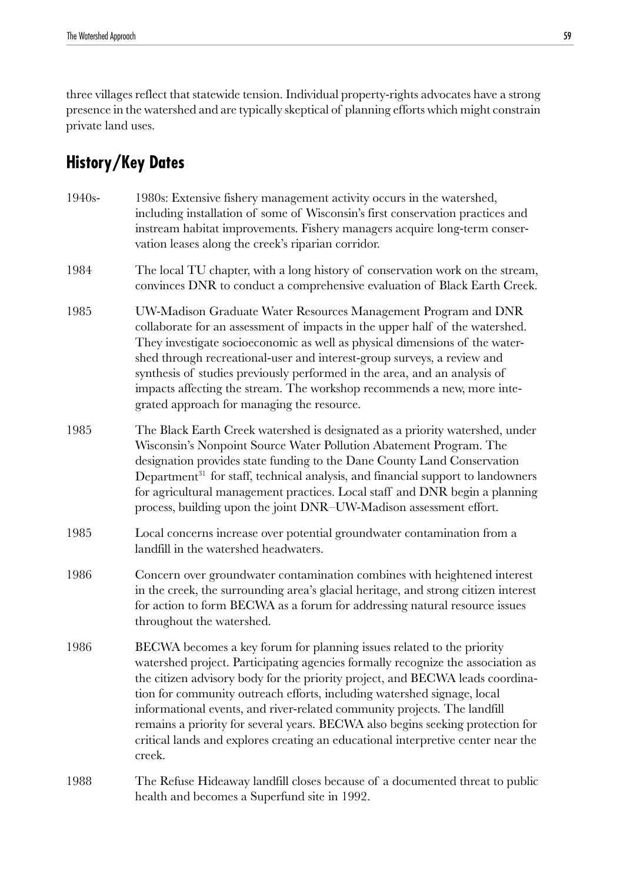three villages reflect that statewide tension. Individual property-rights advocates have a strong presence in the watershed and are typically skeptical of planning efforts which might constrain private land uses.

## History/Key Dates

1940s- 1980s: Extensive fishery management activity occurs in the watershed, including installation of some of Wisconsin's first conservation practices and instream habitat improvements. Fishery managers acquire long-term conservation leases along the creek's riparian corridor.

1984 The local TU chapter, with a long history of conservation work on the stream, convinces DNR to conduct a comprehensive evaluation of Black Earth Creek.

1985 UW-Madison Graduate Water Resources Management Program and DNR collaborate for an assessment of impacts in the upper half of the watershed. They investigate socioeconomic as well as physical dimensions of the watershed through recreational-user and interest-group surveys, a review and synthesis of studies previously performed in the area, and an analysis of impacts affecting the stream. The workshop recommends a new, more integrated approach for managing the resource.

1985 The Black Earth Creek watershed is designated as a priority watershed, under Wisconsin's Nonpoint Source Water Pollution Abatement Program. The designation provides state funding to the Dane County Land Conservation Department[31] for staff, technical analysis, and financial support to landowners for agricultural management practices. Local staff and DNR begin a planning process, building upon the joint DNR–UW-Madison assessment effort.

1985 Local concerns increase over potential groundwater contamination from a landfill in the watershed headwaters.

1986 Concern over groundwater contamination combines with heightened interest in the creek, the surrounding area's glacial heritage, and strong citizen interest for action to form BECWA as a forum for addressing natural resource issues throughout the watershed.

1986 BECWA becomes a key forum for planning issues related to the priority watershed project. Participating agencies formally recognize the association as the citizen advisory body for the priority project, and BECWA leads coordination for community outreach efforts, including watershed signage, local informational events, and river-related community projects. The landfill remains a priority for several years. BECWA also begins seeking protection for critical lands and explores creating an educational interpretive center near the creek.

1988 The Refuse Hideaway landfill closes because of a documented threat to public health and becomes a Superfund site in 1992.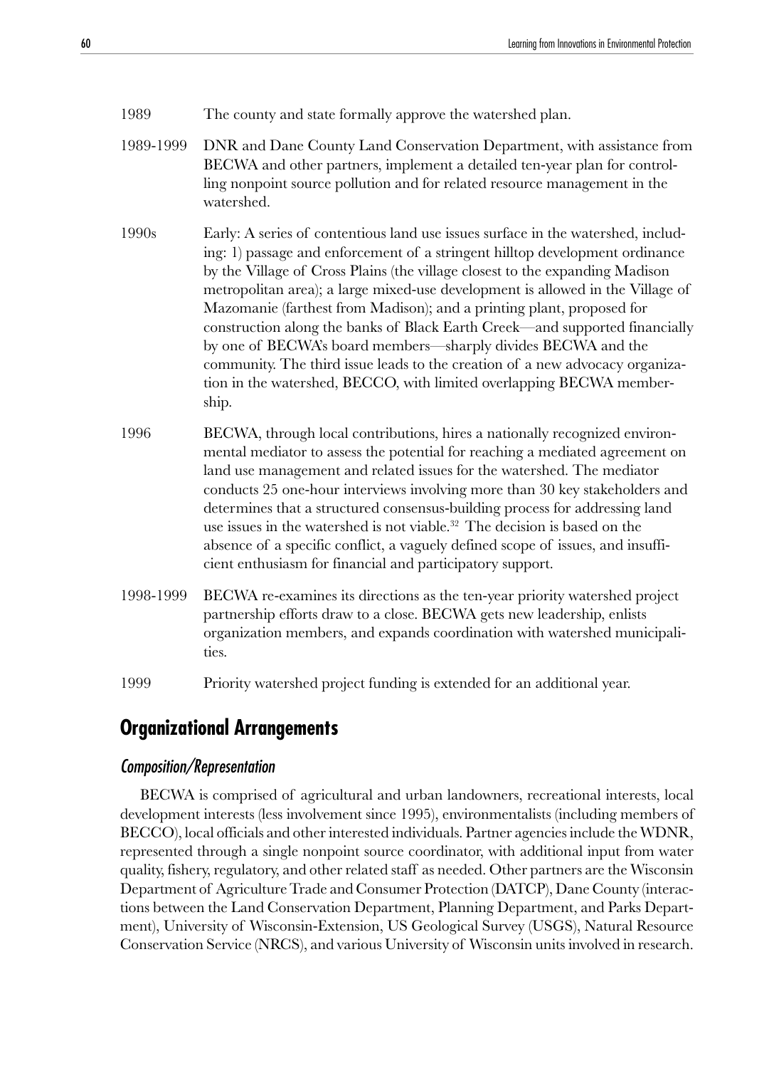1989 The county and state formally approve the watershed plan.

1989-1999 DNR and Dane County Land Conservation Department, with assistance from BECWA and other partners, implement a detailed ten-year plan for controlling nonpoint source pollution and for related resource management in the watershed.

1990s Early: A series of contentious land use issues surface in the watershed, including: 1) passage and enforcement of a stringent hilltop development ordinance by the Village of Cross Plains (the village closest to the expanding Madison metropolitan area); a large mixed-use development is allowed in the Village of Mazomanie (farthest from Madison); and a printing plant, proposed for construction along the banks of Black Earth Creek—and supported financially by one of BECWA's board members—sharply divides BECWA and the community. The third issue leads to the creation of a new advocacy organization in the watershed, BECCO, with limited overlapping BECWA membership.

1996 BECWA, through local contributions, hires a nationally recognized environmental mediator to assess the potential for reaching a mediated agreement on land use management and related issues for the watershed. The mediator conducts 25 one-hour interviews involving more than 30 key stakeholders and determines that a structured consensus-building process for addressing land use issues in the watershed is not viable.[32] The decision is based on the absence of a specific conflict, a vaguely defined scope of issues, and insufficient enthusiasm for financial and participatory support.

1998-1999 BECWA re-examines its directions as the ten-year priority watershed project partnership efforts draw to a close. BECWA gets new leadership, enlists organization members, and expands coordination with watershed municipalities.

1999 Priority watershed project funding is extended for an additional year.

## Organizational Arrangements

### *Composition/Representation*

BECWA is comprised of agricultural and urban landowners, recreational interests, local development interests (less involvement since 1995), environmentalists (including members of BECCO), local officials and other interested individuals. Partner agencies include the WDNR, represented through a single nonpoint source coordinator, with additional input from water quality, fishery, regulatory, and other related staff as needed. Other partners are the Wisconsin Department of Agriculture Trade and Consumer Protection (DATCP), Dane County (interactions between the Land Conservation Department, Planning Department, and Parks Department), University of Wisconsin-Extension, US Geological Survey (USGS), Natural Resource Conservation Service (NRCS), and various University of Wisconsin units involved in research.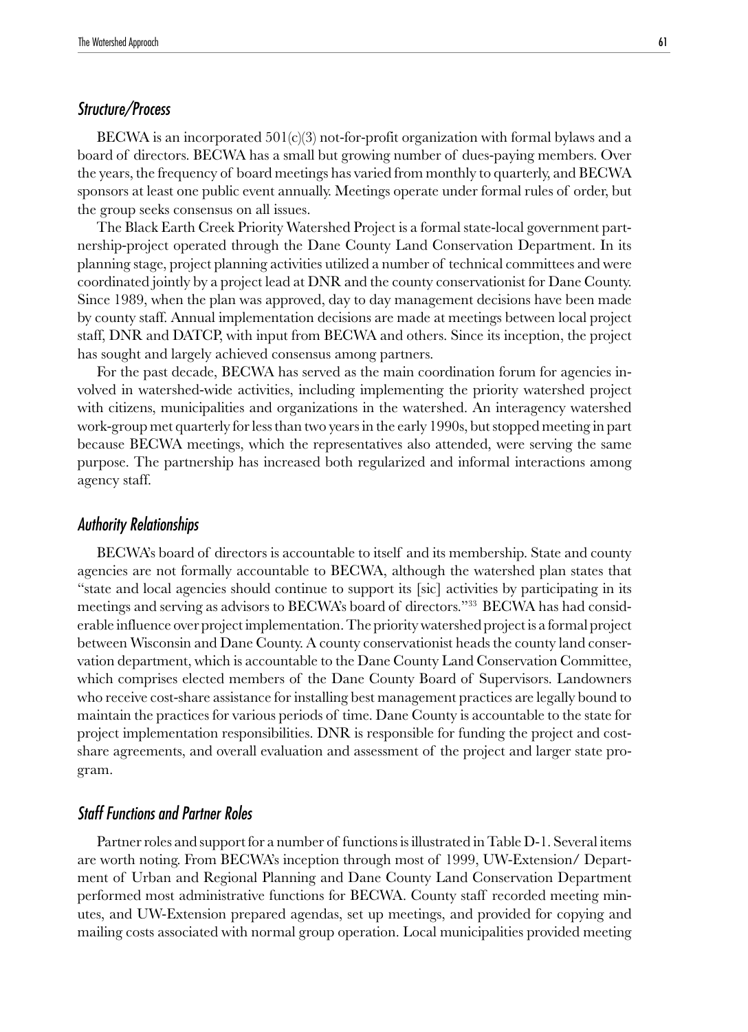### *Structure/Process*

BECWA is an incorporated 501(c)(3) not-for-profit organization with formal bylaws and a board of directors. BECWA has a small but growing number of dues-paying members. Over the years, the frequency of board meetings has varied from monthly to quarterly, and BECWA sponsors at least one public event annually. Meetings operate under formal rules of order, but the group seeks consensus on all issues.

The Black Earth Creek Priority Watershed Project is a formal state-local government partnership-project operated through the Dane County Land Conservation Department. In its planning stage, project planning activities utilized a number of technical committees and were coordinated jointly by a project lead at DNR and the county conservationist for Dane County. Since 1989, when the plan was approved, day to day management decisions have been made by county staff. Annual implementation decisions are made at meetings between local project staff, DNR and DATCP, with input from BECWA and others. Since its inception, the project has sought and largely achieved consensus among partners.

For the past decade, BECWA has served as the main coordination forum for agencies involved in watershed-wide activities, including implementing the priority watershed project with citizens, municipalities and organizations in the watershed. An interagency watershed work-group met quarterly for less than two years in the early 1990s, but stopped meeting in part because BECWA meetings, which the representatives also attended, were serving the same purpose. The partnership has increased both regularized and informal interactions among agency staff.

### *Authority Relationships*

BECWA's board of directors is accountable to itself and its membership. State and county agencies are not formally accountable to BECWA, although the watershed plan states that "state and local agencies should continue to support its [sic] activities by participating in its meetings and serving as advisors to BECWA's board of directors."[33] BECWA has had considerable influence over project implementation. The priority watershed project is a formal project between Wisconsin and Dane County. A county conservationist heads the county land conservation department, which is accountable to the Dane County Land Conservation Committee, which comprises elected members of the Dane County Board of Supervisors. Landowners who receive cost-share assistance for installing best management practices are legally bound to maintain the practices for various periods of time. Dane County is accountable to the state for project implementation responsibilities. DNR is responsible for funding the project and cost-share agreements, and overall evaluation and assessment of the project and larger state program.

### *Staff Functions and Partner Roles*

Partner roles and support for a number of functions is illustrated in Table D-1. Several items are worth noting. From BECWA's inception through most of 1999, UW-Extension/ Department of Urban and Regional Planning and Dane County Land Conservation Department performed most administrative functions for BECWA. County staff recorded meeting minutes, and UW-Extension prepared agendas, set up meetings, and provided for copying and mailing costs associated with normal group operation. Local municipalities provided meeting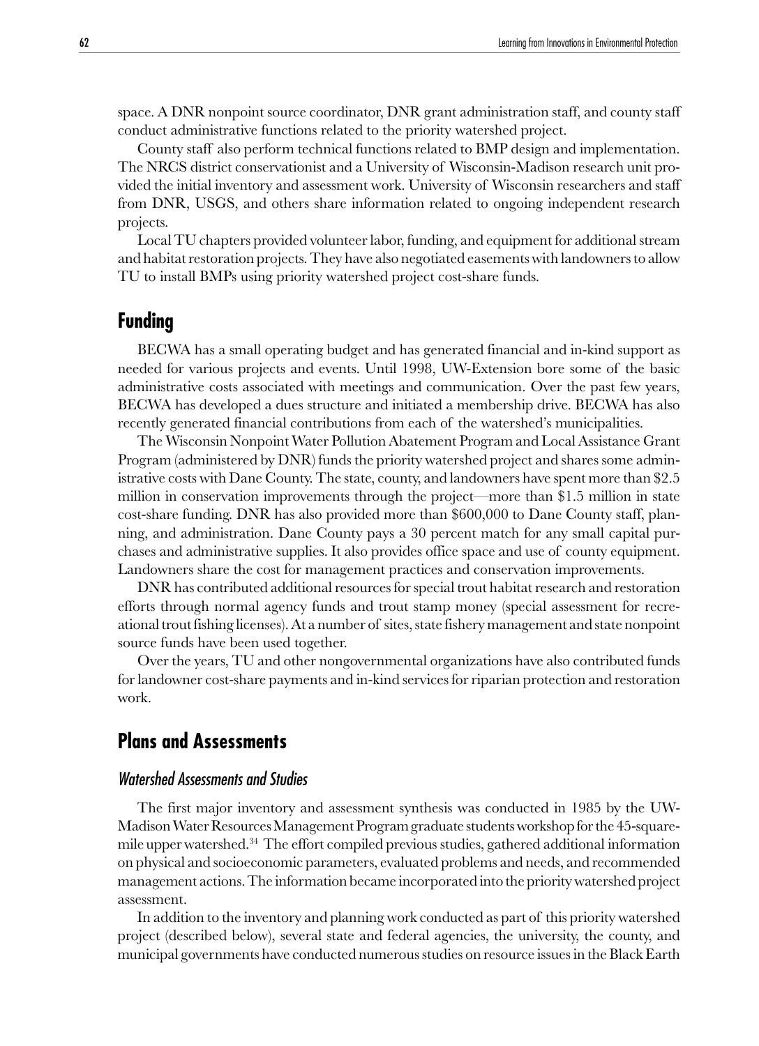space. A DNR nonpoint source coordinator, DNR grant administration staff, and county staff conduct administrative functions related to the priority watershed project.

County staff also perform technical functions related to BMP design and implementation. The NRCS district conservationist and a University of Wisconsin-Madison research unit provided the initial inventory and assessment work. University of Wisconsin researchers and staff from DNR, USGS, and others share information related to ongoing independent research projects.

Local TU chapters provided volunteer labor, funding, and equipment for additional stream and habitat restoration projects. They have also negotiated easements with landowners to allow TU to install BMPs using priority watershed project cost-share funds.

## Funding

BECWA has a small operating budget and has generated financial and in-kind support as needed for various projects and events. Until 1998, UW-Extension bore some of the basic administrative costs associated with meetings and communication. Over the past few years, BECWA has developed a dues structure and initiated a membership drive. BECWA has also recently generated financial contributions from each of the watershed's municipalities.

The Wisconsin Nonpoint Water Pollution Abatement Program and Local Assistance Grant Program (administered by DNR) funds the priority watershed project and shares some administrative costs with Dane County. The state, county, and landowners have spent more than $2.5 million in conservation improvements through the project—more than $1.5 million in state cost-share funding. DNR has also provided more than $600,000 to Dane County staff, planning, and administration. Dane County pays a 30 percent match for any small capital purchases and administrative supplies. It also provides office space and use of county equipment. Landowners share the cost for management practices and conservation improvements.

DNR has contributed additional resources for special trout habitat research and restoration efforts through normal agency funds and trout stamp money (special assessment for recreational trout fishing licenses). At a number of sites, state fishery management and state nonpoint source funds have been used together.

Over the years, TU and other nongovernmental organizations have also contributed funds for landowner cost-share payments and in-kind services for riparian protection and restoration work.

## Plans and Assessments

### *Watershed Assessments and Studies*

The first major inventory and assessment synthesis was conducted in 1985 by the UW-Madison Water Resources Management Program graduate students workshop for the 45-square-mile upper watershed.[34] The effort compiled previous studies, gathered additional information on physical and socioeconomic parameters, evaluated problems and needs, and recommended management actions. The information became incorporated into the priority watershed project assessment.

In addition to the inventory and planning work conducted as part of this priority watershed project (described below), several state and federal agencies, the university, the county, and municipal governments have conducted numerous studies on resource issues in the Black Earth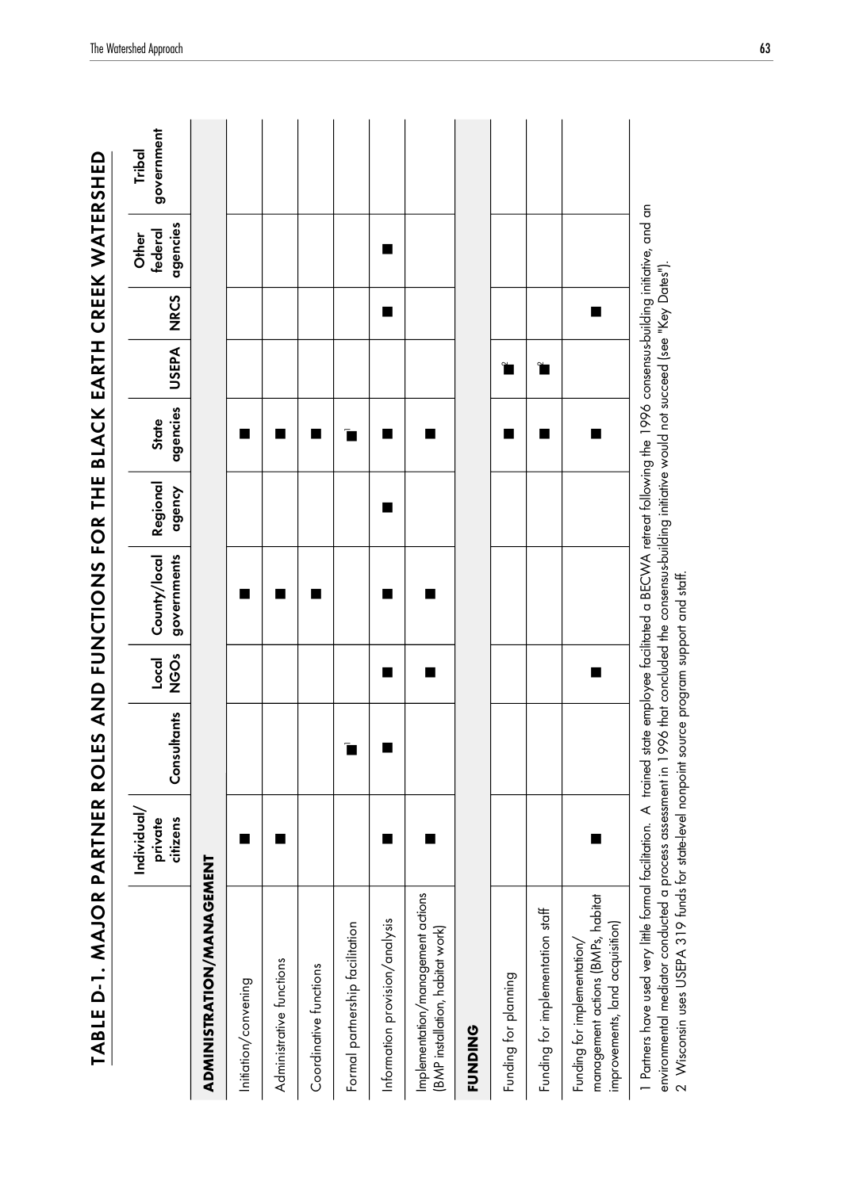# TABLE D-1. MAJOR PARTNER ROLES AND FUNCTIONS FOR THE BLACK EARTH CREEK WATERSHED

| | Individual/ private citizens | Consultants | Local NGOs | County/local governments | Regional agency | State agencies | USEPA | NRCS | Other federal agencies | Tribal government |
|---|---|---|---|---|---|---|---|---|---|---|
| **ADMINISTRATION/MANAGEMENT** | | | | | | | | | | |
| Initiation/convening | ■ | | | ■ | | ■ | | | | |
| Administrative functions | ■ | | | ■ | | ■ | | | | |
| Coordinative functions | | | | ■ | | ■ | | | | |
| Formal partnership facilitation | | ■[1] | | | | ■[1] | | | | |
| Information provision/analysis | ■ | ■ | ■ | ■ | ■ | ■ | | ■ | ■ | |
| Implementation/management actions (BMP installation, habitat work) | ■ | | ■ | ■ | | ■ | | | | |
| **FUNDING** | | | | | | | | | | |
| Funding for planning | | | | | | ■ | ■[2] | | | |
| Funding for implementation staff | | | | | | ■ | ■[2] | | | |
| Funding for implementation/ management actions (BMPs, habitat improvements, land acquisition) | ■ | | ■ | | | ■ | | ■ | | |

1 Partners have used very little formal facilitation. A trained state employee facilitated a BECWA retreat following the 1996 consensus-building initiative, and an environmental mediator conducted a process assessment in 1996 that concluded the consensus-building initiative would not succeed (see "Key Dates").

2 Wisconsin uses USEPA 319 funds for state-level nonpoint source program support and staff.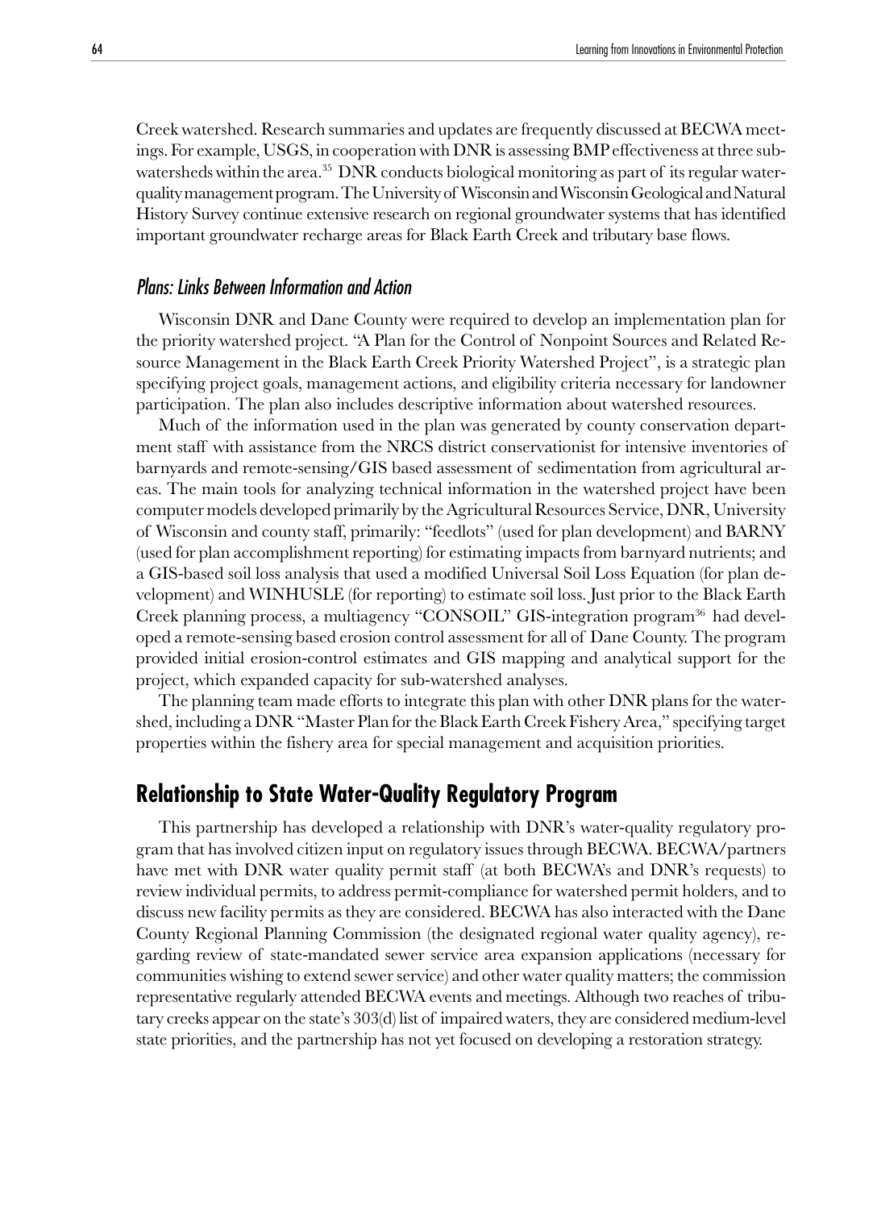Creek watershed. Research summaries and updates are frequently discussed at BECWA meetings. For example, USGS, in cooperation with DNR is assessing BMP effectiveness at three subwatersheds within the area.[35] DNR conducts biological monitoring as part of its regular water-quality management program. The University of Wisconsin and Wisconsin Geological and Natural History Survey continue extensive research on regional groundwater systems that has identified important groundwater recharge areas for Black Earth Creek and tributary base flows.

### *Plans: Links Between Information and Action*

Wisconsin DNR and Dane County were required to develop an implementation plan for the priority watershed project. "A Plan for the Control of Nonpoint Sources and Related Resource Management in the Black Earth Creek Priority Watershed Project", is a strategic plan specifying project goals, management actions, and eligibility criteria necessary for landowner participation. The plan also includes descriptive information about watershed resources.

Much of the information used in the plan was generated by county conservation department staff with assistance from the NRCS district conservationist for intensive inventories of barnyards and remote-sensing/GIS based assessment of sedimentation from agricultural areas. The main tools for analyzing technical information in the watershed project have been computer models developed primarily by the Agricultural Resources Service, DNR, University of Wisconsin and county staff, primarily: "feedlots" (used for plan development) and BARNY (used for plan accomplishment reporting) for estimating impacts from barnyard nutrients; and a GIS-based soil loss analysis that used a modified Universal Soil Loss Equation (for plan development) and WINHUSLE (for reporting) to estimate soil loss. Just prior to the Black Earth Creek planning process, a multiagency "CONSOIL" GIS-integration program[36] had developed a remote-sensing based erosion control assessment for all of Dane County. The program provided initial erosion-control estimates and GIS mapping and analytical support for the project, which expanded capacity for sub-watershed analyses.

The planning team made efforts to integrate this plan with other DNR plans for the watershed, including a DNR "Master Plan for the Black Earth Creek Fishery Area," specifying target properties within the fishery area for special management and acquisition priorities.

## Relationship to State Water-Quality Regulatory Program

This partnership has developed a relationship with DNR's water-quality regulatory program that has involved citizen input on regulatory issues through BECWA. BECWA/partners have met with DNR water quality permit staff (at both BECWA's and DNR's requests) to review individual permits, to address permit-compliance for watershed permit holders, and to discuss new facility permits as they are considered. BECWA has also interacted with the Dane County Regional Planning Commission (the designated regional water quality agency), regarding review of state-mandated sewer service area expansion applications (necessary for communities wishing to extend sewer service) and other water quality matters; the commission representative regularly attended BECWA events and meetings. Although two reaches of tributary creeks appear on the state's 303(d) list of impaired waters, they are considered medium-level state priorities, and the partnership has not yet focused on developing a restoration strategy.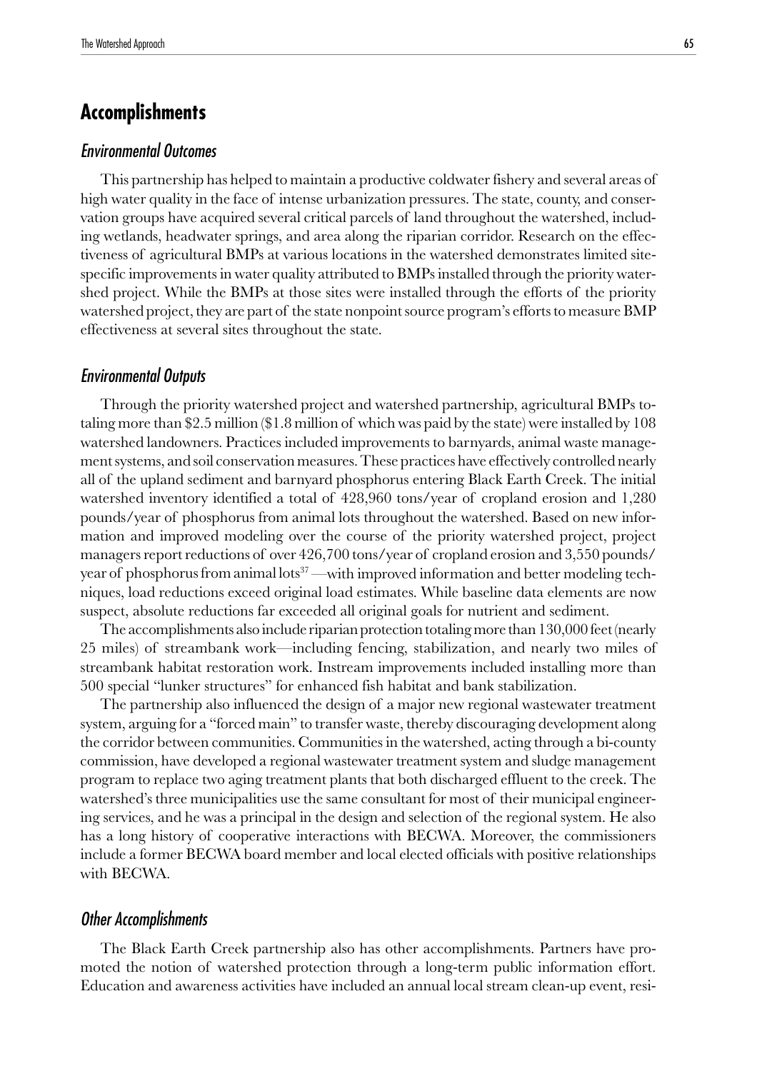## Accomplishments

### *Environmental Outcomes*

This partnership has helped to maintain a productive coldwater fishery and several areas of high water quality in the face of intense urbanization pressures. The state, county, and conservation groups have acquired several critical parcels of land throughout the watershed, including wetlands, headwater springs, and area along the riparian corridor. Research on the effectiveness of agricultural BMPs at various locations in the watershed demonstrates limited site-specific improvements in water quality attributed to BMPs installed through the priority watershed project. While the BMPs at those sites were installed through the efforts of the priority watershed project, they are part of the state nonpoint source program's efforts to measure BMP effectiveness at several sites throughout the state.

### *Environmental Outputs*

Through the priority watershed project and watershed partnership, agricultural BMPs totaling more than $2.5 million ($1.8 million of which was paid by the state) were installed by 108 watershed landowners. Practices included improvements to barnyards, animal waste management systems, and soil conservation measures. These practices have effectively controlled nearly all of the upland sediment and barnyard phosphorus entering Black Earth Creek. The initial watershed inventory identified a total of 428,960 tons/year of cropland erosion and 1,280 pounds/year of phosphorus from animal lots throughout the watershed. Based on new information and improved modeling over the course of the priority watershed project, project managers report reductions of over 426,700 tons/year of cropland erosion and 3,550 pounds/year of phosphorus from animal lots[37] —with improved information and better modeling techniques, load reductions exceed original load estimates. While baseline data elements are now suspect, absolute reductions far exceeded all original goals for nutrient and sediment.

The accomplishments also include riparian protection totaling more than 130,000 feet (nearly 25 miles) of streambank work—including fencing, stabilization, and nearly two miles of streambank habitat restoration work. Instream improvements included installing more than 500 special "lunker structures" for enhanced fish habitat and bank stabilization.

The partnership also influenced the design of a major new regional wastewater treatment system, arguing for a "forced main" to transfer waste, thereby discouraging development along the corridor between communities. Communities in the watershed, acting through a bi-county commission, have developed a regional wastewater treatment system and sludge management program to replace two aging treatment plants that both discharged effluent to the creek. The watershed's three municipalities use the same consultant for most of their municipal engineering services, and he was a principal in the design and selection of the regional system. He also has a long history of cooperative interactions with BECWA. Moreover, the commissioners include a former BECWA board member and local elected officials with positive relationships with BECWA.

### *Other Accomplishments*

The Black Earth Creek partnership also has other accomplishments. Partners have promoted the notion of watershed protection through a long-term public information effort. Education and awareness activities have included an annual local stream clean-up event, resi-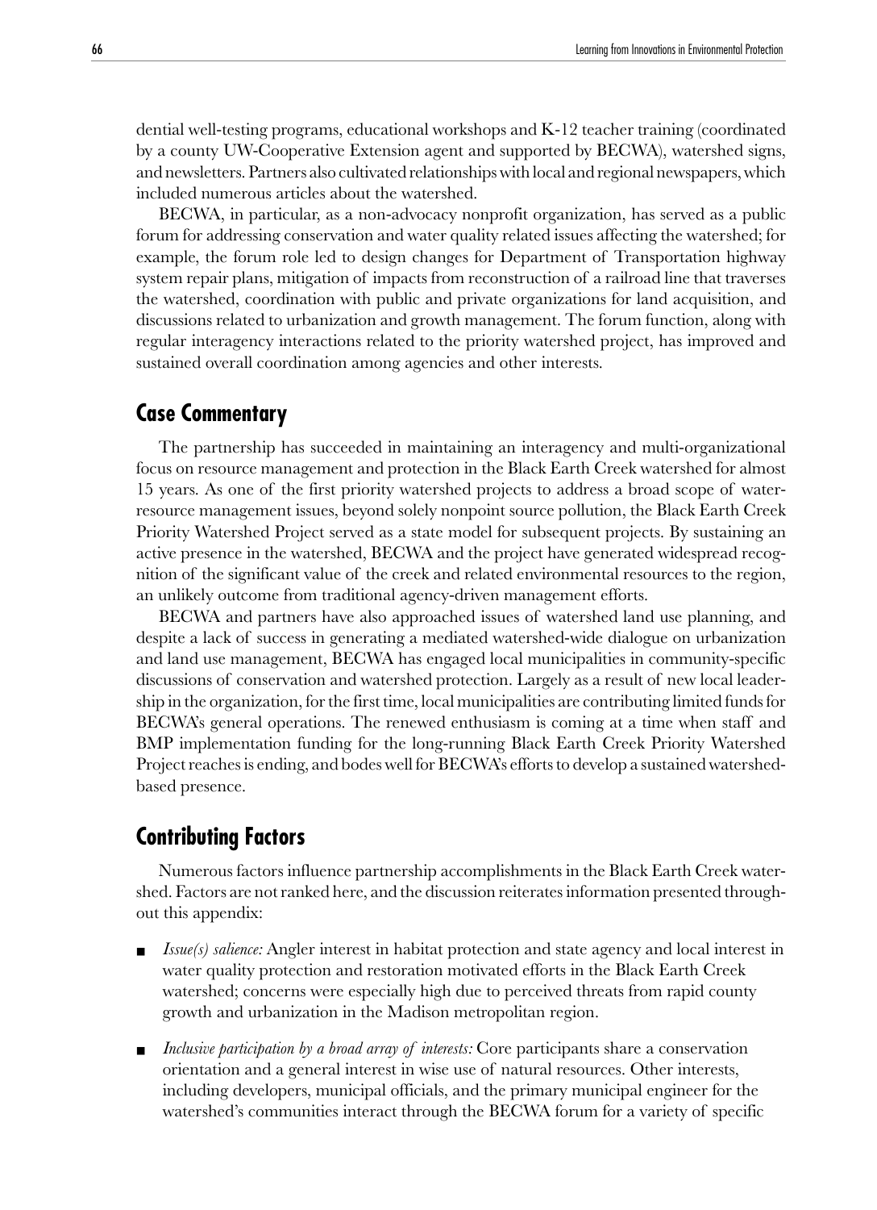dential well-testing programs, educational workshops and K-12 teacher training (coordinated by a county UW-Cooperative Extension agent and supported by BECWA), watershed signs, and newsletters. Partners also cultivated relationships with local and regional newspapers, which included numerous articles about the watershed.

BECWA, in particular, as a non-advocacy nonprofit organization, has served as a public forum for addressing conservation and water quality related issues affecting the watershed; for example, the forum role led to design changes for Department of Transportation highway system repair plans, mitigation of impacts from reconstruction of a railroad line that traverses the watershed, coordination with public and private organizations for land acquisition, and discussions related to urbanization and growth management. The forum function, along with regular interagency interactions related to the priority watershed project, has improved and sustained overall coordination among agencies and other interests.

## Case Commentary

The partnership has succeeded in maintaining an interagency and multi-organizational focus on resource management and protection in the Black Earth Creek watershed for almost 15 years. As one of the first priority watershed projects to address a broad scope of water-resource management issues, beyond solely nonpoint source pollution, the Black Earth Creek Priority Watershed Project served as a state model for subsequent projects. By sustaining an active presence in the watershed, BECWA and the project have generated widespread recognition of the significant value of the creek and related environmental resources to the region, an unlikely outcome from traditional agency-driven management efforts.

BECWA and partners have also approached issues of watershed land use planning, and despite a lack of success in generating a mediated watershed-wide dialogue on urbanization and land use management, BECWA has engaged local municipalities in community-specific discussions of conservation and watershed protection. Largely as a result of new local leadership in the organization, for the first time, local municipalities are contributing limited funds for BECWA's general operations. The renewed enthusiasm is coming at a time when staff and BMP implementation funding for the long-running Black Earth Creek Priority Watershed Project reaches is ending, and bodes well for BECWA's efforts to develop a sustained watershed-based presence.

## Contributing Factors

Numerous factors influence partnership accomplishments in the Black Earth Creek watershed. Factors are not ranked here, and the discussion reiterates information presented throughout this appendix:

- *Issue(s) salience:* Angler interest in habitat protection and state agency and local interest in water quality protection and restoration motivated efforts in the Black Earth Creek watershed; concerns were especially high due to perceived threats from rapid county growth and urbanization in the Madison metropolitan region.

- *Inclusive participation by a broad array of interests:* Core participants share a conservation orientation and a general interest in wise use of natural resources. Other interests, including developers, municipal officials, and the primary municipal engineer for the watershed's communities interact through the BECWA forum for a variety of specific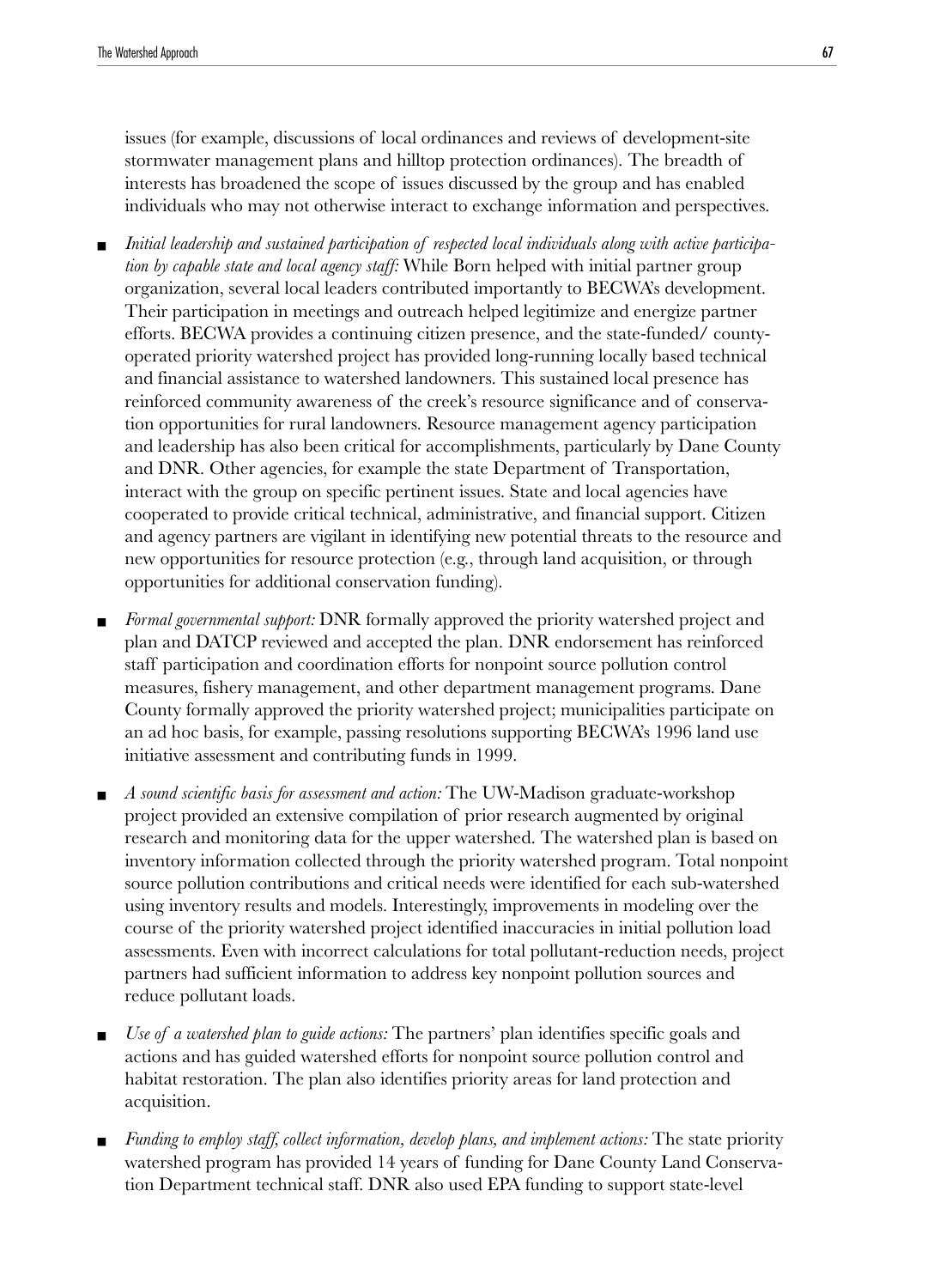issues (for example, discussions of local ordinances and reviews of development-site stormwater management plans and hilltop protection ordinances). The breadth of interests has broadened the scope of issues discussed by the group and has enabled individuals who may not otherwise interact to exchange information and perspectives.

- *Initial leadership and sustained participation of respected local individuals along with active participation by capable state and local agency staff:* While Born helped with initial partner group organization, several local leaders contributed importantly to BECWA's development. Their participation in meetings and outreach helped legitimize and energize partner efforts. BECWA provides a continuing citizen presence, and the state-funded/ county-operated priority watershed project has provided long-running locally based technical and financial assistance to watershed landowners. This sustained local presence has reinforced community awareness of the creek's resource significance and of conservation opportunities for rural landowners. Resource management agency participation and leadership has also been critical for accomplishments, particularly by Dane County and DNR. Other agencies, for example the state Department of Transportation, interact with the group on specific pertinent issues. State and local agencies have cooperated to provide critical technical, administrative, and financial support. Citizen and agency partners are vigilant in identifying new potential threats to the resource and new opportunities for resource protection (e.g., through land acquisition, or through opportunities for additional conservation funding).

- *Formal governmental support:* DNR formally approved the priority watershed project and plan and DATCP reviewed and accepted the plan. DNR endorsement has reinforced staff participation and coordination efforts for nonpoint source pollution control measures, fishery management, and other department management programs. Dane County formally approved the priority watershed project; municipalities participate on an ad hoc basis, for example, passing resolutions supporting BECWA's 1996 land use initiative assessment and contributing funds in 1999.

- *A sound scientific basis for assessment and action:* The UW-Madison graduate-workshop project provided an extensive compilation of prior research augmented by original research and monitoring data for the upper watershed. The watershed plan is based on inventory information collected through the priority watershed program. Total nonpoint source pollution contributions and critical needs were identified for each sub-watershed using inventory results and models. Interestingly, improvements in modeling over the course of the priority watershed project identified inaccuracies in initial pollution load assessments. Even with incorrect calculations for total pollutant-reduction needs, project partners had sufficient information to address key nonpoint pollution sources and reduce pollutant loads.

- *Use of a watershed plan to guide actions:* The partners' plan identifies specific goals and actions and has guided watershed efforts for nonpoint source pollution control and habitat restoration. The plan also identifies priority areas for land protection and acquisition.

- *Funding to employ staff, collect information, develop plans, and implement actions:* The state priority watershed program has provided 14 years of funding for Dane County Land Conservation Department technical staff. DNR also used EPA funding to support state-level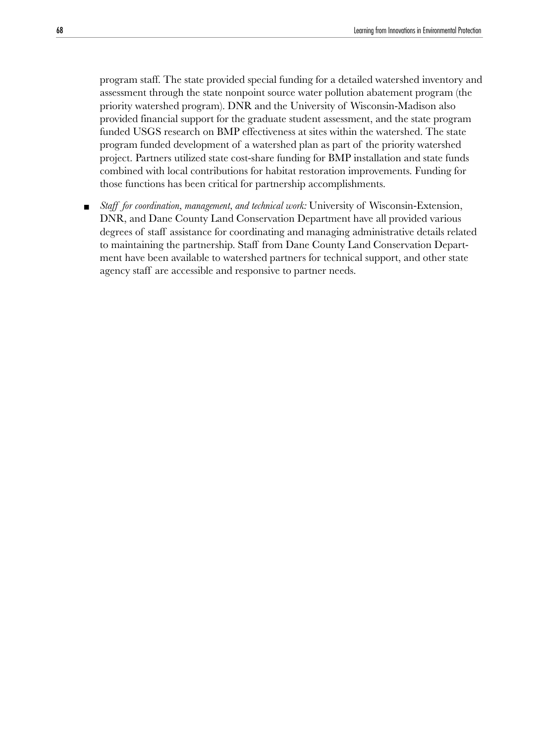program staff. The state provided special funding for a detailed watershed inventory and assessment through the state nonpoint source water pollution abatement program (the priority watershed program). DNR and the University of Wisconsin-Madison also provided financial support for the graduate student assessment, and the state program funded USGS research on BMP effectiveness at sites within the watershed. The state program funded development of a watershed plan as part of the priority watershed project. Partners utilized state cost-share funding for BMP installation and state funds combined with local contributions for habitat restoration improvements. Funding for those functions has been critical for partnership accomplishments.

- *Staff for coordination, management, and technical work:* University of Wisconsin-Extension, DNR, and Dane County Land Conservation Department have all provided various degrees of staff assistance for coordinating and managing administrative details related to maintaining the partnership. Staff from Dane County Land Conservation Department have been available to watershed partners for technical support, and other state agency staff are accessible and responsive to partner needs.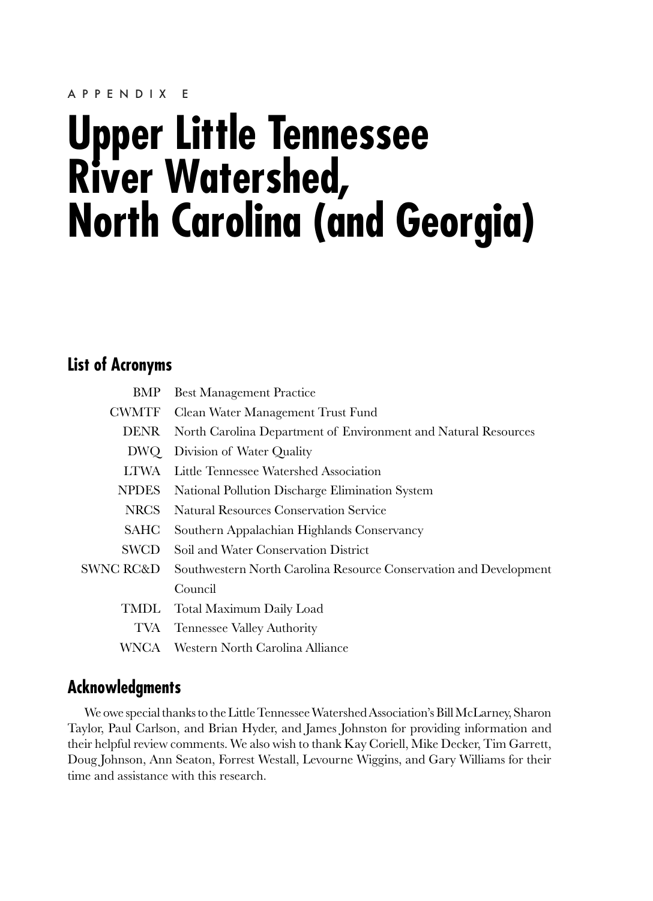APPENDIX E

# Upper Little Tennessee River Watershed, North Carolina (and Georgia)

## List of Acronyms

| | |
|---|---|
| BMP | Best Management Practice |
| CWMTF | Clean Water Management Trust Fund |
| DENR | North Carolina Department of Environment and Natural Resources |
| DWQ | Division of Water Quality |
| LTWA | Little Tennessee Watershed Association |
| NPDES | National Pollution Discharge Elimination System |
| NRCS | Natural Resources Conservation Service |
| SAHC | Southern Appalachian Highlands Conservancy |
| SWCD | Soil and Water Conservation District |
| SWNC RC&D | Southwestern North Carolina Resource Conservation and Development Council |
| TMDL | Total Maximum Daily Load |
| TVA | Tennessee Valley Authority |
| WNCA | Western North Carolina Alliance |

## Acknowledgments

We owe special thanks to the Little Tennessee Watershed Association's Bill McLarney, Sharon Taylor, Paul Carlson, and Brian Hyder, and James Johnston for providing information and their helpful review comments. We also wish to thank Kay Coriell, Mike Decker, Tim Garrett, Doug Johnson, Ann Seaton, Forrest Westall, Levourne Wiggins, and Gary Williams for their time and assistance with this research.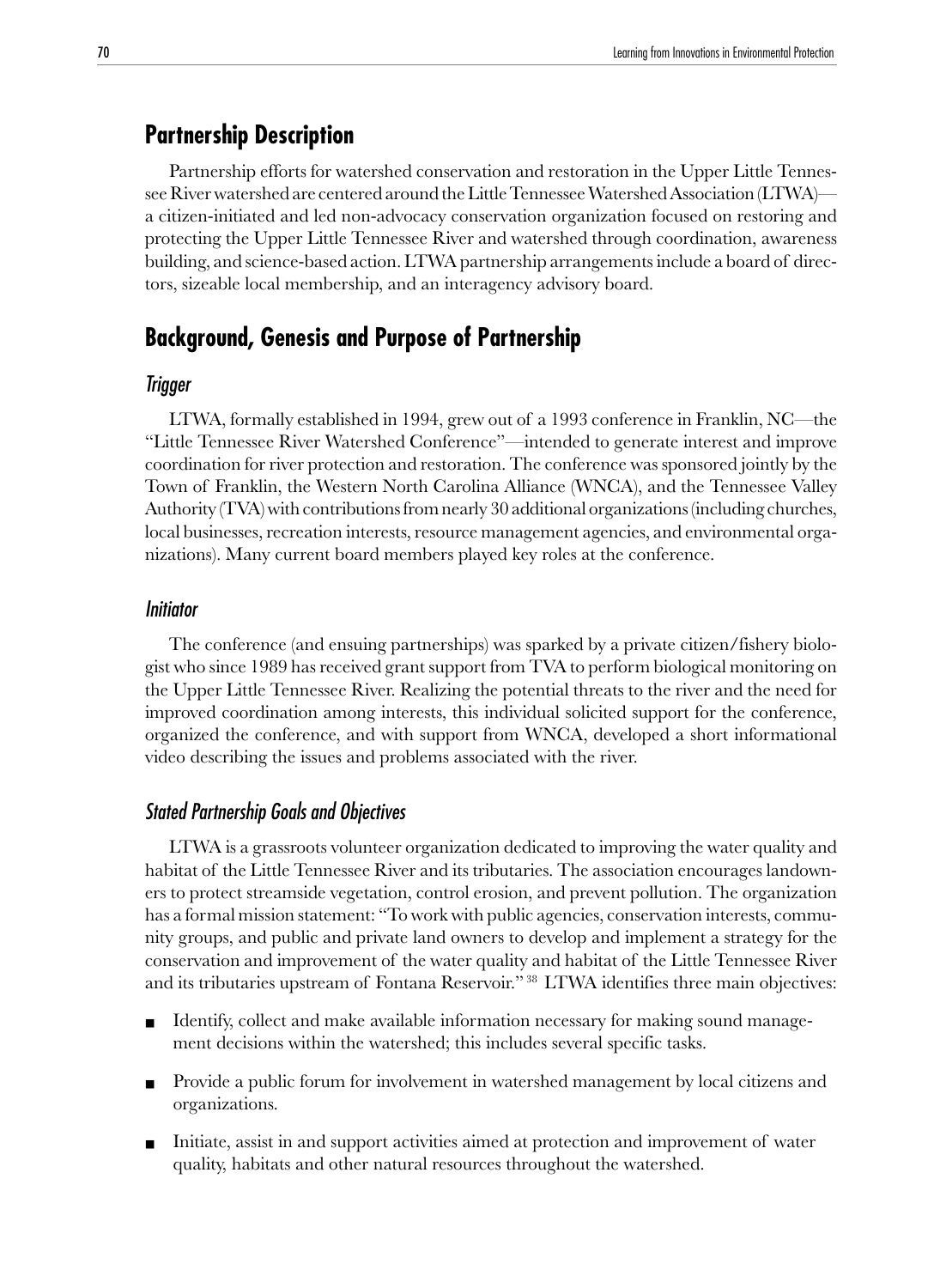## Partnership Description

Partnership efforts for watershed conservation and restoration in the Upper Little Tennessee River watershed are centered around the Little Tennessee Watershed Association (LTWA)—a citizen-initiated and led non-advocacy conservation organization focused on restoring and protecting the Upper Little Tennessee River and watershed through coordination, awareness building, and science-based action. LTWA partnership arrangements include a board of directors, sizeable local membership, and an interagency advisory board.

## Background, Genesis and Purpose of Partnership

### *Trigger*

LTWA, formally established in 1994, grew out of a 1993 conference in Franklin, NC—the "Little Tennessee River Watershed Conference"—intended to generate interest and improve coordination for river protection and restoration. The conference was sponsored jointly by the Town of Franklin, the Western North Carolina Alliance (WNCA), and the Tennessee Valley Authority (TVA) with contributions from nearly 30 additional organizations (including churches, local businesses, recreation interests, resource management agencies, and environmental organizations). Many current board members played key roles at the conference.

### *Initiator*

The conference (and ensuing partnerships) was sparked by a private citizen/fishery biologist who since 1989 has received grant support from TVA to perform biological monitoring on the Upper Little Tennessee River. Realizing the potential threats to the river and the need for improved coordination among interests, this individual solicited support for the conference, organized the conference, and with support from WNCA, developed a short informational video describing the issues and problems associated with the river.

### *Stated Partnership Goals and Objectives*

LTWA is a grassroots volunteer organization dedicated to improving the water quality and habitat of the Little Tennessee River and its tributaries. The association encourages landowners to protect streamside vegetation, control erosion, and prevent pollution. The organization has a formal mission statement: "To work with public agencies, conservation interests, community groups, and public and private land owners to develop and implement a strategy for the conservation and improvement of the water quality and habitat of the Little Tennessee River and its tributaries upstream of Fontana Reservoir."[38] LTWA identifies three main objectives:

- Identify, collect and make available information necessary for making sound management decisions within the watershed; this includes several specific tasks.
- Provide a public forum for involvement in watershed management by local citizens and organizations.
- Initiate, assist in and support activities aimed at protection and improvement of water quality, habitats and other natural resources throughout the watershed.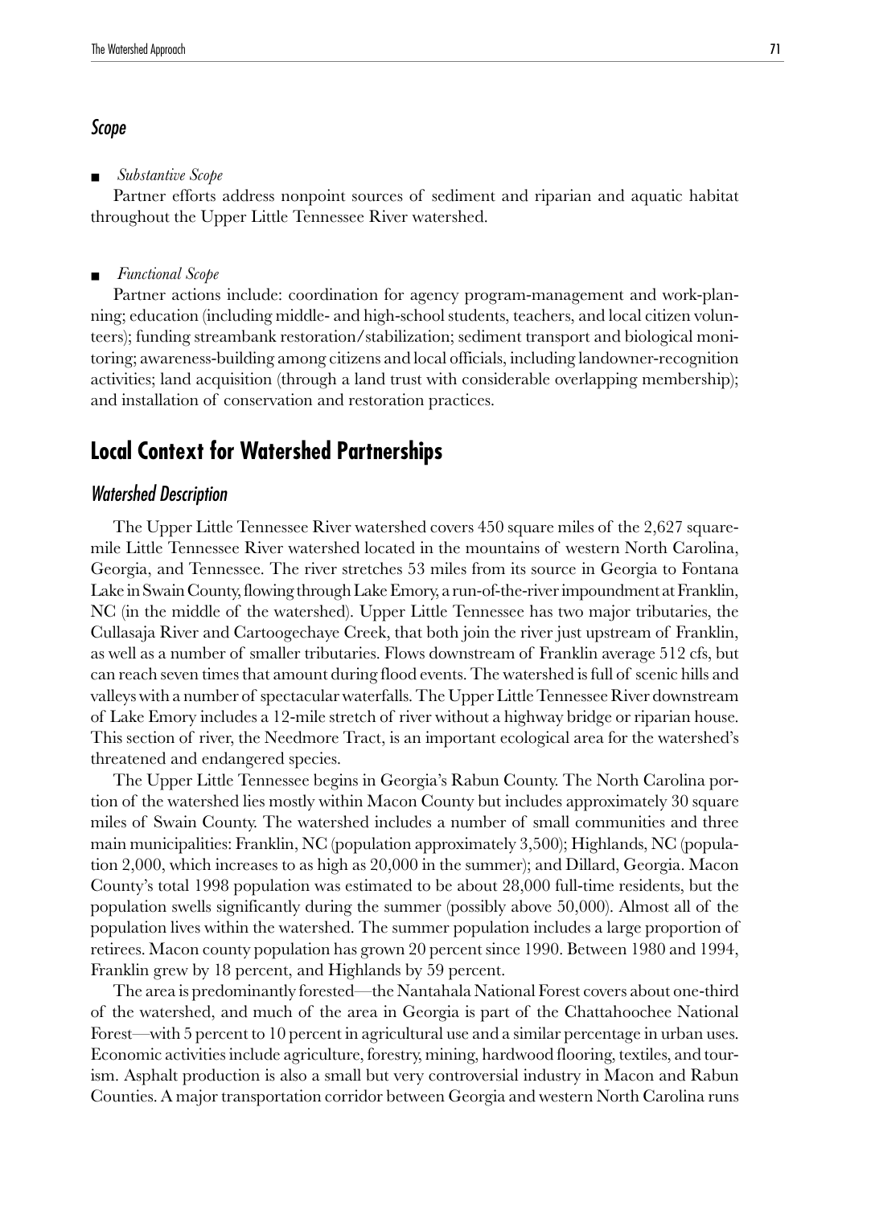### *Scope*

- *Substantive Scope*

Partner efforts address nonpoint sources of sediment and riparian and aquatic habitat throughout the Upper Little Tennessee River watershed.

- *Functional Scope*

Partner actions include: coordination for agency program-management and work-planning; education (including middle- and high-school students, teachers, and local citizen volunteers); funding streambank restoration/stabilization; sediment transport and biological monitoring; awareness-building among citizens and local officials, including landowner-recognition activities; land acquisition (through a land trust with considerable overlapping membership); and installation of conservation and restoration practices.

## Local Context for Watershed Partnerships

### *Watershed Description*

The Upper Little Tennessee River watershed covers 450 square miles of the 2,627 square-mile Little Tennessee River watershed located in the mountains of western North Carolina, Georgia, and Tennessee. The river stretches 53 miles from its source in Georgia to Fontana Lake in Swain County, flowing through Lake Emory, a run-of-the-river impoundment at Franklin, NC (in the middle of the watershed). Upper Little Tennessee has two major tributaries, the Cullasaja River and Cartoogechaye Creek, that both join the river just upstream of Franklin, as well as a number of smaller tributaries. Flows downstream of Franklin average 512 cfs, but can reach seven times that amount during flood events. The watershed is full of scenic hills and valleys with a number of spectacular waterfalls. The Upper Little Tennessee River downstream of Lake Emory includes a 12-mile stretch of river without a highway bridge or riparian house. This section of river, the Needmore Tract, is an important ecological area for the watershed's threatened and endangered species.

The Upper Little Tennessee begins in Georgia's Rabun County. The North Carolina portion of the watershed lies mostly within Macon County but includes approximately 30 square miles of Swain County. The watershed includes a number of small communities and three main municipalities: Franklin, NC (population approximately 3,500); Highlands, NC (population 2,000, which increases to as high as 20,000 in the summer); and Dillard, Georgia. Macon County's total 1998 population was estimated to be about 28,000 full-time residents, but the population swells significantly during the summer (possibly above 50,000). Almost all of the population lives within the watershed. The summer population includes a large proportion of retirees. Macon county population has grown 20 percent since 1990. Between 1980 and 1994, Franklin grew by 18 percent, and Highlands by 59 percent.

The area is predominantly forested—the Nantahala National Forest covers about one-third of the watershed, and much of the area in Georgia is part of the Chattahoochee National Forest—with 5 percent to 10 percent in agricultural use and a similar percentage in urban uses. Economic activities include agriculture, forestry, mining, hardwood flooring, textiles, and tourism. Asphalt production is also a small but very controversial industry in Macon and Rabun Counties. A major transportation corridor between Georgia and western North Carolina runs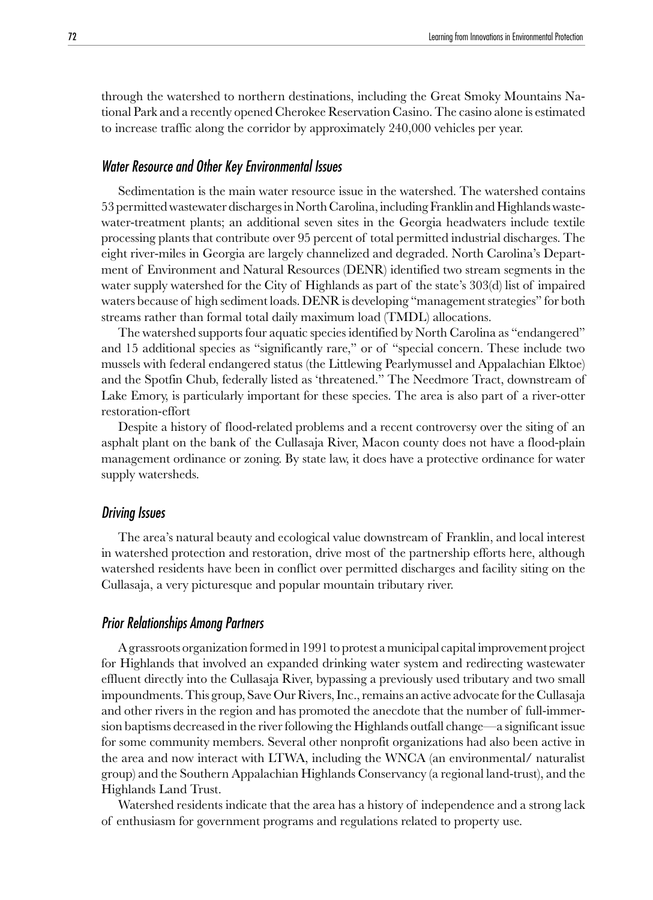through the watershed to northern destinations, including the Great Smoky Mountains National Park and a recently opened Cherokee Reservation Casino. The casino alone is estimated to increase traffic along the corridor by approximately 240,000 vehicles per year.

### *Water Resource and Other Key Environmental Issues*

Sedimentation is the main water resource issue in the watershed. The watershed contains 53 permitted wastewater discharges in North Carolina, including Franklin and Highlands wastewater-treatment plants; an additional seven sites in the Georgia headwaters include textile processing plants that contribute over 95 percent of total permitted industrial discharges. The eight river-miles in Georgia are largely channelized and degraded. North Carolina's Department of Environment and Natural Resources (DENR) identified two stream segments in the water supply watershed for the City of Highlands as part of the state's 303(d) list of impaired waters because of high sediment loads. DENR is developing "management strategies" for both streams rather than formal total daily maximum load (TMDL) allocations.

The watershed supports four aquatic species identified by North Carolina as "endangered" and 15 additional species as "significantly rare," or of "special concern. These include two mussels with federal endangered status (the Littlewing Pearlymussel and Appalachian Elktoe) and the Spotfin Chub, federally listed as 'threatened." The Needmore Tract, downstream of Lake Emory, is particularly important for these species. The area is also part of a river-otter restoration-effort

Despite a history of flood-related problems and a recent controversy over the siting of an asphalt plant on the bank of the Cullasaja River, Macon county does not have a flood-plain management ordinance or zoning. By state law, it does have a protective ordinance for water supply watersheds.

### *Driving Issues*

The area's natural beauty and ecological value downstream of Franklin, and local interest in watershed protection and restoration, drive most of the partnership efforts here, although watershed residents have been in conflict over permitted discharges and facility siting on the Cullasaja, a very picturesque and popular mountain tributary river.

### *Prior Relationships Among Partners*

A grassroots organization formed in 1991 to protest a municipal capital improvement project for Highlands that involved an expanded drinking water system and redirecting wastewater effluent directly into the Cullasaja River, bypassing a previously used tributary and two small impoundments. This group, Save Our Rivers, Inc., remains an active advocate for the Cullasaja and other rivers in the region and has promoted the anecdote that the number of full-immersion baptisms decreased in the river following the Highlands outfall change—a significant issue for some community members. Several other nonprofit organizations had also been active in the area and now interact with LTWA, including the WNCA (an environmental/ naturalist group) and the Southern Appalachian Highlands Conservancy (a regional land-trust), and the Highlands Land Trust.

Watershed residents indicate that the area has a history of independence and a strong lack of enthusiasm for government programs and regulations related to property use.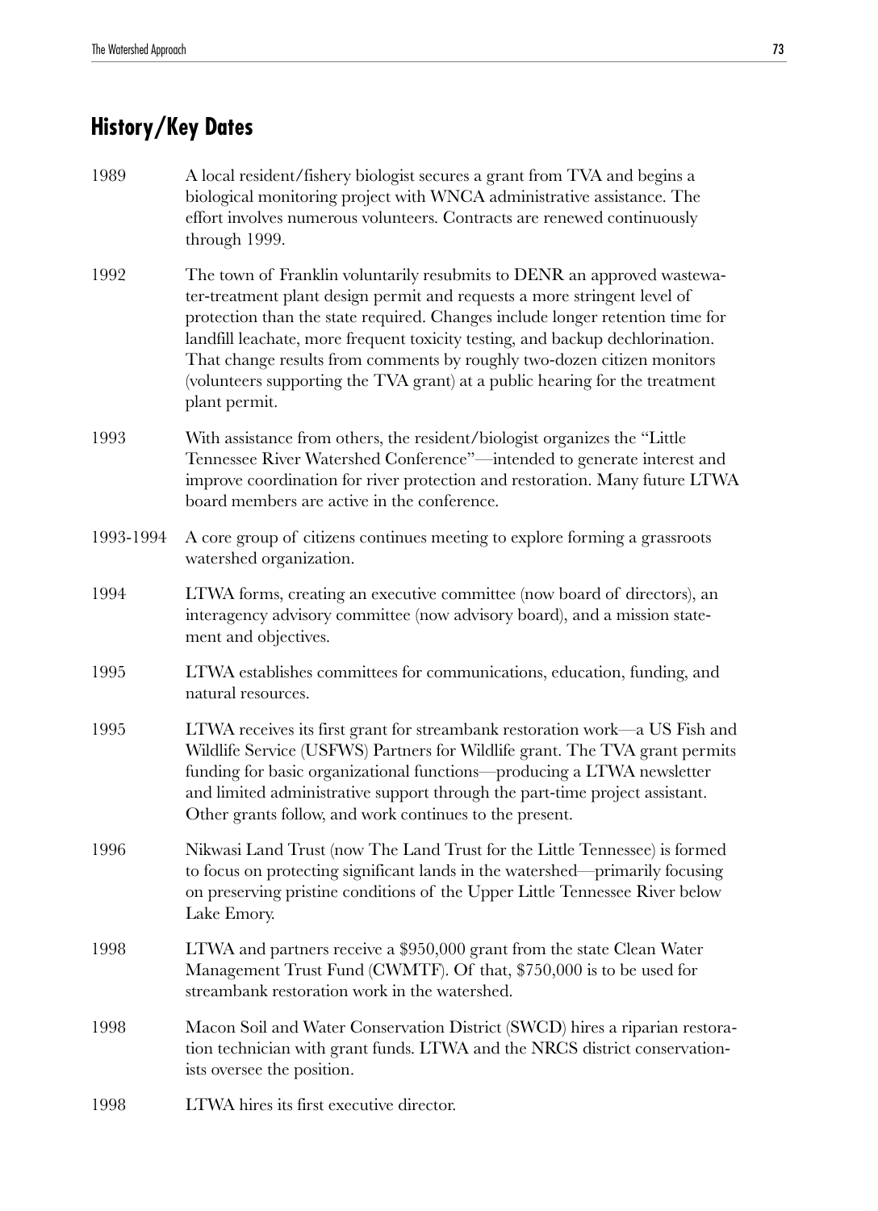## History/Key Dates

| | |
|---|---|
| 1989 | A local resident/fishery biologist secures a grant from TVA and begins a biological monitoring project with WNCA administrative assistance. The effort involves numerous volunteers. Contracts are renewed continuously through 1999. |
| 1992 | The town of Franklin voluntarily resubmits to DENR an approved wastewater-treatment plant design permit and requests a more stringent level of protection than the state required. Changes include longer retention time for landfill leachate, more frequent toxicity testing, and backup dechlorination. That change results from comments by roughly two-dozen citizen monitors (volunteers supporting the TVA grant) at a public hearing for the treatment plant permit. |
| 1993 | With assistance from others, the resident/biologist organizes the "Little Tennessee River Watershed Conference"—intended to generate interest and improve coordination for river protection and restoration. Many future LTWA board members are active in the conference. |
| 1993-1994 | A core group of citizens continues meeting to explore forming a grassroots watershed organization. |
| 1994 | LTWA forms, creating an executive committee (now board of directors), an interagency advisory committee (now advisory board), and a mission statement and objectives. |
| 1995 | LTWA establishes committees for communications, education, funding, and natural resources. |
| 1995 | LTWA receives its first grant for streambank restoration work—a US Fish and Wildlife Service (USFWS) Partners for Wildlife grant. The TVA grant permits funding for basic organizational functions—producing a LTWA newsletter and limited administrative support through the part-time project assistant. Other grants follow, and work continues to the present. |
| 1996 | Nikwasi Land Trust (now The Land Trust for the Little Tennessee) is formed to focus on protecting significant lands in the watershed—primarily focusing on preserving pristine conditions of the Upper Little Tennessee River below Lake Emory. |
| 1998 | LTWA and partners receive a $950,000 grant from the state Clean Water Management Trust Fund (CWMTF). Of that, $750,000 is to be used for streambank restoration work in the watershed. |
| 1998 | Macon Soil and Water Conservation District (SWCD) hires a riparian restoration technician with grant funds. LTWA and the NRCS district conservationists oversee the position. |
| 1998 | LTWA hires its first executive director. |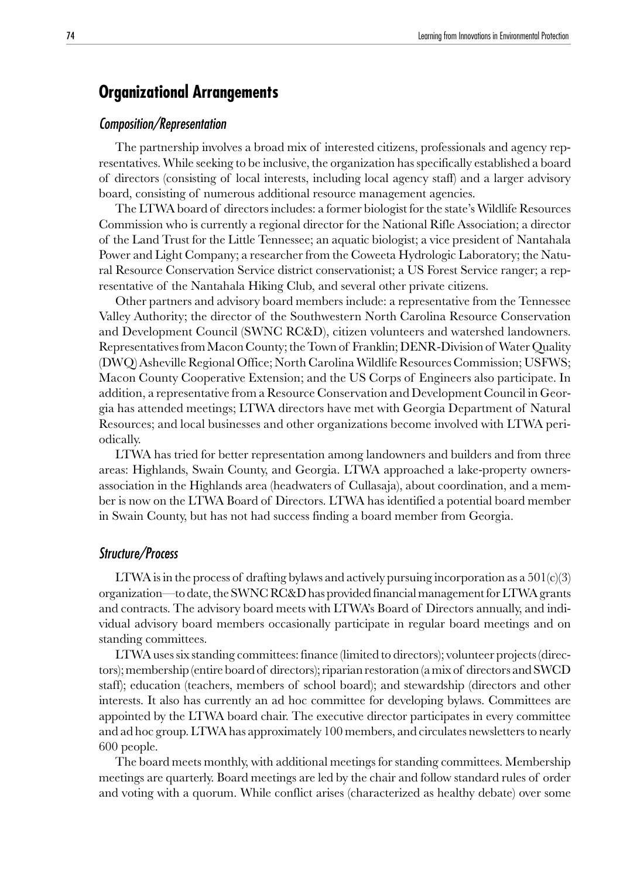## Organizational Arrangements

### *Composition/Representation*

The partnership involves a broad mix of interested citizens, professionals and agency representatives. While seeking to be inclusive, the organization has specifically established a board of directors (consisting of local interests, including local agency staff) and a larger advisory board, consisting of numerous additional resource management agencies.

The LTWA board of directors includes: a former biologist for the state's Wildlife Resources Commission who is currently a regional director for the National Rifle Association; a director of the Land Trust for the Little Tennessee; an aquatic biologist; a vice president of Nantahala Power and Light Company; a researcher from the Coweeta Hydrologic Laboratory; the Natural Resource Conservation Service district conservationist; a US Forest Service ranger; a representative of the Nantahala Hiking Club, and several other private citizens.

Other partners and advisory board members include: a representative from the Tennessee Valley Authority; the director of the Southwestern North Carolina Resource Conservation and Development Council (SWNC RC&D), citizen volunteers and watershed landowners. Representatives from Macon County; the Town of Franklin; DENR-Division of Water Quality (DWQ) Asheville Regional Office; North Carolina Wildlife Resources Commission; USFWS; Macon County Cooperative Extension; and the US Corps of Engineers also participate. In addition, a representative from a Resource Conservation and Development Council in Georgia has attended meetings; LTWA directors have met with Georgia Department of Natural Resources; and local businesses and other organizations become involved with LTWA periodically.

LTWA has tried for better representation among landowners and builders and from three areas: Highlands, Swain County, and Georgia. LTWA approached a lake-property owners-association in the Highlands area (headwaters of Cullasaja), about coordination, and a member is now on the LTWA Board of Directors. LTWA has identified a potential board member in Swain County, but has not had success finding a board member from Georgia.

### *Structure/Process*

LTWA is in the process of drafting bylaws and actively pursuing incorporation as a 501(c)(3) organization—to date, the SWNC RC&D has provided financial management for LTWA grants and contracts. The advisory board meets with LTWA's Board of Directors annually, and individual advisory board members occasionally participate in regular board meetings and on standing committees.

LTWA uses six standing committees: finance (limited to directors); volunteer projects (directors); membership (entire board of directors); riparian restoration (a mix of directors and SWCD staff); education (teachers, members of school board); and stewardship (directors and other interests. It also has currently an ad hoc committee for developing bylaws. Committees are appointed by the LTWA board chair. The executive director participates in every committee and ad hoc group. LTWA has approximately 100 members, and circulates newsletters to nearly 600 people.

The board meets monthly, with additional meetings for standing committees. Membership meetings are quarterly. Board meetings are led by the chair and follow standard rules of order and voting with a quorum. While conflict arises (characterized as healthy debate) over some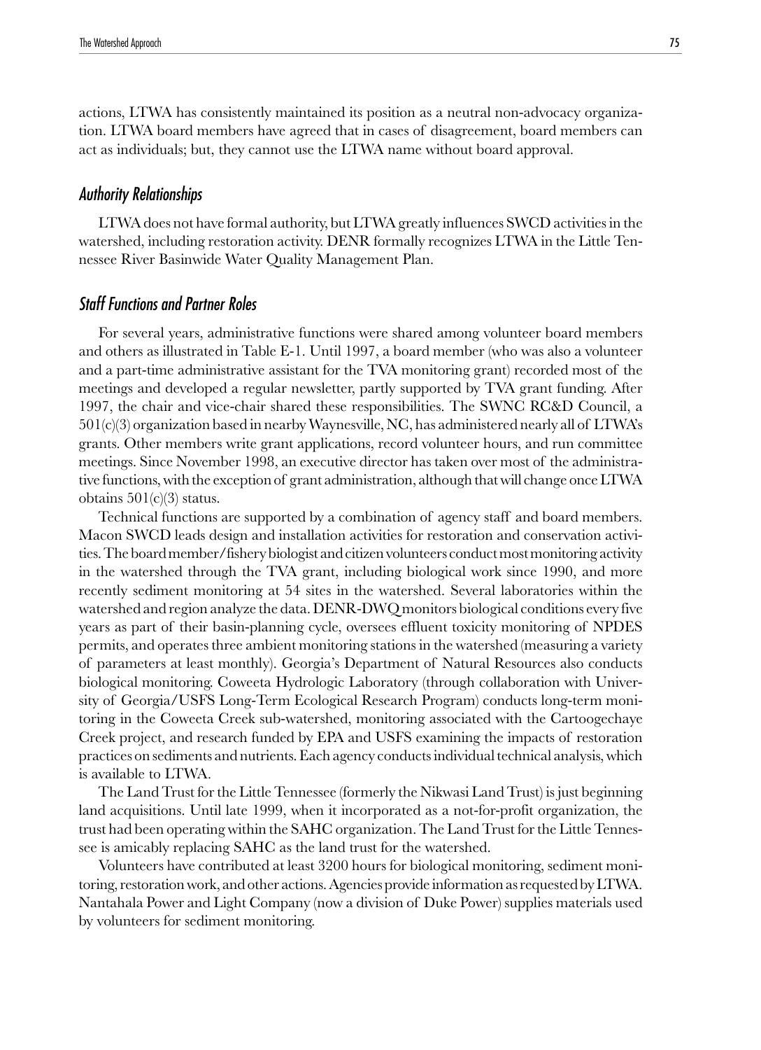actions, LTWA has consistently maintained its position as a neutral non-advocacy organization. LTWA board members have agreed that in cases of disagreement, board members can act as individuals; but, they cannot use the LTWA name without board approval.

### *Authority Relationships*

LTWA does not have formal authority, but LTWA greatly influences SWCD activities in the watershed, including restoration activity. DENR formally recognizes LTWA in the Little Tennessee River Basinwide Water Quality Management Plan.

### *Staff Functions and Partner Roles*

For several years, administrative functions were shared among volunteer board members and others as illustrated in Table E-1. Until 1997, a board member (who was also a volunteer and a part-time administrative assistant for the TVA monitoring grant) recorded most of the meetings and developed a regular newsletter, partly supported by TVA grant funding. After 1997, the chair and vice-chair shared these responsibilities. The SWNC RC&D Council, a 501(c)(3) organization based in nearby Waynesville, NC, has administered nearly all of LTWA's grants. Other members write grant applications, record volunteer hours, and run committee meetings. Since November 1998, an executive director has taken over most of the administrative functions, with the exception of grant administration, although that will change once LTWA obtains 501(c)(3) status.

Technical functions are supported by a combination of agency staff and board members. Macon SWCD leads design and installation activities for restoration and conservation activities. The board member/fishery biologist and citizen volunteers conduct most monitoring activity in the watershed through the TVA grant, including biological work since 1990, and more recently sediment monitoring at 54 sites in the watershed. Several laboratories within the watershed and region analyze the data. DENR-DWQ monitors biological conditions every five years as part of their basin-planning cycle, oversees effluent toxicity monitoring of NPDES permits, and operates three ambient monitoring stations in the watershed (measuring a variety of parameters at least monthly). Georgia's Department of Natural Resources also conducts biological monitoring. Coweeta Hydrologic Laboratory (through collaboration with University of Georgia/USFS Long-Term Ecological Research Program) conducts long-term monitoring in the Coweeta Creek sub-watershed, monitoring associated with the Cartoogechaye Creek project, and research funded by EPA and USFS examining the impacts of restoration practices on sediments and nutrients. Each agency conducts individual technical analysis, which is available to LTWA.

The Land Trust for the Little Tennessee (formerly the Nikwasi Land Trust) is just beginning land acquisitions. Until late 1999, when it incorporated as a not-for-profit organization, the trust had been operating within the SAHC organization. The Land Trust for the Little Tennessee is amicably replacing SAHC as the land trust for the watershed.

Volunteers have contributed at least 3200 hours for biological monitoring, sediment monitoring, restoration work, and other actions. Agencies provide information as requested by LTWA. Nantahala Power and Light Company (now a division of Duke Power) supplies materials used by volunteers for sediment monitoring.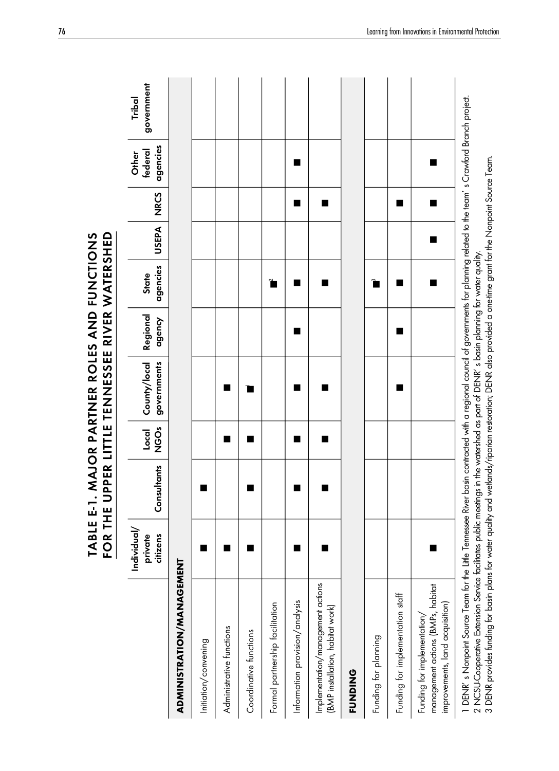# TABLE E-1. MAJOR PARTNER ROLES AND FUNCTIONS FOR THE UPPER LITTLE TENNESSEE RIVER WATERSHED

| | Individual/ private citizens | Consultants | Local NGOs | County/local governments | Regional agency | State agencies | USEPA | NRCS | Other federal agencies | Tribal government |
|---|---|---|---|---|---|---|---|---|---|---|
| **ADMINISTRATION/MANAGEMENT** | | | | | | | | | | |
| Initiation/convening | ■ | ■ | | | | | | | | |
| Administrative functions | ■ | | ■ | ■ | | | | | | |
| Coordinative functions | ■ | ■ | ■ | ■[1] | | | | | | |
| Formal partnership facilitation | | | | | | ■[2] | | | | |
| Information provision/analysis | ■ | ■ | ■ | ■ | ■ | ■ | | ■ | ■ | |
| Implementation/management actions (BMP installation, habitat work) | ■ | ■ | ■ | ■ | | ■ | | ■ | | |
| **FUNDING** | | | | | | | | | | |
| Funding for planning | | | | | | ■[3] | | | | |
| Funding for implementation staff | | | | ■ | ■ | ■ | | ■ | | |
| Funding for implementation/ management actions (BMPs, habitat improvements, land acquisition) | ■ | | | | | ■ | ■ | ■ | ■ | |

1 DENR' s Nonpoint Source Team for the Little Tennessee River basin contracted with a regional council of governments for planning related to the team' s Crawford Branch project.

2 NCSU-Cooperative Extension Service facilitates public meetings in the watershed as part of DENR' s basin planning for water quality.

3 DENR provides funding for basin plans for water quality and wetlands/riparian restoration; DENR also provided a one-time grant for the Nonpoint Source Team.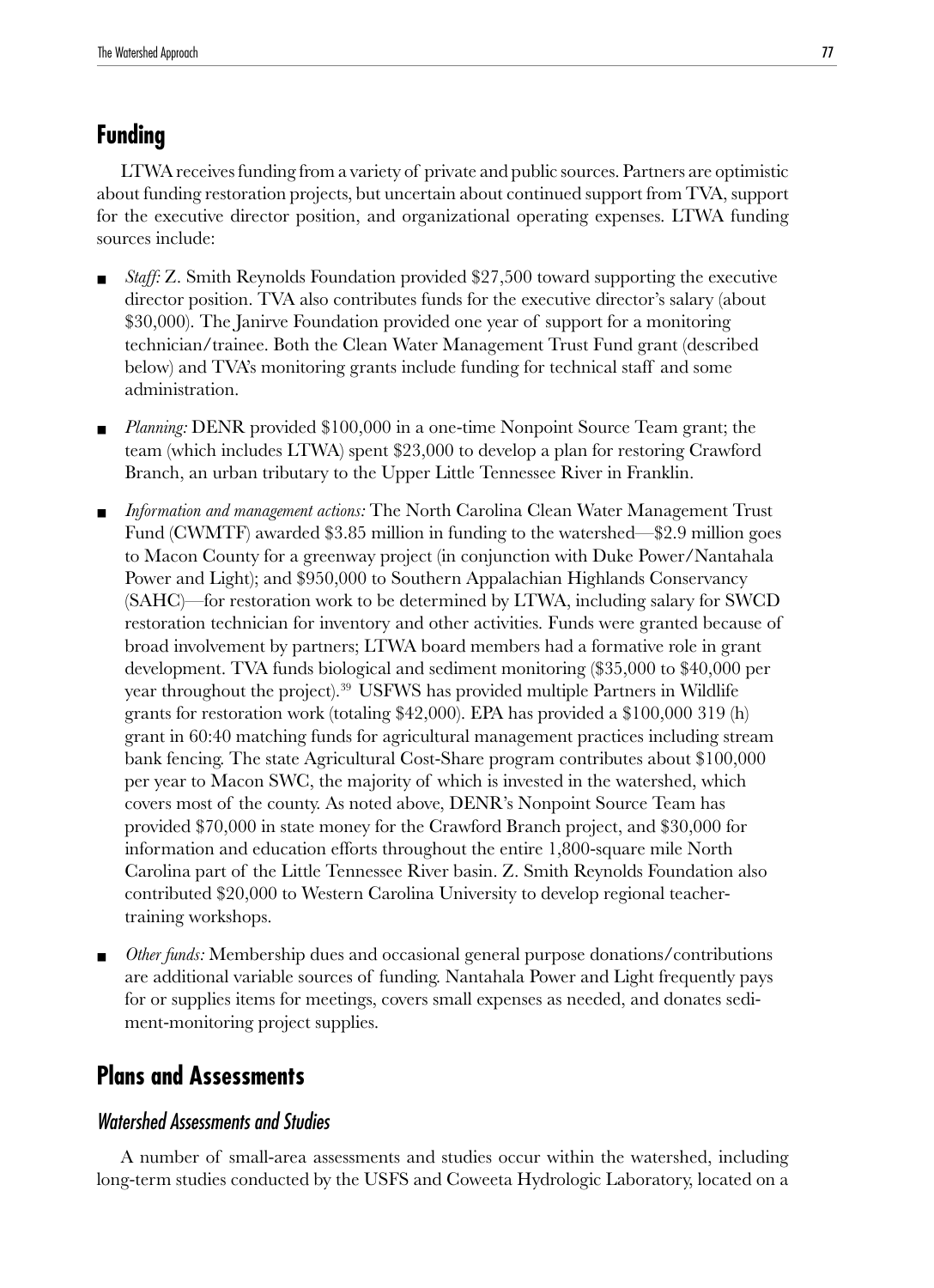## Funding

LTWA receives funding from a variety of private and public sources. Partners are optimistic about funding restoration projects, but uncertain about continued support from TVA, support for the executive director position, and organizational operating expenses. LTWA funding sources include:

- *Staff:* Z. Smith Reynolds Foundation provided $27,500 toward supporting the executive director position. TVA also contributes funds for the executive director's salary (about $30,000). The Janirve Foundation provided one year of support for a monitoring technician/trainee. Both the Clean Water Management Trust Fund grant (described below) and TVA's monitoring grants include funding for technical staff and some administration.
- *Planning:* DENR provided $100,000 in a one-time Nonpoint Source Team grant; the team (which includes LTWA) spent $23,000 to develop a plan for restoring Crawford Branch, an urban tributary to the Upper Little Tennessee River in Franklin.
- *Information and management actions:* The North Carolina Clean Water Management Trust Fund (CWMTF) awarded $3.85 million in funding to the watershed—$2.9 million goes to Macon County for a greenway project (in conjunction with Duke Power/Nantahala Power and Light); and $950,000 to Southern Appalachian Highlands Conservancy (SAHC)—for restoration work to be determined by LTWA, including salary for SWCD restoration technician for inventory and other activities. Funds were granted because of broad involvement by partners; LTWA board members had a formative role in grant development. TVA funds biological and sediment monitoring ($35,000 to $40,000 per year throughout the project).[39] USFWS has provided multiple Partners in Wildlife grants for restoration work (totaling $42,000). EPA has provided a $100,000 319 (h) grant in 60:40 matching funds for agricultural management practices including stream bank fencing. The state Agricultural Cost-Share program contributes about $100,000 per year to Macon SWC, the majority of which is invested in the watershed, which covers most of the county. As noted above, DENR's Nonpoint Source Team has provided $70,000 in state money for the Crawford Branch project, and $30,000 for information and education efforts throughout the entire 1,800-square mile North Carolina part of the Little Tennessee River basin. Z. Smith Reynolds Foundation also contributed $20,000 to Western Carolina University to develop regional teacher-training workshops.
- *Other funds:* Membership dues and occasional general purpose donations/contributions are additional variable sources of funding. Nantahala Power and Light frequently pays for or supplies items for meetings, covers small expenses as needed, and donates sediment-monitoring project supplies.

## Plans and Assessments

### Watershed Assessments and Studies

A number of small-area assessments and studies occur within the watershed, including long-term studies conducted by the USFS and Coweeta Hydrologic Laboratory, located on a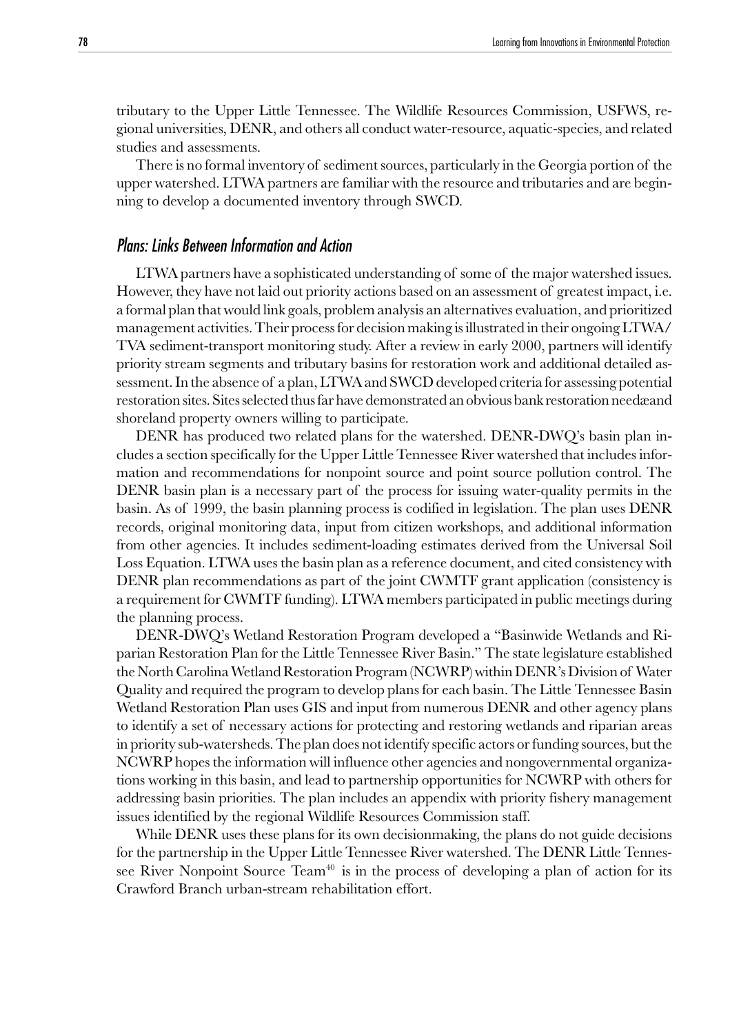tributary to the Upper Little Tennessee. The Wildlife Resources Commission, USFWS, regional universities, DENR, and others all conduct water-resource, aquatic-species, and related studies and assessments.

There is no formal inventory of sediment sources, particularly in the Georgia portion of the upper watershed. LTWA partners are familiar with the resource and tributaries and are beginning to develop a documented inventory through SWCD.

### *Plans: Links Between Information and Action*

LTWA partners have a sophisticated understanding of some of the major watershed issues. However, they have not laid out priority actions based on an assessment of greatest impact, i.e. a formal plan that would link goals, problem analysis an alternatives evaluation, and prioritized management activities. Their process for decision making is illustrated in their ongoing LTWA/TVA sediment-transport monitoring study. After a review in early 2000, partners will identify priority stream segments and tributary basins for restoration work and additional detailed assessment. In the absence of a plan, LTWA and SWCD developed criteria for assessing potential restoration sites. Sites selected thus far have demonstrated an obvious bank restoration needæand shoreland property owners willing to participate.

DENR has produced two related plans for the watershed. DENR-DWQ's basin plan includes a section specifically for the Upper Little Tennessee River watershed that includes information and recommendations for nonpoint source and point source pollution control. The DENR basin plan is a necessary part of the process for issuing water-quality permits in the basin. As of 1999, the basin planning process is codified in legislation. The plan uses DENR records, original monitoring data, input from citizen workshops, and additional information from other agencies. It includes sediment-loading estimates derived from the Universal Soil Loss Equation. LTWA uses the basin plan as a reference document, and cited consistency with DENR plan recommendations as part of the joint CWMTF grant application (consistency is a requirement for CWMTF funding). LTWA members participated in public meetings during the planning process.

DENR-DWQ's Wetland Restoration Program developed a "Basinwide Wetlands and Riparian Restoration Plan for the Little Tennessee River Basin." The state legislature established the North Carolina Wetland Restoration Program (NCWRP) within DENR's Division of Water Quality and required the program to develop plans for each basin. The Little Tennessee Basin Wetland Restoration Plan uses GIS and input from numerous DENR and other agency plans to identify a set of necessary actions for protecting and restoring wetlands and riparian areas in priority sub-watersheds. The plan does not identify specific actors or funding sources, but the NCWRP hopes the information will influence other agencies and nongovernmental organizations working in this basin, and lead to partnership opportunities for NCWRP with others for addressing basin priorities. The plan includes an appendix with priority fishery management issues identified by the regional Wildlife Resources Commission staff.

While DENR uses these plans for its own decisionmaking, the plans do not guide decisions for the partnership in the Upper Little Tennessee River watershed. The DENR Little Tennessee River Nonpoint Source Team[40] is in the process of developing a plan of action for its Crawford Branch urban-stream rehabilitation effort.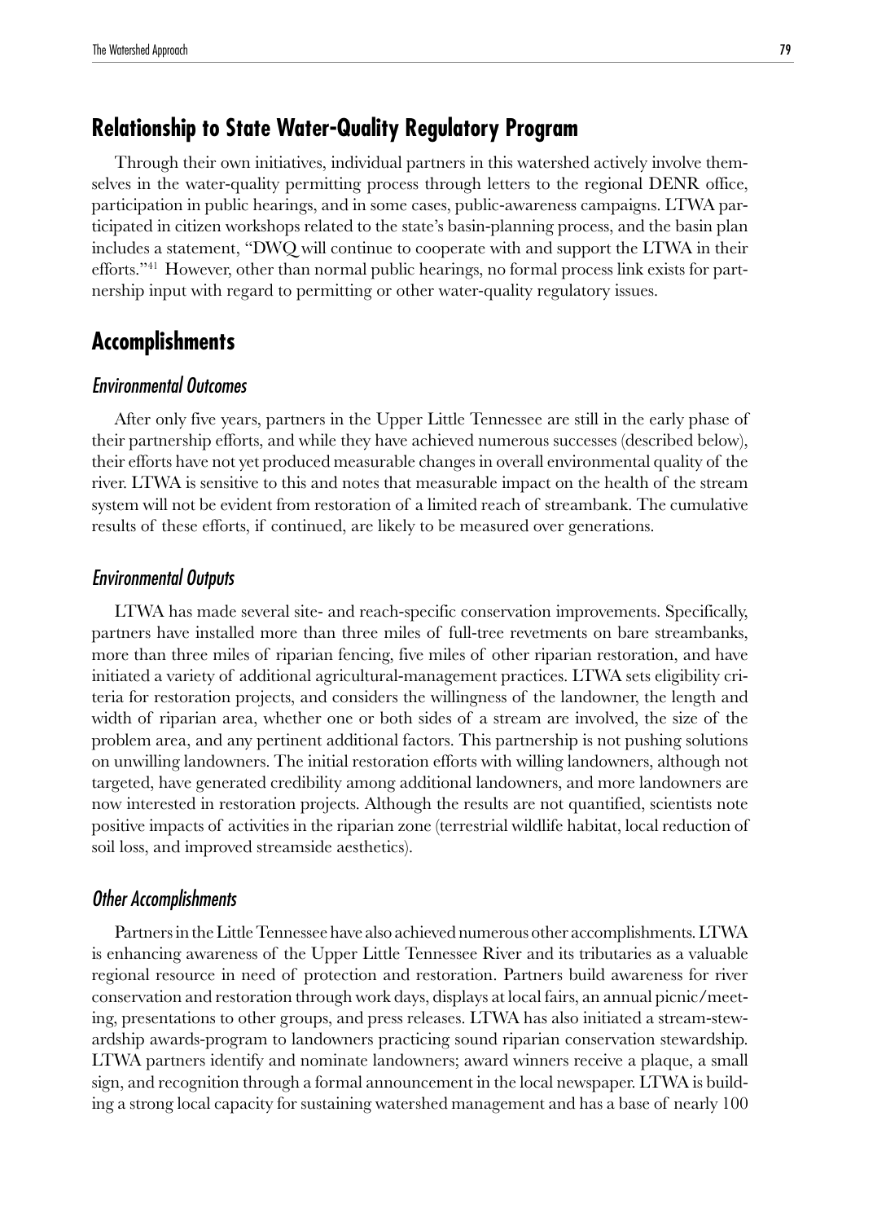## Relationship to State Water-Quality Regulatory Program

Through their own initiatives, individual partners in this watershed actively involve themselves in the water-quality permitting process through letters to the regional DENR office, participation in public hearings, and in some cases, public-awareness campaigns. LTWA participated in citizen workshops related to the state's basin-planning process, and the basin plan includes a statement, "DWQ will continue to cooperate with and support the LTWA in their efforts."[41] However, other than normal public hearings, no formal process link exists for partnership input with regard to permitting or other water-quality regulatory issues.

## Accomplishments

### *Environmental Outcomes*

After only five years, partners in the Upper Little Tennessee are still in the early phase of their partnership efforts, and while they have achieved numerous successes (described below), their efforts have not yet produced measurable changes in overall environmental quality of the river. LTWA is sensitive to this and notes that measurable impact on the health of the stream system will not be evident from restoration of a limited reach of streambank. The cumulative results of these efforts, if continued, are likely to be measured over generations.

### *Environmental Outputs*

LTWA has made several site- and reach-specific conservation improvements. Specifically, partners have installed more than three miles of full-tree revetments on bare streambanks, more than three miles of riparian fencing, five miles of other riparian restoration, and have initiated a variety of additional agricultural-management practices. LTWA sets eligibility criteria for restoration projects, and considers the willingness of the landowner, the length and width of riparian area, whether one or both sides of a stream are involved, the size of the problem area, and any pertinent additional factors. This partnership is not pushing solutions on unwilling landowners. The initial restoration efforts with willing landowners, although not targeted, have generated credibility among additional landowners, and more landowners are now interested in restoration projects. Although the results are not quantified, scientists note positive impacts of activities in the riparian zone (terrestrial wildlife habitat, local reduction of soil loss, and improved streamside aesthetics).

### *Other Accomplishments*

Partners in the Little Tennessee have also achieved numerous other accomplishments. LTWA is enhancing awareness of the Upper Little Tennessee River and its tributaries as a valuable regional resource in need of protection and restoration. Partners build awareness for river conservation and restoration through work days, displays at local fairs, an annual picnic/meeting, presentations to other groups, and press releases. LTWA has also initiated a stream-stewardship awards-program to landowners practicing sound riparian conservation stewardship. LTWA partners identify and nominate landowners; award winners receive a plaque, a small sign, and recognition through a formal announcement in the local newspaper. LTWA is building a strong local capacity for sustaining watershed management and has a base of nearly 100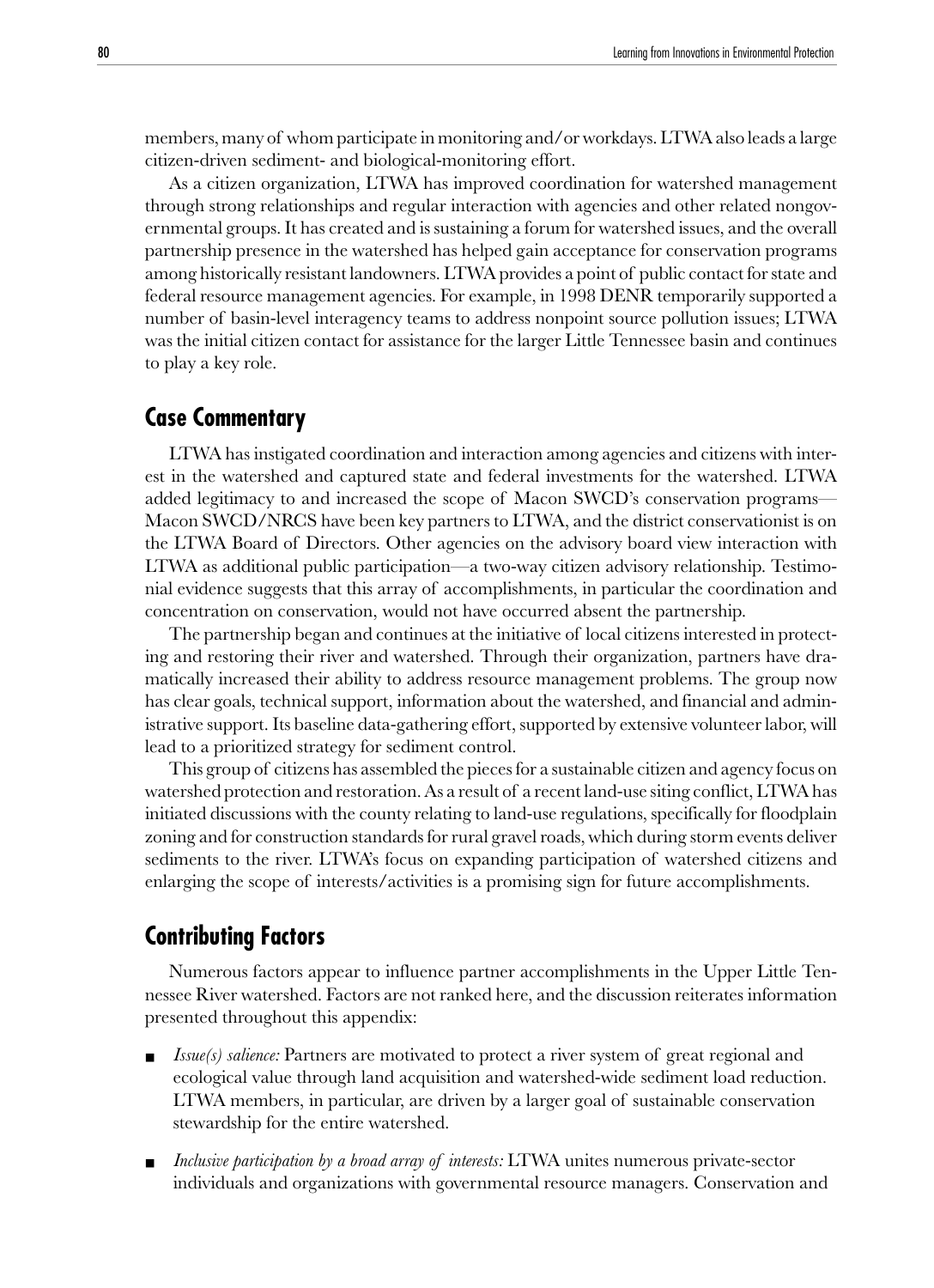members, many of whom participate in monitoring and/or workdays. LTWA also leads a large citizen-driven sediment- and biological-monitoring effort.

As a citizen organization, LTWA has improved coordination for watershed management through strong relationships and regular interaction with agencies and other related nongovernmental groups. It has created and is sustaining a forum for watershed issues, and the overall partnership presence in the watershed has helped gain acceptance for conservation programs among historically resistant landowners. LTWA provides a point of public contact for state and federal resource management agencies. For example, in 1998 DENR temporarily supported a number of basin-level interagency teams to address nonpoint source pollution issues; LTWA was the initial citizen contact for assistance for the larger Little Tennessee basin and continues to play a key role.

## Case Commentary

LTWA has instigated coordination and interaction among agencies and citizens with interest in the watershed and captured state and federal investments for the watershed. LTWA added legitimacy to and increased the scope of Macon SWCD's conservation programs—Macon SWCD/NRCS have been key partners to LTWA, and the district conservationist is on the LTWA Board of Directors. Other agencies on the advisory board view interaction with LTWA as additional public participation—a two-way citizen advisory relationship. Testimonial evidence suggests that this array of accomplishments, in particular the coordination and concentration on conservation, would not have occurred absent the partnership.

The partnership began and continues at the initiative of local citizens interested in protecting and restoring their river and watershed. Through their organization, partners have dramatically increased their ability to address resource management problems. The group now has clear goals, technical support, information about the watershed, and financial and administrative support. Its baseline data-gathering effort, supported by extensive volunteer labor, will lead to a prioritized strategy for sediment control.

This group of citizens has assembled the pieces for a sustainable citizen and agency focus on watershed protection and restoration. As a result of a recent land-use siting conflict, LTWA has initiated discussions with the county relating to land-use regulations, specifically for floodplain zoning and for construction standards for rural gravel roads, which during storm events deliver sediments to the river. LTWA's focus on expanding participation of watershed citizens and enlarging the scope of interests/activities is a promising sign for future accomplishments.

## Contributing Factors

Numerous factors appear to influence partner accomplishments in the Upper Little Tennessee River watershed. Factors are not ranked here, and the discussion reiterates information presented throughout this appendix:

- *Issue(s) salience:* Partners are motivated to protect a river system of great regional and ecological value through land acquisition and watershed-wide sediment load reduction. LTWA members, in particular, are driven by a larger goal of sustainable conservation stewardship for the entire watershed.
- *Inclusive participation by a broad array of interests:* LTWA unites numerous private-sector individuals and organizations with governmental resource managers. Conservation and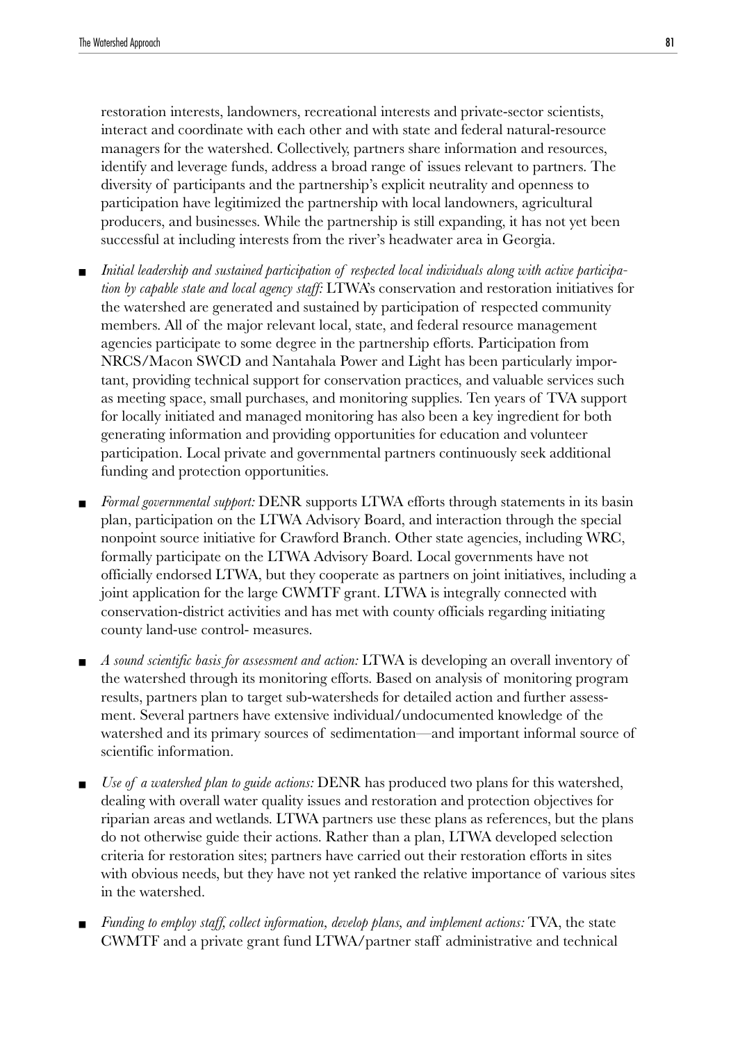restoration interests, landowners, recreational interests and private-sector scientists, interact and coordinate with each other and with state and federal natural-resource managers for the watershed. Collectively, partners share information and resources, identify and leverage funds, address a broad range of issues relevant to partners. The diversity of participants and the partnership's explicit neutrality and openness to participation have legitimized the partnership with local landowners, agricultural producers, and businesses. While the partnership is still expanding, it has not yet been successful at including interests from the river's headwater area in Georgia.

- *Initial leadership and sustained participation of respected local individuals along with active participation by capable state and local agency staff:* LTWA's conservation and restoration initiatives for the watershed are generated and sustained by participation of respected community members. All of the major relevant local, state, and federal resource management agencies participate to some degree in the partnership efforts. Participation from NRCS/Macon SWCD and Nantahala Power and Light has been particularly important, providing technical support for conservation practices, and valuable services such as meeting space, small purchases, and monitoring supplies. Ten years of TVA support for locally initiated and managed monitoring has also been a key ingredient for both generating information and providing opportunities for education and volunteer participation. Local private and governmental partners continuously seek additional funding and protection opportunities.

- *Formal governmental support:* DENR supports LTWA efforts through statements in its basin plan, participation on the LTWA Advisory Board, and interaction through the special nonpoint source initiative for Crawford Branch. Other state agencies, including WRC, formally participate on the LTWA Advisory Board. Local governments have not officially endorsed LTWA, but they cooperate as partners on joint initiatives, including a joint application for the large CWMTF grant. LTWA is integrally connected with conservation-district activities and has met with county officials regarding initiating county land-use control- measures.

- *A sound scientific basis for assessment and action:* LTWA is developing an overall inventory of the watershed through its monitoring efforts. Based on analysis of monitoring program results, partners plan to target sub-watersheds for detailed action and further assessment. Several partners have extensive individual/undocumented knowledge of the watershed and its primary sources of sedimentation—and important informal source of scientific information.

- *Use of a watershed plan to guide actions:* DENR has produced two plans for this watershed, dealing with overall water quality issues and restoration and protection objectives for riparian areas and wetlands. LTWA partners use these plans as references, but the plans do not otherwise guide their actions. Rather than a plan, LTWA developed selection criteria for restoration sites; partners have carried out their restoration efforts in sites with obvious needs, but they have not yet ranked the relative importance of various sites in the watershed.

- *Funding to employ staff, collect information, develop plans, and implement actions:* TVA, the state CWMTF and a private grant fund LTWA/partner staff administrative and technical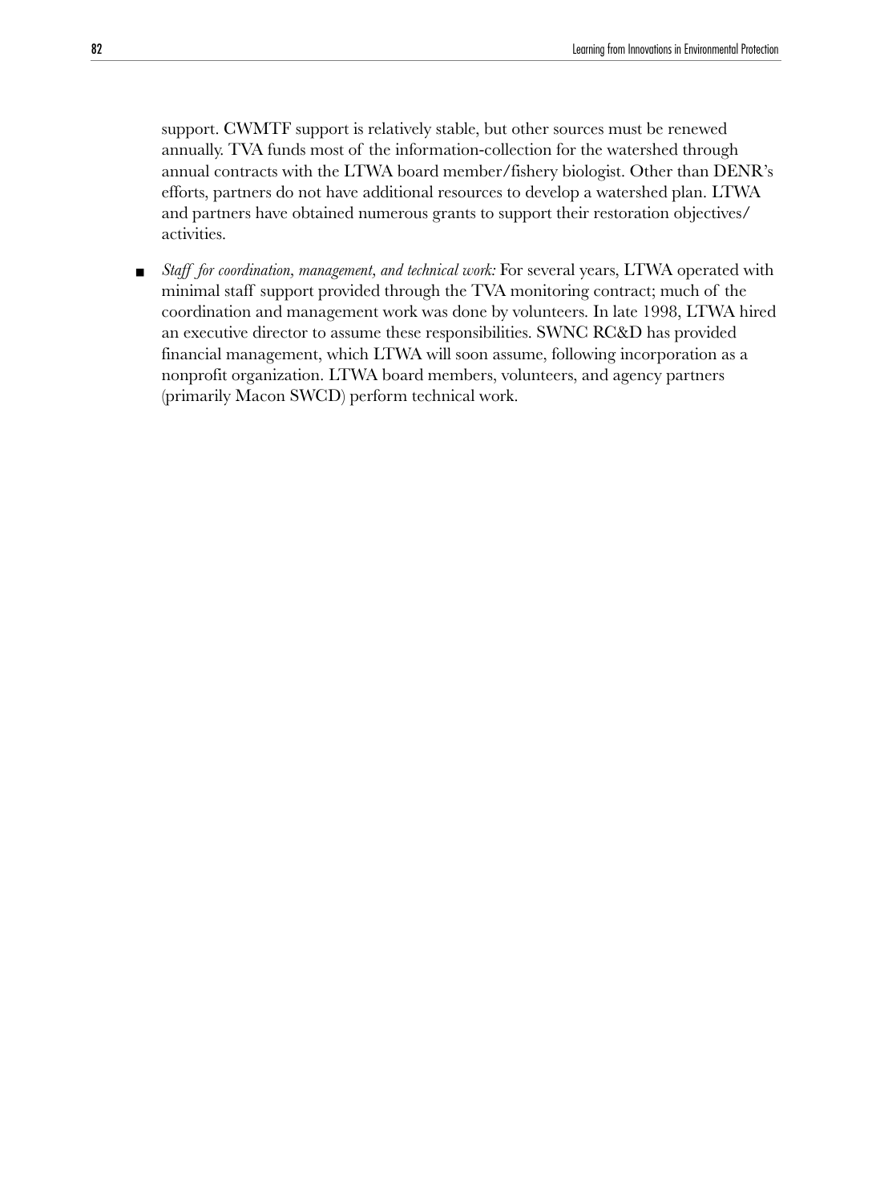support. CWMTF support is relatively stable, but other sources must be renewed annually. TVA funds most of the information-collection for the watershed through annual contracts with the LTWA board member/fishery biologist. Other than DENR's efforts, partners do not have additional resources to develop a watershed plan. LTWA and partners have obtained numerous grants to support their restoration objectives/activities.

- *Staff for coordination, management, and technical work:* For several years, LTWA operated with minimal staff support provided through the TVA monitoring contract; much of the coordination and management work was done by volunteers. In late 1998, LTWA hired an executive director to assume these responsibilities. SWNC RC&D has provided financial management, which LTWA will soon assume, following incorporation as a nonprofit organization. LTWA board members, volunteers, and agency partners (primarily Macon SWCD) perform technical work.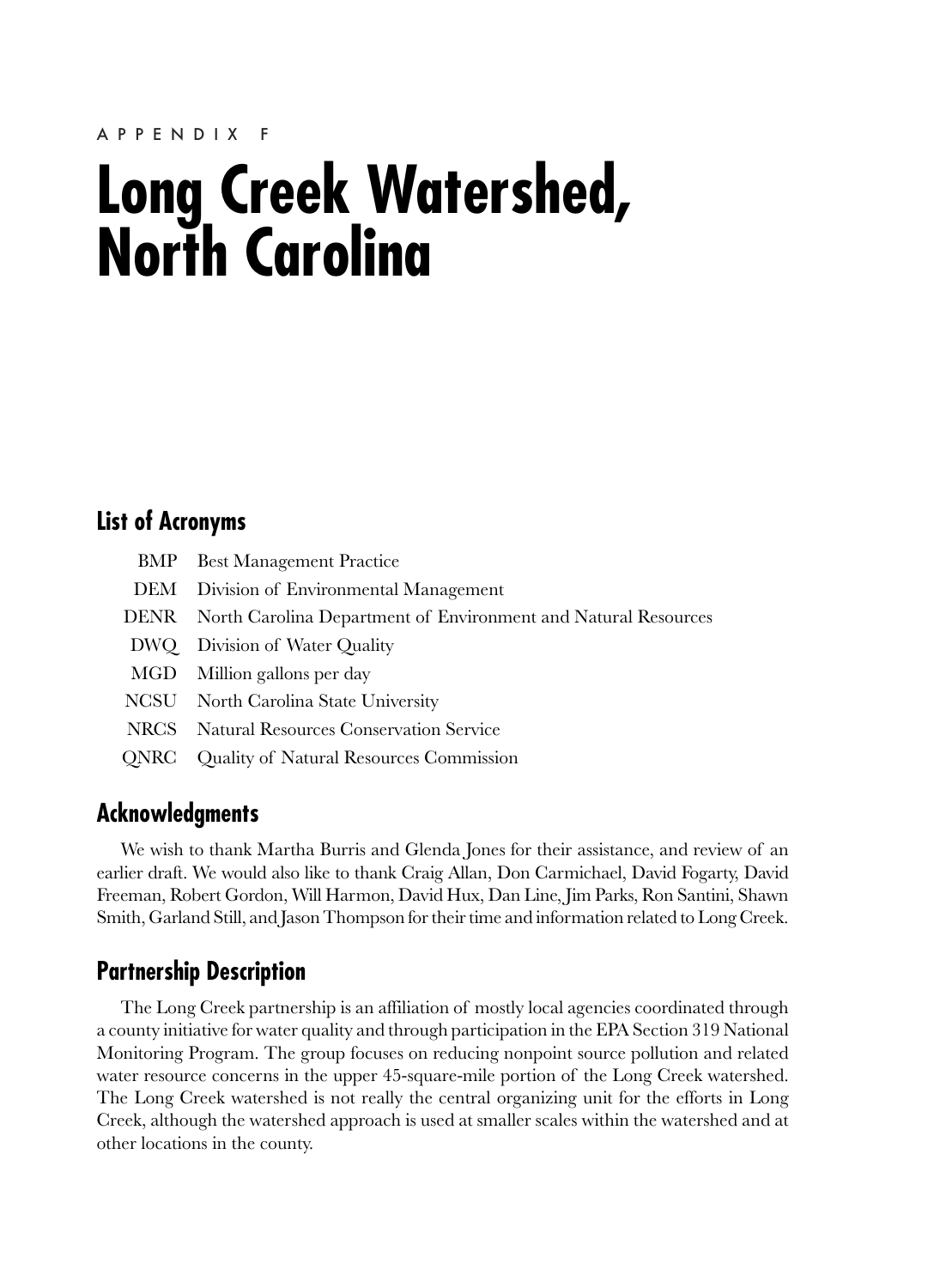APPENDIX F

# Long Creek Watershed, North Carolina

## List of Acronyms

- BMP Best Management Practice
- DEM Division of Environmental Management
- DENR North Carolina Department of Environment and Natural Resources
- DWQ Division of Water Quality
- MGD Million gallons per day
- NCSU North Carolina State University
- NRCS Natural Resources Conservation Service
- QNRC Quality of Natural Resources Commission

## Acknowledgments

We wish to thank Martha Burris and Glenda Jones for their assistance, and review of an earlier draft. We would also like to thank Craig Allan, Don Carmichael, David Fogarty, David Freeman, Robert Gordon, Will Harmon, David Hux, Dan Line, Jim Parks, Ron Santini, Shawn Smith, Garland Still, and Jason Thompson for their time and information related to Long Creek.

## Partnership Description

The Long Creek partnership is an affiliation of mostly local agencies coordinated through a county initiative for water quality and through participation in the EPA Section 319 National Monitoring Program. The group focuses on reducing nonpoint source pollution and related water resource concerns in the upper 45-square-mile portion of the Long Creek watershed. The Long Creek watershed is not really the central organizing unit for the efforts in Long Creek, although the watershed approach is used at smaller scales within the watershed and at other locations in the county.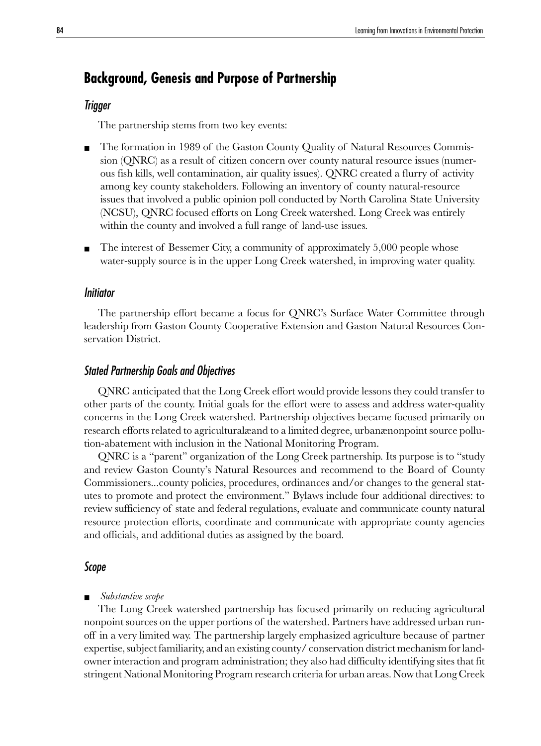## Background, Genesis and Purpose of Partnership

### *Trigger*

The partnership stems from two key events:

- The formation in 1989 of the Gaston County Quality of Natural Resources Commission (QNRC) as a result of citizen concern over county natural resource issues (numerous fish kills, well contamination, air quality issues). QNRC created a flurry of activity among key county stakeholders. Following an inventory of county natural-resource issues that involved a public opinion poll conducted by North Carolina State University (NCSU), QNRC focused efforts on Long Creek watershed. Long Creek was entirely within the county and involved a full range of land-use issues.
- The interest of Bessemer City, a community of approximately 5,000 people whose water-supply source is in the upper Long Creek watershed, in improving water quality.

### *Initiator*

The partnership effort became a focus for QNRC's Surface Water Committee through leadership from Gaston County Cooperative Extension and Gaston Natural Resources Conservation District.

### *Stated Partnership Goals and Objectives*

QNRC anticipated that the Long Creek effort would provide lessons they could transfer to other parts of the county. Initial goals for the effort were to assess and address water-quality concerns in the Long Creek watershed. Partnership objectives became focused primarily on research efforts related to agriculturalæand to a limited degree, urbanænonpoint source pollution-abatement with inclusion in the National Monitoring Program.

QNRC is a "parent" organization of the Long Creek partnership. Its purpose is to "study and review Gaston County's Natural Resources and recommend to the Board of County Commissioners...county policies, procedures, ordinances and/or changes to the general statutes to promote and protect the environment." Bylaws include four additional directives: to review sufficiency of state and federal regulations, evaluate and communicate county natural resource protection efforts, coordinate and communicate with appropriate county agencies and officials, and additional duties as assigned by the board.

### *Scope*

- *Substantive scope*

The Long Creek watershed partnership has focused primarily on reducing agricultural nonpoint sources on the upper portions of the watershed. Partners have addressed urban runoff in a very limited way. The partnership largely emphasized agriculture because of partner expertise, subject familiarity, and an existing county/ conservation district mechanism for landowner interaction and program administration; they also had difficulty identifying sites that fit stringent National Monitoring Program research criteria for urban areas. Now that Long Creek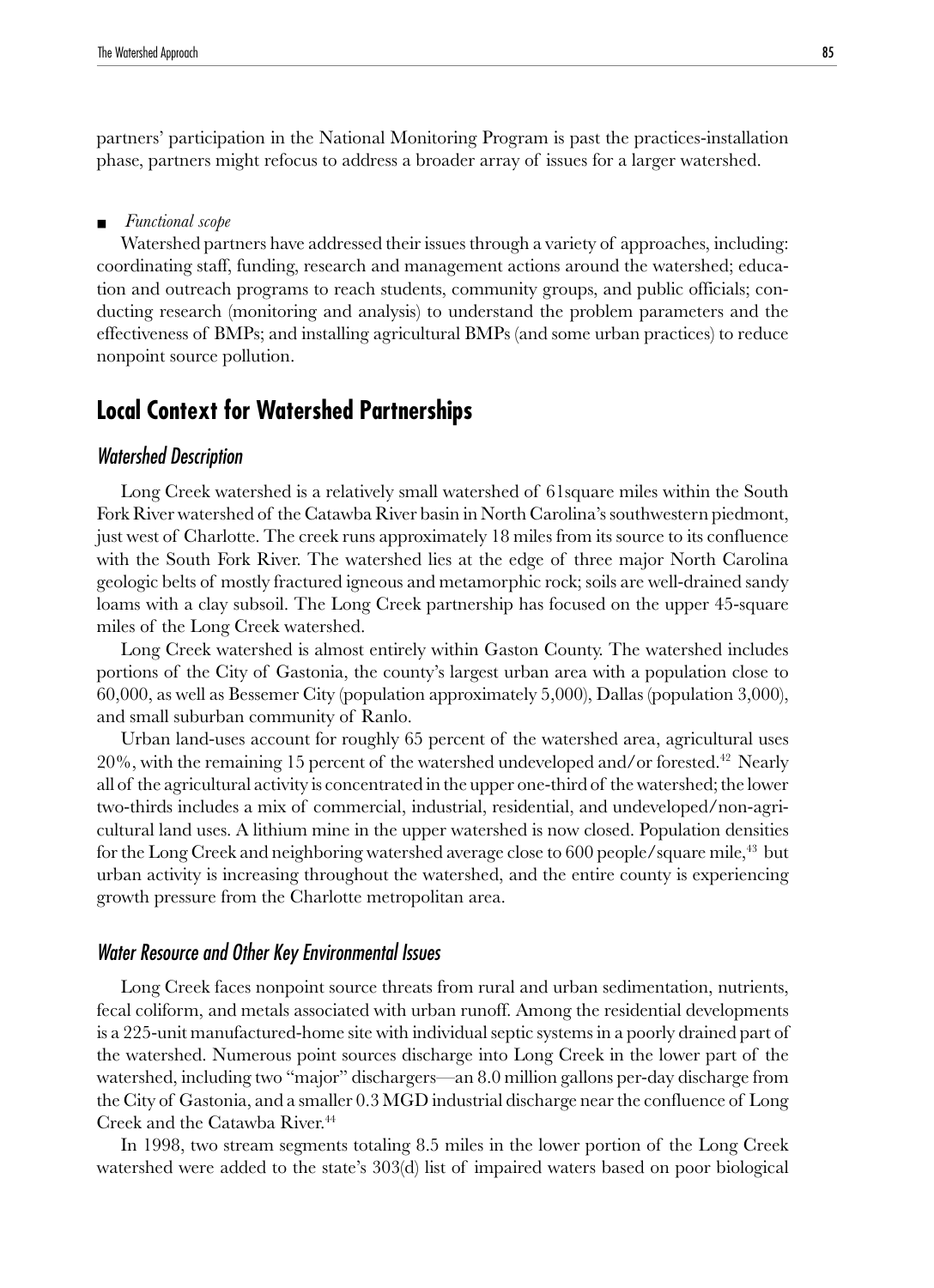partners' participation in the National Monitoring Program is past the practices-installation phase, partners might refocus to address a broader array of issues for a larger watershed.

■ *Functional scope*

Watershed partners have addressed their issues through a variety of approaches, including: coordinating staff, funding, research and management actions around the watershed; education and outreach programs to reach students, community groups, and public officials; conducting research (monitoring and analysis) to understand the problem parameters and the effectiveness of BMPs; and installing agricultural BMPs (and some urban practices) to reduce nonpoint source pollution.

## Local Context for Watershed Partnerships

### *Watershed Description*

Long Creek watershed is a relatively small watershed of 61square miles within the South Fork River watershed of the Catawba River basin in North Carolina's southwestern piedmont, just west of Charlotte. The creek runs approximately 18 miles from its source to its confluence with the South Fork River. The watershed lies at the edge of three major North Carolina geologic belts of mostly fractured igneous and metamorphic rock; soils are well-drained sandy loams with a clay subsoil. The Long Creek partnership has focused on the upper 45-square miles of the Long Creek watershed.

Long Creek watershed is almost entirely within Gaston County. The watershed includes portions of the City of Gastonia, the county's largest urban area with a population close to 60,000, as well as Bessemer City (population approximately 5,000), Dallas (population 3,000), and small suburban community of Ranlo.

Urban land-uses account for roughly 65 percent of the watershed area, agricultural uses 20%, with the remaining 15 percent of the watershed undeveloped and/or forested.[42] Nearly all of the agricultural activity is concentrated in the upper one-third of the watershed; the lower two-thirds includes a mix of commercial, industrial, residential, and undeveloped/non-agricultural land uses. A lithium mine in the upper watershed is now closed. Population densities for the Long Creek and neighboring watershed average close to 600 people/square mile,[43] but urban activity is increasing throughout the watershed, and the entire county is experiencing growth pressure from the Charlotte metropolitan area.

### *Water Resource and Other Key Environmental Issues*

Long Creek faces nonpoint source threats from rural and urban sedimentation, nutrients, fecal coliform, and metals associated with urban runoff. Among the residential developments is a 225-unit manufactured-home site with individual septic systems in a poorly drained part of the watershed. Numerous point sources discharge into Long Creek in the lower part of the watershed, including two "major" dischargers—an 8.0 million gallons per-day discharge from the City of Gastonia, and a smaller 0.3 MGD industrial discharge near the confluence of Long Creek and the Catawba River.[44]

In 1998, two stream segments totaling 8.5 miles in the lower portion of the Long Creek watershed were added to the state's 303(d) list of impaired waters based on poor biological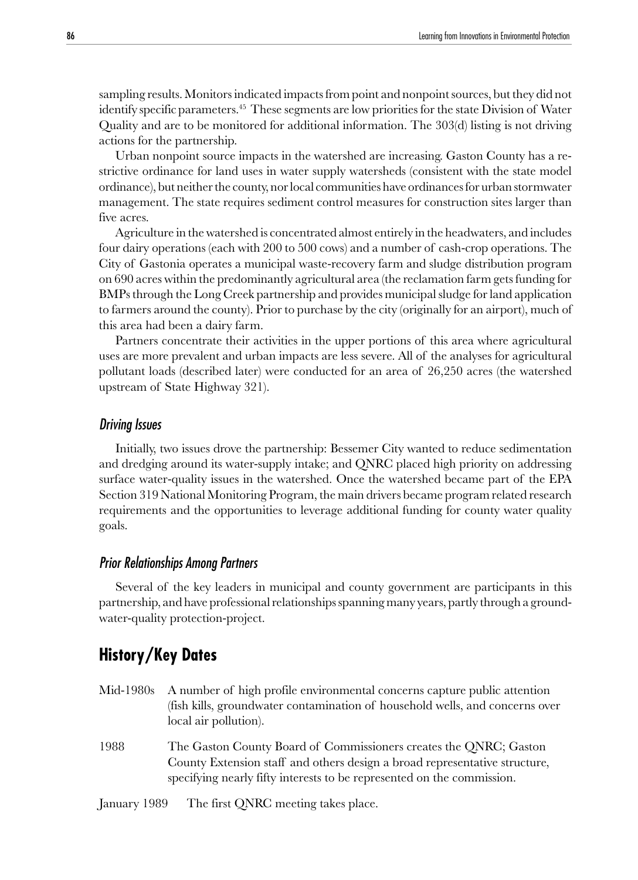sampling results. Monitors indicated impacts from point and nonpoint sources, but they did not identify specific parameters.[45] These segments are low priorities for the state Division of Water Quality and are to be monitored for additional information. The 303(d) listing is not driving actions for the partnership.

Urban nonpoint source impacts in the watershed are increasing. Gaston County has a restrictive ordinance for land uses in water supply watersheds (consistent with the state model ordinance), but neither the county, nor local communities have ordinances for urban stormwater management. The state requires sediment control measures for construction sites larger than five acres.

Agriculture in the watershed is concentrated almost entirely in the headwaters, and includes four dairy operations (each with 200 to 500 cows) and a number of cash-crop operations. The City of Gastonia operates a municipal waste-recovery farm and sludge distribution program on 690 acres within the predominantly agricultural area (the reclamation farm gets funding for BMPs through the Long Creek partnership and provides municipal sludge for land application to farmers around the county). Prior to purchase by the city (originally for an airport), much of this area had been a dairy farm.

Partners concentrate their activities in the upper portions of this area where agricultural uses are more prevalent and urban impacts are less severe. All of the analyses for agricultural pollutant loads (described later) were conducted for an area of 26,250 acres (the watershed upstream of State Highway 321).

### *Driving Issues*

Initially, two issues drove the partnership: Bessemer City wanted to reduce sedimentation and dredging around its water-supply intake; and QNRC placed high priority on addressing surface water-quality issues in the watershed. Once the watershed became part of the EPA Section 319 National Monitoring Program, the main drivers became program related research requirements and the opportunities to leverage additional funding for county water quality goals.

### *Prior Relationships Among Partners*

Several of the key leaders in municipal and county government are participants in this partnership, and have professional relationships spanning many years, partly through a groundwater-quality protection-project.

## History/Key Dates

Mid-1980s A number of high profile environmental concerns capture public attention (fish kills, groundwater contamination of household wells, and concerns over local air pollution).

1988 The Gaston County Board of Commissioners creates the QNRC; Gaston County Extension staff and others design a broad representative structure, specifying nearly fifty interests to be represented on the commission.

January 1989 The first QNRC meeting takes place.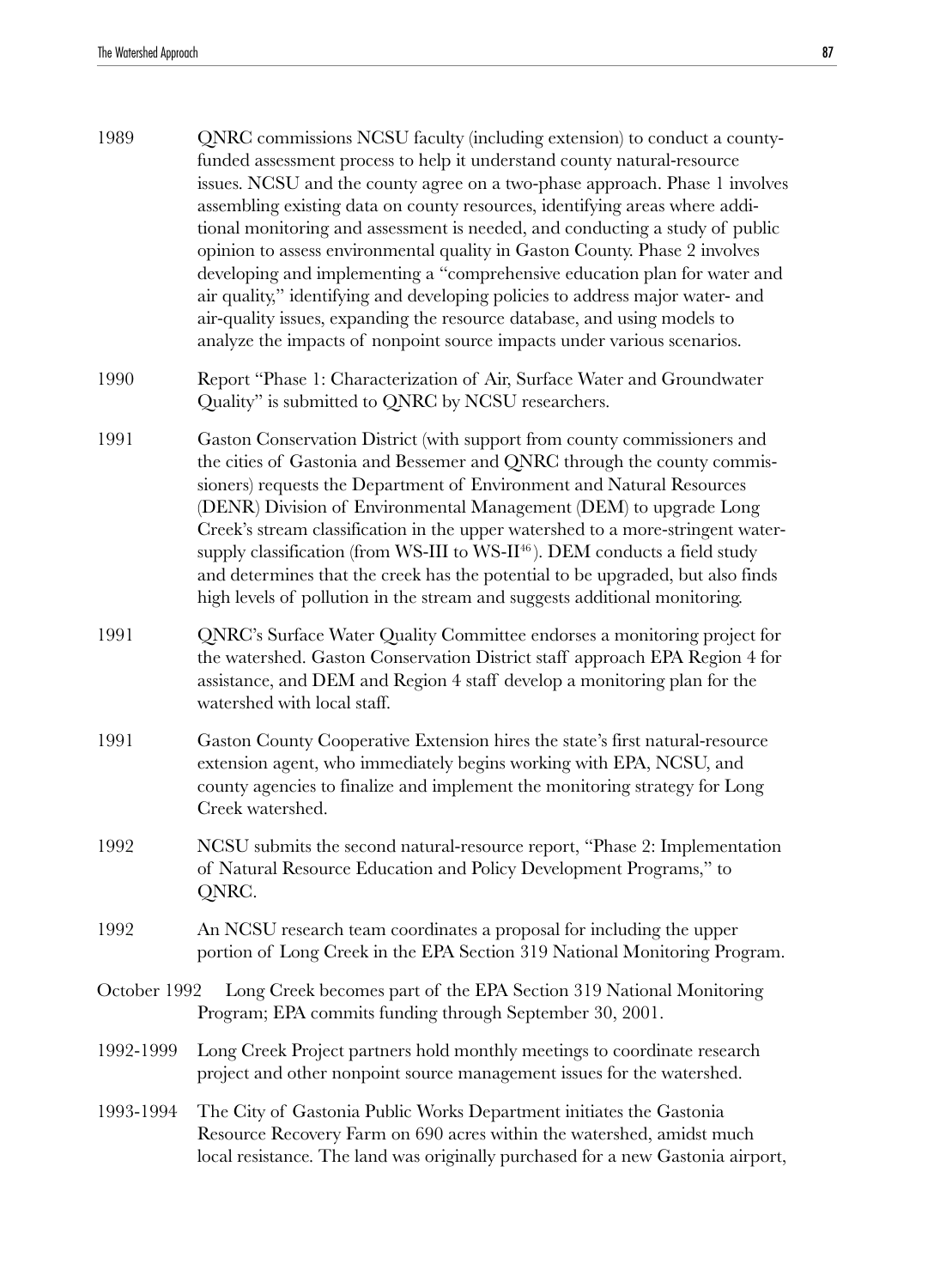1989 QNRC commissions NCSU faculty (including extension) to conduct a county-funded assessment process to help it understand county natural-resource issues. NCSU and the county agree on a two-phase approach. Phase 1 involves assembling existing data on county resources, identifying areas where additional monitoring and assessment is needed, and conducting a study of public opinion to assess environmental quality in Gaston County. Phase 2 involves developing and implementing a "comprehensive education plan for water and air quality," identifying and developing policies to address major water- and air-quality issues, expanding the resource database, and using models to analyze the impacts of nonpoint source impacts under various scenarios.

1990 Report "Phase 1: Characterization of Air, Surface Water and Groundwater Quality" is submitted to QNRC by NCSU researchers.

1991 Gaston Conservation District (with support from county commissioners and the cities of Gastonia and Bessemer and QNRC through the county commissioners) requests the Department of Environment and Natural Resources (DENR) Division of Environmental Management (DEM) to upgrade Long Creek's stream classification in the upper watershed to a more-stringent water-supply classification (from WS-III to WS-II[46]). DEM conducts a field study and determines that the creek has the potential to be upgraded, but also finds high levels of pollution in the stream and suggests additional monitoring.

1991 QNRC's Surface Water Quality Committee endorses a monitoring project for the watershed. Gaston Conservation District staff approach EPA Region 4 for assistance, and DEM and Region 4 staff develop a monitoring plan for the watershed with local staff.

1991 Gaston County Cooperative Extension hires the state's first natural-resource extension agent, who immediately begins working with EPA, NCSU, and county agencies to finalize and implement the monitoring strategy for Long Creek watershed.

1992 NCSU submits the second natural-resource report, "Phase 2: Implementation of Natural Resource Education and Policy Development Programs," to QNRC.

1992 An NCSU research team coordinates a proposal for including the upper portion of Long Creek in the EPA Section 319 National Monitoring Program.

October 1992 Long Creek becomes part of the EPA Section 319 National Monitoring Program; EPA commits funding through September 30, 2001.

1992-1999 Long Creek Project partners hold monthly meetings to coordinate research project and other nonpoint source management issues for the watershed.

1993-1994 The City of Gastonia Public Works Department initiates the Gastonia Resource Recovery Farm on 690 acres within the watershed, amidst much local resistance. The land was originally purchased for a new Gastonia airport,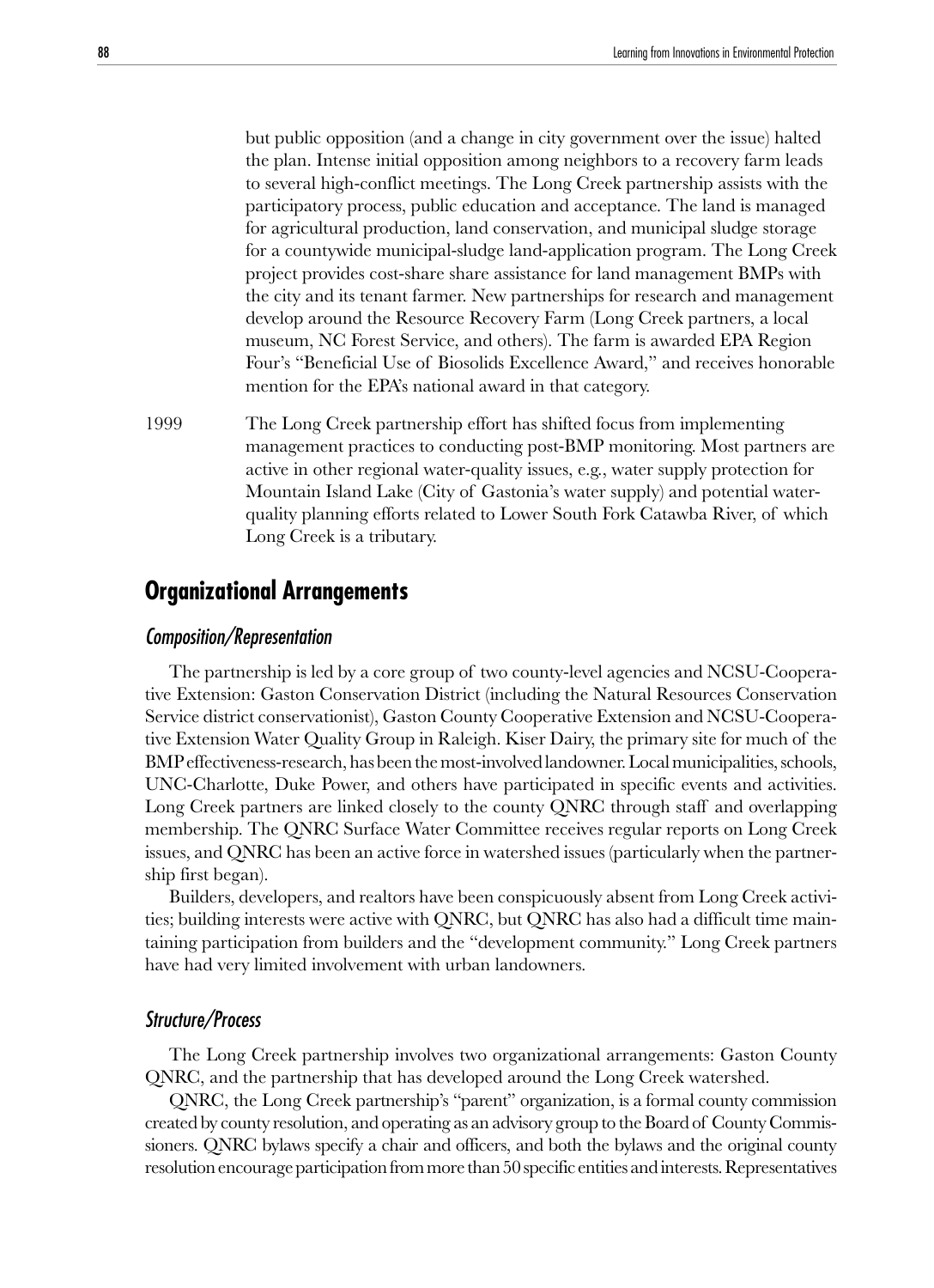but public opposition (and a change in city government over the issue) halted the plan. Intense initial opposition among neighbors to a recovery farm leads to several high-conflict meetings. The Long Creek partnership assists with the participatory process, public education and acceptance. The land is managed for agricultural production, land conservation, and municipal sludge storage for a countywide municipal-sludge land-application program. The Long Creek project provides cost-share share assistance for land management BMPs with the city and its tenant farmer. New partnerships for research and management develop around the Resource Recovery Farm (Long Creek partners, a local museum, NC Forest Service, and others). The farm is awarded EPA Region Four's "Beneficial Use of Biosolids Excellence Award," and receives honorable mention for the EPA's national award in that category.

1999 The Long Creek partnership effort has shifted focus from implementing management practices to conducting post-BMP monitoring. Most partners are active in other regional water-quality issues, e.g., water supply protection for Mountain Island Lake (City of Gastonia's water supply) and potential water-quality planning efforts related to Lower South Fork Catawba River, of which Long Creek is a tributary.

## Organizational Arrangements

### *Composition/Representation*

The partnership is led by a core group of two county-level agencies and NCSU-Cooperative Extension: Gaston Conservation District (including the Natural Resources Conservation Service district conservationist), Gaston County Cooperative Extension and NCSU-Cooperative Extension Water Quality Group in Raleigh. Kiser Dairy, the primary site for much of the BMP effectiveness-research, has been the most-involved landowner. Local municipalities, schools, UNC-Charlotte, Duke Power, and others have participated in specific events and activities. Long Creek partners are linked closely to the county QNRC through staff and overlapping membership. The QNRC Surface Water Committee receives regular reports on Long Creek issues, and QNRC has been an active force in watershed issues (particularly when the partnership first began).

Builders, developers, and realtors have been conspicuously absent from Long Creek activities; building interests were active with QNRC, but QNRC has also had a difficult time maintaining participation from builders and the "development community." Long Creek partners have had very limited involvement with urban landowners.

### *Structure/Process*

The Long Creek partnership involves two organizational arrangements: Gaston County QNRC, and the partnership that has developed around the Long Creek watershed.

QNRC, the Long Creek partnership's "parent" organization, is a formal county commission created by county resolution, and operating as an advisory group to the Board of County Commissioners. QNRC bylaws specify a chair and officers, and both the bylaws and the original county resolution encourage participation from more than 50 specific entities and interests. Representatives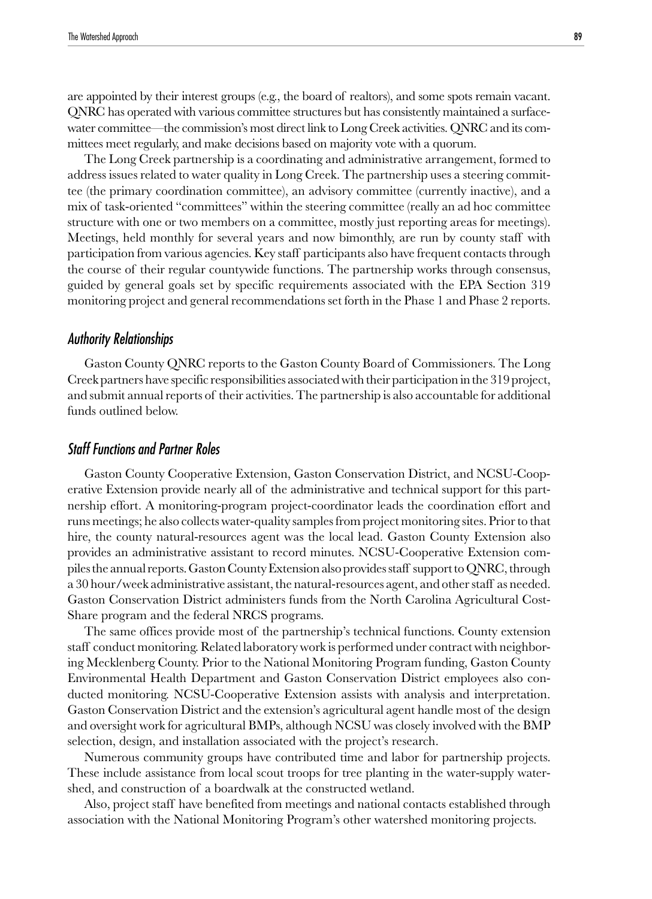are appointed by their interest groups (e.g., the board of realtors), and some spots remain vacant. QNRC has operated with various committee structures but has consistently maintained a surface-water committee—the commission's most direct link to Long Creek activities. QNRC and its committees meet regularly, and make decisions based on majority vote with a quorum.

The Long Creek partnership is a coordinating and administrative arrangement, formed to address issues related to water quality in Long Creek. The partnership uses a steering committee (the primary coordination committee), an advisory committee (currently inactive), and a mix of task-oriented "committees" within the steering committee (really an ad hoc committee structure with one or two members on a committee, mostly just reporting areas for meetings). Meetings, held monthly for several years and now bimonthly, are run by county staff with participation from various agencies. Key staff participants also have frequent contacts through the course of their regular countywide functions. The partnership works through consensus, guided by general goals set by specific requirements associated with the EPA Section 319 monitoring project and general recommendations set forth in the Phase 1 and Phase 2 reports.

### *Authority Relationships*

Gaston County QNRC reports to the Gaston County Board of Commissioners. The Long Creek partners have specific responsibilities associated with their participation in the 319 project, and submit annual reports of their activities. The partnership is also accountable for additional funds outlined below.

### *Staff Functions and Partner Roles*

Gaston County Cooperative Extension, Gaston Conservation District, and NCSU-Cooperative Extension provide nearly all of the administrative and technical support for this partnership effort. A monitoring-program project-coordinator leads the coordination effort and runs meetings; he also collects water-quality samples from project monitoring sites. Prior to that hire, the county natural-resources agent was the local lead. Gaston County Extension also provides an administrative assistant to record minutes. NCSU-Cooperative Extension compiles the annual reports. Gaston County Extension also provides staff support to QNRC, through a 30 hour/week administrative assistant, the natural-resources agent, and other staff as needed. Gaston Conservation District administers funds from the North Carolina Agricultural Cost-Share program and the federal NRCS programs.

The same offices provide most of the partnership's technical functions. County extension staff conduct monitoring. Related laboratory work is performed under contract with neighboring Mecklenberg County. Prior to the National Monitoring Program funding, Gaston County Environmental Health Department and Gaston Conservation District employees also conducted monitoring. NCSU-Cooperative Extension assists with analysis and interpretation. Gaston Conservation District and the extension's agricultural agent handle most of the design and oversight work for agricultural BMPs, although NCSU was closely involved with the BMP selection, design, and installation associated with the project's research.

Numerous community groups have contributed time and labor for partnership projects. These include assistance from local scout troops for tree planting in the water-supply watershed, and construction of a boardwalk at the constructed wetland.

Also, project staff have benefited from meetings and national contacts established through association with the National Monitoring Program's other watershed monitoring projects.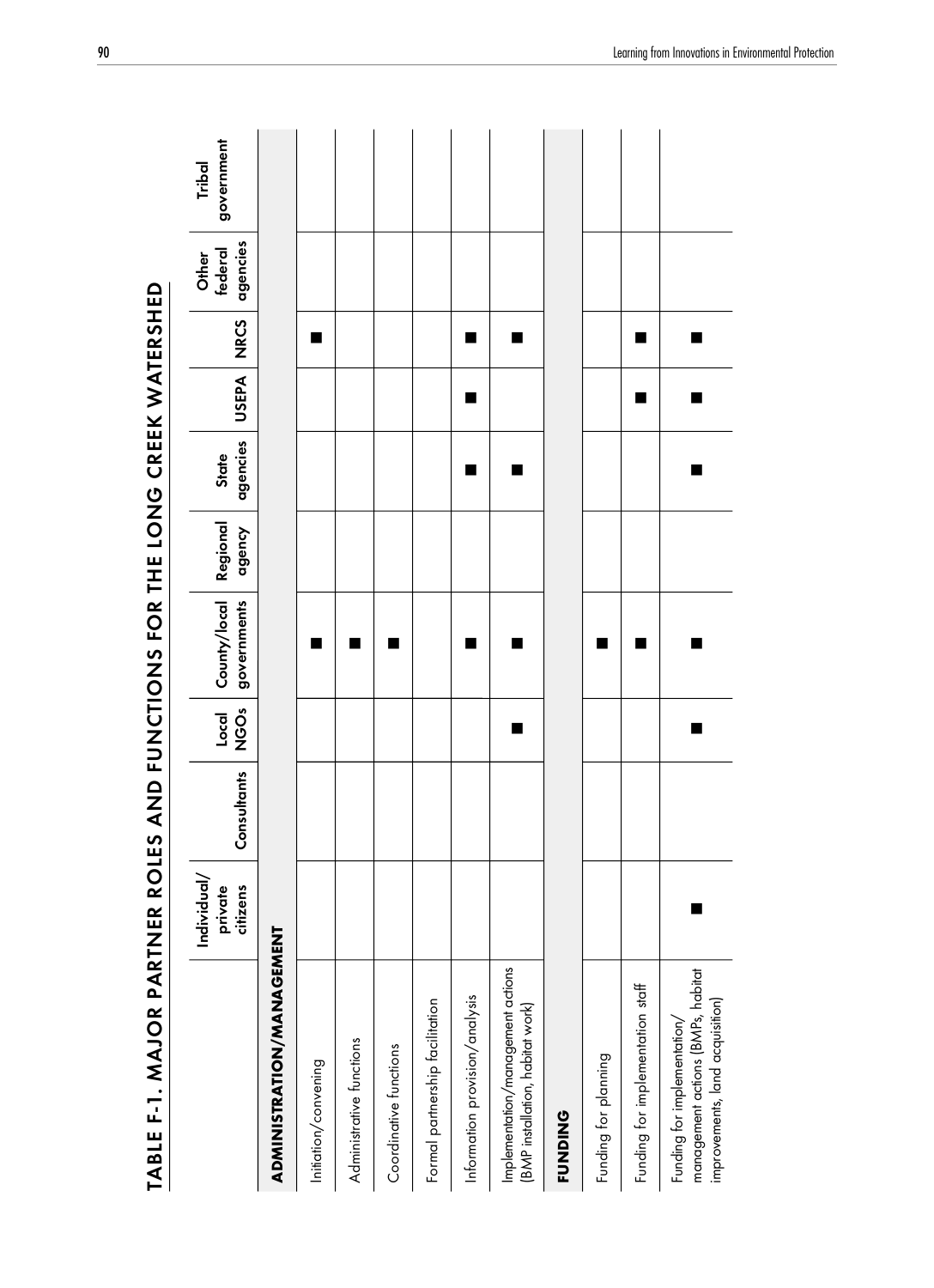# TABLE F-1. MAJOR PARTNER ROLES AND FUNCTIONS FOR THE LONG CREEK WATERSHED

| | Individual/ private citizens | Consultants | Local NGOs | County/local governments | Regional agency | State agencies | USEPA | NRCS | Other federal agencies | Tribal government |
|---|---|---|---|---|---|---|---|---|---|---|
| **ADMINISTRATION/MANAGEMENT** | | | | | | | | | | |
| Initiation/convening | | | | ■ | | | | ■ | | |
| Administrative functions | | | | ■ | | | | | | |
| Coordinative functions | | | | ■ | | | | | | |
| Formal partnership facilitation | | | | | | | | | | |
| Information provision/analysis | | | | ■ | | ■ | ■ | ■ | | |
| Implementation/management actions (BMP installation, habitat work) | | | ■ | ■ | | ■ | | ■ | | |
| **FUNDING** | | | | | | | | | | |
| Funding for planning | | | | ■ | | | | | | |
| Funding for implementation staff | | | | ■ | | | ■ | ■ | | |
| Funding for implementation/ management actions (BMPs, habitat improvements, land acquisition) | ■ | | ■ | ■ | | ■ | ■ | ■ | | |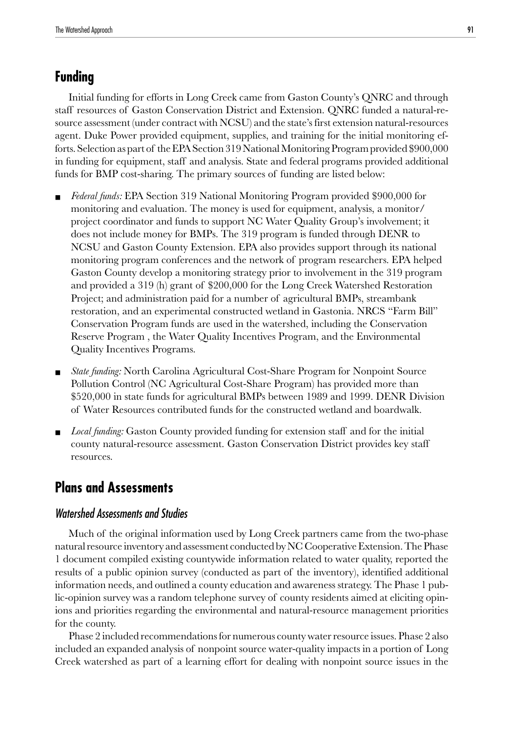## Funding

Initial funding for efforts in Long Creek came from Gaston County's QNRC and through staff resources of Gaston Conservation District and Extension. QNRC funded a natural-resource assessment (under contract with NCSU) and the state's first extension natural-resources agent. Duke Power provided equipment, supplies, and training for the initial monitoring efforts. Selection as part of the EPA Section 319 National Monitoring Program provided $900,000 in funding for equipment, staff and analysis. State and federal programs provided additional funds for BMP cost-sharing. The primary sources of funding are listed below:

- *Federal funds:* EPA Section 319 National Monitoring Program provided $900,000 for monitoring and evaluation. The money is used for equipment, analysis, a monitor/project coordinator and funds to support NC Water Quality Group's involvement; it does not include money for BMPs. The 319 program is funded through DENR to NCSU and Gaston County Extension. EPA also provides support through its national monitoring program conferences and the network of program researchers. EPA helped Gaston County develop a monitoring strategy prior to involvement in the 319 program and provided a 319 (h) grant of $200,000 for the Long Creek Watershed Restoration Project; and administration paid for a number of agricultural BMPs, streambank restoration, and an experimental constructed wetland in Gastonia. NRCS "Farm Bill" Conservation Program funds are used in the watershed, including the Conservation Reserve Program , the Water Quality Incentives Program, and the Environmental Quality Incentives Programs.
- *State funding:* North Carolina Agricultural Cost-Share Program for Nonpoint Source Pollution Control (NC Agricultural Cost-Share Program) has provided more than $520,000 in state funds for agricultural BMPs between 1989 and 1999. DENR Division of Water Resources contributed funds for the constructed wetland and boardwalk.
- *Local funding:* Gaston County provided funding for extension staff and for the initial county natural-resource assessment. Gaston Conservation District provides key staff resources.

## Plans and Assessments

### *Watershed Assessments and Studies*

Much of the original information used by Long Creek partners came from the two-phase natural resource inventory and assessment conducted by NC Cooperative Extension. The Phase 1 document compiled existing countywide information related to water quality, reported the results of a public opinion survey (conducted as part of the inventory), identified additional information needs, and outlined a county education and awareness strategy. The Phase 1 public-opinion survey was a random telephone survey of county residents aimed at eliciting opinions and priorities regarding the environmental and natural-resource management priorities for the county.

Phase 2 included recommendations for numerous county water resource issues. Phase 2 also included an expanded analysis of nonpoint source water-quality impacts in a portion of Long Creek watershed as part of a learning effort for dealing with nonpoint source issues in the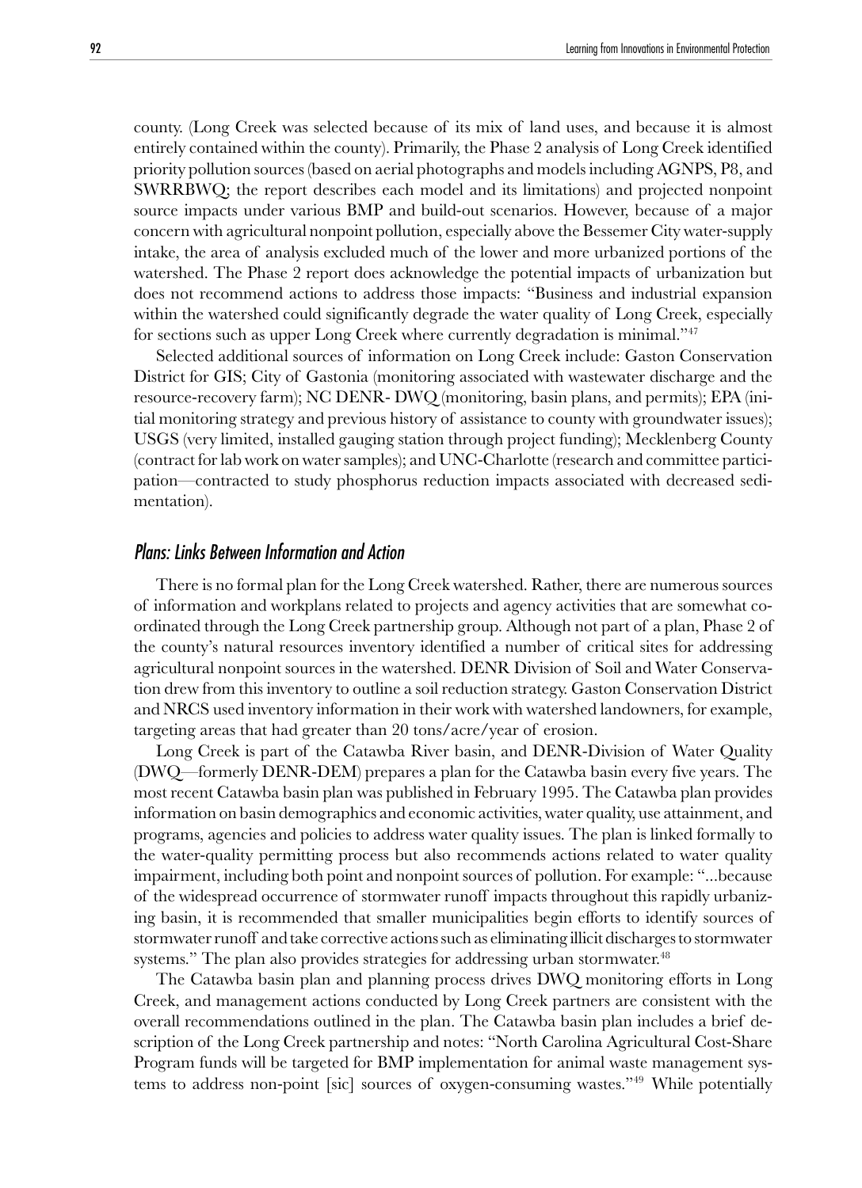county. (Long Creek was selected because of its mix of land uses, and because it is almost entirely contained within the county). Primarily, the Phase 2 analysis of Long Creek identified priority pollution sources (based on aerial photographs and models including AGNPS, P8, and SWRRBWQ; the report describes each model and its limitations) and projected nonpoint source impacts under various BMP and build-out scenarios. However, because of a major concern with agricultural nonpoint pollution, especially above the Bessemer City water-supply intake, the area of analysis excluded much of the lower and more urbanized portions of the watershed. The Phase 2 report does acknowledge the potential impacts of urbanization but does not recommend actions to address those impacts: "Business and industrial expansion within the watershed could significantly degrade the water quality of Long Creek, especially for sections such as upper Long Creek where currently degradation is minimal."[47]

Selected additional sources of information on Long Creek include: Gaston Conservation District for GIS; City of Gastonia (monitoring associated with wastewater discharge and the resource-recovery farm); NC DENR- DWQ (monitoring, basin plans, and permits); EPA (initial monitoring strategy and previous history of assistance to county with groundwater issues); USGS (very limited, installed gauging station through project funding); Mecklenberg County (contract for lab work on water samples); and UNC-Charlotte (research and committee participation—contracted to study phosphorus reduction impacts associated with decreased sedimentation).

## *Plans: Links Between Information and Action*

There is no formal plan for the Long Creek watershed. Rather, there are numerous sources of information and workplans related to projects and agency activities that are somewhat coordinated through the Long Creek partnership group. Although not part of a plan, Phase 2 of the county's natural resources inventory identified a number of critical sites for addressing agricultural nonpoint sources in the watershed. DENR Division of Soil and Water Conservation drew from this inventory to outline a soil reduction strategy. Gaston Conservation District and NRCS used inventory information in their work with watershed landowners, for example, targeting areas that had greater than 20 tons/acre/year of erosion.

Long Creek is part of the Catawba River basin, and DENR-Division of Water Quality (DWQ—formerly DENR-DEM) prepares a plan for the Catawba basin every five years. The most recent Catawba basin plan was published in February 1995. The Catawba plan provides information on basin demographics and economic activities, water quality, use attainment, and programs, agencies and policies to address water quality issues. The plan is linked formally to the water-quality permitting process but also recommends actions related to water quality impairment, including both point and nonpoint sources of pollution. For example: "...because of the widespread occurrence of stormwater runoff impacts throughout this rapidly urbanizing basin, it is recommended that smaller municipalities begin efforts to identify sources of stormwater runoff and take corrective actions such as eliminating illicit discharges to stormwater systems." The plan also provides strategies for addressing urban stormwater.[48]

The Catawba basin plan and planning process drives DWQ monitoring efforts in Long Creek, and management actions conducted by Long Creek partners are consistent with the overall recommendations outlined in the plan. The Catawba basin plan includes a brief description of the Long Creek partnership and notes: "North Carolina Agricultural Cost-Share Program funds will be targeted for BMP implementation for animal waste management systems to address non-point [sic] sources of oxygen-consuming wastes."[49] While potentially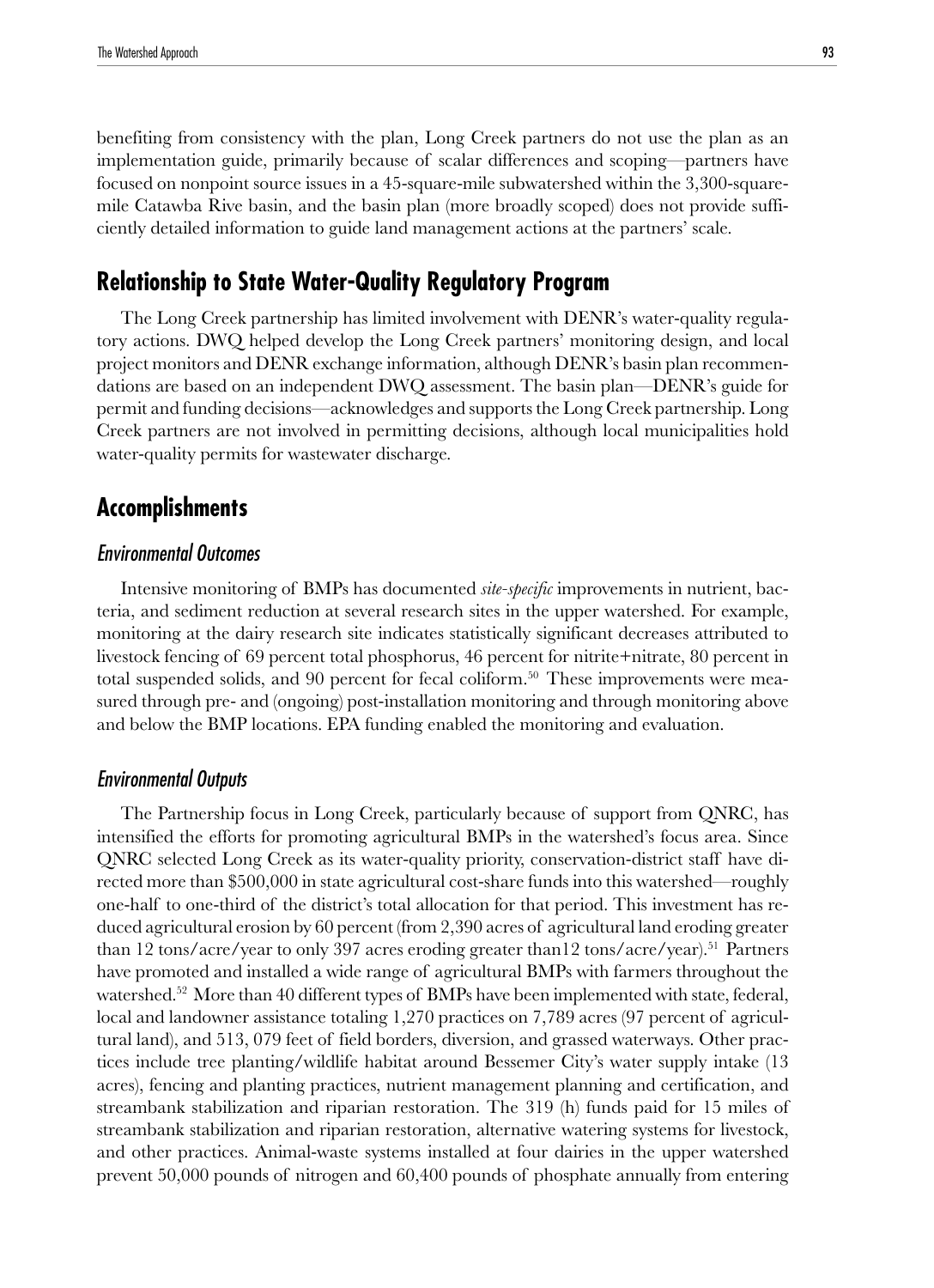benefiting from consistency with the plan, Long Creek partners do not use the plan as an implementation guide, primarily because of scalar differences and scoping—partners have focused on nonpoint source issues in a 45-square-mile subwatershed within the 3,300-square-mile Catawba Rive basin, and the basin plan (more broadly scoped) does not provide sufficiently detailed information to guide land management actions at the partners' scale.

## Relationship to State Water-Quality Regulatory Program

The Long Creek partnership has limited involvement with DENR's water-quality regulatory actions. DWQ helped develop the Long Creek partners' monitoring design, and local project monitors and DENR exchange information, although DENR's basin plan recommendations are based on an independent DWQ assessment. The basin plan—DENR's guide for permit and funding decisions—acknowledges and supports the Long Creek partnership. Long Creek partners are not involved in permitting decisions, although local municipalities hold water-quality permits for wastewater discharge.

## Accomplishments

### *Environmental Outcomes*

Intensive monitoring of BMPs has documented *site-specific* improvements in nutrient, bacteria, and sediment reduction at several research sites in the upper watershed. For example, monitoring at the dairy research site indicates statistically significant decreases attributed to livestock fencing of 69 percent total phosphorus, 46 percent for nitrite+nitrate, 80 percent in total suspended solids, and 90 percent for fecal coliform.[50] These improvements were measured through pre- and (ongoing) post-installation monitoring and through monitoring above and below the BMP locations. EPA funding enabled the monitoring and evaluation.

### *Environmental Outputs*

The Partnership focus in Long Creek, particularly because of support from QNRC, has intensified the efforts for promoting agricultural BMPs in the watershed's focus area. Since QNRC selected Long Creek as its water-quality priority, conservation-district staff have directed more than $500,000 in state agricultural cost-share funds into this watershed—roughly one-half to one-third of the district's total allocation for that period. This investment has reduced agricultural erosion by 60 percent (from 2,390 acres of agricultural land eroding greater than 12 tons/acre/year to only 397 acres eroding greater than12 tons/acre/year).[51] Partners have promoted and installed a wide range of agricultural BMPs with farmers throughout the watershed.[52] More than 40 different types of BMPs have been implemented with state, federal, local and landowner assistance totaling 1,270 practices on 7,789 acres (97 percent of agricultural land), and 513, 079 feet of field borders, diversion, and grassed waterways. Other practices include tree planting/wildlife habitat around Bessemer City's water supply intake (13 acres), fencing and planting practices, nutrient management planning and certification, and streambank stabilization and riparian restoration. The 319 (h) funds paid for 15 miles of streambank stabilization and riparian restoration, alternative watering systems for livestock, and other practices. Animal-waste systems installed at four dairies in the upper watershed prevent 50,000 pounds of nitrogen and 60,400 pounds of phosphate annually from entering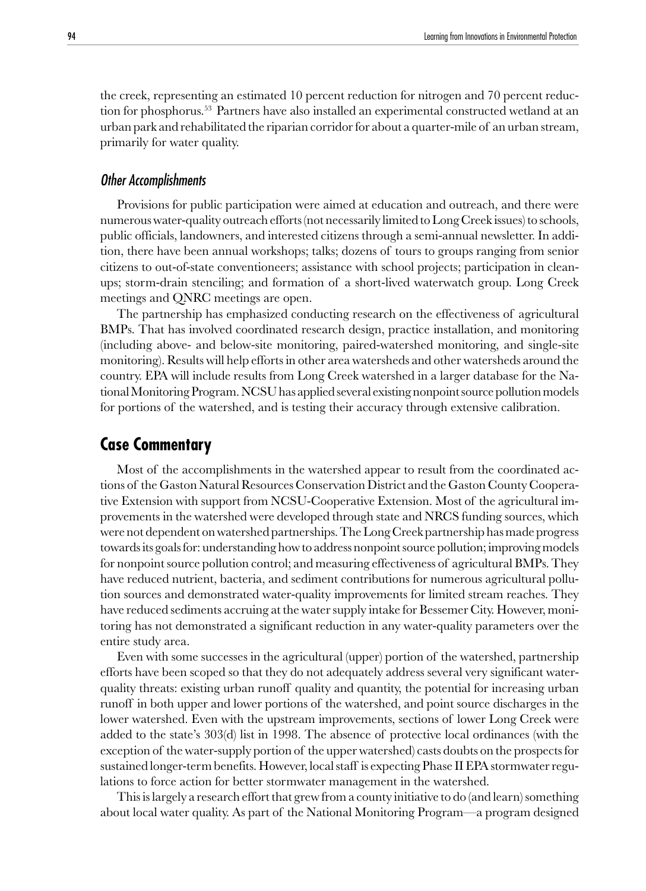the creek, representing an estimated 10 percent reduction for nitrogen and 70 percent reduction for phosphorus.[53] Partners have also installed an experimental constructed wetland at an urban park and rehabilitated the riparian corridor for about a quarter-mile of an urban stream, primarily for water quality.

### *Other Accomplishments*

Provisions for public participation were aimed at education and outreach, and there were numerous water-quality outreach efforts (not necessarily limited to Long Creek issues) to schools, public officials, landowners, and interested citizens through a semi-annual newsletter. In addition, there have been annual workshops; talks; dozens of tours to groups ranging from senior citizens to out-of-state conventioneers; assistance with school projects; participation in cleanups; storm-drain stenciling; and formation of a short-lived waterwatch group. Long Creek meetings and QNRC meetings are open.

The partnership has emphasized conducting research on the effectiveness of agricultural BMPs. That has involved coordinated research design, practice installation, and monitoring (including above- and below-site monitoring, paired-watershed monitoring, and single-site monitoring). Results will help efforts in other area watersheds and other watersheds around the country. EPA will include results from Long Creek watershed in a larger database for the National Monitoring Program. NCSU has applied several existing nonpoint source pollution models for portions of the watershed, and is testing their accuracy through extensive calibration.

## Case Commentary

Most of the accomplishments in the watershed appear to result from the coordinated actions of the Gaston Natural Resources Conservation District and the Gaston County Cooperative Extension with support from NCSU-Cooperative Extension. Most of the agricultural improvements in the watershed were developed through state and NRCS funding sources, which were not dependent on watershed partnerships. The Long Creek partnership has made progress towards its goals for: understanding how to address nonpoint source pollution; improving models for nonpoint source pollution control; and measuring effectiveness of agricultural BMPs. They have reduced nutrient, bacteria, and sediment contributions for numerous agricultural pollution sources and demonstrated water-quality improvements for limited stream reaches. They have reduced sediments accruing at the water supply intake for Bessemer City. However, monitoring has not demonstrated a significant reduction in any water-quality parameters over the entire study area.

Even with some successes in the agricultural (upper) portion of the watershed, partnership efforts have been scoped so that they do not adequately address several very significant water-quality threats: existing urban runoff quality and quantity, the potential for increasing urban runoff in both upper and lower portions of the watershed, and point source discharges in the lower watershed. Even with the upstream improvements, sections of lower Long Creek were added to the state's 303(d) list in 1998. The absence of protective local ordinances (with the exception of the water-supply portion of the upper watershed) casts doubts on the prospects for sustained longer-term benefits. However, local staff is expecting Phase II EPA stormwater regulations to force action for better stormwater management in the watershed.

This is largely a research effort that grew from a county initiative to do (and learn) something about local water quality. As part of the National Monitoring Program—a program designed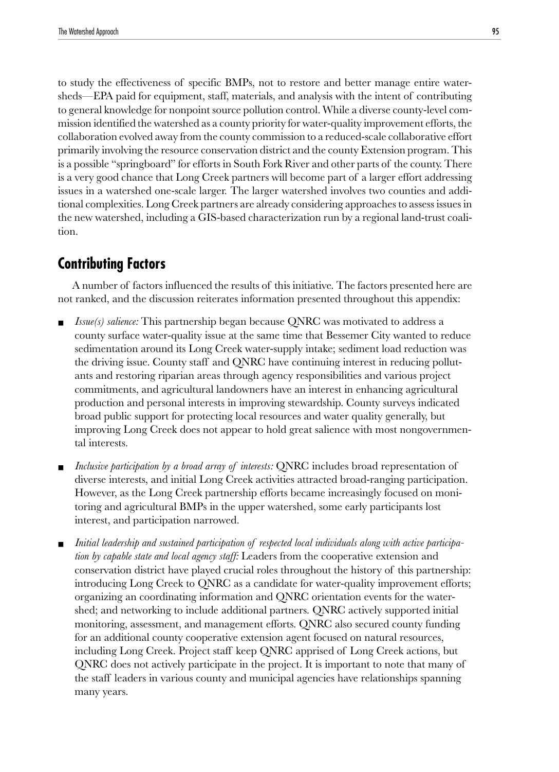to study the effectiveness of specific BMPs, not to restore and better manage entire watersheds—EPA paid for equipment, staff, materials, and analysis with the intent of contributing to general knowledge for nonpoint source pollution control. While a diverse county-level commission identified the watershed as a county priority for water-quality improvement efforts, the collaboration evolved away from the county commission to a reduced-scale collaborative effort primarily involving the resource conservation district and the county Extension program. This is a possible "springboard" for efforts in South Fork River and other parts of the county. There is a very good chance that Long Creek partners will become part of a larger effort addressing issues in a watershed one-scale larger. The larger watershed involves two counties and additional complexities. Long Creek partners are already considering approaches to assess issues in the new watershed, including a GIS-based characterization run by a regional land-trust coalition.

## Contributing Factors

A number of factors influenced the results of this initiative. The factors presented here are not ranked, and the discussion reiterates information presented throughout this appendix:

- *Issue(s) salience:* This partnership began because QNRC was motivated to address a county surface water-quality issue at the same time that Bessemer City wanted to reduce sedimentation around its Long Creek water-supply intake; sediment load reduction was the driving issue. County staff and QNRC have continuing interest in reducing pollutants and restoring riparian areas through agency responsibilities and various project commitments, and agricultural landowners have an interest in enhancing agricultural production and personal interests in improving stewardship. County surveys indicated broad public support for protecting local resources and water quality generally, but improving Long Creek does not appear to hold great salience with most nongovernmental interests.

- *Inclusive participation by a broad array of interests:* QNRC includes broad representation of diverse interests, and initial Long Creek activities attracted broad-ranging participation. However, as the Long Creek partnership efforts became increasingly focused on monitoring and agricultural BMPs in the upper watershed, some early participants lost interest, and participation narrowed.

- *Initial leadership and sustained participation of respected local individuals along with active participation by capable state and local agency staff:* Leaders from the cooperative extension and conservation district have played crucial roles throughout the history of this partnership: introducing Long Creek to QNRC as a candidate for water-quality improvement efforts; organizing an coordinating information and QNRC orientation events for the watershed; and networking to include additional partners. QNRC actively supported initial monitoring, assessment, and management efforts. QNRC also secured county funding for an additional county cooperative extension agent focused on natural resources, including Long Creek. Project staff keep QNRC apprised of Long Creek actions, but QNRC does not actively participate in the project. It is important to note that many of the staff leaders in various county and municipal agencies have relationships spanning many years.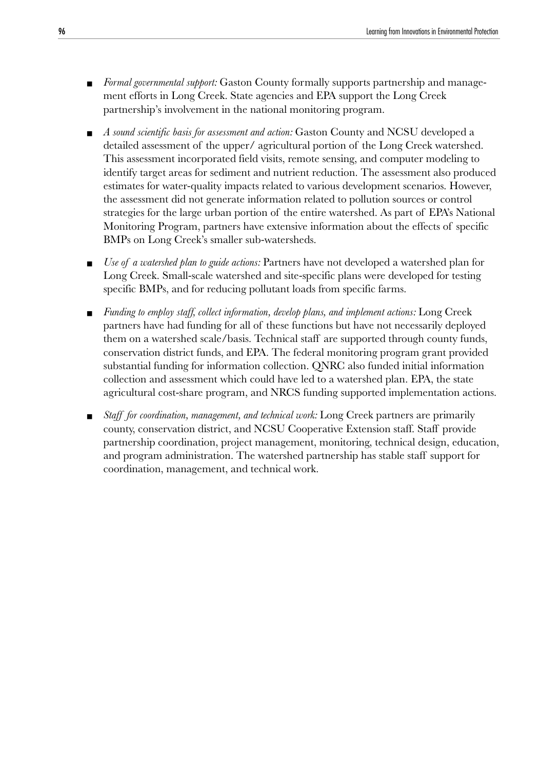- *Formal governmental support:* Gaston County formally supports partnership and management efforts in Long Creek. State agencies and EPA support the Long Creek partnership's involvement in the national monitoring program.

- *A sound scientific basis for assessment and action:* Gaston County and NCSU developed a detailed assessment of the upper/ agricultural portion of the Long Creek watershed. This assessment incorporated field visits, remote sensing, and computer modeling to identify target areas for sediment and nutrient reduction. The assessment also produced estimates for water-quality impacts related to various development scenarios. However, the assessment did not generate information related to pollution sources or control strategies for the large urban portion of the entire watershed. As part of EPA's National Monitoring Program, partners have extensive information about the effects of specific BMPs on Long Creek's smaller sub-watersheds.

- *Use of a watershed plan to guide actions:* Partners have not developed a watershed plan for Long Creek. Small-scale watershed and site-specific plans were developed for testing specific BMPs, and for reducing pollutant loads from specific farms.

- *Funding to employ staff, collect information, develop plans, and implement actions:* Long Creek partners have had funding for all of these functions but have not necessarily deployed them on a watershed scale/basis. Technical staff are supported through county funds, conservation district funds, and EPA. The federal monitoring program grant provided substantial funding for information collection. QNRC also funded initial information collection and assessment which could have led to a watershed plan. EPA, the state agricultural cost-share program, and NRCS funding supported implementation actions.

- *Staff for coordination, management, and technical work:* Long Creek partners are primarily county, conservation district, and NCSU Cooperative Extension staff. Staff provide partnership coordination, project management, monitoring, technical design, education, and program administration. The watershed partnership has stable staff support for coordination, management, and technical work.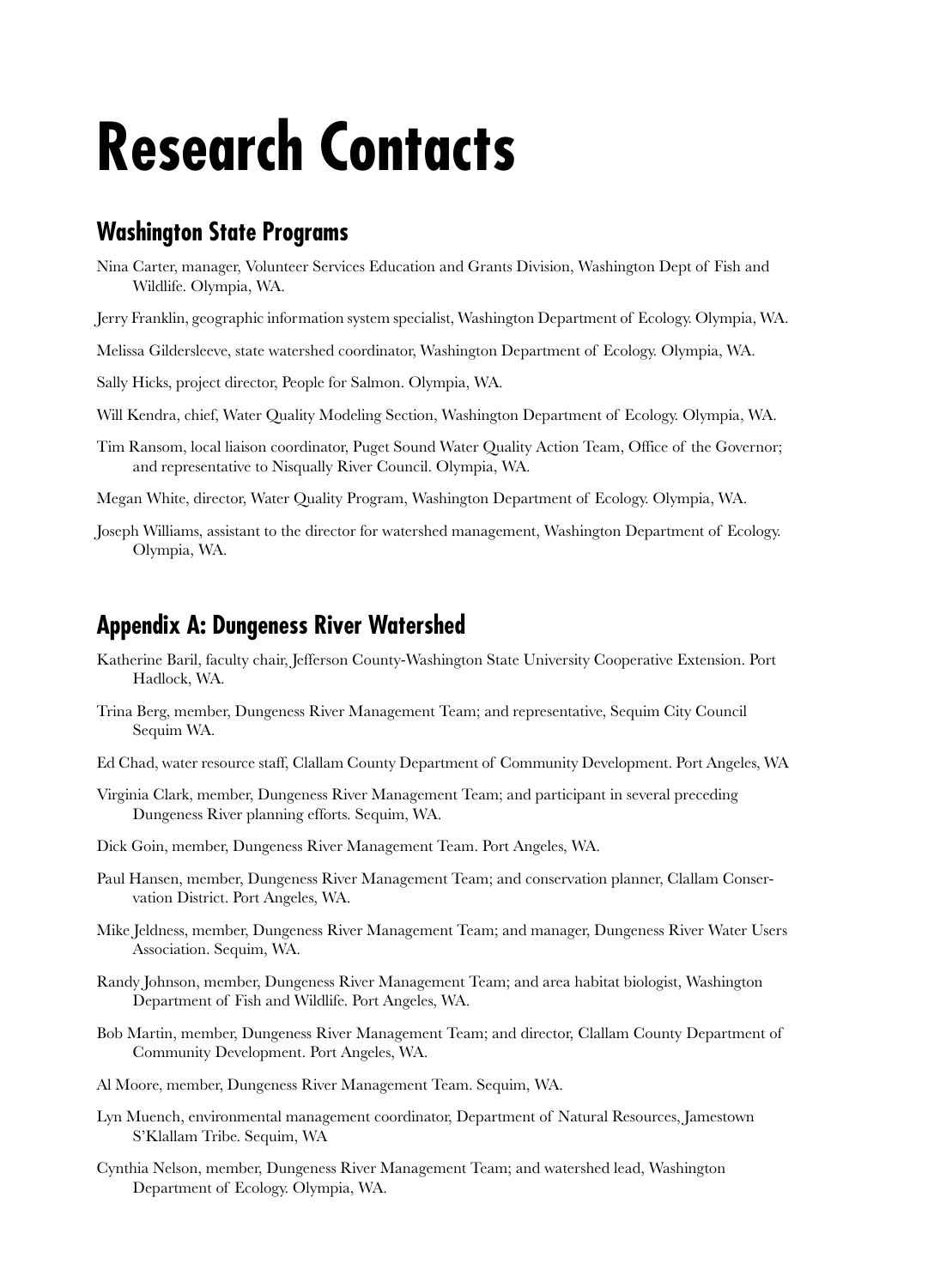# Research Contacts

## Washington State Programs

Nina Carter, manager, Volunteer Services Education and Grants Division, Washington Dept of Fish and Wildlife. Olympia, WA.

Jerry Franklin, geographic information system specialist, Washington Department of Ecology. Olympia, WA.

Melissa Gildersleeve, state watershed coordinator, Washington Department of Ecology. Olympia, WA.

Sally Hicks, project director, People for Salmon. Olympia, WA.

Will Kendra, chief, Water Quality Modeling Section, Washington Department of Ecology. Olympia, WA.

Tim Ransom, local liaison coordinator, Puget Sound Water Quality Action Team, Office of the Governor; and representative to Nisqually River Council. Olympia, WA.

Megan White, director, Water Quality Program, Washington Department of Ecology. Olympia, WA.

Joseph Williams, assistant to the director for watershed management, Washington Department of Ecology. Olympia, WA.

## Appendix A: Dungeness River Watershed

Katherine Baril, faculty chair, Jefferson County-Washington State University Cooperative Extension. Port Hadlock, WA.

Trina Berg, member, Dungeness River Management Team; and representative, Sequim City Council Sequim WA.

Ed Chad, water resource staff, Clallam County Department of Community Development. Port Angeles, WA

Virginia Clark, member, Dungeness River Management Team; and participant in several preceding Dungeness River planning efforts. Sequim, WA.

Dick Goin, member, Dungeness River Management Team. Port Angeles, WA.

Paul Hansen, member, Dungeness River Management Team; and conservation planner, Clallam Conservation District. Port Angeles, WA.

Mike Jeldness, member, Dungeness River Management Team; and manager, Dungeness River Water Users Association. Sequim, WA.

Randy Johnson, member, Dungeness River Management Team; and area habitat biologist, Washington Department of Fish and Wildlife. Port Angeles, WA.

Bob Martin, member, Dungeness River Management Team; and director, Clallam County Department of Community Development. Port Angeles, WA.

Al Moore, member, Dungeness River Management Team. Sequim, WA.

Lyn Muench, environmental management coordinator, Department of Natural Resources, Jamestown S'Klallam Tribe. Sequim, WA

Cynthia Nelson, member, Dungeness River Management Team; and watershed lead, Washington Department of Ecology. Olympia, WA.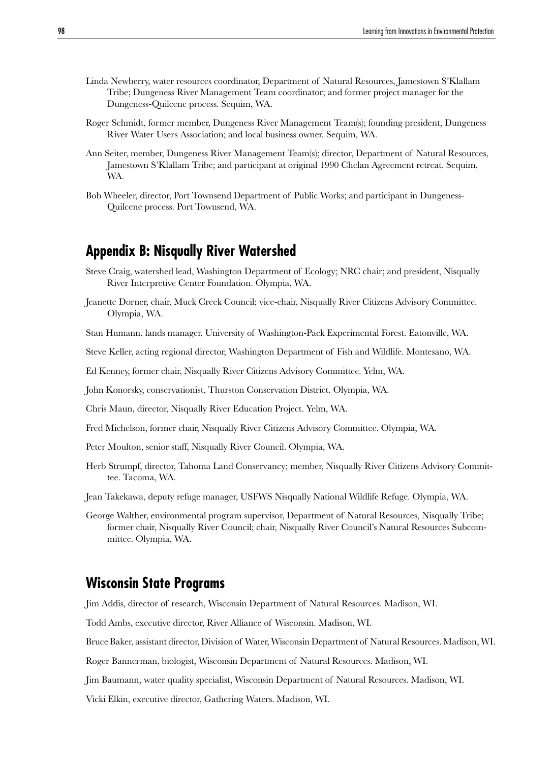Linda Newberry, water resources coordinator, Department of Natural Resources, Jamestown S'Klallam Tribe; Dungeness River Management Team coordinator; and former project manager for the Dungeness-Quilcene process. Sequim, WA.

Roger Schmidt, former member, Dungeness River Management Team(s); founding president, Dungeness River Water Users Association; and local business owner. Sequim, WA.

Ann Seiter, member, Dungeness River Management Team(s); director, Department of Natural Resources, Jamestown S'Klallam Tribe; and participant at original 1990 Chelan Agreement retreat. Sequim, WA.

Bob Wheeler, director, Port Townsend Department of Public Works; and participant in Dungeness-Quilcene process. Port Townsend, WA.

## Appendix B: Nisqually River Watershed

Steve Craig, watershed lead, Washington Department of Ecology; NRC chair; and president, Nisqually River Interpretive Center Foundation. Olympia, WA.

Jeanette Dorner, chair, Muck Creek Council; vice-chair, Nisqually River Citizens Advisory Committee. Olympia, WA.

Stan Humann, lands manager, University of Washington-Pack Experimental Forest. Eatonville, WA.

Steve Keller, acting regional director, Washington Department of Fish and Wildlife. Montesano, WA.

Ed Kenney, former chair, Nisqually River Citizens Advisory Committee. Yelm, WA.

John Konorsky, conservationist, Thurston Conservation District. Olympia, WA.

Chris Maun, director, Nisqually River Education Project. Yelm, WA.

Fred Michelson, former chair, Nisqually River Citizens Advisory Committee. Olympia, WA.

Peter Moulton, senior staff, Nisqually River Council. Olympia, WA.

Herb Strumpf, director, Tahoma Land Conservancy; member, Nisqually River Citizens Advisory Committee. Tacoma, WA.

Jean Takekawa, deputy refuge manager, USFWS Nisqually National Wildlife Refuge. Olympia, WA.

George Walther, environmental program supervisor, Department of Natural Resources, Nisqually Tribe; former chair, Nisqually River Council; chair, Nisqually River Council's Natural Resources Subcommittee. Olympia, WA.

## Wisconsin State Programs

Jim Addis, director of research, Wisconsin Department of Natural Resources. Madison, WI.

Todd Ambs, executive director, River Alliance of Wisconsin. Madison, WI.

Bruce Baker, assistant director, Division of Water, Wisconsin Department of Natural Resources. Madison, WI.

Roger Bannerman, biologist, Wisconsin Department of Natural Resources. Madison, WI.

Jim Baumann, water quality specialist, Wisconsin Department of Natural Resources. Madison, WI.

Vicki Elkin, executive director, Gathering Waters. Madison, WI.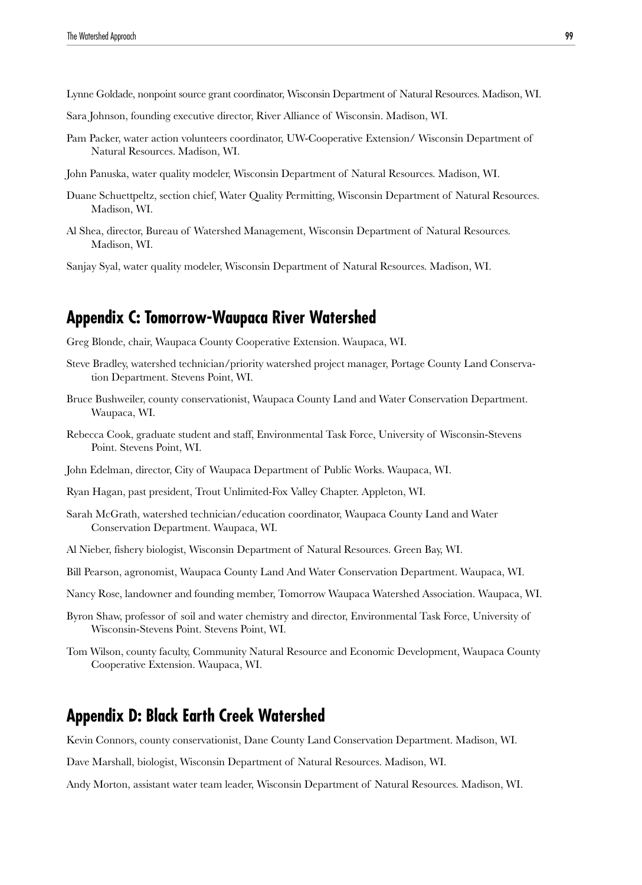Lynne Goldade, nonpoint source grant coordinator, Wisconsin Department of Natural Resources. Madison, WI.

Sara Johnson, founding executive director, River Alliance of Wisconsin. Madison, WI.

Pam Packer, water action volunteers coordinator, UW-Cooperative Extension/ Wisconsin Department of Natural Resources. Madison, WI.

John Panuska, water quality modeler, Wisconsin Department of Natural Resources. Madison, WI.

Duane Schuettpeltz, section chief, Water Quality Permitting, Wisconsin Department of Natural Resources. Madison, WI.

Al Shea, director, Bureau of Watershed Management, Wisconsin Department of Natural Resources. Madison, WI.

Sanjay Syal, water quality modeler, Wisconsin Department of Natural Resources. Madison, WI.

## Appendix C: Tomorrow-Waupaca River Watershed

Greg Blonde, chair, Waupaca County Cooperative Extension. Waupaca, WI.

Steve Bradley, watershed technician/priority watershed project manager, Portage County Land Conservation Department. Stevens Point, WI.

Bruce Bushweiler, county conservationist, Waupaca County Land and Water Conservation Department. Waupaca, WI.

Rebecca Cook, graduate student and staff, Environmental Task Force, University of Wisconsin-Stevens Point. Stevens Point, WI.

John Edelman, director, City of Waupaca Department of Public Works. Waupaca, WI.

Ryan Hagan, past president, Trout Unlimited-Fox Valley Chapter. Appleton, WI.

Sarah McGrath, watershed technician/education coordinator, Waupaca County Land and Water Conservation Department. Waupaca, WI.

Al Nieber, fishery biologist, Wisconsin Department of Natural Resources. Green Bay, WI.

Bill Pearson, agronomist, Waupaca County Land And Water Conservation Department. Waupaca, WI.

Nancy Rose, landowner and founding member, Tomorrow Waupaca Watershed Association. Waupaca, WI.

Byron Shaw, professor of soil and water chemistry and director, Environmental Task Force, University of Wisconsin-Stevens Point. Stevens Point, WI.

Tom Wilson, county faculty, Community Natural Resource and Economic Development, Waupaca County Cooperative Extension. Waupaca, WI.

## Appendix D: Black Earth Creek Watershed

Kevin Connors, county conservationist, Dane County Land Conservation Department. Madison, WI.

Dave Marshall, biologist, Wisconsin Department of Natural Resources. Madison, WI.

Andy Morton, assistant water team leader, Wisconsin Department of Natural Resources. Madison, WI.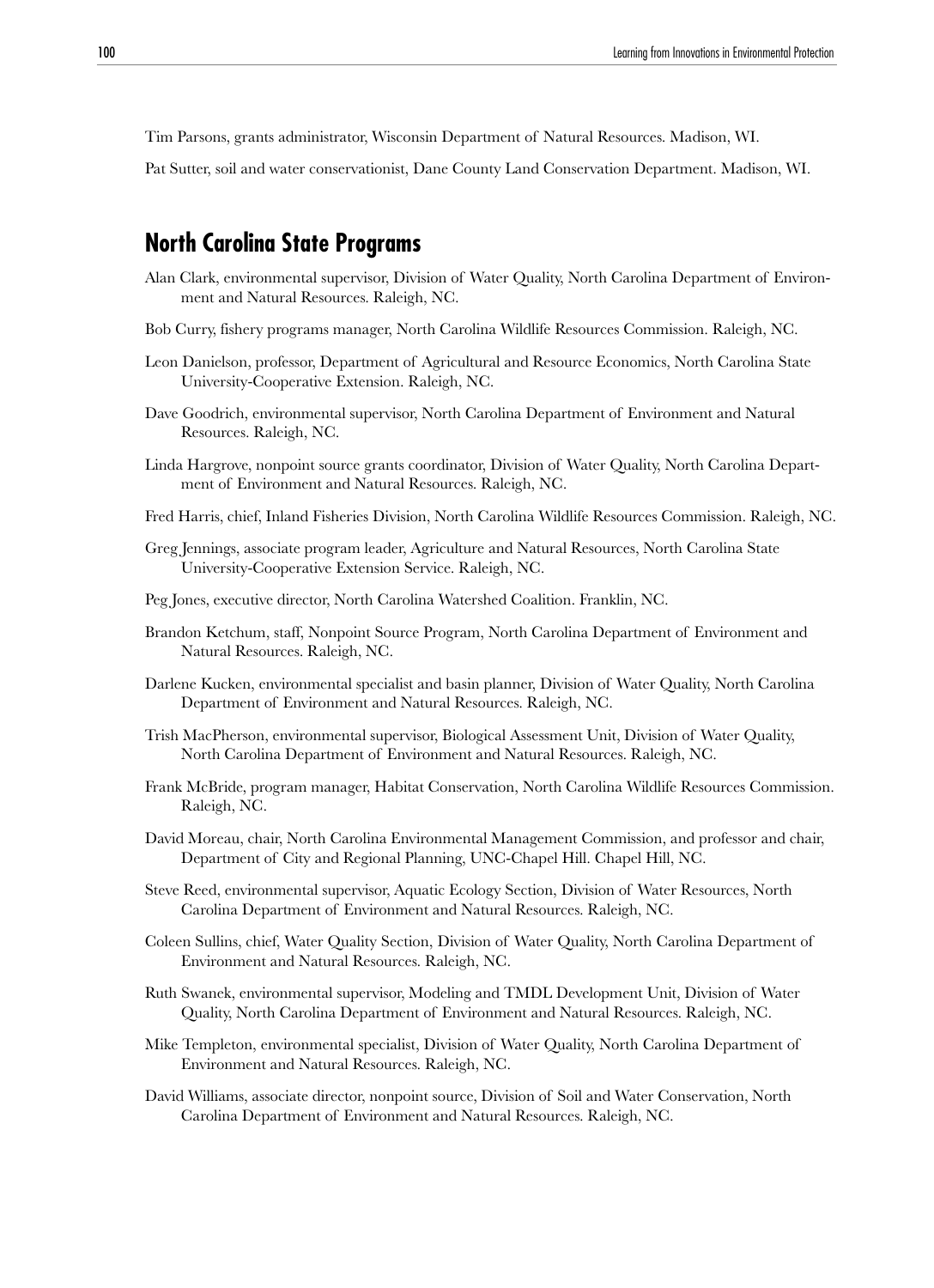Tim Parsons, grants administrator, Wisconsin Department of Natural Resources. Madison, WI.

Pat Sutter, soil and water conservationist, Dane County Land Conservation Department. Madison, WI.

## North Carolina State Programs

Alan Clark, environmental supervisor, Division of Water Quality, North Carolina Department of Environment and Natural Resources. Raleigh, NC.

Bob Curry, fishery programs manager, North Carolina Wildlife Resources Commission. Raleigh, NC.

Leon Danielson, professor, Department of Agricultural and Resource Economics, North Carolina State University-Cooperative Extension. Raleigh, NC.

Dave Goodrich, environmental supervisor, North Carolina Department of Environment and Natural Resources. Raleigh, NC.

Linda Hargrove, nonpoint source grants coordinator, Division of Water Quality, North Carolina Department of Environment and Natural Resources. Raleigh, NC.

Fred Harris, chief, Inland Fisheries Division, North Carolina Wildlife Resources Commission. Raleigh, NC.

Greg Jennings, associate program leader, Agriculture and Natural Resources, North Carolina State University-Cooperative Extension Service. Raleigh, NC.

Peg Jones, executive director, North Carolina Watershed Coalition. Franklin, NC.

Brandon Ketchum, staff, Nonpoint Source Program, North Carolina Department of Environment and Natural Resources. Raleigh, NC.

Darlene Kucken, environmental specialist and basin planner, Division of Water Quality, North Carolina Department of Environment and Natural Resources. Raleigh, NC.

Trish MacPherson, environmental supervisor, Biological Assessment Unit, Division of Water Quality, North Carolina Department of Environment and Natural Resources. Raleigh, NC.

Frank McBride, program manager, Habitat Conservation, North Carolina Wildlife Resources Commission. Raleigh, NC.

David Moreau, chair, North Carolina Environmental Management Commission, and professor and chair, Department of City and Regional Planning, UNC-Chapel Hill. Chapel Hill, NC.

Steve Reed, environmental supervisor, Aquatic Ecology Section, Division of Water Resources, North Carolina Department of Environment and Natural Resources. Raleigh, NC.

Coleen Sullins, chief, Water Quality Section, Division of Water Quality, North Carolina Department of Environment and Natural Resources. Raleigh, NC.

Ruth Swanek, environmental supervisor, Modeling and TMDL Development Unit, Division of Water Quality, North Carolina Department of Environment and Natural Resources. Raleigh, NC.

Mike Templeton, environmental specialist, Division of Water Quality, North Carolina Department of Environment and Natural Resources. Raleigh, NC.

David Williams, associate director, nonpoint source, Division of Soil and Water Conservation, North Carolina Department of Environment and Natural Resources. Raleigh, NC.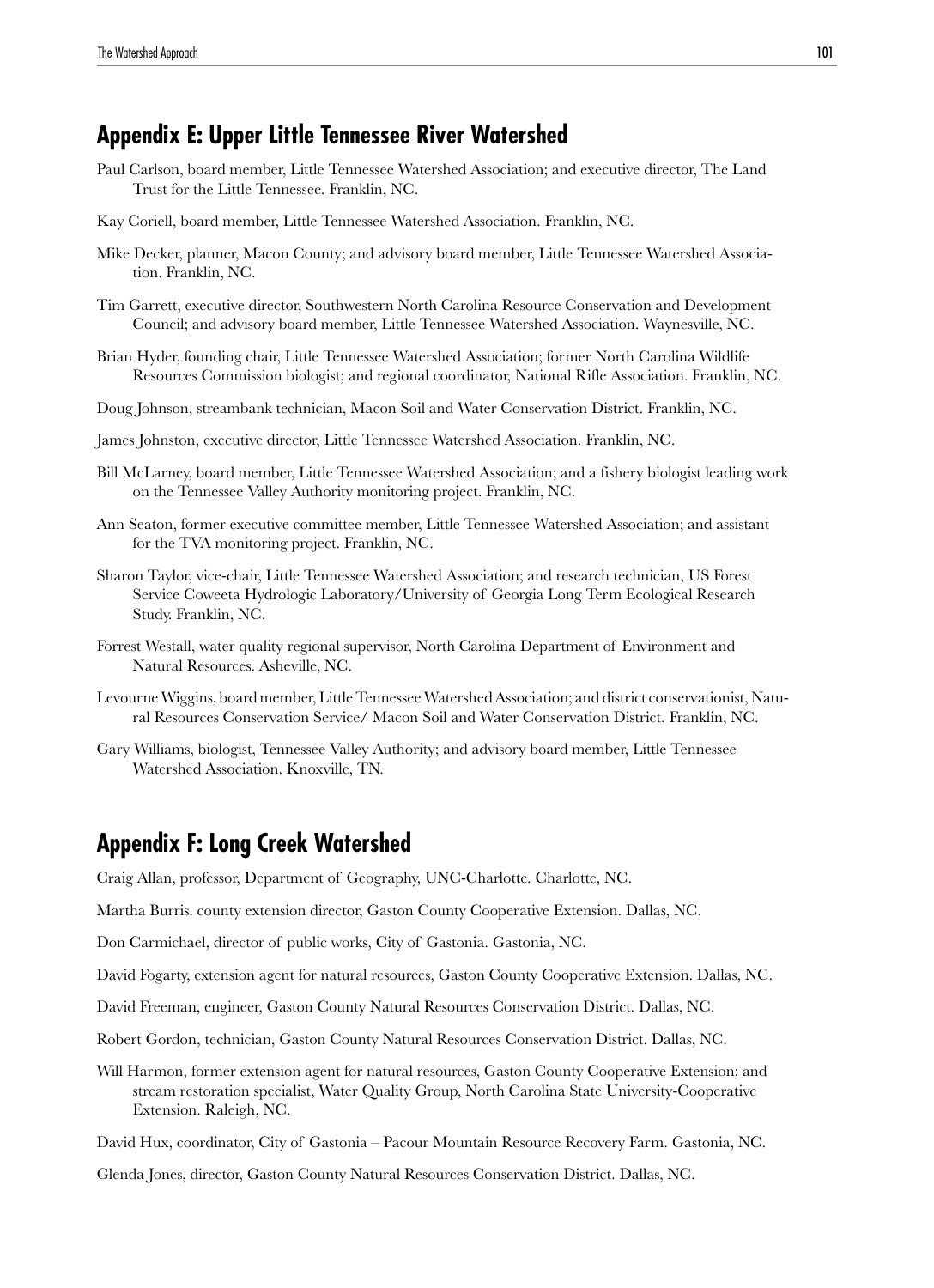## Appendix E: Upper Little Tennessee River Watershed

Paul Carlson, board member, Little Tennessee Watershed Association; and executive director, The Land Trust for the Little Tennessee. Franklin, NC.

Kay Coriell, board member, Little Tennessee Watershed Association. Franklin, NC.

Mike Decker, planner, Macon County; and advisory board member, Little Tennessee Watershed Association. Franklin, NC.

Tim Garrett, executive director, Southwestern North Carolina Resource Conservation and Development Council; and advisory board member, Little Tennessee Watershed Association. Waynesville, NC.

Brian Hyder, founding chair, Little Tennessee Watershed Association; former North Carolina Wildlife Resources Commission biologist; and regional coordinator, National Rifle Association. Franklin, NC.

Doug Johnson, streambank technician, Macon Soil and Water Conservation District. Franklin, NC.

James Johnston, executive director, Little Tennessee Watershed Association. Franklin, NC.

Bill McLarney, board member, Little Tennessee Watershed Association; and a fishery biologist leading work on the Tennessee Valley Authority monitoring project. Franklin, NC.

Ann Seaton, former executive committee member, Little Tennessee Watershed Association; and assistant for the TVA monitoring project. Franklin, NC.

Sharon Taylor, vice-chair, Little Tennessee Watershed Association; and research technician, US Forest Service Coweeta Hydrologic Laboratory/University of Georgia Long Term Ecological Research Study. Franklin, NC.

Forrest Westall, water quality regional supervisor, North Carolina Department of Environment and Natural Resources. Asheville, NC.

Levourne Wiggins, board member, Little Tennessee Watershed Association; and district conservationist, Natural Resources Conservation Service/ Macon Soil and Water Conservation District. Franklin, NC.

Gary Williams, biologist, Tennessee Valley Authority; and advisory board member, Little Tennessee Watershed Association. Knoxville, TN.

## Appendix F: Long Creek Watershed

Craig Allan, professor, Department of Geography, UNC-Charlotte. Charlotte, NC.

Martha Burris. county extension director, Gaston County Cooperative Extension. Dallas, NC.

Don Carmichael, director of public works, City of Gastonia. Gastonia, NC.

David Fogarty, extension agent for natural resources, Gaston County Cooperative Extension. Dallas, NC.

David Freeman, engineer, Gaston County Natural Resources Conservation District. Dallas, NC.

Robert Gordon, technician, Gaston County Natural Resources Conservation District. Dallas, NC.

Will Harmon, former extension agent for natural resources, Gaston County Cooperative Extension; and stream restoration specialist, Water Quality Group, North Carolina State University-Cooperative Extension. Raleigh, NC.

David Hux, coordinator, City of Gastonia – Pacour Mountain Resource Recovery Farm. Gastonia, NC.

Glenda Jones, director, Gaston County Natural Resources Conservation District. Dallas, NC.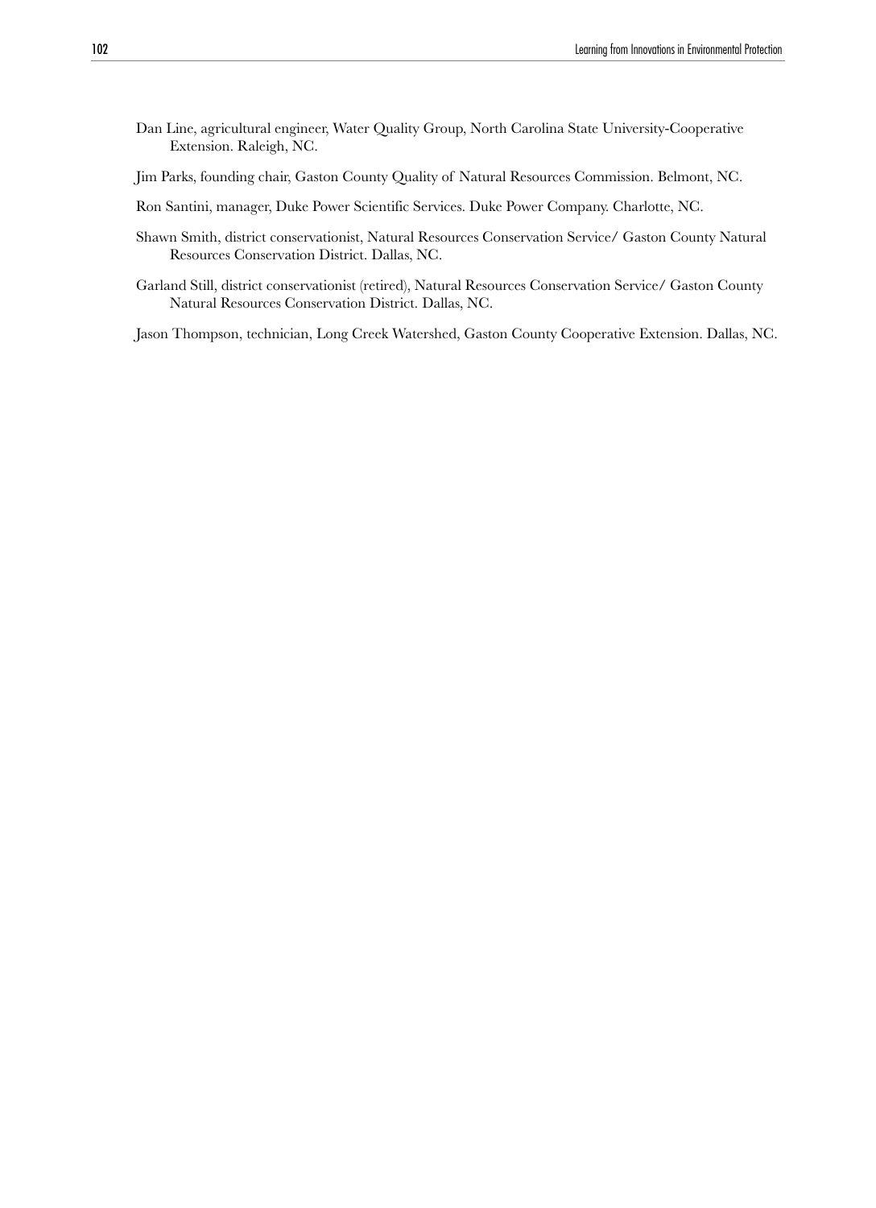Dan Line, agricultural engineer, Water Quality Group, North Carolina State University-Cooperative Extension. Raleigh, NC.

Jim Parks, founding chair, Gaston County Quality of Natural Resources Commission. Belmont, NC.

Ron Santini, manager, Duke Power Scientific Services. Duke Power Company. Charlotte, NC.

Shawn Smith, district conservationist, Natural Resources Conservation Service/ Gaston County Natural Resources Conservation District. Dallas, NC.

Garland Still, district conservationist (retired), Natural Resources Conservation Service/ Gaston County Natural Resources Conservation District. Dallas, NC.

Jason Thompson, technician, Long Creek Watershed, Gaston County Cooperative Extension. Dallas, NC.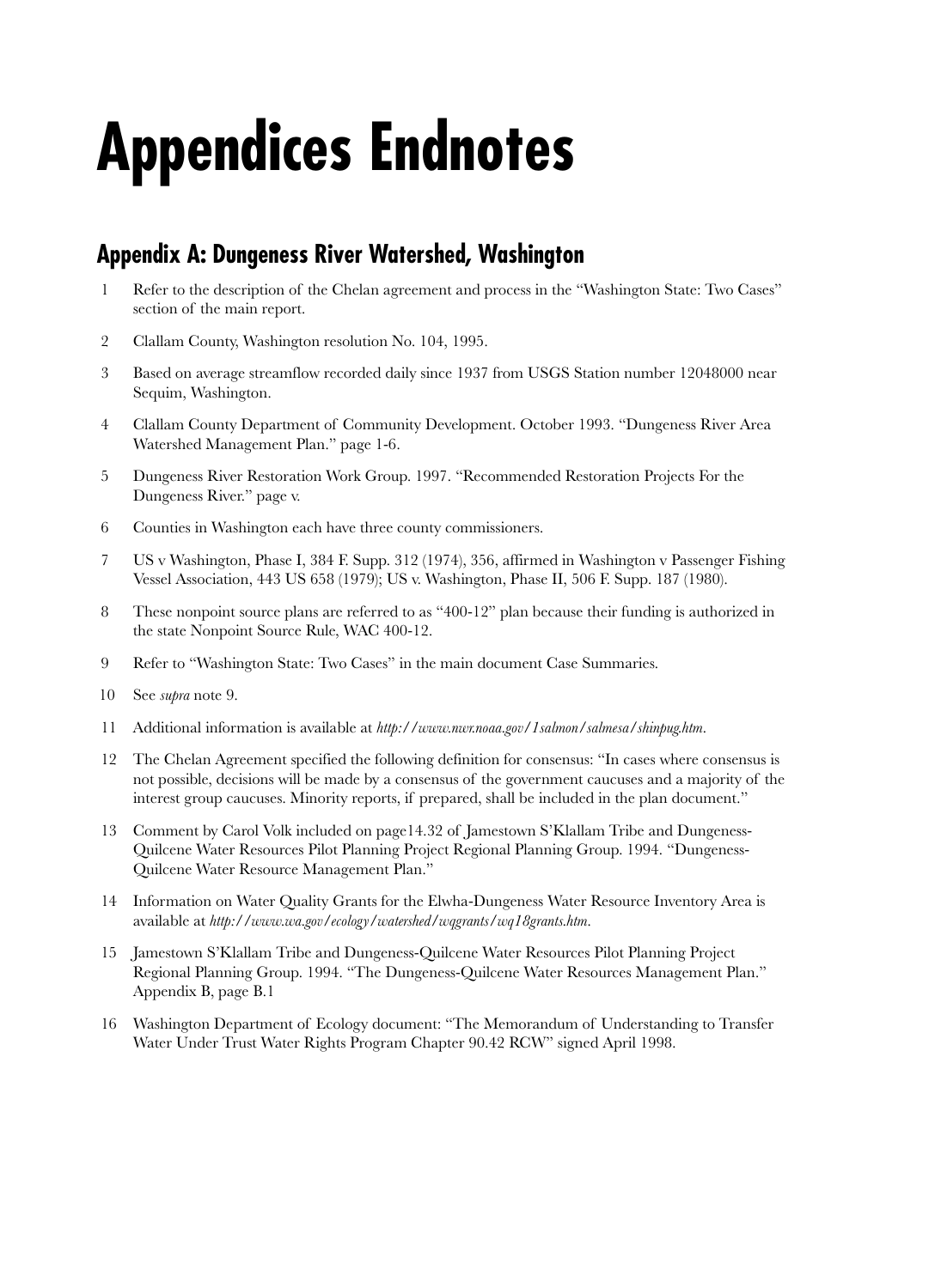# Appendices Endnotes

## Appendix A: Dungeness River Watershed, Washington

1. Refer to the description of the Chelan agreement and process in the "Washington State: Two Cases" section of the main report.
2. Clallam County, Washington resolution No. 104, 1995.
3. Based on average streamflow recorded daily since 1937 from USGS Station number 12048000 near Sequim, Washington.
4. Clallam County Department of Community Development. October 1993. "Dungeness River Area Watershed Management Plan." page 1-6.
5. Dungeness River Restoration Work Group. 1997. "Recommended Restoration Projects For the Dungeness River." page v.
6. Counties in Washington each have three county commissioners.
7. US v Washington, Phase I, 384 F. Supp. 312 (1974), 356, affirmed in Washington v Passenger Fishing Vessel Association, 443 US 658 (1979); US v. Washington, Phase II, 506 F. Supp. 187 (1980).
8. These nonpoint source plans are referred to as "400-12" plan because their funding is authorized in the state Nonpoint Source Rule, WAC 400-12.
9. Refer to "Washington State: Two Cases" in the main document Case Summaries.
10. See *supra* note 9.
11. Additional information is available at *http://www.nwr.noaa.gov/1salmon/salmesa/shinpug.htm*.
12. The Chelan Agreement specified the following definition for consensus: "In cases where consensus is not possible, decisions will be made by a consensus of the government caucuses and a majority of the interest group caucuses. Minority reports, if prepared, shall be included in the plan document."
13. Comment by Carol Volk included on page14.32 of Jamestown S'Klallam Tribe and Dungeness-Quilcene Water Resources Pilot Planning Project Regional Planning Group. 1994. "Dungeness-Quilcene Water Resource Management Plan."
14. Information on Water Quality Grants for the Elwha-Dungeness Water Resource Inventory Area is available at *http://www.wa.gov/ecology/watershed/wqgrants/wq18grants.htm*.
15. Jamestown S'Klallam Tribe and Dungeness-Quilcene Water Resources Pilot Planning Project Regional Planning Group. 1994. "The Dungeness-Quilcene Water Resources Management Plan." Appendix B, page B.1
16. Washington Department of Ecology document: "The Memorandum of Understanding to Transfer Water Under Trust Water Rights Program Chapter 90.42 RCW" signed April 1998.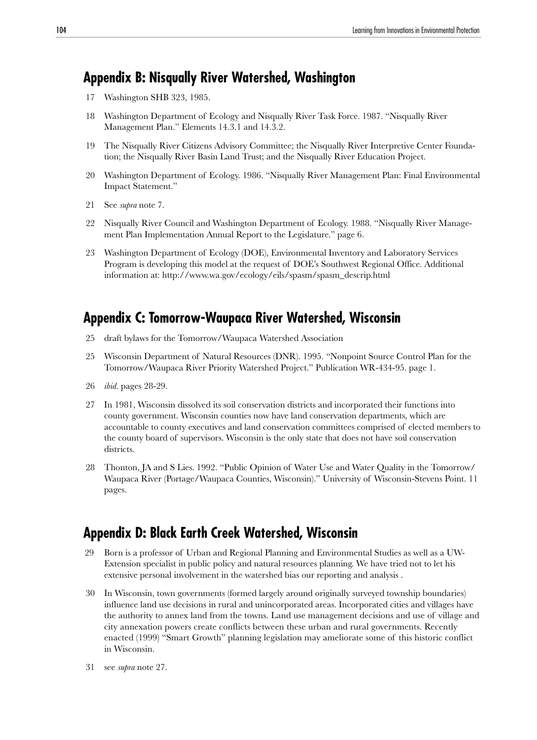## Appendix B: Nisqually River Watershed, Washington

17 Washington SHB 323, 1985.

18 Washington Department of Ecology and Nisqually River Task Force. 1987. "Nisqually River Management Plan." Elements 14.3.1 and 14.3.2.

19 The Nisqually River Citizens Advisory Committee; the Nisqually River Interpretive Center Foundation; the Nisqually River Basin Land Trust; and the Nisqually River Education Project.

20 Washington Department of Ecology. 1986. "Nisqually River Management Plan: Final Environmental Impact Statement."

21 See *supra* note 7.

22 Nisqually River Council and Washington Department of Ecology. 1988. "Nisqually River Management Plan Implementation Annual Report to the Legislature." page 6.

23 Washington Department of Ecology (DOE), Environmental Inventory and Laboratory Services Program is developing this model at the request of DOE's Southwest Regional Office. Additional information at: http://www.wa.gov/ecology/eils/spasm/spasm_descrip.html

## Appendix C: Tomorrow-Waupaca River Watershed, Wisconsin

25 draft bylaws for the Tomorrow/Waupaca Watershed Association

25 Wisconsin Department of Natural Resources (DNR). 1995. "Nonpoint Source Control Plan for the Tomorrow/Waupaca River Priority Watershed Project." Publication WR-434-95. page 1.

26 *ibid*. pages 28-29.

27 In 1981, Wisconsin dissolved its soil conservation districts and incorporated their functions into county government. Wisconsin counties now have land conservation departments, which are accountable to county executives and land conservation committees comprised of elected members to the county board of supervisors. Wisconsin is the only state that does not have soil conservation districts.

28 Thonton, JA and S Lies. 1992. "Public Opinion of Water Use and Water Quality in the Tomorrow/Waupaca River (Portage/Waupaca Counties, Wisconsin)." University of Wisconsin-Stevens Point. 11 pages.

## Appendix D: Black Earth Creek Watershed, Wisconsin

29 Born is a professor of Urban and Regional Planning and Environmental Studies as well as a UW-Extension specialist in public policy and natural resources planning. We have tried not to let his extensive personal involvement in the watershed bias our reporting and analysis .

30 In Wisconsin, town governments (formed largely around originally surveyed township boundaries) influence land use decisions in rural and unincorporated areas. Incorporated cities and villages have the authority to annex land from the towns. Land use management decisions and use of village and city annexation powers create conflicts between these urban and rural governments. Recently enacted (1999) "Smart Growth" planning legislation may ameliorate some of this historic conflict in Wisconsin.

31 see *supra* note 27.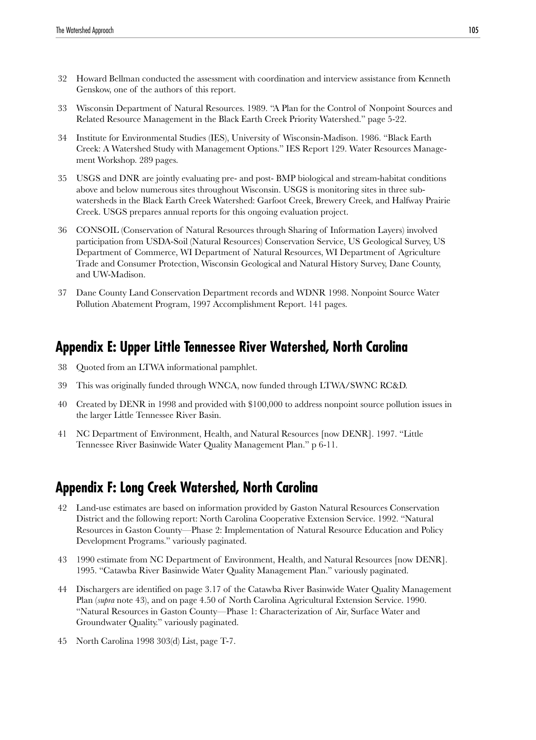32 Howard Bellman conducted the assessment with coordination and interview assistance from Kenneth Genskow, one of the authors of this report.

33 Wisconsin Department of Natural Resources. 1989. "A Plan for the Control of Nonpoint Sources and Related Resource Management in the Black Earth Creek Priority Watershed." page 5-22.

34 Institute for Environmental Studies (IES), University of Wisconsin-Madison. 1986. "Black Earth Creek: A Watershed Study with Management Options." IES Report 129. Water Resources Management Workshop. 289 pages.

35 USGS and DNR are jointly evaluating pre- and post- BMP biological and stream-habitat conditions above and below numerous sites throughout Wisconsin. USGS is monitoring sites in three subwatersheds in the Black Earth Creek Watershed: Garfoot Creek, Brewery Creek, and Halfway Prairie Creek. USGS prepares annual reports for this ongoing evaluation project.

36 CONSOIL (Conservation of Natural Resources through Sharing of Information Layers) involved participation from USDA-Soil (Natural Resources) Conservation Service, US Geological Survey, US Department of Commerce, WI Department of Natural Resources, WI Department of Agriculture Trade and Consumer Protection, Wisconsin Geological and Natural History Survey, Dane County, and UW-Madison.

37 Dane County Land Conservation Department records and WDNR 1998. Nonpoint Source Water Pollution Abatement Program, 1997 Accomplishment Report. 141 pages.

## Appendix E: Upper Little Tennessee River Watershed, North Carolina

38 Quoted from an LTWA informational pamphlet.

39 This was originally funded through WNCA, now funded through LTWA/SWNC RC&D.

40 Created by DENR in 1998 and provided with $100,000 to address nonpoint source pollution issues in the larger Little Tennessee River Basin.

41 NC Department of Environment, Health, and Natural Resources [now DENR]. 1997. "Little Tennessee River Basinwide Water Quality Management Plan." p 6-11.

## Appendix F: Long Creek Watershed, North Carolina

42 Land-use estimates are based on information provided by Gaston Natural Resources Conservation District and the following report: North Carolina Cooperative Extension Service. 1992. "Natural Resources in Gaston County—Phase 2: Implementation of Natural Resource Education and Policy Development Programs." variously paginated.

43 1990 estimate from NC Department of Environment, Health, and Natural Resources [now DENR]. 1995. "Catawba River Basinwide Water Quality Management Plan." variously paginated.

44 Dischargers are identified on page 3.17 of the Catawba River Basinwide Water Quality Management Plan (*supra* note 43), and on page 4.50 of North Carolina Agricultural Extension Service. 1990. "Natural Resources in Gaston County—Phase 1: Characterization of Air, Surface Water and Groundwater Quality." variously paginated.

45 North Carolina 1998 303(d) List, page T-7.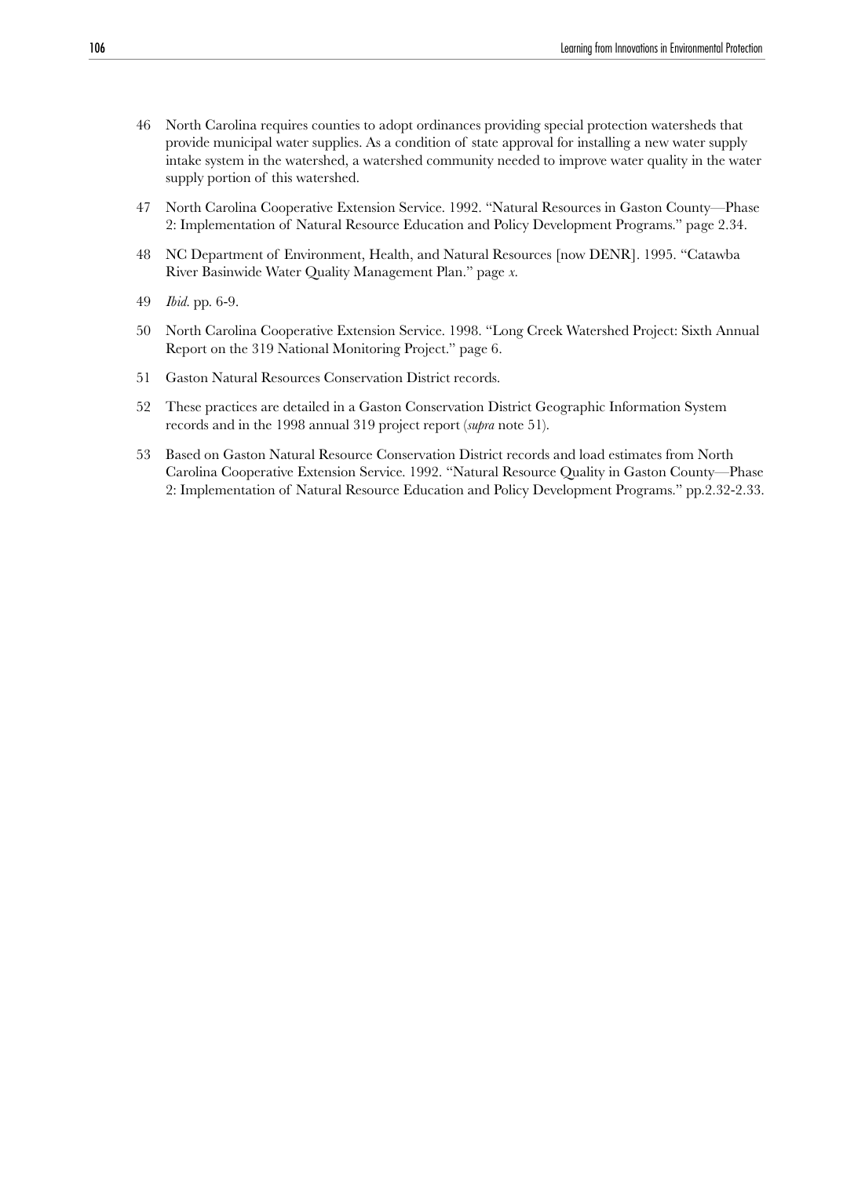46 North Carolina requires counties to adopt ordinances providing special protection watersheds that provide municipal water supplies. As a condition of state approval for installing a new water supply intake system in the watershed, a watershed community needed to improve water quality in the water supply portion of this watershed.

47 North Carolina Cooperative Extension Service. 1992. "Natural Resources in Gaston County—Phase 2: Implementation of Natural Resource Education and Policy Development Programs." page 2.34.

48 NC Department of Environment, Health, and Natural Resources [now DENR]. 1995. "Catawba River Basinwide Water Quality Management Plan." page *x*.

49 *Ibid.* pp. 6-9.

50 North Carolina Cooperative Extension Service. 1998. "Long Creek Watershed Project: Sixth Annual Report on the 319 National Monitoring Project." page 6.

51 Gaston Natural Resources Conservation District records.

52 These practices are detailed in a Gaston Conservation District Geographic Information System records and in the 1998 annual 319 project report (*supra* note 51).

53 Based on Gaston Natural Resource Conservation District records and load estimates from North Carolina Cooperative Extension Service. 1992. "Natural Resource Quality in Gaston County—Phase 2: Implementation of Natural Resource Education and Policy Development Programs." pp.2.32-2.33.